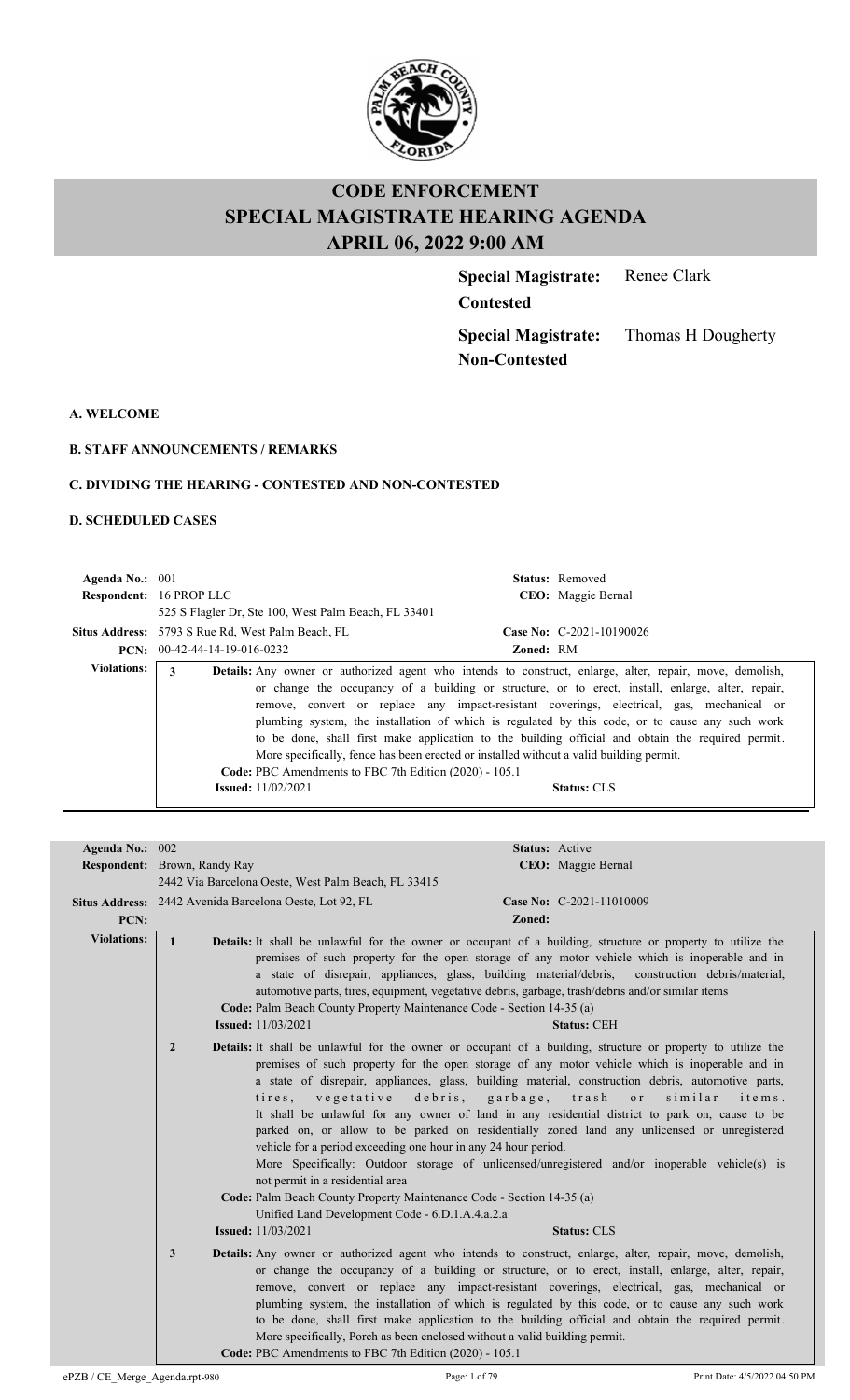# CODE ENFORCEMENT
# SPECIAL MAGISTRATE HEARING AGENDA
# APRIL 06, 2022 9:00 AM

**Special Magistrate: Contested** Renee Clark

**Special Magistrate: Non-Contested** Thomas H Dougherty

**A. WELCOME**

**B. STAFF ANNOUNCEMENTS / REMARKS**

**C. DIVIDING THE HEARING - CONTESTED AND NON-CONTESTED**

**D. SCHEDULED CASES**

---

**Agenda No.:** 001 **Status:** Removed
**Respondent:** 16 PROP LLC **CEO:** Maggie Bernal
525 S Flagler Dr, Ste 100, West Palm Beach, FL 33401
**Situs Address:** 5793 S Rue Rd, West Palm Beach, FL **Case No:** C-2021-10190026
**PCN:** 00-42-44-14-19-016-0232 **Zoned:** RM

**Violations:**

**3** **Details:** Any owner or authorized agent who intends to construct, enlarge, alter, repair, move, demolish, or change the occupancy of a building or structure, or to erect, install, enlarge, alter, repair, remove, convert or replace any impact-resistant coverings, electrical, gas, mechanical or plumbing system, the installation of which is regulated by this code, or to cause any such work to be done, shall first make application to the building official and obtain the required permit. More specifically, fence has been erected or installed without a valid building permit.
**Code:** PBC Amendments to FBC 7th Edition (2020) - 105.1
**Issued:** 11/02/2021 **Status:** CLS

---

**Agenda No.:** 002 **Status:** Active
**Respondent:** Brown, Randy Ray **CEO:** Maggie Bernal
2442 Via Barcelona Oeste, West Palm Beach, FL 33415
**Situs Address:** 2442 Avenida Barcelona Oeste, Lot 92, FL **Case No:** C-2021-11010009
**PCN:** **Zoned:**

**Violations:**

**1** **Details:** It shall be unlawful for the owner or occupant of a building, structure or property to utilize the premises of such property for the open storage of any motor vehicle which is inoperable and in a state of disrepair, appliances, glass, building material/debris, construction debris/material, automotive parts, tires, equipment, vegetative debris, garbage, trash/debris and/or similar items
**Code:** Palm Beach County Property Maintenance Code - Section 14-35 (a)
**Issued:** 11/03/2021 **Status:** CEH

**2** **Details:** It shall be unlawful for the owner or occupant of a building, structure or property to utilize the premises of such property for the open storage of any motor vehicle which is inoperable and in a state of disrepair, appliances, glass, building material, construction debris, automotive parts, tires, vegetative debris, garbage, trash or similar items.
It shall be unlawful for any owner of land in any residential district to park on, cause to be parked on, or allow to be parked on residentially zoned land any unlicensed or unregistered vehicle for a period exceeding one hour in any 24 hour period.
More Specifically: Outdoor storage of unlicensed/unregistered and/or inoperable vehicle(s) is not permit in a residential area
**Code:** Palm Beach County Property Maintenance Code - Section 14-35 (a)
Unified Land Development Code - 6.D.1.A.4.a.2.a
**Issued:** 11/03/2021 **Status:** CLS

**3** **Details:** Any owner or authorized agent who intends to construct, enlarge, alter, repair, move, demolish, or change the occupancy of a building or structure, or to erect, install, enlarge, alter, repair, remove, convert or replace any impact-resistant coverings, electrical, gas, mechanical or plumbing system, the installation of which is regulated by this code, or to cause any such work to be done, shall first make application to the building official and obtain the required permit. More specifically, Porch as been enclosed without a valid building permit.
**Code:** PBC Amendments to FBC 7th Edition (2020) - 105.1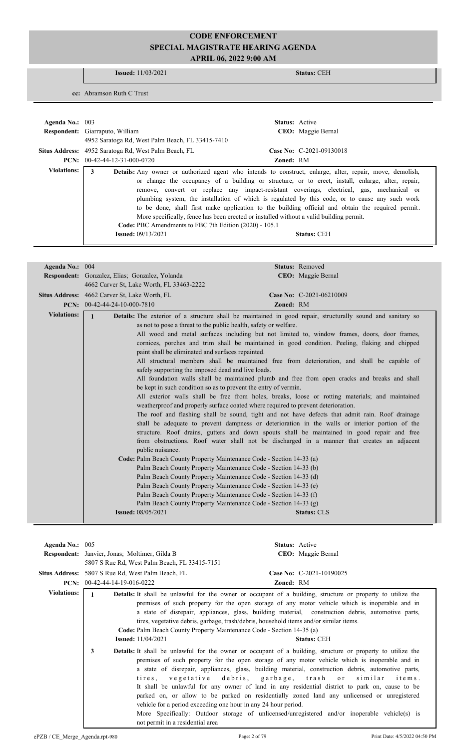# CODE ENFORCEMENT
## SPECIAL MAGISTRATE HEARING AGENDA
### APRIL 06, 2022 9:00 AM

**Issued:** 11/03/2021 **Status:** CEH

**cc:** Abramson Ruth C Trust

---

**Agenda No.:** 003 **Status:** Active
**Respondent:** Giarraputo, William **CEO:** Maggie Bernal
4952 Saratoga Rd, West Palm Beach, FL 33415-7410
**Situs Address:** 4952 Saratoga Rd, West Palm Beach, FL **Case No:** C-2021-09130018
**PCN:** 00-42-44-12-31-000-0720 **Zoned:** RM

**Violations:**

**3** **Details:** Any owner or authorized agent who intends to construct, enlarge, alter, repair, move, demolish, or change the occupancy of a building or structure, or to erect, install, enlarge, alter, repair, remove, convert or replace any impact-resistant coverings, electrical, gas, mechanical or plumbing system, the installation of which is regulated by this code, or to cause any such work to be done, shall first make application to the building official and obtain the required permit. More specifically, fence has been erected or installed without a valid building permit.
**Code:** PBC Amendments to FBC 7th Edition (2020) - 105.1
**Issued:** 09/13/2021 **Status:** CEH

---

**Agenda No.:** 004 **Status:** Removed
**Respondent:** Gonzalez, Elias; Gonzalez, Yolanda **CEO:** Maggie Bernal
4662 Carver St, Lake Worth, FL 33463-2222
**Situs Address:** 4662 Carver St, Lake Worth, FL **Case No:** C-2021-06210009
**PCN:** 00-42-44-24-10-000-7810 **Zoned:** RM

**Violations:**

**1** **Details:** The exterior of a structure shall be maintained in good repair, structurally sound and sanitary so as not to pose a threat to the public health, safety or welfare.
All wood and metal surfaces including but not limited to, window frames, doors, door frames, cornices, porches and trim shall be maintained in good condition. Peeling, flaking and chipped paint shall be eliminated and surfaces repainted.
All structural members shall be maintained free from deterioration, and shall be capable of safely supporting the imposed dead and live loads.
All foundation walls shall be maintained plumb and free from open cracks and breaks and shall be kept in such condition so as to prevent the entry of vermin.
All exterior walls shall be free from holes, breaks, loose or rotting materials; and maintained weatherproof and properly surface coated where required to prevent deterioration.
The roof and flashing shall be sound, tight and not have defects that admit rain. Roof drainage shall be adequate to prevent dampness or deterioration in the walls or interior portion of the structure. Roof drains, gutters and down spouts shall be maintained in good repair and free from obstructions. Roof water shall not be discharged in a manner that creates an adjacent public nuisance.
**Code:** Palm Beach County Property Maintenance Code - Section 14-33 (a)
Palm Beach County Property Maintenance Code - Section 14-33 (b)
Palm Beach County Property Maintenance Code - Section 14-33 (d)
Palm Beach County Property Maintenance Code - Section 14-33 (e)
Palm Beach County Property Maintenance Code - Section 14-33 (f)
Palm Beach County Property Maintenance Code - Section 14-33 (g)
**Issued:** 08/05/2021 **Status:** CLS

---

**Agenda No.:** 005 **Status:** Active
**Respondent:** Janvier, Jonas; Moltimer, Gilda B **CEO:** Maggie Bernal
5807 S Rue Rd, West Palm Beach, FL 33415-7151
**Situs Address:** 5807 S Rue Rd, West Palm Beach, FL **Case No:** C-2021-10190025
**PCN:** 00-42-44-14-19-016-0222 **Zoned:** RM

**Violations:**

**1** **Details:** It shall be unlawful for the owner or occupant of a building, structure or property to utilize the premises of such property for the open storage of any motor vehicle which is inoperable and in a state of disrepair, appliances, glass, building material, construction debris, automotive parts, tires, vegetative debris, garbage, trash/debris, household items and/or similar items.
**Code:** Palm Beach County Property Maintenance Code - Section 14-35 (a)
**Issued:** 11/04/2021 **Status:** CEH

**3** **Details:** It shall be unlawful for the owner or occupant of a building, structure or property to utilize the premises of such property for the open storage of any motor vehicle which is inoperable and in a state of disrepair, appliances, glass, building material, construction debris, automotive parts, tires, vegetative debris, garbage, trash or similar items.
It shall be unlawful for any owner of land in any residential district to park on, cause to be parked on, or allow to be parked on residentially zoned land any unlicensed or unregistered vehicle for a period exceeding one hour in any 24 hour period.
More Specifically: Outdoor storage of unlicensed/unregistered and/or inoperable vehicle(s) is not permit in a residential area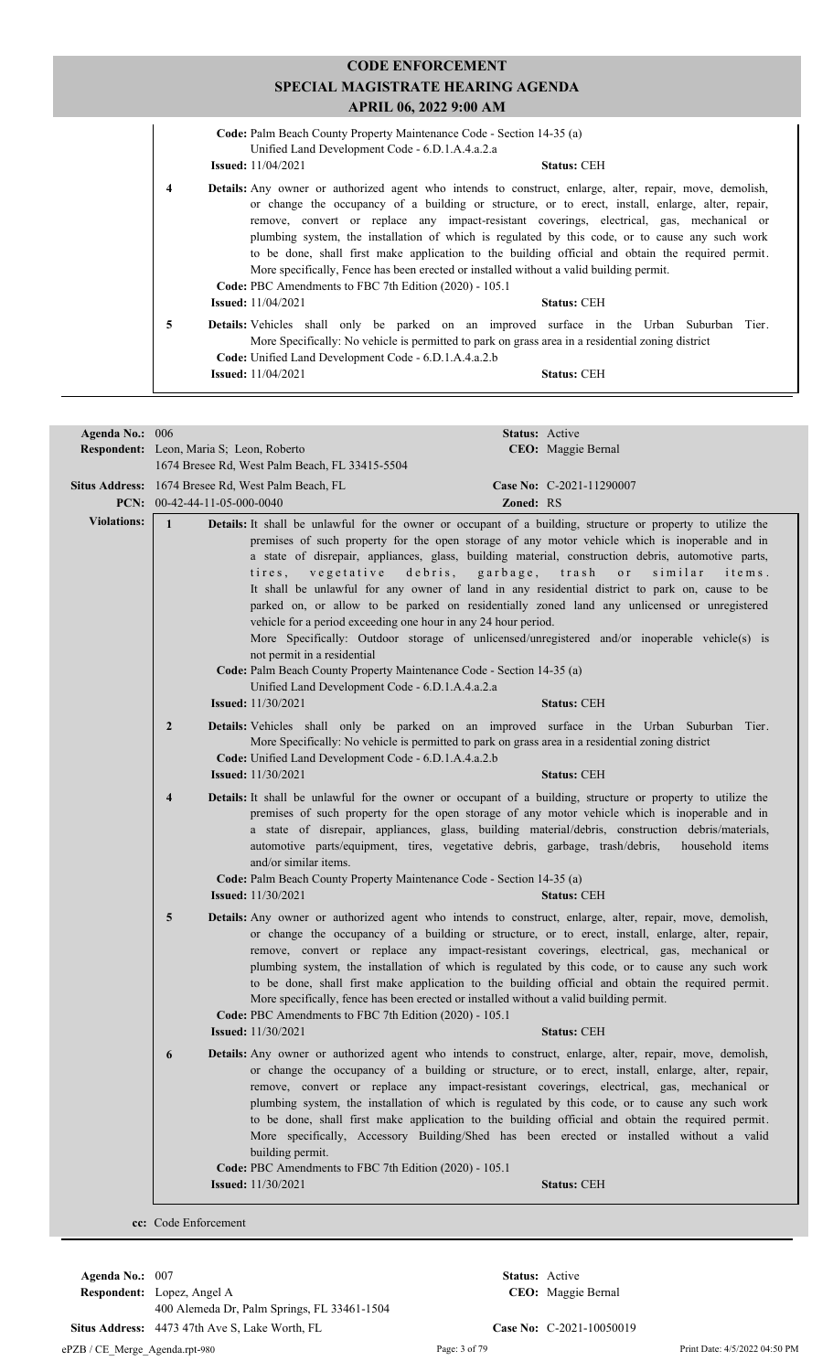# CODE ENFORCEMENT
## SPECIAL MAGISTRATE HEARING AGENDA
### APRIL 06, 2022 9:00 AM

**Code:** Palm Beach County Property Maintenance Code - Section 14-35 (a)
Unified Land Development Code - 6.D.1.A.4.a.2.a
**Issued:** 11/04/2021 **Status:** CEH

**4** **Details:** Any owner or authorized agent who intends to construct, enlarge, alter, repair, move, demolish, or change the occupancy of a building or structure, or to erect, install, enlarge, alter, repair, remove, convert or replace any impact-resistant coverings, electrical, gas, mechanical or plumbing system, the installation of which is regulated by this code, or to cause any such work to be done, shall first make application to the building official and obtain the required permit. More specifically, Fence has been erected or installed without a valid building permit.
**Code:** PBC Amendments to FBC 7th Edition (2020) - 105.1
**Issued:** 11/04/2021 **Status:** CEH

**5** **Details:** Vehicles shall only be parked on an improved surface in the Urban Suburban Tier. More Specifically: No vehicle is permitted to park on grass area in a residential zoning district
**Code:** Unified Land Development Code - 6.D.1.A.4.a.2.b
**Issued:** 11/04/2021 **Status:** CEH

---

**Agenda No.:** 006 **Status:** Active
**Respondent:** Leon, Maria S; Leon, Roberto **CEO:** Maggie Bernal
1674 Bresee Rd, West Palm Beach, FL 33415-5504
**Situs Address:** 1674 Bresee Rd, West Palm Beach, FL **Case No:** C-2021-11290007
**PCN:** 00-42-44-11-05-000-0040 **Zoned:** RS

**Violations:**

**1** **Details:** It shall be unlawful for the owner or occupant of a building, structure or property to utilize the premises of such property for the open storage of any motor vehicle which is inoperable and in a state of disrepair, appliances, glass, building material, construction debris, automotive parts, tires, vegetative debris, garbage, trash or similar items.
It shall be unlawful for any owner of land in any residential district to park on, cause to be parked on, or allow to be parked on residentially zoned land any unlicensed or unregistered vehicle for a period exceeding one hour in any 24 hour period.
More Specifically: Outdoor storage of unlicensed/unregistered and/or inoperable vehicle(s) is not permit in a residential
**Code:** Palm Beach County Property Maintenance Code - Section 14-35 (a)
Unified Land Development Code - 6.D.1.A.4.a.2.a
**Issued:** 11/30/2021 **Status:** CEH

**2** **Details:** Vehicles shall only be parked on an improved surface in the Urban Suburban Tier. More Specifically: No vehicle is permitted to park on grass area in a residential zoning district
**Code:** Unified Land Development Code - 6.D.1.A.4.a.2.b
**Issued:** 11/30/2021 **Status:** CEH

**4** **Details:** It shall be unlawful for the owner or occupant of a building, structure or property to utilize the premises of such property for the open storage of any motor vehicle which is inoperable and in a state of disrepair, appliances, glass, building material/debris, construction debris/materials, automotive parts/equipment, tires, vegetative debris, garbage, trash/debris, household items and/or similar items.
**Code:** Palm Beach County Property Maintenance Code - Section 14-35 (a)
**Issued:** 11/30/2021 **Status:** CEH

**5** **Details:** Any owner or authorized agent who intends to construct, enlarge, alter, repair, move, demolish, or change the occupancy of a building or structure, or to erect, install, enlarge, alter, repair, remove, convert or replace any impact-resistant coverings, electrical, gas, mechanical or plumbing system, the installation of which is regulated by this code, or to cause any such work to be done, shall first make application to the building official and obtain the required permit. More specifically, fence has been erected or installed without a valid building permit.
**Code:** PBC Amendments to FBC 7th Edition (2020) - 105.1
**Issued:** 11/30/2021 **Status:** CEH

**6** **Details:** Any owner or authorized agent who intends to construct, enlarge, alter, repair, move, demolish, or change the occupancy of a building or structure, or to erect, install, enlarge, alter, repair, remove, convert or replace any impact-resistant coverings, electrical, gas, mechanical or plumbing system, the installation of which is regulated by this code, or to cause any such work to be done, shall first make application to the building official and obtain the required permit. More specifically, Accessory Building/Shed has been erected or installed without a valid building permit.
**Code:** PBC Amendments to FBC 7th Edition (2020) - 105.1
**Issued:** 11/30/2021 **Status:** CEH

**cc:** Code Enforcement

---

**Agenda No.:** 007 **Status:** Active
**Respondent:** Lopez, Angel A **CEO:** Maggie Bernal
400 Alemeda Dr, Palm Springs, FL 33461-1504
**Situs Address:** 4473 47th Ave S, Lake Worth, FL **Case No:** C-2021-10050019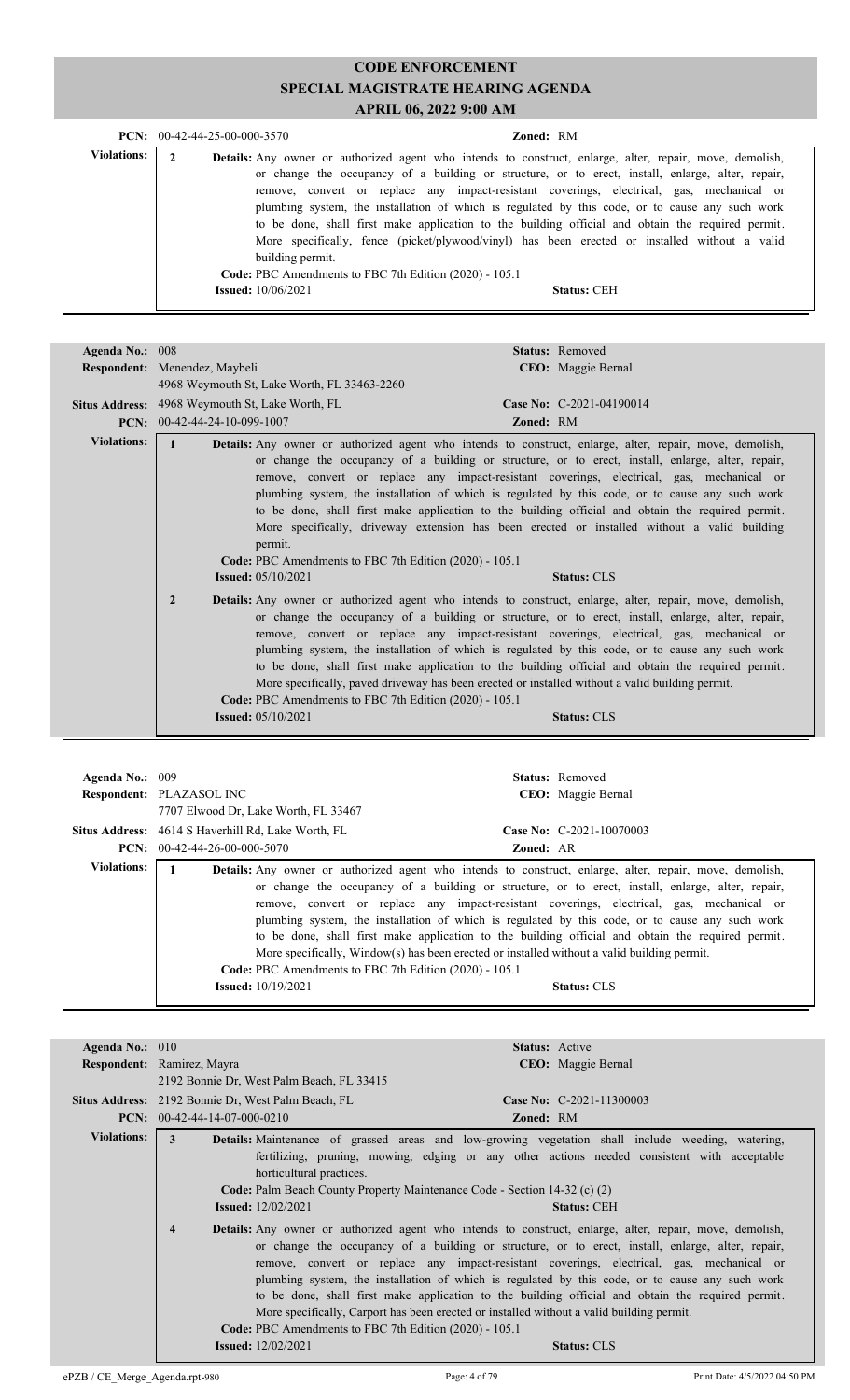# CODE ENFORCEMENT
## SPECIAL MAGISTRATE HEARING AGENDA
### APRIL 06, 2022 9:00 AM

**PCN:** 00-42-44-25-00-000-3570 **Zoned:** RM

**Violations:**

**2** **Details:** Any owner or authorized agent who intends to construct, enlarge, alter, repair, move, demolish, or change the occupancy of a building or structure, or to erect, install, enlarge, alter, repair, remove, convert or replace any impact-resistant coverings, electrical, gas, mechanical or plumbing system, the installation of which is regulated by this code, or to cause any such work to be done, shall first make application to the building official and obtain the required permit. More specifically, fence (picket/plywood/vinyl) has been erected or installed without a valid building permit.
**Code:** PBC Amendments to FBC 7th Edition (2020) - 105.1
**Issued:** 10/06/2021 **Status:** CEH

---

**Agenda No.:** 008 **Status:** Removed
**Respondent:** Menendez, Maybeli **CEO:** Maggie Bernal
4968 Weymouth St, Lake Worth, FL 33463-2260
**Situs Address:** 4968 Weymouth St, Lake Worth, FL **Case No:** C-2021-04190014
**PCN:** 00-42-44-24-10-099-1007 **Zoned:** RM

**Violations:**

**1** **Details:** Any owner or authorized agent who intends to construct, enlarge, alter, repair, move, demolish, or change the occupancy of a building or structure, or to erect, install, enlarge, alter, repair, remove, convert or replace any impact-resistant coverings, electrical, gas, mechanical or plumbing system, the installation of which is regulated by this code, or to cause any such work to be done, shall first make application to the building official and obtain the required permit. More specifically, driveway extension has been erected or installed without a valid building permit.
**Code:** PBC Amendments to FBC 7th Edition (2020) - 105.1
**Issued:** 05/10/2021 **Status:** CLS

**2** **Details:** Any owner or authorized agent who intends to construct, enlarge, alter, repair, move, demolish, or change the occupancy of a building or structure, or to erect, install, enlarge, alter, repair, remove, convert or replace any impact-resistant coverings, electrical, gas, mechanical or plumbing system, the installation of which is regulated by this code, or to cause any such work to be done, shall first make application to the building official and obtain the required permit. More specifically, paved driveway has been erected or installed without a valid building permit.
**Code:** PBC Amendments to FBC 7th Edition (2020) - 105.1
**Issued:** 05/10/2021 **Status:** CLS

---

**Agenda No.:** 009 **Status:** Removed
**Respondent:** PLAZASOL INC **CEO:** Maggie Bernal
7707 Elwood Dr, Lake Worth, FL 33467
**Situs Address:** 4614 S Haverhill Rd, Lake Worth, FL **Case No:** C-2021-10070003
**PCN:** 00-42-44-26-00-000-5070 **Zoned:** AR

**Violations:**

**1** **Details:** Any owner or authorized agent who intends to construct, enlarge, alter, repair, move, demolish, or change the occupancy of a building or structure, or to erect, install, enlarge, alter, repair, remove, convert or replace any impact-resistant coverings, electrical, gas, mechanical or plumbing system, the installation of which is regulated by this code, or to cause any such work to be done, shall first make application to the building official and obtain the required permit. More specifically, Window(s) has been erected or installed without a valid building permit.
**Code:** PBC Amendments to FBC 7th Edition (2020) - 105.1
**Issued:** 10/19/2021 **Status:** CLS

---

**Agenda No.:** 010 **Status:** Active
**Respondent:** Ramirez, Mayra **CEO:** Maggie Bernal
2192 Bonnie Dr, West Palm Beach, FL 33415
**Situs Address:** 2192 Bonnie Dr, West Palm Beach, FL **Case No:** C-2021-11300003
**PCN:** 00-42-44-14-07-000-0210 **Zoned:** RM

**Violations:**

**3** **Details:** Maintenance of grassed areas and low-growing vegetation shall include weeding, watering, fertilizing, pruning, mowing, edging or any other actions needed consistent with acceptable horticultural practices.
**Code:** Palm Beach County Property Maintenance Code - Section 14-32 (c) (2)
**Issued:** 12/02/2021 **Status:** CEH

**4** **Details:** Any owner or authorized agent who intends to construct, enlarge, alter, repair, move, demolish, or change the occupancy of a building or structure, or to erect, install, enlarge, alter, repair, remove, convert or replace any impact-resistant coverings, electrical, gas, mechanical or plumbing system, the installation of which is regulated by this code, or to cause any such work to be done, shall first make application to the building official and obtain the required permit. More specifically, Carport has been erected or installed without a valid building permit.
**Code:** PBC Amendments to FBC 7th Edition (2020) - 105.1
**Issued:** 12/02/2021 **Status:** CLS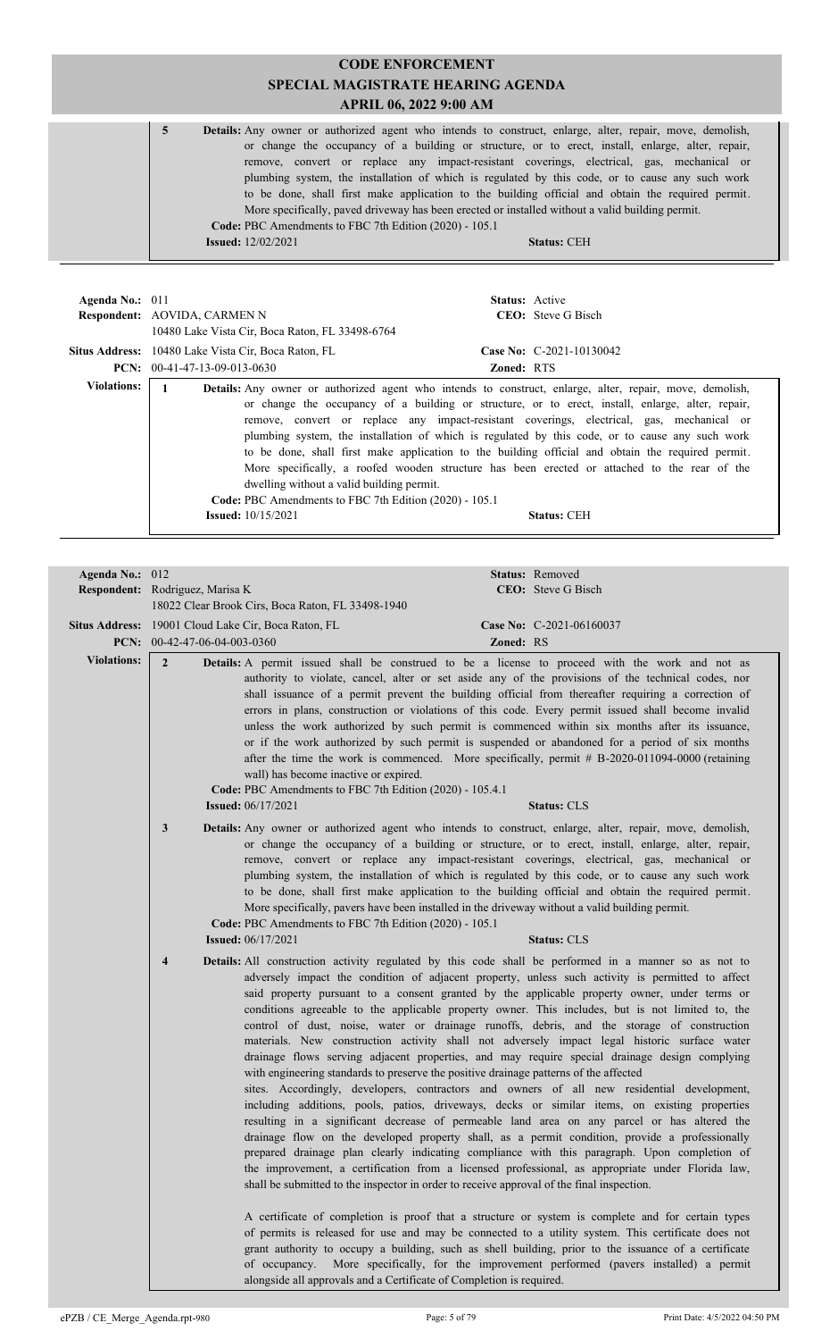# CODE ENFORCEMENT
## SPECIAL MAGISTRATE HEARING AGENDA
### APRIL 06, 2022 9:00 AM

**5** **Details:** Any owner or authorized agent who intends to construct, enlarge, alter, repair, move, demolish, or change the occupancy of a building or structure, or to erect, install, enlarge, alter, repair, remove, convert or replace any impact-resistant coverings, electrical, gas, mechanical or plumbing system, the installation of which is regulated by this code, or to cause any such work to be done, shall first make application to the building official and obtain the required permit. More specifically, paved driveway has been erected or installed without a valid building permit.
**Code:** PBC Amendments to FBC 7th Edition (2020) - 105.1
**Issued:** 12/02/2021 **Status:** CEH

---

**Agenda No.:** 011 **Status:** Active
**Respondent:** AOVIDA, CARMEN N **CEO:** Steve G Bisch
10480 Lake Vista Cir, Boca Raton, FL 33498-6764
**Situs Address:** 10480 Lake Vista Cir, Boca Raton, FL **Case No:** C-2021-10130042
**PCN:** 00-41-47-13-09-013-0630 **Zoned:** RTS

**Violations:**

**1** **Details:** Any owner or authorized agent who intends to construct, enlarge, alter, repair, move, demolish, or change the occupancy of a building or structure, or to erect, install, enlarge, alter, repair, remove, convert or replace any impact-resistant coverings, electrical, gas, mechanical or plumbing system, the installation of which is regulated by this code, or to cause any such work to be done, shall first make application to the building official and obtain the required permit. More specifically, a roofed wooden structure has been erected or attached to the rear of the dwelling without a valid building permit.
**Code:** PBC Amendments to FBC 7th Edition (2020) - 105.1
**Issued:** 10/15/2021 **Status:** CEH

---

**Agenda No.:** 012 **Status:** Removed
**Respondent:** Rodriguez, Marisa K **CEO:** Steve G Bisch
18022 Clear Brook Cirs, Boca Raton, FL 33498-1940
**Situs Address:** 19001 Cloud Lake Cir, Boca Raton, FL **Case No:** C-2021-06160037
**PCN:** 00-42-47-06-04-003-0360 **Zoned:** RS

**Violations:**

**2** **Details:** A permit issued shall be construed to be a license to proceed with the work and not as authority to violate, cancel, alter or set aside any of the provisions of the technical codes, nor shall issuance of a permit prevent the building official from thereafter requiring a correction of errors in plans, construction or violations of this code. Every permit issued shall become invalid unless the work authorized by such permit is commenced within six months after its issuance, or if the work authorized by such permit is suspended or abandoned for a period of six months after the time the work is commenced. More specifically, permit # B-2020-011094-0000 (retaining wall) has become inactive or expired.
**Code:** PBC Amendments to FBC 7th Edition (2020) - 105.4.1
**Issued:** 06/17/2021 **Status:** CLS

**3** **Details:** Any owner or authorized agent who intends to construct, enlarge, alter, repair, move, demolish, or change the occupancy of a building or structure, or to erect, install, enlarge, alter, repair, remove, convert or replace any impact-resistant coverings, electrical, gas, mechanical or plumbing system, the installation of which is regulated by this code, or to cause any such work to be done, shall first make application to the building official and obtain the required permit. More specifically, pavers have been installed in the driveway without a valid building permit.
**Code:** PBC Amendments to FBC 7th Edition (2020) - 105.1
**Issued:** 06/17/2021 **Status:** CLS

**4** **Details:** All construction activity regulated by this code shall be performed in a manner so as not to adversely impact the condition of adjacent property, unless such activity is permitted to affect said property pursuant to a consent granted by the applicable property owner, under terms or conditions agreeable to the applicable property owner. This includes, but is not limited to, the control of dust, noise, water or drainage runoffs, debris, and the storage of construction materials. New construction activity shall not adversely impact legal historic surface water drainage flows serving adjacent properties, and may require special drainage design complying with engineering standards to preserve the positive drainage patterns of the affected sites. Accordingly, developers, contractors and owners of all new residential development, including additions, pools, patios, driveways, decks or similar items, on existing properties resulting in a significant decrease of permeable land area on any parcel or has altered the drainage flow on the developed property shall, as a permit condition, provide a professionally prepared drainage plan clearly indicating compliance with this paragraph. Upon completion of the improvement, a certification from a licensed professional, as appropriate under Florida law, shall be submitted to the inspector in order to receive approval of the final inspection.

A certificate of completion is proof that a structure or system is complete and for certain types of permits is released for use and may be connected to a utility system. This certificate does not grant authority to occupy a building, such as shell building, prior to the issuance of a certificate of occupancy. More specifically, for the improvement performed (pavers installed) a permit alongside all approvals and a Certificate of Completion is required.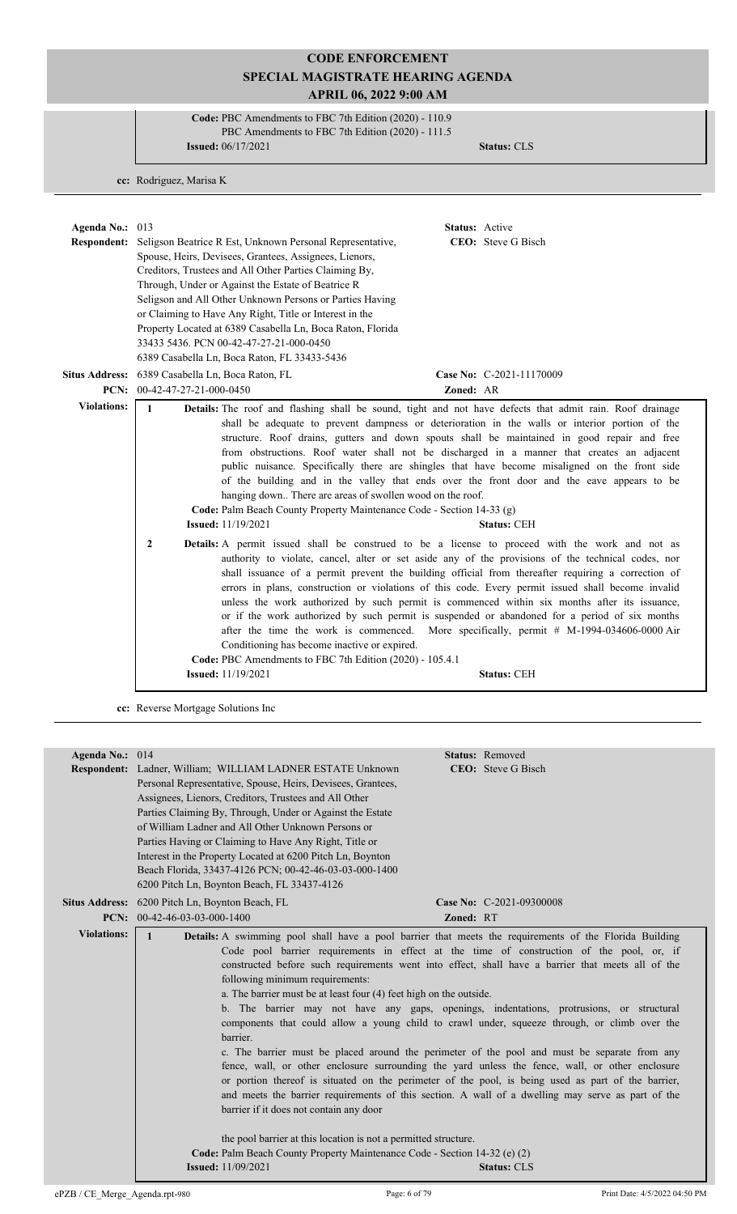# CODE ENFORCEMENT
## SPECIAL MAGISTRATE HEARING AGENDA
### APRIL 06, 2022 9:00 AM

**Code:** PBC Amendments to FBC 7th Edition (2020) - 110.9
PBC Amendments to FBC 7th Edition (2020) - 111.5
**Issued:** 06/17/2021 **Status:** CLS

**cc:** Rodriguez, Marisa K

---

**Agenda No.:** 013 **Status:** Active

**Respondent:** Seligson Beatrice R Est, Unknown Personal Representative, Spouse, Heirs, Devisees, Grantees, Assignees, Lienors, Creditors, Trustees and All Other Parties Claiming By, Through, Under or Against the Estate of Beatrice R Seligson and All Other Unknown Persons or Parties Having or Claiming to Have Any Right, Title or Interest in the Property Located at 6389 Casabella Ln, Boca Raton, Florida 33433 5436. PCN 00-42-47-27-21-000-0450
6389 Casabella Ln, Boca Raton, FL 33433-5436

**CEO:** Steve G Bisch

**Situs Address:** 6389 Casabella Ln, Boca Raton, FL **Case No:** C-2021-11170009

**PCN:** 00-42-47-27-21-000-0450 **Zoned:** AR

**Violations:**

1 **Details:** The roof and flashing shall be sound, tight and not have defects that admit rain. Roof drainage shall be adequate to prevent dampness or deterioration in the walls or interior portion of the structure. Roof drains, gutters and down spouts shall be maintained in good repair and free from obstructions. Roof water shall not be discharged in a manner that creates an adjacent public nuisance. Specifically there are shingles that have become misaligned on the front side of the building and in the valley that ends over the front door and the eave appears to be hanging down.. There are areas of swollen wood on the roof.
**Code:** Palm Beach County Property Maintenance Code - Section 14-33 (g)
**Issued:** 11/19/2021 **Status:** CEH

2 **Details:** A permit issued shall be construed to be a license to proceed with the work and not as authority to violate, cancel, alter or set aside any of the provisions of the technical codes, nor shall issuance of a permit prevent the building official from thereafter requiring a correction of errors in plans, construction or violations of this code. Every permit issued shall become invalid unless the work authorized by such permit is commenced within six months after its issuance, or if the work authorized by such permit is suspended or abandoned for a period of six months after the time the work is commenced. More specifically, permit # M-1994-034606-0000 Air Conditioning has become inactive or expired.
**Code:** PBC Amendments to FBC 7th Edition (2020) - 105.4.1
**Issued:** 11/19/2021 **Status:** CEH

**cc:** Reverse Mortgage Solutions Inc

---

**Agenda No.:** 014 **Status:** Removed

**Respondent:** Ladner, William; WILLIAM LADNER ESTATE Unknown Personal Representative, Spouse, Heirs, Devisees, Grantees, Assignees, Lienors, Creditors, Trustees and All Other Parties Claiming By, Through, Under or Against the Estate of William Ladner and All Other Unknown Persons or Parties Having or Claiming to Have Any Right, Title or Interest in the Property Located at 6200 Pitch Ln, Boynton Beach Florida, 33437-4126 PCN; 00-42-46-03-03-000-1400
6200 Pitch Ln, Boynton Beach, FL 33437-4126

**CEO:** Steve G Bisch

**Situs Address:** 6200 Pitch Ln, Boynton Beach, FL **Case No:** C-2021-09300008

**PCN:** 00-42-46-03-03-000-1400 **Zoned:** RT

**Violations:**

1 **Details:** A swimming pool shall have a pool barrier that meets the requirements of the Florida Building Code pool barrier requirements in effect at the time of construction of the pool, or, if constructed before such requirements went into effect, shall have a barrier that meets all of the following minimum requirements:
a. The barrier must be at least four (4) feet high on the outside.
b. The barrier may not have any gaps, openings, indentations, protrusions, or structural components that could allow a young child to crawl under, squeeze through, or climb over the barrier.
c. The barrier must be placed around the perimeter of the pool and must be separate from any fence, wall, or other enclosure surrounding the yard unless the fence, wall, or other enclosure or portion thereof is situated on the perimeter of the pool, is being used as part of the barrier, and meets the barrier requirements of this section. A wall of a dwelling may serve as part of the barrier if it does not contain any door

the pool barrier at this location is not a permitted structure.
**Code:** Palm Beach County Property Maintenance Code - Section 14-32 (e) (2)
**Issued:** 11/09/2021 **Status:** CLS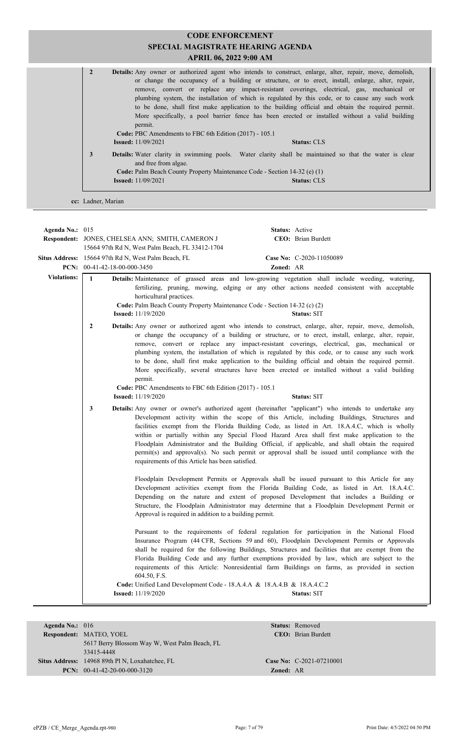# CODE ENFORCEMENT
## SPECIAL MAGISTRATE HEARING AGENDA
### APRIL 06, 2022 9:00 AM

**2** **Details:** Any owner or authorized agent who intends to construct, enlarge, alter, repair, move, demolish, or change the occupancy of a building or structure, or to erect, install, enlarge, alter, repair, remove, convert or replace any impact-resistant coverings, electrical, gas, mechanical or plumbing system, the installation of which is regulated by this code, or to cause any such work to be done, shall first make application to the building official and obtain the required permit. More specifically, a pool barrier fence has been erected or installed without a valid building permit.
**Code:** PBC Amendments to FBC 6th Edition (2017) - 105.1
**Issued:** 11/09/2021 **Status:** CLS

**3** **Details:** Water clarity in swimming pools. Water clarity shall be maintained so that the water is clear and free from algae.
**Code:** Palm Beach County Property Maintenance Code - Section 14-32 (e) (1)
**Issued:** 11/09/2021 **Status:** CLS

**cc:** Ladner, Marian

---

**Agenda No.:** 015 **Status:** Active
**Respondent:** JONES, CHELSEA ANN; SMITH, CAMERON J
15664 97th Rd N, West Palm Beach, FL 33412-1704 **CEO:** Brian Burdett
**Situs Address:** 15664 97th Rd N, West Palm Beach, FL **Case No:** C-2020-11050089
**PCN:** 00-41-42-18-00-000-3450 **Zoned:** AR

**Violations:**

**1** **Details:** Maintenance of grassed areas and low-growing vegetation shall include weeding, watering, fertilizing, pruning, mowing, edging or any other actions needed consistent with acceptable horticultural practices.
**Code:** Palm Beach County Property Maintenance Code - Section 14-32 (c) (2)
**Issued:** 11/19/2020 **Status:** SIT

**2** **Details:** Any owner or authorized agent who intends to construct, enlarge, alter, repair, move, demolish, or change the occupancy of a building or structure, or to erect, install, enlarge, alter, repair, remove, convert or replace any impact-resistant coverings, electrical, gas, mechanical or plumbing system, the installation of which is regulated by this code, or to cause any such work to be done, shall first make application to the building official and obtain the required permit. More specifically, several structures have been erected or installed without a valid building permit.
**Code:** PBC Amendments to FBC 6th Edition (2017) - 105.1
**Issued:** 11/19/2020 **Status:** SIT

**3** **Details:** Any owner or owner's authorized agent (hereinafter "applicant") who intends to undertake any Development activity within the scope of this Article, including Buildings, Structures and facilities exempt from the Florida Building Code, as listed in Art. 18.A.4.C, which is wholly within or partially within any Special Flood Hazard Area shall first make application to the Floodplain Administrator and the Building Official, if applicable, and shall obtain the required permit(s) and approval(s). No such permit or approval shall be issued until compliance with the requirements of this Article has been satisfied.

Floodplain Development Permits or Approvals shall be issued pursuant to this Article for any Development activities exempt from the Florida Building Code, as listed in Art. 18.A.4.C. Depending on the nature and extent of proposed Development that includes a Building or Structure, the Floodplain Administrator may determine that a Floodplain Development Permit or Approval is required in addition to a building permit.

Pursuant to the requirements of federal regulation for participation in the National Flood Insurance Program (44 CFR, Sections 59 and 60), Floodplain Development Permits or Approvals shall be required for the following Buildings, Structures and facilities that are exempt from the Florida Building Code and any further exemptions provided by law, which are subject to the requirements of this Article: Nonresidential farm Buildings on farms, as provided in section 604.50, F.S.
**Code:** Unified Land Development Code - 18.A.4.A & 18.A.4.B & 18.A.4.C.2
**Issued:** 11/19/2020 **Status:** SIT

---

**Agenda No.:** 016 **Status:** Removed
**Respondent:** MATEO, YOEL
5617 Berry Blossom Way W, West Palm Beach, FL 33415-4448 **CEO:** Brian Burdett
**Situs Address:** 14968 89th Pl N, Loxahatchee, FL **Case No:** C-2021-07210001
**PCN:** 00-41-42-20-00-000-3120 **Zoned:** AR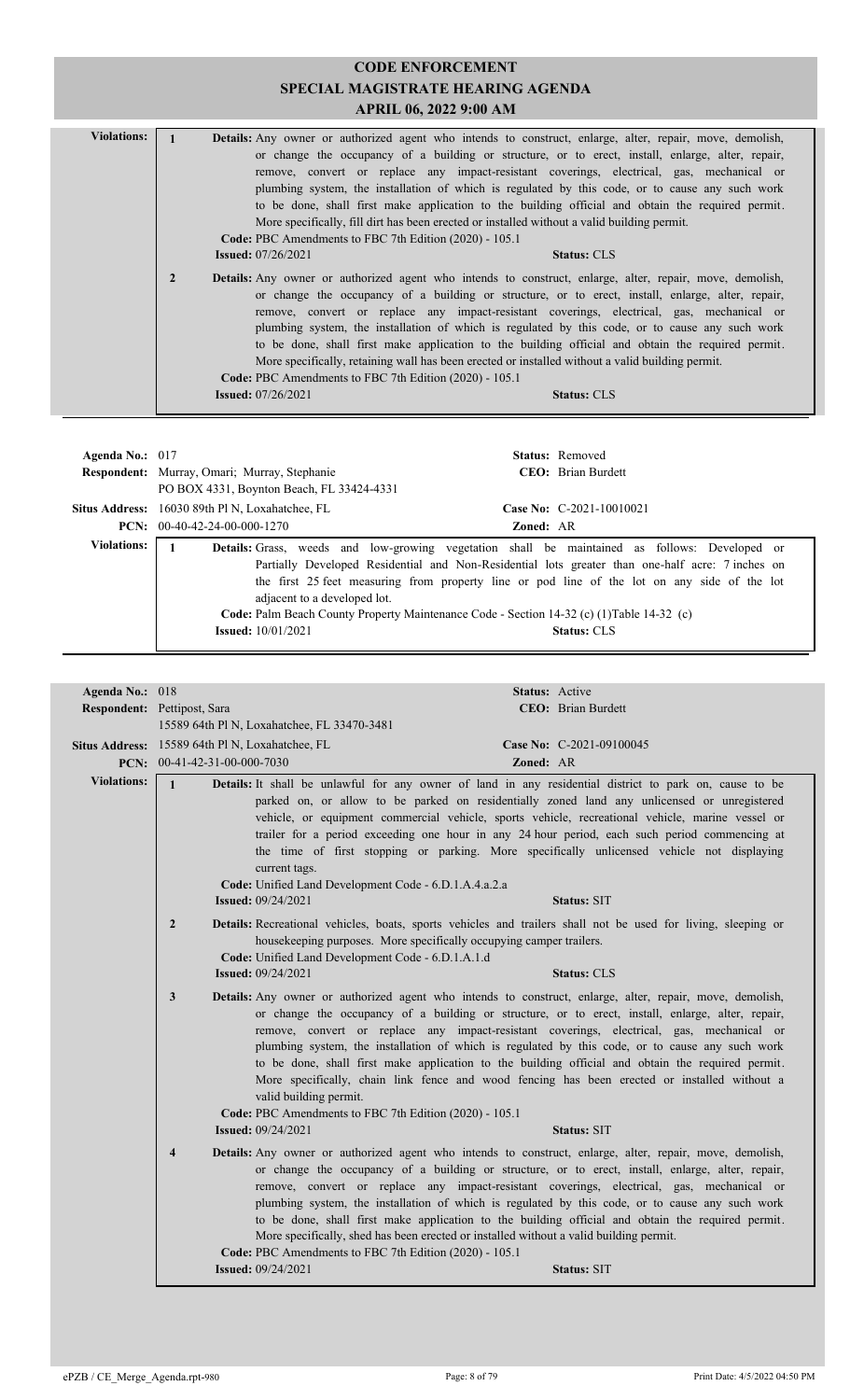# CODE ENFORCEMENT
## SPECIAL MAGISTRATE HEARING AGENDA
### APRIL 06, 2022 9:00 AM

**Violations:**

**1** **Details:** Any owner or authorized agent who intends to construct, enlarge, alter, repair, move, demolish, or change the occupancy of a building or structure, or to erect, install, enlarge, alter, repair, remove, convert or replace any impact-resistant coverings, electrical, gas, mechanical or plumbing system, the installation of which is regulated by this code, or to cause any such work to be done, shall first make application to the building official and obtain the required permit. More specifically, fill dirt has been erected or installed without a valid building permit.
**Code:** PBC Amendments to FBC 7th Edition (2020) - 105.1
**Issued:** 07/26/2021 **Status:** CLS

**2** **Details:** Any owner or authorized agent who intends to construct, enlarge, alter, repair, move, demolish, or change the occupancy of a building or structure, or to erect, install, enlarge, alter, repair, remove, convert or replace any impact-resistant coverings, electrical, gas, mechanical or plumbing system, the installation of which is regulated by this code, or to cause any such work to be done, shall first make application to the building official and obtain the required permit. More specifically, retaining wall has been erected or installed without a valid building permit.
**Code:** PBC Amendments to FBC 7th Edition (2020) - 105.1
**Issued:** 07/26/2021 **Status:** CLS

---

**Agenda No.:** 017 **Status:** Removed
**Respondent:** Murray, Omari; Murray, Stephanie **CEO:** Brian Burdett
PO BOX 4331, Boynton Beach, FL 33424-4331
**Situs Address:** 16030 89th Pl N, Loxahatchee, FL **Case No:** C-2021-10010021
**PCN:** 00-40-42-24-00-000-1270 **Zoned:** AR

**Violations:**

**1** **Details:** Grass, weeds and low-growing vegetation shall be maintained as follows: Developed or Partially Developed Residential and Non-Residential lots greater than one-half acre: 7 inches on the first 25 feet measuring from property line or pod line of the lot on any side of the lot adjacent to a developed lot.
**Code:** Palm Beach County Property Maintenance Code - Section 14-32 (c) (1)Table 14-32 (c)
**Issued:** 10/01/2021 **Status:** CLS

---

**Agenda No.:** 018 **Status:** Active
**Respondent:** Pettipost, Sara **CEO:** Brian Burdett
15589 64th Pl N, Loxahatchee, FL 33470-3481
**Situs Address:** 15589 64th Pl N, Loxahatchee, FL **Case No:** C-2021-09100045
**PCN:** 00-41-42-31-00-000-7030 **Zoned:** AR

**Violations:**

**1** **Details:** It shall be unlawful for any owner of land in any residential district to park on, cause to be parked on, or allow to be parked on residentially zoned land any unlicensed or unregistered vehicle, or equipment commercial vehicle, sports vehicle, recreational vehicle, marine vessel or trailer for a period exceeding one hour in any 24 hour period, each such period commencing at the time of first stopping or parking. More specifically unlicensed vehicle not displaying current tags.
**Code:** Unified Land Development Code - 6.D.1.A.4.a.2.a
**Issued:** 09/24/2021 **Status:** SIT

**2** **Details:** Recreational vehicles, boats, sports vehicles and trailers shall not be used for living, sleeping or housekeeping purposes. More specifically occupying camper trailers.
**Code:** Unified Land Development Code - 6.D.1.A.1.d
**Issued:** 09/24/2021 **Status:** CLS

**3** **Details:** Any owner or authorized agent who intends to construct, enlarge, alter, repair, move, demolish, or change the occupancy of a building or structure, or to erect, install, enlarge, alter, repair, remove, convert or replace any impact-resistant coverings, electrical, gas, mechanical or plumbing system, the installation of which is regulated by this code, or to cause any such work to be done, shall first make application to the building official and obtain the required permit. More specifically, chain link fence and wood fencing has been erected or installed without a valid building permit.
**Code:** PBC Amendments to FBC 7th Edition (2020) - 105.1
**Issued:** 09/24/2021 **Status:** SIT

**4** **Details:** Any owner or authorized agent who intends to construct, enlarge, alter, repair, move, demolish, or change the occupancy of a building or structure, or to erect, install, enlarge, alter, repair, remove, convert or replace any impact-resistant coverings, electrical, gas, mechanical or plumbing system, the installation of which is regulated by this code, or to cause any such work to be done, shall first make application to the building official and obtain the required permit. More specifically, shed has been erected or installed without a valid building permit.
**Code:** PBC Amendments to FBC 7th Edition (2020) - 105.1
**Issued:** 09/24/2021 **Status:** SIT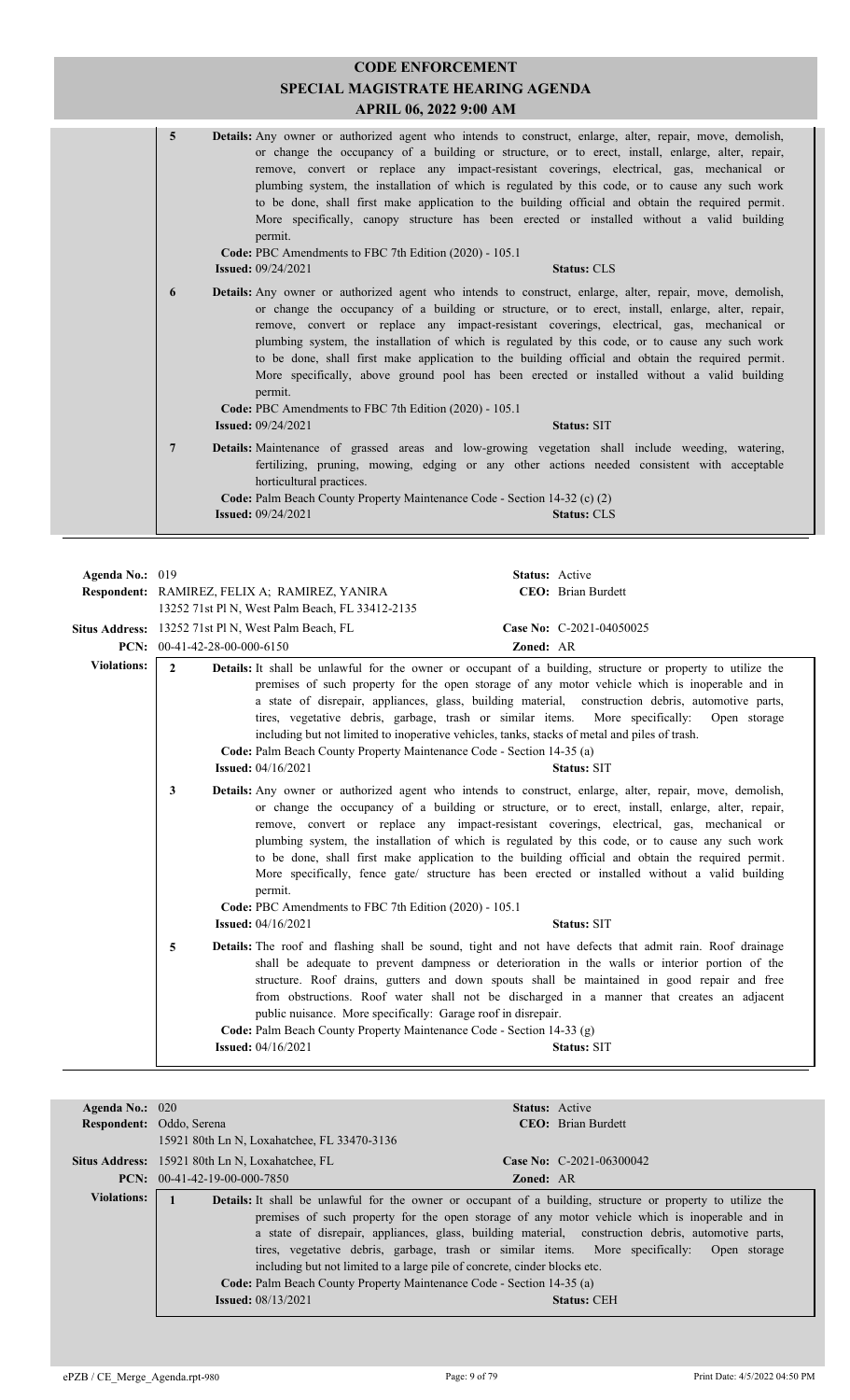# CODE ENFORCEMENT
## SPECIAL MAGISTRATE HEARING AGENDA
### APRIL 06, 2022 9:00 AM

**5** **Details:** Any owner or authorized agent who intends to construct, enlarge, alter, repair, move, demolish, or change the occupancy of a building or structure, or to erect, install, enlarge, alter, repair, remove, convert or replace any impact-resistant coverings, electrical, gas, mechanical or plumbing system, the installation of which is regulated by this code, or to cause any such work to be done, shall first make application to the building official and obtain the required permit. More specifically, canopy structure has been erected or installed without a valid building permit.
**Code:** PBC Amendments to FBC 7th Edition (2020) - 105.1
**Issued:** 09/24/2021 **Status:** CLS

**6** **Details:** Any owner or authorized agent who intends to construct, enlarge, alter, repair, move, demolish, or change the occupancy of a building or structure, or to erect, install, enlarge, alter, repair, remove, convert or replace any impact-resistant coverings, electrical, gas, mechanical or plumbing system, the installation of which is regulated by this code, or to cause any such work to be done, shall first make application to the building official and obtain the required permit. More specifically, above ground pool has been erected or installed without a valid building permit.
**Code:** PBC Amendments to FBC 7th Edition (2020) - 105.1
**Issued:** 09/24/2021 **Status:** SIT

**7** **Details:** Maintenance of grassed areas and low-growing vegetation shall include weeding, watering, fertilizing, pruning, mowing, edging or any other actions needed consistent with acceptable horticultural practices.
**Code:** Palm Beach County Property Maintenance Code - Section 14-32 (c) (2)
**Issued:** 09/24/2021 **Status:** CLS

---

**Agenda No.:** 019 **Status:** Active
**Respondent:** RAMIREZ, FELIX A; RAMIREZ, YANIRA
13252 71st Pl N, West Palm Beach, FL 33412-2135 **CEO:** Brian Burdett
**Situs Address:** 13252 71st Pl N, West Palm Beach, FL **Case No:** C-2021-04050025
**PCN:** 00-41-42-28-00-000-6150 **Zoned:** AR

**Violations:**

**2** **Details:** It shall be unlawful for the owner or occupant of a building, structure or property to utilize the premises of such property for the open storage of any motor vehicle which is inoperable and in a state of disrepair, appliances, glass, building material, construction debris, automotive parts, tires, vegetative debris, garbage, trash or similar items. More specifically: Open storage including but not limited to inoperative vehicles, tanks, stacks of metal and piles of trash.
**Code:** Palm Beach County Property Maintenance Code - Section 14-35 (a)
**Issued:** 04/16/2021 **Status:** SIT

**3** **Details:** Any owner or authorized agent who intends to construct, enlarge, alter, repair, move, demolish, or change the occupancy of a building or structure, or to erect, install, enlarge, alter, repair, remove, convert or replace any impact-resistant coverings, electrical, gas, mechanical or plumbing system, the installation of which is regulated by this code, or to cause any such work to be done, shall first make application to the building official and obtain the required permit. More specifically, fence gate/ structure has been erected or installed without a valid building permit.
**Code:** PBC Amendments to FBC 7th Edition (2020) - 105.1
**Issued:** 04/16/2021 **Status:** SIT

**5** **Details:** The roof and flashing shall be sound, tight and not have defects that admit rain. Roof drainage shall be adequate to prevent dampness or deterioration in the walls or interior portion of the structure. Roof drains, gutters and down spouts shall be maintained in good repair and free from obstructions. Roof water shall not be discharged in a manner that creates an adjacent public nuisance. More specifically: Garage roof in disrepair.
**Code:** Palm Beach County Property Maintenance Code - Section 14-33 (g)
**Issued:** 04/16/2021 **Status:** SIT

---

**Agenda No.:** 020 **Status:** Active
**Respondent:** Oddo, Serena
15921 80th Ln N, Loxahatchee, FL 33470-3136 **CEO:** Brian Burdett
**Situs Address:** 15921 80th Ln N, Loxahatchee, FL **Case No:** C-2021-06300042
**PCN:** 00-41-42-19-00-000-7850 **Zoned:** AR

**Violations:**

**1** **Details:** It shall be unlawful for the owner or occupant of a building, structure or property to utilize the premises of such property for the open storage of any motor vehicle which is inoperable and in a state of disrepair, appliances, glass, building material, construction debris, automotive parts, tires, vegetative debris, garbage, trash or similar items. More specifically: Open storage including but not limited to a large pile of concrete, cinder blocks etc.
**Code:** Palm Beach County Property Maintenance Code - Section 14-35 (a)
**Issued:** 08/13/2021 **Status:** CEH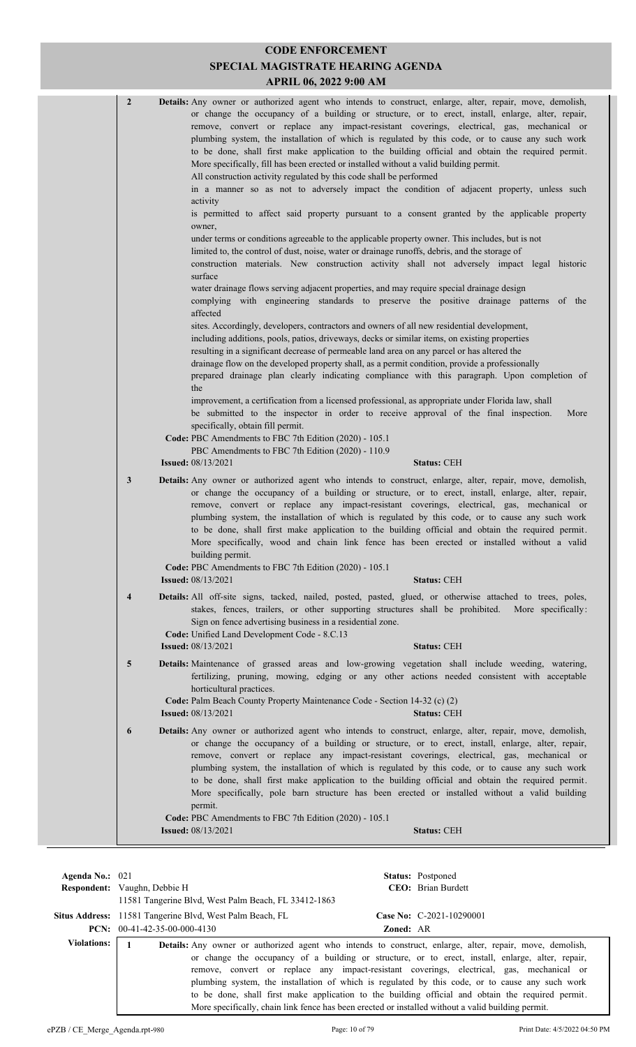**CODE ENFORCEMENT**
**SPECIAL MAGISTRATE HEARING AGENDA**
**APRIL 06, 2022 9:00 AM**

**2** **Details:** Any owner or authorized agent who intends to construct, enlarge, alter, repair, move, demolish, or change the occupancy of a building or structure, or to erect, install, enlarge, alter, repair, remove, convert or replace any impact-resistant coverings, electrical, gas, mechanical or plumbing system, the installation of which is regulated by this code, or to cause any such work to be done, shall first make application to the building official and obtain the required permit. More specifically, fill has been erected or installed without a valid building permit.
All construction activity regulated by this code shall be performed
in a manner so as not to adversely impact the condition of adjacent property, unless such activity
is permitted to affect said property pursuant to a consent granted by the applicable property owner,
under terms or conditions agreeable to the applicable property owner. This includes, but is not
limited to, the control of dust, noise, water or drainage runoffs, debris, and the storage of
construction materials. New construction activity shall not adversely impact legal historic surface
water drainage flows serving adjacent properties, and may require special drainage design
complying with engineering standards to preserve the positive drainage patterns of the affected
sites. Accordingly, developers, contractors and owners of all new residential development,
including additions, pools, patios, driveways, decks or similar items, on existing properties
resulting in a significant decrease of permeable land area on any parcel or has altered the
drainage flow on the developed property shall, as a permit condition, provide a professionally
prepared drainage plan clearly indicating compliance with this paragraph. Upon completion of the
improvement, a certification from a licensed professional, as appropriate under Florida law, shall
be submitted to the inspector in order to receive approval of the final inspection. More specifically, obtain fill permit.
**Code:** PBC Amendments to FBC 7th Edition (2020) - 105.1
PBC Amendments to FBC 7th Edition (2020) - 110.9
**Issued:** 08/13/2021 **Status:** CEH

**3** **Details:** Any owner or authorized agent who intends to construct, enlarge, alter, repair, move, demolish, or change the occupancy of a building or structure, or to erect, install, enlarge, alter, repair, remove, convert or replace any impact-resistant coverings, electrical, gas, mechanical or plumbing system, the installation of which is regulated by this code, or to cause any such work to be done, shall first make application to the building official and obtain the required permit. More specifically, wood and chain link fence has been erected or installed without a valid building permit.
**Code:** PBC Amendments to FBC 7th Edition (2020) - 105.1
**Issued:** 08/13/2021 **Status:** CEH

**4** **Details:** All off-site signs, tacked, nailed, posted, pasted, glued, or otherwise attached to trees, poles, stakes, fences, trailers, or other supporting structures shall be prohibited. More specifically: Sign on fence advertising business in a residential zone.
**Code:** Unified Land Development Code - 8.C.13
**Issued:** 08/13/2021 **Status:** CEH

**5** **Details:** Maintenance of grassed areas and low-growing vegetation shall include weeding, watering, fertilizing, pruning, mowing, edging or any other actions needed consistent with acceptable horticultural practices.
**Code:** Palm Beach County Property Maintenance Code - Section 14-32 (c) (2)
**Issued:** 08/13/2021 **Status:** CEH

**6** **Details:** Any owner or authorized agent who intends to construct, enlarge, alter, repair, move, demolish, or change the occupancy of a building or structure, or to erect, install, enlarge, alter, repair, remove, convert or replace any impact-resistant coverings, electrical, gas, mechanical or plumbing system, the installation of which is regulated by this code, or to cause any such work to be done, shall first make application to the building official and obtain the required permit. More specifically, pole barn structure has been erected or installed without a valid building permit.
**Code:** PBC Amendments to FBC 7th Edition (2020) - 105.1
**Issued:** 08/13/2021 **Status:** CEH

---

**Agenda No.:** 021 **Status:** Postponed
**Respondent:** Vaughn, Debbie H **CEO:** Brian Burdett
11581 Tangerine Blvd, West Palm Beach, FL 33412-1863
**Situs Address:** 11581 Tangerine Blvd, West Palm Beach, FL **Case No:** C-2021-10290001
**PCN:** 00-41-42-35-00-000-4130 **Zoned:** AR

**Violations:**

**1** **Details:** Any owner or authorized agent who intends to construct, enlarge, alter, repair, move, demolish, or change the occupancy of a building or structure, or to erect, install, enlarge, alter, repair, remove, convert or replace any impact-resistant coverings, electrical, gas, mechanical or plumbing system, the installation of which is regulated by this code, or to cause any such work to be done, shall first make application to the building official and obtain the required permit. More specifically, chain link fence has been erected or installed without a valid building permit.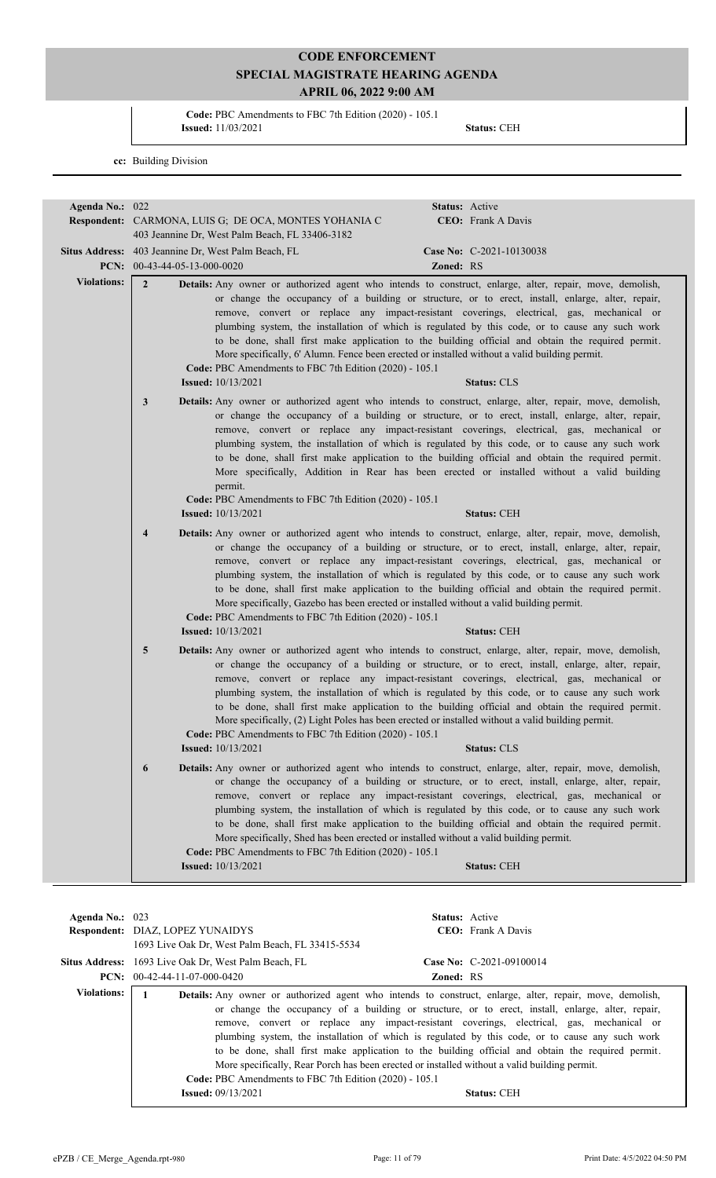Code: PBC Amendments to FBC 7th Edition (2020) - 105.1
Issued: 11/03/2021 Status: CEH

cc: Building Division

---

**Agenda No.:** 022 **Status:** Active
**Respondent:** CARMONA, LUIS G; DE OCA, MONTES YOHANIA C **CEO:** Frank A Davis
403 Jeannine Dr, West Palm Beach, FL 33406-3182
**Situs Address:** 403 Jeannine Dr, West Palm Beach, FL **Case No:** C-2021-10130038
**PCN:** 00-43-44-05-13-000-0020 **Zoned:** RS

**Violations:**

**2** **Details:** Any owner or authorized agent who intends to construct, enlarge, alter, repair, move, demolish, or change the occupancy of a building or structure, or to erect, install, enlarge, alter, repair, remove, convert or replace any impact-resistant coverings, electrical, gas, mechanical or plumbing system, the installation of which is regulated by this code, or to cause any such work to be done, shall first make application to the building official and obtain the required permit. More specifically, 6' Alumn. Fence been erected or installed without a valid building permit.
**Code:** PBC Amendments to FBC 7th Edition (2020) - 105.1
**Issued:** 10/13/2021 **Status:** CLS

**3** **Details:** Any owner or authorized agent who intends to construct, enlarge, alter, repair, move, demolish, or change the occupancy of a building or structure, or to erect, install, enlarge, alter, repair, remove, convert or replace any impact-resistant coverings, electrical, gas, mechanical or plumbing system, the installation of which is regulated by this code, or to cause any such work to be done, shall first make application to the building official and obtain the required permit. More specifically, Addition in Rear has been erected or installed without a valid building permit.
**Code:** PBC Amendments to FBC 7th Edition (2020) - 105.1
**Issued:** 10/13/2021 **Status:** CEH

**4** **Details:** Any owner or authorized agent who intends to construct, enlarge, alter, repair, move, demolish, or change the occupancy of a building or structure, or to erect, install, enlarge, alter, repair, remove, convert or replace any impact-resistant coverings, electrical, gas, mechanical or plumbing system, the installation of which is regulated by this code, or to cause any such work to be done, shall first make application to the building official and obtain the required permit. More specifically, Gazebo has been erected or installed without a valid building permit.
**Code:** PBC Amendments to FBC 7th Edition (2020) - 105.1
**Issued:** 10/13/2021 **Status:** CEH

**5** **Details:** Any owner or authorized agent who intends to construct, enlarge, alter, repair, move, demolish, or change the occupancy of a building or structure, or to erect, install, enlarge, alter, repair, remove, convert or replace any impact-resistant coverings, electrical, gas, mechanical or plumbing system, the installation of which is regulated by this code, or to cause any such work to be done, shall first make application to the building official and obtain the required permit. More specifically, (2) Light Poles has been erected or installed without a valid building permit.
**Code:** PBC Amendments to FBC 7th Edition (2020) - 105.1
**Issued:** 10/13/2021 **Status:** CLS

**6** **Details:** Any owner or authorized agent who intends to construct, enlarge, alter, repair, move, demolish, or change the occupancy of a building or structure, or to erect, install, enlarge, alter, repair, remove, convert or replace any impact-resistant coverings, electrical, gas, mechanical or plumbing system, the installation of which is regulated by this code, or to cause any such work to be done, shall first make application to the building official and obtain the required permit. More specifically, Shed has been erected or installed without a valid building permit.
**Code:** PBC Amendments to FBC 7th Edition (2020) - 105.1
**Issued:** 10/13/2021 **Status:** CEH

---

**Agenda No.:** 023 **Status:** Active
**Respondent:** DIAZ, LOPEZ YUNAIDYS **CEO:** Frank A Davis
1693 Live Oak Dr, West Palm Beach, FL 33415-5534
**Situs Address:** 1693 Live Oak Dr, West Palm Beach, FL **Case No:** C-2021-09100014
**PCN:** 00-42-44-11-07-000-0420 **Zoned:** RS

**Violations:**

**1** **Details:** Any owner or authorized agent who intends to construct, enlarge, alter, repair, move, demolish, or change the occupancy of a building or structure, or to erect, install, enlarge, alter, repair, remove, convert or replace any impact-resistant coverings, electrical, gas, mechanical or plumbing system, the installation of which is regulated by this code, or to cause any such work to be done, shall first make application to the building official and obtain the required permit. More specifically, Rear Porch has been erected or installed without a valid building permit.
**Code:** PBC Amendments to FBC 7th Edition (2020) - 105.1
**Issued:** 09/13/2021 **Status:** CEH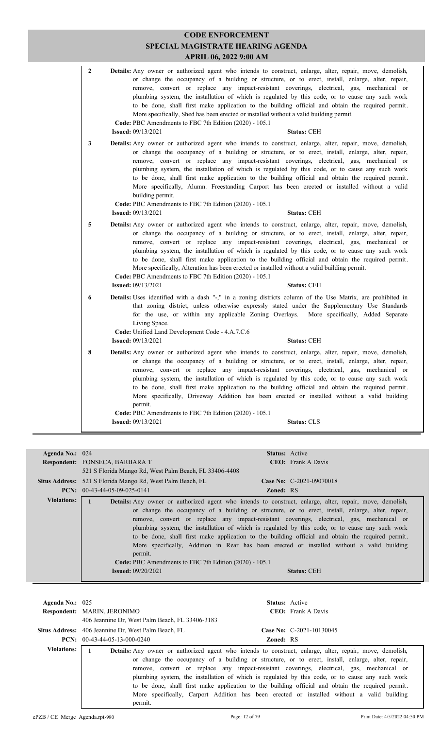# CODE ENFORCEMENT
## SPECIAL MAGISTRATE HEARING AGENDA
### APRIL 06, 2022 9:00 AM

**2** **Details:** Any owner or authorized agent who intends to construct, enlarge, alter, repair, move, demolish, or change the occupancy of a building or structure, or to erect, install, enlarge, alter, repair, remove, convert or replace any impact-resistant coverings, electrical, gas, mechanical or plumbing system, the installation of which is regulated by this code, or to cause any such work to be done, shall first make application to the building official and obtain the required permit. More specifically, Shed has been erected or installed without a valid building permit.
**Code:** PBC Amendments to FBC 7th Edition (2020) - 105.1
**Issued:** 09/13/2021 **Status:** CEH

**3** **Details:** Any owner or authorized agent who intends to construct, enlarge, alter, repair, move, demolish, or change the occupancy of a building or structure, or to erect, install, enlarge, alter, repair, remove, convert or replace any impact-resistant coverings, electrical, gas, mechanical or plumbing system, the installation of which is regulated by this code, or to cause any such work to be done, shall first make application to the building official and obtain the required permit. More specifically, Alumn. Freestanding Carport has been erected or installed without a valid building permit.
**Code:** PBC Amendments to FBC 7th Edition (2020) - 105.1
**Issued:** 09/13/2021 **Status:** CEH

**5** **Details:** Any owner or authorized agent who intends to construct, enlarge, alter, repair, move, demolish, or change the occupancy of a building or structure, or to erect, install, enlarge, alter, repair, remove, convert or replace any impact-resistant coverings, electrical, gas, mechanical or plumbing system, the installation of which is regulated by this code, or to cause any such work to be done, shall first make application to the building official and obtain the required permit. More specifically, Alteration has been erected or installed without a valid building permit.
**Code:** PBC Amendments to FBC 7th Edition (2020) - 105.1
**Issued:** 09/13/2021 **Status:** CEH

**6** **Details:** Uses identified with a dash "-," in a zoning districts column of the Use Matrix, are prohibited in that zoning district, unless otherwise expressly stated under the Supplementary Use Standards for the use, or within any applicable Zoning Overlays. More specifically, Added Separate Living Space.
**Code:** Unified Land Development Code - 4.A.7.C.6
**Issued:** 09/13/2021 **Status:** CEH

**8** **Details:** Any owner or authorized agent who intends to construct, enlarge, alter, repair, move, demolish, or change the occupancy of a building or structure, or to erect, install, enlarge, alter, repair, remove, convert or replace any impact-resistant coverings, electrical, gas, mechanical or plumbing system, the installation of which is regulated by this code, or to cause any such work to be done, shall first make application to the building official and obtain the required permit. More specifically, Driveway Addition has been erected or installed without a valid building permit.
**Code:** PBC Amendments to FBC 7th Edition (2020) - 105.1
**Issued:** 09/13/2021 **Status:** CLS

---

**Agenda No.:** 024 **Status:** Active
**Respondent:** FONSECA, BARBARA T **CEO:** Frank A Davis
521 S Florida Mango Rd, West Palm Beach, FL 33406-4408
**Situs Address:** 521 S Florida Mango Rd, West Palm Beach, FL **Case No:** C-2021-09070018
**PCN:** 00-43-44-05-09-025-0141 **Zoned:** RS

**Violations:**

**1** **Details:** Any owner or authorized agent who intends to construct, enlarge, alter, repair, move, demolish, or change the occupancy of a building or structure, or to erect, install, enlarge, alter, repair, remove, convert or replace any impact-resistant coverings, electrical, gas, mechanical or plumbing system, the installation of which is regulated by this code, or to cause any such work to be done, shall first make application to the building official and obtain the required permit. More specifically, Addition in Rear has been erected or installed without a valid building permit.
**Code:** PBC Amendments to FBC 7th Edition (2020) - 105.1
**Issued:** 09/20/2021 **Status:** CEH

---

**Agenda No.:** 025 **Status:** Active
**Respondent:** MARIN, JERONIMO **CEO:** Frank A Davis
406 Jeannine Dr, West Palm Beach, FL 33406-3183
**Situs Address:** 406 Jeannine Dr, West Palm Beach, FL **Case No:** C-2021-10130045
**PCN:** 00-43-44-05-13-000-0240 **Zoned:** RS

**Violations:**

**1** **Details:** Any owner or authorized agent who intends to construct, enlarge, alter, repair, move, demolish, or change the occupancy of a building or structure, or to erect, install, enlarge, alter, repair, remove, convert or replace any impact-resistant coverings, electrical, gas, mechanical or plumbing system, the installation of which is regulated by this code, or to cause any such work to be done, shall first make application to the building official and obtain the required permit. More specifically, Carport Addition has been erected or installed without a valid building permit.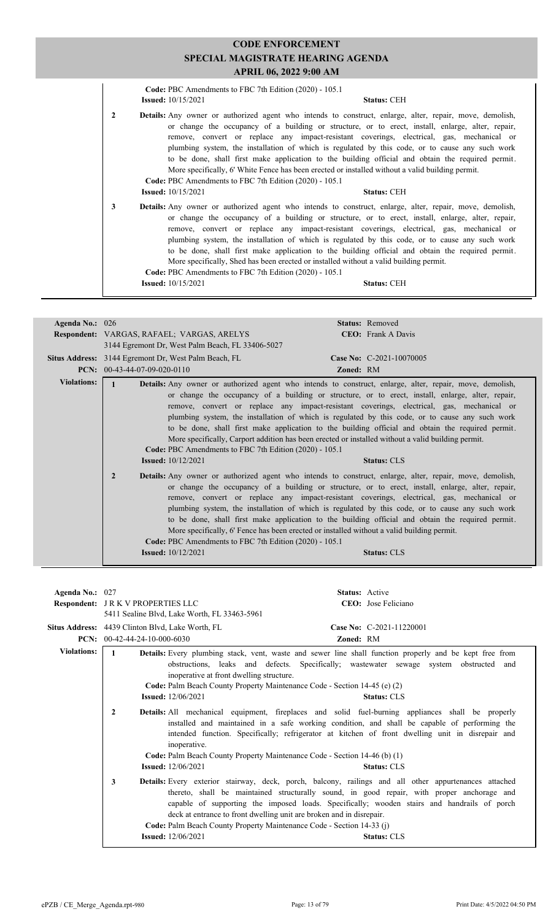# CODE ENFORCEMENT
## SPECIAL MAGISTRATE HEARING AGENDA
### APRIL 06, 2022 9:00 AM

**Code:** PBC Amendments to FBC 7th Edition (2020) - 105.1
**Issued:** 10/15/2021 **Status:** CEH

**2** **Details:** Any owner or authorized agent who intends to construct, enlarge, alter, repair, move, demolish, or change the occupancy of a building or structure, or to erect, install, enlarge, alter, repair, remove, convert or replace any impact-resistant coverings, electrical, gas, mechanical or plumbing system, the installation of which is regulated by this code, or to cause any such work to be done, shall first make application to the building official and obtain the required permit. More specifically, 6' White Fence has been erected or installed without a valid building permit.
**Code:** PBC Amendments to FBC 7th Edition (2020) - 105.1
**Issued:** 10/15/2021 **Status:** CEH

**3** **Details:** Any owner or authorized agent who intends to construct, enlarge, alter, repair, move, demolish, or change the occupancy of a building or structure, or to erect, install, enlarge, alter, repair, remove, convert or replace any impact-resistant coverings, electrical, gas, mechanical or plumbing system, the installation of which is regulated by this code, or to cause any such work to be done, shall first make application to the building official and obtain the required permit. More specifically, Shed has been erected or installed without a valid building permit.
**Code:** PBC Amendments to FBC 7th Edition (2020) - 105.1
**Issued:** 10/15/2021 **Status:** CEH

---

**Agenda No.:** 026 **Status:** Removed
**Respondent:** VARGAS, RAFAEL; VARGAS, ARELYS **CEO:** Frank A Davis
3144 Egremont Dr, West Palm Beach, FL 33406-5027
**Situs Address:** 3144 Egremont Dr, West Palm Beach, FL **Case No:** C-2021-10070005
**PCN:** 00-43-44-07-09-020-0110 **Zoned:** RM

**Violations:**

**1** **Details:** Any owner or authorized agent who intends to construct, enlarge, alter, repair, move, demolish, or change the occupancy of a building or structure, or to erect, install, enlarge, alter, repair, remove, convert or replace any impact-resistant coverings, electrical, gas, mechanical or plumbing system, the installation of which is regulated by this code, or to cause any such work to be done, shall first make application to the building official and obtain the required permit. More specifically, Carport addition has been erected or installed without a valid building permit.
**Code:** PBC Amendments to FBC 7th Edition (2020) - 105.1
**Issued:** 10/12/2021 **Status:** CLS

**2** **Details:** Any owner or authorized agent who intends to construct, enlarge, alter, repair, move, demolish, or change the occupancy of a building or structure, or to erect, install, enlarge, alter, repair, remove, convert or replace any impact-resistant coverings, electrical, gas, mechanical or plumbing system, the installation of which is regulated by this code, or to cause any such work to be done, shall first make application to the building official and obtain the required permit. More specifically, 6' Fence has been erected or installed without a valid building permit.
**Code:** PBC Amendments to FBC 7th Edition (2020) - 105.1
**Issued:** 10/12/2021 **Status:** CLS

---

**Agenda No.:** 027 **Status:** Active
**Respondent:** J R K V PROPERTIES LLC **CEO:** Jose Feliciano
5411 Sealine Blvd, Lake Worth, FL 33463-5961
**Situs Address:** 4439 Clinton Blvd, Lake Worth, FL **Case No:** C-2021-11220001
**PCN:** 00-42-44-24-10-000-6030 **Zoned:** RM

**Violations:**

**1** **Details:** Every plumbing stack, vent, waste and sewer line shall function properly and be kept free from obstructions, leaks and defects. Specifically; wastewater sewage system obstructed and inoperative at front dwelling structure.
**Code:** Palm Beach County Property Maintenance Code - Section 14-45 (e) (2)
**Issued:** 12/06/2021 **Status:** CLS

**2** **Details:** All mechanical equipment, fireplaces and solid fuel-burning appliances shall be properly installed and maintained in a safe working condition, and shall be capable of performing the intended function. Specifically; refrigerator at kitchen of front dwelling unit in disrepair and inoperative.
**Code:** Palm Beach County Property Maintenance Code - Section 14-46 (b) (1)
**Issued:** 12/06/2021 **Status:** CLS

**3** **Details:** Every exterior stairway, deck, porch, balcony, railings and all other appurtenances attached thereto, shall be maintained structurally sound, in good repair, with proper anchorage and capable of supporting the imposed loads. Specifically; wooden stairs and handrails of porch deck at entrance to front dwelling unit are broken and in disrepair.
**Code:** Palm Beach County Property Maintenance Code - Section 14-33 (j)
**Issued:** 12/06/2021 **Status:** CLS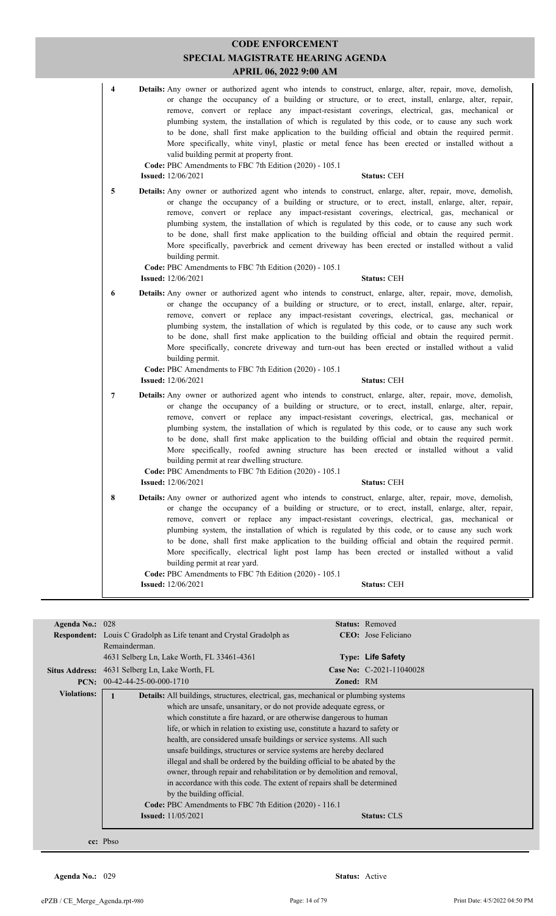# CODE ENFORCEMENT
## SPECIAL MAGISTRATE HEARING AGENDA
### APRIL 06, 2022 9:00 AM

**4** **Details:** Any owner or authorized agent who intends to construct, enlarge, alter, repair, move, demolish, or change the occupancy of a building or structure, or to erect, install, enlarge, alter, repair, remove, convert or replace any impact-resistant coverings, electrical, gas, mechanical or plumbing system, the installation of which is regulated by this code, or to cause any such work to be done, shall first make application to the building official and obtain the required permit. More specifically, white vinyl, plastic or metal fence has been erected or installed without a valid building permit at property front.
**Code:** PBC Amendments to FBC 7th Edition (2020) - 105.1
**Issued:** 12/06/2021 **Status:** CEH

**5** **Details:** Any owner or authorized agent who intends to construct, enlarge, alter, repair, move, demolish, or change the occupancy of a building or structure, or to erect, install, enlarge, alter, repair, remove, convert or replace any impact-resistant coverings, electrical, gas, mechanical or plumbing system, the installation of which is regulated by this code, or to cause any such work to be done, shall first make application to the building official and obtain the required permit. More specifically, paverbrick and cement driveway has been erected or installed without a valid building permit.
**Code:** PBC Amendments to FBC 7th Edition (2020) - 105.1
**Issued:** 12/06/2021 **Status:** CEH

**6** **Details:** Any owner or authorized agent who intends to construct, enlarge, alter, repair, move, demolish, or change the occupancy of a building or structure, or to erect, install, enlarge, alter, repair, remove, convert or replace any impact-resistant coverings, electrical, gas, mechanical or plumbing system, the installation of which is regulated by this code, or to cause any such work to be done, shall first make application to the building official and obtain the required permit. More specifically, concrete driveway and turn-out has been erected or installed without a valid building permit.
**Code:** PBC Amendments to FBC 7th Edition (2020) - 105.1
**Issued:** 12/06/2021 **Status:** CEH

**7** **Details:** Any owner or authorized agent who intends to construct, enlarge, alter, repair, move, demolish, or change the occupancy of a building or structure, or to erect, install, enlarge, alter, repair, remove, convert or replace any impact-resistant coverings, electrical, gas, mechanical or plumbing system, the installation of which is regulated by this code, or to cause any such work to be done, shall first make application to the building official and obtain the required permit. More specifically, roofed awning structure has been erected or installed without a valid building permit at rear dwelling structure.
**Code:** PBC Amendments to FBC 7th Edition (2020) - 105.1
**Issued:** 12/06/2021 **Status:** CEH

**8** **Details:** Any owner or authorized agent who intends to construct, enlarge, alter, repair, move, demolish, or change the occupancy of a building or structure, or to erect, install, enlarge, alter, repair, remove, convert or replace any impact-resistant coverings, electrical, gas, mechanical or plumbing system, the installation of which is regulated by this code, or to cause any such work to be done, shall first make application to the building official and obtain the required permit. More specifically, electrical light post lamp has been erected or installed without a valid building permit at rear yard.
**Code:** PBC Amendments to FBC 7th Edition (2020) - 105.1
**Issued:** 12/06/2021 **Status:** CEH

---

**Agenda No.:** 028 **Status:** Removed
**Respondent:** Louis C Gradolph as Life tenant and Crystal Gradolph as Remainderman. **CEO:** Jose Feliciano
4631 Selberg Ln, Lake Worth, FL 33461-4361 **Type:** Life Safety
**Situs Address:** 4631 Selberg Ln, Lake Worth, FL **Case No:** C-2021-11040028
**PCN:** 00-42-44-25-00-000-1710 **Zoned:** RM

**Violations:**

**1** **Details:** All buildings, structures, electrical, gas, mechanical or plumbing systems which are unsafe, unsanitary, or do not provide adequate egress, or which constitute a fire hazard, or are otherwise dangerous to human life, or which in relation to existing use, constitute a hazard to safety or health, are considered unsafe buildings or service systems. All such unsafe buildings, structures or service systems are hereby declared illegal and shall be ordered by the building official to be abated by the owner, through repair and rehabilitation or by demolition and removal, in accordance with this code. The extent of repairs shall be determined by the building official.
**Code:** PBC Amendments to FBC 7th Edition (2020) - 116.1
**Issued:** 11/05/2021 **Status:** CLS

**cc:** Pbso

---

**Agenda No.:** 029 **Status:** Active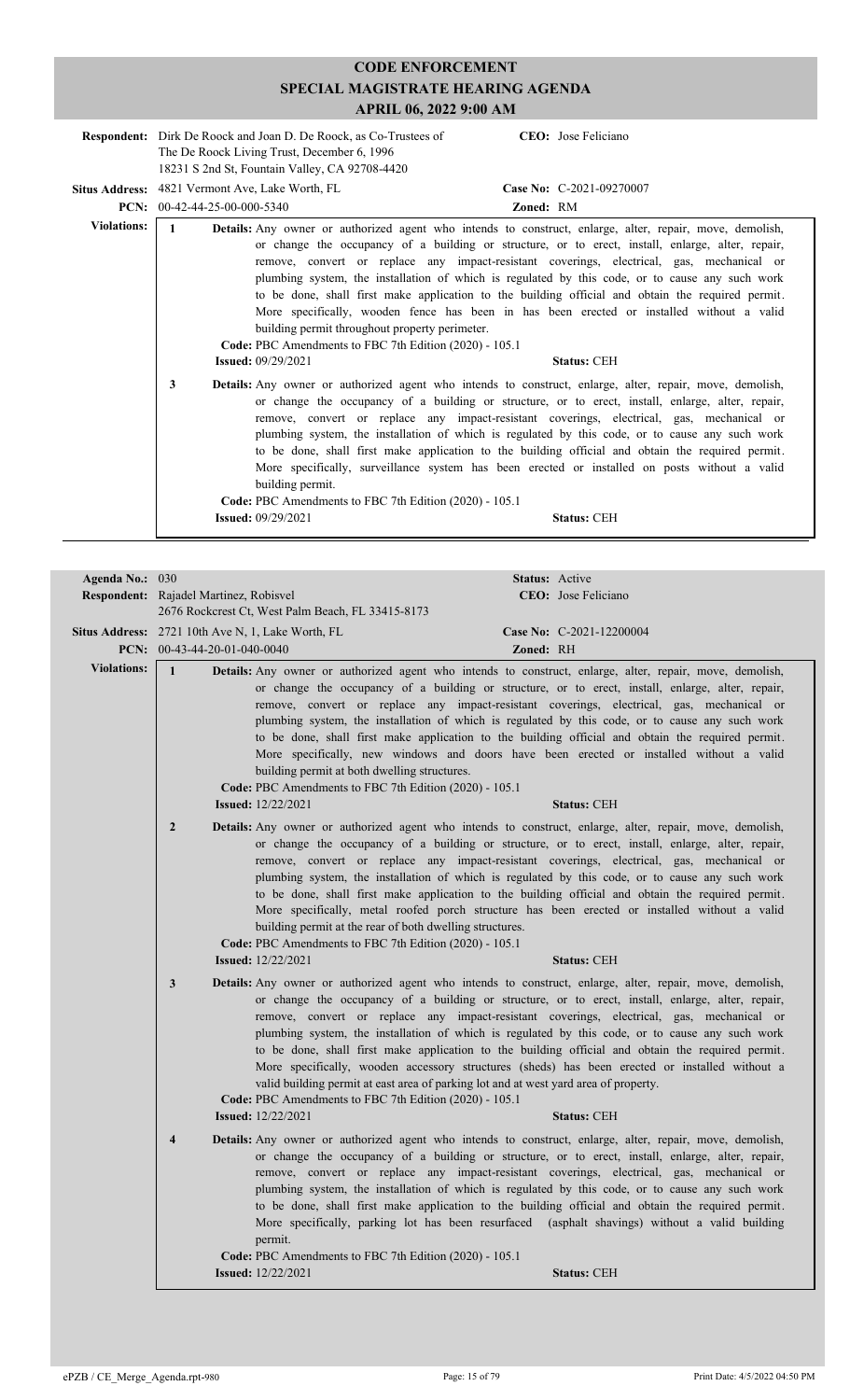# CODE ENFORCEMENT
## SPECIAL MAGISTRATE HEARING AGENDA
### APRIL 06, 2022 9:00 AM

**Respondent:** Dirk De Roock and Joan D. De Roock, as Co-Trustees of The De Roock Living Trust, December 6, 1996
18231 S 2nd St, Fountain Valley, CA 92708-4420

**CEO:** Jose Feliciano

**Situs Address:** 4821 Vermont Ave, Lake Worth, FL

**Case No:** C-2021-09270007

**PCN:** 00-42-44-25-00-000-5340

**Zoned:** RM

**Violations:**

**1** **Details:** Any owner or authorized agent who intends to construct, enlarge, alter, repair, move, demolish, or change the occupancy of a building or structure, or to erect, install, enlarge, alter, repair, remove, convert or replace any impact-resistant coverings, electrical, gas, mechanical or plumbing system, the installation of which is regulated by this code, or to cause any such work to be done, shall first make application to the building official and obtain the required permit. More specifically, wooden fence has been in has been erected or installed without a valid building permit throughout property perimeter.

**Code:** PBC Amendments to FBC 7th Edition (2020) - 105.1

**Issued:** 09/29/2021 **Status:** CEH

**3** **Details:** Any owner or authorized agent who intends to construct, enlarge, alter, repair, move, demolish, or change the occupancy of a building or structure, or to erect, install, enlarge, alter, repair, remove, convert or replace any impact-resistant coverings, electrical, gas, mechanical or plumbing system, the installation of which is regulated by this code, or to cause any such work to be done, shall first make application to the building official and obtain the required permit. More specifically, surveillance system has been erected or installed on posts without a valid building permit.

**Code:** PBC Amendments to FBC 7th Edition (2020) - 105.1

**Issued:** 09/29/2021 **Status:** CEH

---

**Agenda No.:** 030 **Status:** Active

**Respondent:** Rajadel Martinez, Robisvel
2676 Rockcrest Ct, West Palm Beach, FL 33415-8173

**CEO:** Jose Feliciano

**Situs Address:** 2721 10th Ave N, 1, Lake Worth, FL

**Case No:** C-2021-12200004

**PCN:** 00-43-44-20-01-040-0040

**Zoned:** RH

**Violations:**

**1** **Details:** Any owner or authorized agent who intends to construct, enlarge, alter, repair, move, demolish, or change the occupancy of a building or structure, or to erect, install, enlarge, alter, repair, remove, convert or replace any impact-resistant coverings, electrical, gas, mechanical or plumbing system, the installation of which is regulated by this code, or to cause any such work to be done, shall first make application to the building official and obtain the required permit. More specifically, new windows and doors have been erected or installed without a valid building permit at both dwelling structures.

**Code:** PBC Amendments to FBC 7th Edition (2020) - 105.1

**Issued:** 12/22/2021 **Status:** CEH

**2** **Details:** Any owner or authorized agent who intends to construct, enlarge, alter, repair, move, demolish, or change the occupancy of a building or structure, or to erect, install, enlarge, alter, repair, remove, convert or replace any impact-resistant coverings, electrical, gas, mechanical or plumbing system, the installation of which is regulated by this code, or to cause any such work to be done, shall first make application to the building official and obtain the required permit. More specifically, metal roofed porch structure has been erected or installed without a valid building permit at the rear of both dwelling structures.

**Code:** PBC Amendments to FBC 7th Edition (2020) - 105.1

**Issued:** 12/22/2021 **Status:** CEH

**3** **Details:** Any owner or authorized agent who intends to construct, enlarge, alter, repair, move, demolish, or change the occupancy of a building or structure, or to erect, install, enlarge, alter, repair, remove, convert or replace any impact-resistant coverings, electrical, gas, mechanical or plumbing system, the installation of which is regulated by this code, or to cause any such work to be done, shall first make application to the building official and obtain the required permit. More specifically, wooden accessory structures (sheds) has been erected or installed without a valid building permit at east area of parking lot and at west yard area of property.

**Code:** PBC Amendments to FBC 7th Edition (2020) - 105.1

**Issued:** 12/22/2021 **Status:** CEH

**4** **Details:** Any owner or authorized agent who intends to construct, enlarge, alter, repair, move, demolish, or change the occupancy of a building or structure, or to erect, install, enlarge, alter, repair, remove, convert or replace any impact-resistant coverings, electrical, gas, mechanical or plumbing system, the installation of which is regulated by this code, or to cause any such work to be done, shall first make application to the building official and obtain the required permit. More specifically, parking lot has been resurfaced (asphalt shavings) without a valid building permit.

**Code:** PBC Amendments to FBC 7th Edition (2020) - 105.1

**Issued:** 12/22/2021 **Status:** CEH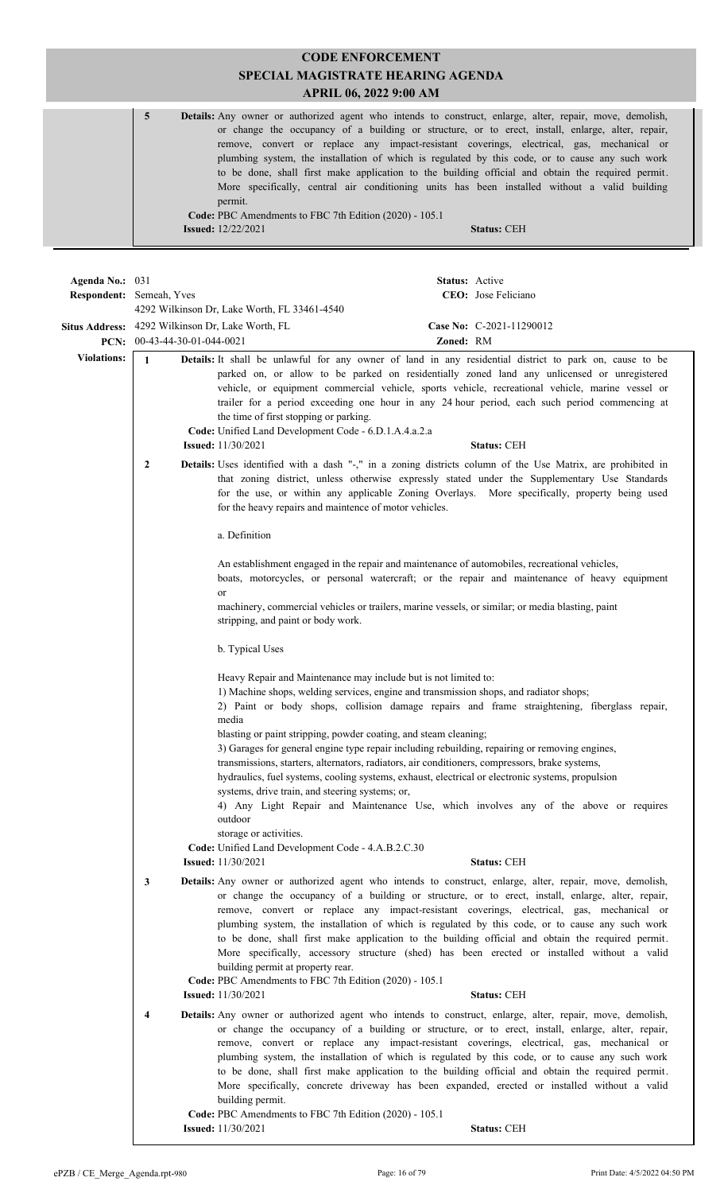# CODE ENFORCEMENT
## SPECIAL MAGISTRATE HEARING AGENDA
### APRIL 06, 2022 9:00 AM

**5** **Details:** Any owner or authorized agent who intends to construct, enlarge, alter, repair, move, demolish, or change the occupancy of a building or structure, or to erect, install, enlarge, alter, repair, remove, convert or replace any impact-resistant coverings, electrical, gas, mechanical or plumbing system, the installation of which is regulated by this code, or to cause any such work to be done, shall first make application to the building official and obtain the required permit. More specifically, central air conditioning units has been installed without a valid building permit.

**Code:** PBC Amendments to FBC 7th Edition (2020) - 105.1

**Issued:** 12/22/2021 **Status:** CEH

---

**Agenda No.:** 031 **Status:** Active

**Respondent:** Semeah, Yves **CEO:** Jose Feliciano

4292 Wilkinson Dr, Lake Worth, FL 33461-4540

**Situs Address:** 4292 Wilkinson Dr, Lake Worth, FL **Case No:** C-2021-11290012

**PCN:** 00-43-44-30-01-044-0021 **Zoned:** RM

**Violations:**

**1** **Details:** It shall be unlawful for any owner of land in any residential district to park on, cause to be parked on, or allow to be parked on residentially zoned land any unlicensed or unregistered vehicle, or equipment commercial vehicle, sports vehicle, recreational vehicle, marine vessel or trailer for a period exceeding one hour in any 24 hour period, each such period commencing at the time of first stopping or parking.

**Code:** Unified Land Development Code - 6.D.1.A.4.a.2.a

**Issued:** 11/30/2021 **Status:** CEH

**2** **Details:** Uses identified with a dash "-," in a zoning districts column of the Use Matrix, are prohibited in that zoning district, unless otherwise expressly stated under the Supplementary Use Standards for the use, or within any applicable Zoning Overlays. More specifically, property being used for the heavy repairs and maintence of motor vehicles.

a. Definition

An establishment engaged in the repair and maintenance of automobiles, recreational vehicles, boats, motorcycles, or personal watercraft; or the repair and maintenance of heavy equipment or machinery, commercial vehicles or trailers, marine vessels, or similar; or media blasting, paint stripping, and paint or body work.

b. Typical Uses

Heavy Repair and Maintenance may include but is not limited to:

1) Machine shops, welding services, engine and transmission shops, and radiator shops;

2) Paint or body shops, collision damage repairs and frame straightening, fiberglass repair, media blasting or paint stripping, powder coating, and steam cleaning;

3) Garages for general engine type repair including rebuilding, repairing or removing engines, transmissions, starters, alternators, radiators, air conditioners, compressors, brake systems, hydraulics, fuel systems, cooling systems, exhaust, electrical or electronic systems, propulsion systems, drive train, and steering systems; or,

4) Any Light Repair and Maintenance Use, which involves any of the above or requires outdoor storage or activities.

**Code:** Unified Land Development Code - 4.A.B.2.C.30

**Issued:** 11/30/2021 **Status:** CEH

**3** **Details:** Any owner or authorized agent who intends to construct, enlarge, alter, repair, move, demolish, or change the occupancy of a building or structure, or to erect, install, enlarge, alter, repair, remove, convert or replace any impact-resistant coverings, electrical, gas, mechanical or plumbing system, the installation of which is regulated by this code, or to cause any such work to be done, shall first make application to the building official and obtain the required permit. More specifically, accessory structure (shed) has been erected or installed without a valid building permit at property rear.

**Code:** PBC Amendments to FBC 7th Edition (2020) - 105.1

**Issued:** 11/30/2021 **Status:** CEH

**4** **Details:** Any owner or authorized agent who intends to construct, enlarge, alter, repair, move, demolish, or change the occupancy of a building or structure, or to erect, install, enlarge, alter, repair, remove, convert or replace any impact-resistant coverings, electrical, gas, mechanical or plumbing system, the installation of which is regulated by this code, or to cause any such work to be done, shall first make application to the building official and obtain the required permit. More specifically, concrete driveway has been expanded, erected or installed without a valid building permit.

**Code:** PBC Amendments to FBC 7th Edition (2020) - 105.1

**Issued:** 11/30/2021 **Status:** CEH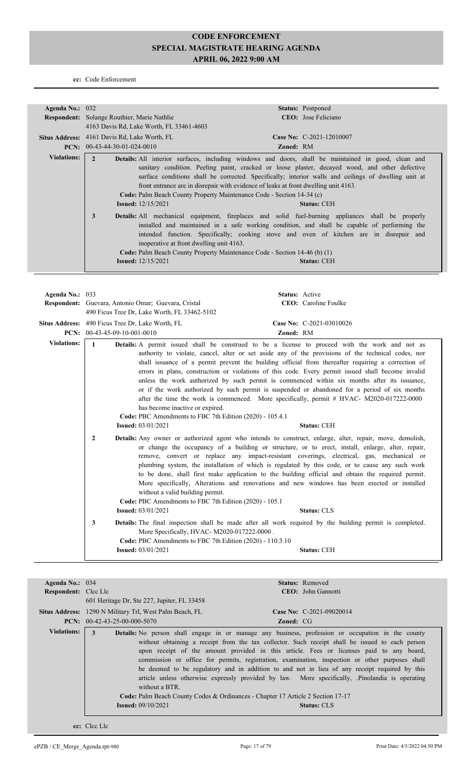# CODE ENFORCEMENT
## SPECIAL MAGISTRATE HEARING AGENDA
### APRIL 06, 2022 9:00 AM

**cc:** Code Enforcement

---

**Agenda No.:** 032 | **Status:** Postponed
**Respondent:** Solange Routhier, Marie Nathlie | **CEO:** Jose Feliciano
4163 Davis Rd, Lake Worth, FL 33461-4603
**Situs Address:** 4161 Davis Rd, Lake Worth, FL | **Case No:** C-2021-12010007
**PCN:** 00-43-44-30-01-024-0010 | **Zoned:** RM

**Violations:**

**2** **Details:** All interior surfaces, including windows and doors, shall be maintained in good, clean and sanitary condition. Peeling paint, cracked or loose plaster, decayed wood, and other defective surface conditions shall be corrected. Specifically; interior walls and ceilings of dwelling unit at front entrance are in disrepair with evidence of leaks at front dwelling unit 4163.
**Code:** Palm Beach County Property Maintenance Code - Section 14-34 (c)
**Issued:** 12/15/2021 | **Status:** CEH

**3** **Details:** All mechanical equipment, fireplaces and solid fuel-burning appliances shall be properly installed and maintained in a safe working condition, and shall be capable of performing the intended function. Specifically; cooking stove and oven of kitchen are in disrepair and inoperative at front dwelling unit 4163.
**Code:** Palm Beach County Property Maintenance Code - Section 14-46 (b) (1)
**Issued:** 12/15/2021 | **Status:** CEH

---

**Agenda No.:** 033 | **Status:** Active
**Respondent:** Guevara, Antonio Omar; Guevara, Cristal | **CEO:** Caroline Foulke
490 Ficus Tree Dr, Lake Worth, FL 33462-5102
**Situs Address:** 490 Ficus Tree Dr, Lake Worth, FL | **Case No:** C-2021-03010026
**PCN:** 00-43-45-09-10-001-0010 | **Zoned:** RM

**Violations:**

**1** **Details:** A permit issued shall be construed to be a license to proceed with the work and not as authority to violate, cancel, alter or set aside any of the provisions of the technical codes, nor shall issuance of a permit prevent the building official from thereafter requiring a correction of errors in plans, construction or violations of this code. Every permit issued shall become invalid unless the work authorized by such permit is commenced within six months after its issuance, or if the work authorized by such permit is suspended or abandoned for a period of six months after the time the work is commenced. More specifically, permit # HVAC- M2020-017222-0000 has become inactive or expired.
**Code:** PBC Amendments to FBC 7th Edition (2020) - 105.4.1
**Issued:** 03/01/2021 | **Status:** CEH

**2** **Details:** Any owner or authorized agent who intends to construct, enlarge, alter, repair, move, demolish, or change the occupancy of a building or structure, or to erect, install, enlarge, alter, repair, remove, convert or replace any impact-resistant coverings, electrical, gas, mechanical or plumbing system, the installation of which is regulated by this code, or to cause any such work to be done, shall first make application to the building official and obtain the required permit. More specifically, Alterations and renovations and new windows has been erected or installed without a valid building permit.
**Code:** PBC Amendments to FBC 7th Edition (2020) - 105.1
**Issued:** 03/01/2021 | **Status:** CLS

**3** **Details:** The final inspection shall be made after all work required by the building permit is completed. More Specifically, HVAC- M2020-017222-0000 .
**Code:** PBC Amendments to FBC 7th Edition (2020) - 110.3.10
**Issued:** 03/01/2021 | **Status:** CEH

---

**Agenda No.:** 034 | **Status:** Removed
**Respondent:** Clcc Llc | **CEO:** John Gannotti
601 Heritage Dr, Ste 227, Jupiter, FL 33458
**Situs Address:** 1290 N Military Trl, West Palm Beach, FL | **Case No:** C-2021-09020014
**PCN:** 00-42-43-25-00-000-5070 | **Zoned:** CG

**Violations:**

**3** **Details:** No person shall engage in or manage any business, profession or occupation in the county without obtaining a receipt from the tax collector. Such receipt shall be issued to each person upon receipt of the amount provided in this article. Fees or licenses paid to any board, commission or office for permits, registration, examination, inspection or other purposes shall be deemed to be regulatory and in addition to and not in lieu of any receipt required by this article unless otherwise expressly provided by law. More specifically, .Pinolandia is operating without a BTR.
**Code:** Palm Beach County Codes & Ordinances - Chapter 17 Article 2 Section 17-17
**Issued:** 09/10/2021 | **Status:** CLS

**cc:** Clcc Llc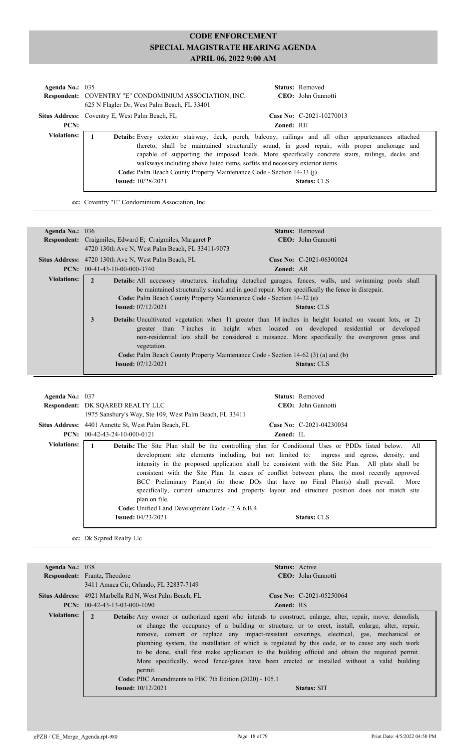# CODE ENFORCEMENT
## SPECIAL MAGISTRATE HEARING AGENDA
## APRIL 06, 2022 9:00 AM

**Agenda No.:** 035 **Status:** Removed
**Respondent:** COVENTRY "E" CONDOMINIUM ASSOCIATION, INC. **CEO:** John Gannotti
625 N Flagler Dr, West Palm Beach, FL 33401
**Situs Address:** Coventry E, West Palm Beach, FL **Case No:** C-2021-10270013
**PCN:** **Zoned:** RH

**Violations:**

**1** **Details:** Every exterior stairway, deck, porch, balcony, railings and all other appurtenances attached thereto, shall be maintained structurally sound, in good repair, with proper anchorage and capable of supporting the imposed loads. More specifically concrete stairs, railings, decks and walkways including above listed items, soffits and necessary exterior items.
**Code:** Palm Beach County Property Maintenance Code - Section 14-33 (j)
**Issued:** 10/28/2021 **Status:** CLS

**cc:** Coventry "E" Condominium Association, Inc.

---

**Agenda No.:** 036 **Status:** Removed
**Respondent:** Craigmiles, Edward E; Craigmiles, Margaret P **CEO:** John Gannotti
4720 130th Ave N, West Palm Beach, FL 33411-9073
**Situs Address:** 4720 130th Ave N, West Palm Beach, FL **Case No:** C-2021-06300024
**PCN:** 00-41-43-10-00-000-3740 **Zoned:** AR

**Violations:**

**2** **Details:** All accessory structures, including detached garages, fences, walls, and swimming pools shall be maintained structurally sound and in good repair. More specifically the fence in disrepair.
**Code:** Palm Beach County Property Maintenance Code - Section 14-32 (e)
**Issued:** 07/12/2021 **Status:** CLS

**3** **Details:** Uncultivated vegetation when 1) greater than 18 inches in height located on vacant lots, or 2) greater than 7 inches in height when located on developed residential or developed non-residential lots shall be considered a nuisance. More specifically the overgrown grass and vegetation.
**Code:** Palm Beach County Property Maintenance Code - Section 14-62 (3) (a) and (b)
**Issued:** 07/12/2021 **Status:** CLS

---

**Agenda No.:** 037 **Status:** Removed
**Respondent:** DK SQARED REALTY LLC **CEO:** John Gannotti
1975 Sansbury's Way, Ste 109, West Palm Beach, FL 33411
**Situs Address:** 4401 Annette St, West Palm Beach, FL **Case No:** C-2021-04230034
**PCN:** 00-42-43-24-10-000-0121 **Zoned:** IL

**Violations:**

**1** **Details:** The Site Plan shall be the controlling plan for Conditional Uses or PDDs listed below. All development site elements, including, but not limited to: ingress and egress, density, and intensity in the proposed application shall be consistent with the Site Plan. All plats shall be consistent with the Site Plan. In cases of conflict between plans, the most recently approved BCC Preliminary Plan(s) for those DOs that have no Final Plan(s) shall prevail. More specifically, current structures and property layout and structure position does not match site plan on file.
**Code:** Unified Land Development Code - 2.A.6.B.4
**Issued:** 04/23/2021 **Status:** CLS

**cc:** Dk Sqared Realty Llc

---

**Agenda No.:** 038 **Status:** Active
**Respondent:** Frantz, Theodore **CEO:** John Gannotti
3411 Amaca Cir, Orlando, FL 32837-7149
**Situs Address:** 4921 Marbella Rd N, West Palm Beach, FL **Case No:** C-2021-05250064
**PCN:** 00-42-43-13-03-000-1090 **Zoned:** RS

**Violations:**

**2** **Details:** Any owner or authorized agent who intends to construct, enlarge, alter, repair, move, demolish, or change the occupancy of a building or structure, or to erect, install, enlarge, alter, repair, remove, convert or replace any impact-resistant coverings, electrical, gas, mechanical or plumbing system, the installation of which is regulated by this code, or to cause any such work to be done, shall first make application to the building official and obtain the required permit. More specifically, wood fence/gates have been erected or installed without a valid building permit.
**Code:** PBC Amendments to FBC 7th Edition (2020) - 105.1
**Issued:** 10/12/2021 **Status:** SIT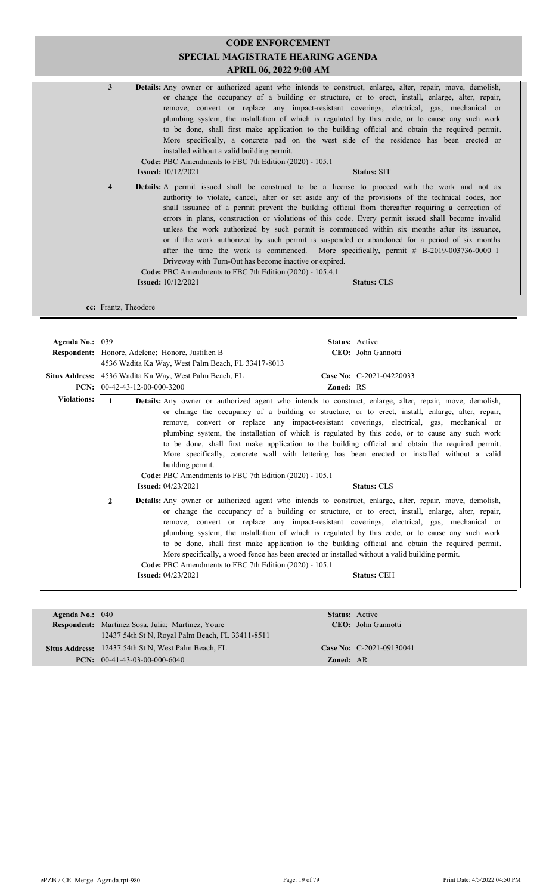# CODE ENFORCEMENT
## SPECIAL MAGISTRATE HEARING AGENDA
### APRIL 06, 2022 9:00 AM

**3** **Details:** Any owner or authorized agent who intends to construct, enlarge, alter, repair, move, demolish, or change the occupancy of a building or structure, or to erect, install, enlarge, alter, repair, remove, convert or replace any impact-resistant coverings, electrical, gas, mechanical or plumbing system, the installation of which is regulated by this code, or to cause any such work to be done, shall first make application to the building official and obtain the required permit. More specifically, a concrete pad on the west side of the residence has been erected or installed without a valid building permit.
**Code:** PBC Amendments to FBC 7th Edition (2020) - 105.1
**Issued:** 10/12/2021 **Status:** SIT

**4** **Details:** A permit issued shall be construed to be a license to proceed with the work and not as authority to violate, cancel, alter or set aside any of the provisions of the technical codes, nor shall issuance of a permit prevent the building official from thereafter requiring a correction of errors in plans, construction or violations of this code. Every permit issued shall become invalid unless the work authorized by such permit is commenced within six months after its issuance, or if the work authorized by such permit is suspended or abandoned for a period of six months after the time the work is commenced. More specifically, permit # B-2019-003736-0000 1 Driveway with Turn-Out has become inactive or expired.
**Code:** PBC Amendments to FBC 7th Edition (2020) - 105.4.1
**Issued:** 10/12/2021 **Status:** CLS

**cc:** Frantz, Theodore

---

**Agenda No.:** 039 **Status:** Active
**Respondent:** Honore, Adelene; Honore, Justilien B **CEO:** John Gannotti
4536 Wadita Ka Way, West Palm Beach, FL 33417-8013
**Situs Address:** 4536 Wadita Ka Way, West Palm Beach, FL **Case No:** C-2021-04220033
**PCN:** 00-42-43-12-00-000-3200 **Zoned:** RS

**Violations:**

**1** **Details:** Any owner or authorized agent who intends to construct, enlarge, alter, repair, move, demolish, or change the occupancy of a building or structure, or to erect, install, enlarge, alter, repair, remove, convert or replace any impact-resistant coverings, electrical, gas, mechanical or plumbing system, the installation of which is regulated by this code, or to cause any such work to be done, shall first make application to the building official and obtain the required permit. More specifically, concrete wall with lettering has been erected or installed without a valid building permit.
**Code:** PBC Amendments to FBC 7th Edition (2020) - 105.1
**Issued:** 04/23/2021 **Status:** CLS

**2** **Details:** Any owner or authorized agent who intends to construct, enlarge, alter, repair, move, demolish, or change the occupancy of a building or structure, or to erect, install, enlarge, alter, repair, remove, convert or replace any impact-resistant coverings, electrical, gas, mechanical or plumbing system, the installation of which is regulated by this code, or to cause any such work to be done, shall first make application to the building official and obtain the required permit. More specifically, a wood fence has been erected or installed without a valid building permit.
**Code:** PBC Amendments to FBC 7th Edition (2020) - 105.1
**Issued:** 04/23/2021 **Status:** CEH

---

**Agenda No.:** 040 **Status:** Active
**Respondent:** Martinez Sosa, Julia; Martinez, Youre **CEO:** John Gannotti
12437 54th St N, Royal Palm Beach, FL 33411-8511
**Situs Address:** 12437 54th St N, West Palm Beach, FL **Case No:** C-2021-09130041
**PCN:** 00-41-43-03-00-000-6040 **Zoned:** AR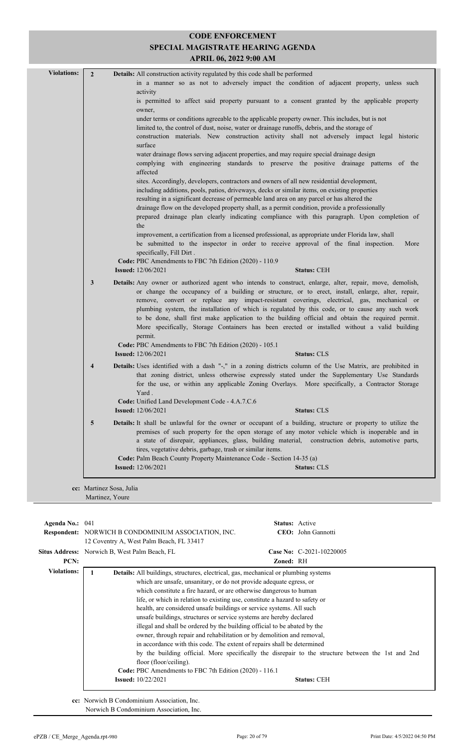# CODE ENFORCEMENT
## SPECIAL MAGISTRATE HEARING AGENDA
### APRIL 06, 2022 9:00 AM

**Violations:**

**2** **Details:** All construction activity regulated by this code shall be performed in a manner so as not to adversely impact the condition of adjacent property, unless such activity is permitted to affect said property pursuant to a consent granted by the applicable property owner, under terms or conditions agreeable to the applicable property owner. This includes, but is not limited to, the control of dust, noise, water or drainage runoffs, debris, and the storage of construction materials. New construction activity shall not adversely impact legal historic surface water drainage flows serving adjacent properties, and may require special drainage design complying with engineering standards to preserve the positive drainage patterns of the affected sites. Accordingly, developers, contractors and owners of all new residential development, including additions, pools, patios, driveways, decks or similar items, on existing properties resulting in a significant decrease of permeable land area on any parcel or has altered the drainage flow on the developed property shall, as a permit condition, provide a professionally prepared drainage plan clearly indicating compliance with this paragraph. Upon completion of the improvement, a certification from a licensed professional, as appropriate under Florida law, shall be submitted to the inspector in order to receive approval of the final inspection. More specifically, Fill Dirt .

**Code:** PBC Amendments to FBC 7th Edition (2020) - 110.9
**Issued:** 12/06/2021 **Status:** CEH

**3** **Details:** Any owner or authorized agent who intends to construct, enlarge, alter, repair, move, demolish, or change the occupancy of a building or structure, or to erect, install, enlarge, alter, repair, remove, convert or replace any impact-resistant coverings, electrical, gas, mechanical or plumbing system, the installation of which is regulated by this code, or to cause any such work to be done, shall first make application to the building official and obtain the required permit. More specifically, Storage Containers has been erected or installed without a valid building permit.

**Code:** PBC Amendments to FBC 7th Edition (2020) - 105.1
**Issued:** 12/06/2021 **Status:** CLS

**4** **Details:** Uses identified with a dash "-," in a zoning districts column of the Use Matrix, are prohibited in that zoning district, unless otherwise expressly stated under the Supplementary Use Standards for the use, or within any applicable Zoning Overlays. More specifically, a Contractor Storage Yard .

**Code:** Unified Land Development Code - 4.A.7.C.6
**Issued:** 12/06/2021 **Status:** CLS

**5** **Details:** It shall be unlawful for the owner or occupant of a building, structure or property to utilize the premises of such property for the open storage of any motor vehicle which is inoperable and in a state of disrepair, appliances, glass, building material, construction debris, automotive parts, tires, vegetative debris, garbage, trash or similar items.

**Code:** Palm Beach County Property Maintenance Code - Section 14-35 (a)
**Issued:** 12/06/2021 **Status:** CLS

**cc:** Martinez Sosa, Julia
Martinez, Youre

---

**Agenda No.:** 041 **Status:** Active
**Respondent:** NORWICH B CONDOMINIUM ASSOCIATION, INC. **CEO:** John Gannotti
12 Coventry A, West Palm Beach, FL 33417
**Situs Address:** Norwich B, West Palm Beach, FL **Case No:** C-2021-10220005
**PCN:** **Zoned:** RH

**Violations:**

**1** **Details:** All buildings, structures, electrical, gas, mechanical or plumbing systems which are unsafe, unsanitary, or do not provide adequate egress, or which constitute a fire hazard, or are otherwise dangerous to human life, or which in relation to existing use, constitute a hazard to safety or health, are considered unsafe buildings or service systems. All such unsafe buildings, structures or service systems are hereby declared illegal and shall be ordered by the building official to be abated by the owner, through repair and rehabilitation or by demolition and removal, in accordance with this code. The extent of repairs shall be determined by the building official. More specifically the disrepair to the structure between the 1st and 2nd floor (floor/ceiling).

**Code:** PBC Amendments to FBC 7th Edition (2020) - 116.1
**Issued:** 10/22/2021 **Status:** CEH

**cc:** Norwich B Condominium Association, Inc.
Norwich B Condominium Association, Inc.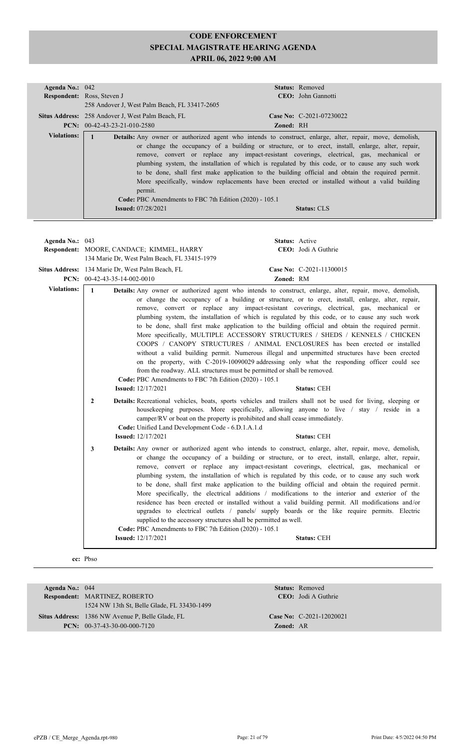# CODE ENFORCEMENT
# SPECIAL MAGISTRATE HEARING AGENDA
# APRIL 06, 2022 9:00 AM

**Agenda No.:** 042
**Status:** Removed
**Respondent:** Ross, Steven J
258 Andover J, West Palm Beach, FL 33417-2605
**CEO:** John Gannotti
**Situs Address:** 258 Andover J, West Palm Beach, FL
**Case No:** C-2021-07230022
**PCN:** 00-42-43-23-21-010-2580
**Zoned:** RH

**Violations:**

**1** **Details:** Any owner or authorized agent who intends to construct, enlarge, alter, repair, move, demolish, or change the occupancy of a building or structure, or to erect, install, enlarge, alter, repair, remove, convert or replace any impact-resistant coverings, electrical, gas, mechanical or plumbing system, the installation of which is regulated by this code, or to cause any such work to be done, shall first make application to the building official and obtain the required permit. More specifically, window replacements have been erected or installed without a valid building permit.
**Code:** PBC Amendments to FBC 7th Edition (2020) - 105.1
**Issued:** 07/28/2021
**Status:** CLS

---

**Agenda No.:** 043
**Status:** Active
**Respondent:** MOORE, CANDACE; KIMMEL, HARRY
134 Marie Dr, West Palm Beach, FL 33415-1979
**CEO:** Jodi A Guthrie
**Situs Address:** 134 Marie Dr, West Palm Beach, FL
**Case No:** C-2021-11300015
**PCN:** 00-42-43-35-14-002-0010
**Zoned:** RM

**Violations:**

**1** **Details:** Any owner or authorized agent who intends to construct, enlarge, alter, repair, move, demolish, or change the occupancy of a building or structure, or to erect, install, enlarge, alter, repair, remove, convert or replace any impact-resistant coverings, electrical, gas, mechanical or plumbing system, the installation of which is regulated by this code, or to cause any such work to be done, shall first make application to the building official and obtain the required permit. More specifically, MULTIPLE ACCESSORY STRUCTURES / SHEDS / KENNELS / CHICKEN COOPS / CANOPY STRUCTURES / ANIMAL ENCLOSURES has been erected or installed without a valid building permit. Numerous illegal and unpermitted structures have been erected on the property, with C-2019-10090029 addressing only what the responding officer could see from the roadway. ALL structures must be permitted or shall be removed.
**Code:** PBC Amendments to FBC 7th Edition (2020) - 105.1
**Issued:** 12/17/2021
**Status:** CEH

**2** **Details:** Recreational vehicles, boats, sports vehicles and trailers shall not be used for living, sleeping or housekeeping purposes. More specifically, allowing anyone to live / stay / reside in a camper/RV or boat on the property is prohibited and shall cease immediately.
**Code:** Unified Land Development Code - 6.D.1.A.1.d
**Issued:** 12/17/2021
**Status:** CEH

**3** **Details:** Any owner or authorized agent who intends to construct, enlarge, alter, repair, move, demolish, or change the occupancy of a building or structure, or to erect, install, enlarge, alter, repair, remove, convert or replace any impact-resistant coverings, electrical, gas, mechanical or plumbing system, the installation of which is regulated by this code, or to cause any such work to be done, shall first make application to the building official and obtain the required permit. More specifically, the electrical additions / modifications to the interior and exterior of the residence has been erected or installed without a valid building permit. All modifications and/or upgrades to electrical outlets / panels/ supply boards or the like require permits. Electric supplied to the accessory structures shall be permitted as well.
**Code:** PBC Amendments to FBC 7th Edition (2020) - 105.1
**Issued:** 12/17/2021
**Status:** CEH

**cc:** Pbso

---

**Agenda No.:** 044
**Status:** Removed
**Respondent:** MARTINEZ, ROBERTO
1524 NW 13th St, Belle Glade, FL 33430-1499
**CEO:** Jodi A Guthrie
**Situs Address:** 1386 NW Avenue P, Belle Glade, FL
**Case No:** C-2021-12020021
**PCN:** 00-37-43-30-00-000-7120
**Zoned:** AR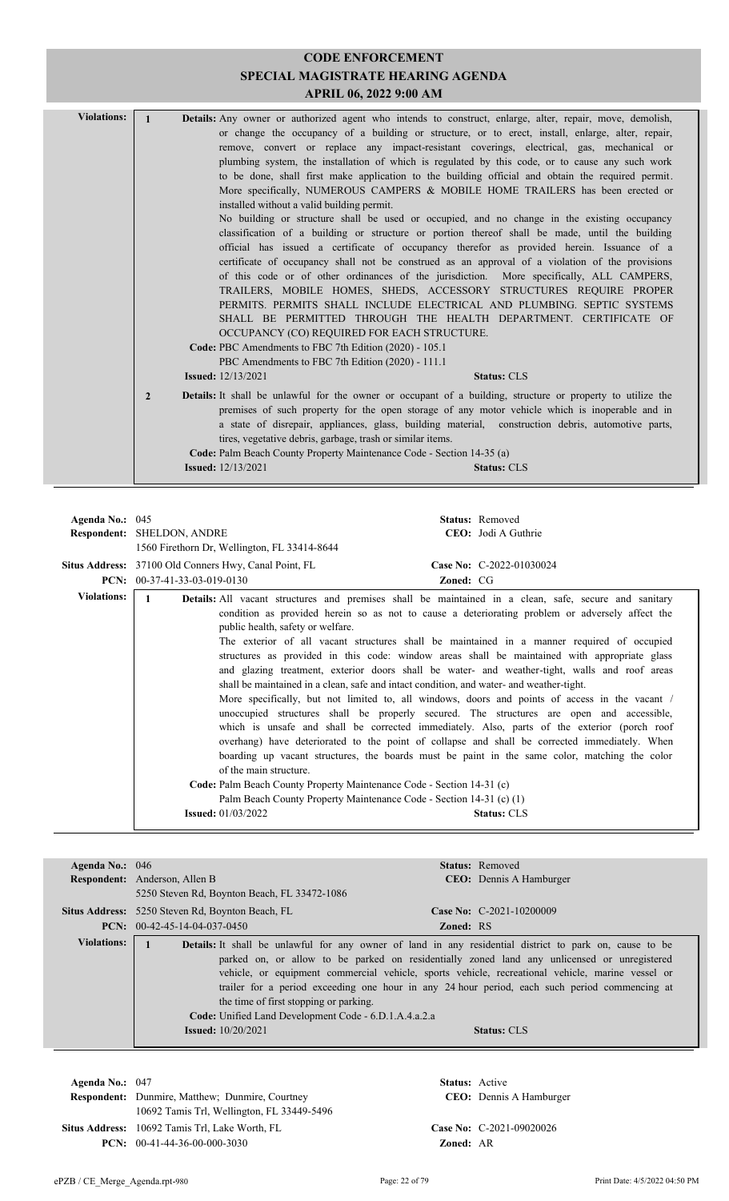# CODE ENFORCEMENT
## SPECIAL MAGISTRATE HEARING AGENDA
### APRIL 06, 2022 9:00 AM

**Violations:**

**1** **Details:** Any owner or authorized agent who intends to construct, enlarge, alter, repair, move, demolish, or change the occupancy of a building or structure, or to erect, install, enlarge, alter, repair, remove, convert or replace any impact-resistant coverings, electrical, gas, mechanical or plumbing system, the installation of which is regulated by this code, or to cause any such work to be done, shall first make application to the building official and obtain the required permit. More specifically, NUMEROUS CAMPERS & MOBILE HOME TRAILERS has been erected or installed without a valid building permit.

No building or structure shall be used or occupied, and no change in the existing occupancy classification of a building or structure or portion thereof shall be made, until the building official has issued a certificate of occupancy therefor as provided herein. Issuance of a certificate of occupancy shall not be construed as an approval of a violation of the provisions of this code or of other ordinances of the jurisdiction. More specifically, ALL CAMPERS, TRAILERS, MOBILE HOMES, SHEDS, ACCESSORY STRUCTURES REQUIRE PROPER PERMITS. PERMITS SHALL INCLUDE ELECTRICAL AND PLUMBING. SEPTIC SYSTEMS SHALL BE PERMITTED THROUGH THE HEALTH DEPARTMENT. CERTIFICATE OF OCCUPANCY (CO) REQUIRED FOR EACH STRUCTURE.

**Code:** PBC Amendments to FBC 7th Edition (2020) - 105.1
PBC Amendments to FBC 7th Edition (2020) - 111.1

**Issued:** 12/13/2021 **Status:** CLS

**2** **Details:** It shall be unlawful for the owner or occupant of a building, structure or property to utilize the premises of such property for the open storage of any motor vehicle which is inoperable and in a state of disrepair, appliances, glass, building material, construction debris, automotive parts, tires, vegetative debris, garbage, trash or similar items.

**Code:** Palm Beach County Property Maintenance Code - Section 14-35 (a)

**Issued:** 12/13/2021 **Status:** CLS

---

**Agenda No.:** 045 **Status:** Removed
**Respondent:** SHELDON, ANDRE **CEO:** Jodi A Guthrie
1560 Firethorn Dr, Wellington, FL 33414-8644
**Situs Address:** 37100 Old Conners Hwy, Canal Point, FL **Case No:** C-2022-01030024
**PCN:** 00-37-41-33-03-019-0130 **Zoned:** CG

**Violations:**

**1** **Details:** All vacant structures and premises shall be maintained in a clean, safe, secure and sanitary condition as provided herein so as not to cause a deteriorating problem or adversely affect the public health, safety or welfare.

The exterior of all vacant structures shall be maintained in a manner required of occupied structures as provided in this code: window areas shall be maintained with appropriate glass and glazing treatment, exterior doors shall be water- and weather-tight, walls and roof areas shall be maintained in a clean, safe and intact condition, and water- and weather-tight.

More specifically, but not limited to, all windows, doors and points of access in the vacant / unoccupied structures shall be properly secured. The structures are open and accessible, which is unsafe and shall be corrected immediately. Also, parts of the exterior (porch roof overhang) have deteriorated to the point of collapse and shall be corrected immediately. When boarding up vacant structures, the boards must be paint in the same color, matching the color of the main structure.

**Code:** Palm Beach County Property Maintenance Code - Section 14-31 (c)
Palm Beach County Property Maintenance Code - Section 14-31 (c) (1)

**Issued:** 01/03/2022 **Status:** CLS

---

**Agenda No.:** 046 **Status:** Removed
**Respondent:** Anderson, Allen B **CEO:** Dennis A Hamburger
5250 Steven Rd, Boynton Beach, FL 33472-1086
**Situs Address:** 5250 Steven Rd, Boynton Beach, FL **Case No:** C-2021-10200009
**PCN:** 00-42-45-14-04-037-0450 **Zoned:** RS

**Violations:**

**1** **Details:** It shall be unlawful for any owner of land in any residential district to park on, cause to be parked on, or allow to be parked on residentially zoned land any unlicensed or unregistered vehicle, or equipment commercial vehicle, sports vehicle, recreational vehicle, marine vessel or trailer for a period exceeding one hour in any 24 hour period, each such period commencing at the time of first stopping or parking.

**Code:** Unified Land Development Code - 6.D.1.A.4.a.2.a

**Issued:** 10/20/2021 **Status:** CLS

---

**Agenda No.:** 047 **Status:** Active
**Respondent:** Dunmire, Matthew; Dunmire, Courtney **CEO:** Dennis A Hamburger
10692 Tamis Trl, Wellington, FL 33449-5496
**Situs Address:** 10692 Tamis Trl, Lake Worth, FL **Case No:** C-2021-09020026
**PCN:** 00-41-44-36-00-000-3030 **Zoned:** AR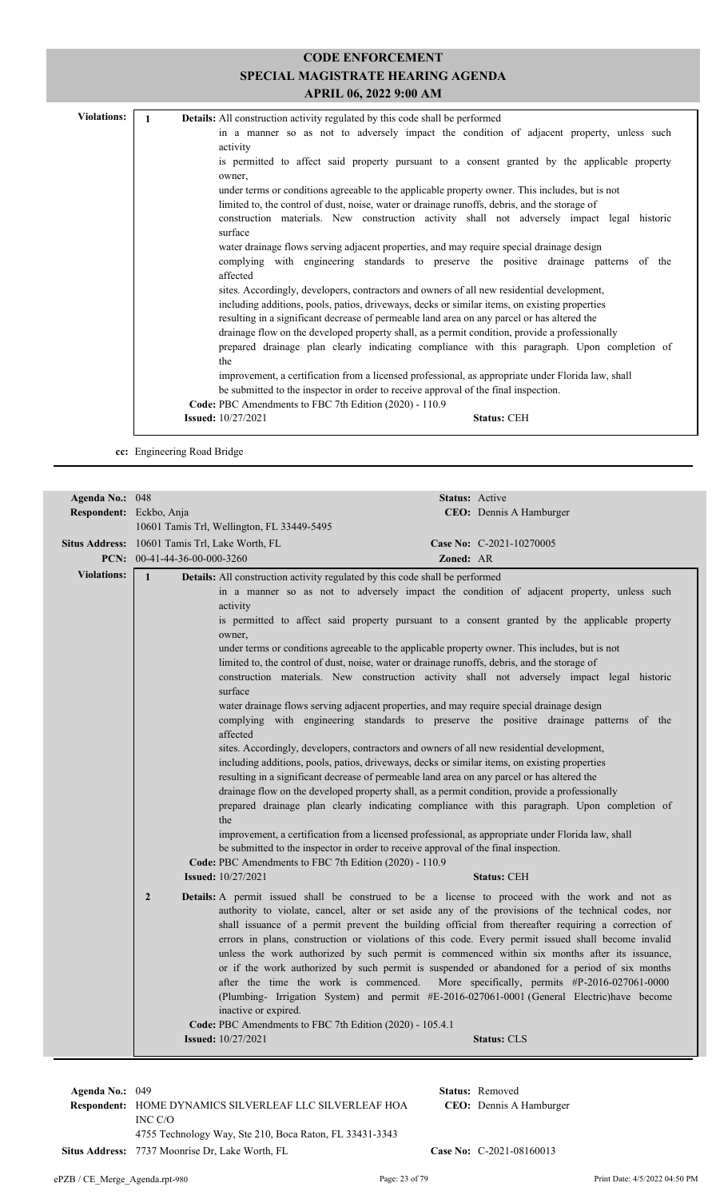# CODE ENFORCEMENT
## SPECIAL MAGISTRATE HEARING AGENDA
### APRIL 06, 2022 9:00 AM

**Violations:**

**1** **Details:** All construction activity regulated by this code shall be performed in a manner so as not to adversely impact the condition of adjacent property, unless such activity is permitted to affect said property pursuant to a consent granted by the applicable property owner, under terms or conditions agreeable to the applicable property owner. This includes, but is not limited to, the control of dust, noise, water or drainage runoffs, debris, and the storage of construction materials. New construction activity shall not adversely impact legal historic surface water drainage flows serving adjacent properties, and may require special drainage design complying with engineering standards to preserve the positive drainage patterns of the affected sites. Accordingly, developers, contractors and owners of all new residential development, including additions, pools, patios, driveways, decks or similar items, on existing properties resulting in a significant decrease of permeable land area on any parcel or has altered the drainage flow on the developed property shall, as a permit condition, provide a professionally prepared drainage plan clearly indicating compliance with this paragraph. Upon completion of the improvement, a certification from a licensed professional, as appropriate under Florida law, shall be submitted to the inspector in order to receive approval of the final inspection.

**Code:** PBC Amendments to FBC 7th Edition (2020) - 110.9

**Issued:** 10/27/2021 **Status:** CEH

**cc:** Engineering Road Bridge

---

**Agenda No.:** 048 **Status:** Active

**Respondent:** Eckbo, Anja **CEO:** Dennis A Hamburger

10601 Tamis Trl, Wellington, FL 33449-5495

**Situs Address:** 10601 Tamis Trl, Lake Worth, FL **Case No:** C-2021-10270005

**PCN:** 00-41-44-36-00-000-3260 **Zoned:** AR

**Violations:**

**1** **Details:** All construction activity regulated by this code shall be performed in a manner so as not to adversely impact the condition of adjacent property, unless such activity is permitted to affect said property pursuant to a consent granted by the applicable property owner, under terms or conditions agreeable to the applicable property owner. This includes, but is not limited to, the control of dust, noise, water or drainage runoffs, debris, and the storage of construction materials. New construction activity shall not adversely impact legal historic surface water drainage flows serving adjacent properties, and may require special drainage design complying with engineering standards to preserve the positive drainage patterns of the affected sites. Accordingly, developers, contractors and owners of all new residential development, including additions, pools, patios, driveways, decks or similar items, on existing properties resulting in a significant decrease of permeable land area on any parcel or has altered the drainage flow on the developed property shall, as a permit condition, provide a professionally prepared drainage plan clearly indicating compliance with this paragraph. Upon completion of the improvement, a certification from a licensed professional, as appropriate under Florida law, shall be submitted to the inspector in order to receive approval of the final inspection.

**Code:** PBC Amendments to FBC 7th Edition (2020) - 110.9

**Issued:** 10/27/2021 **Status:** CEH

**2** **Details:** A permit issued shall be construed to be a license to proceed with the work and not as authority to violate, cancel, alter or set aside any of the provisions of the technical codes, nor shall issuance of a permit prevent the building official from thereafter requiring a correction of errors in plans, construction or violations of this code. Every permit issued shall become invalid unless the work authorized by such permit is commenced within six months after its issuance, or if the work authorized by such permit is suspended or abandoned for a period of six months after the time the work is commenced. More specifically, permits #P-2016-027061-0000 (Plumbing- Irrigation System) and permit #E-2016-027061-0001 (General Electric)have become inactive or expired.

**Code:** PBC Amendments to FBC 7th Edition (2020) - 105.4.1

**Issued:** 10/27/2021 **Status:** CLS

---

**Agenda No.:** 049 **Status:** Removed

**Respondent:** HOME DYNAMICS SILVERLEAF LLC SILVERLEAF HOA INC C/O **CEO:** Dennis A Hamburger

4755 Technology Way, Ste 210, Boca Raton, FL 33431-3343

**Situs Address:** 7737 Moonrise Dr, Lake Worth, FL **Case No:** C-2021-08160013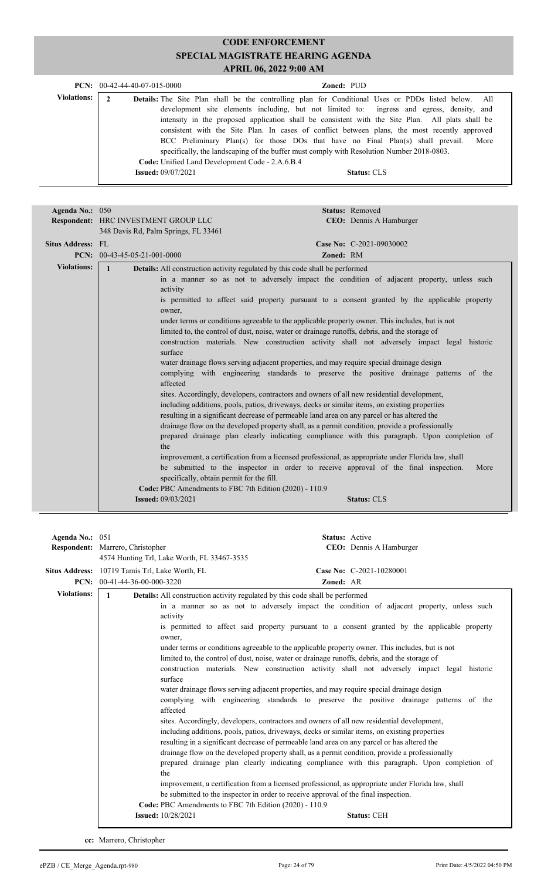# CODE ENFORCEMENT
## SPECIAL MAGISTRATE HEARING AGENDA
### APRIL 06, 2022 9:00 AM

**PCN:** 00-42-44-40-07-015-0000 **Zoned:** PUD

**Violations:**

**2** **Details:** The Site Plan shall be the controlling plan for Conditional Uses or PDDs listed below. All development site elements including, but not limited to: ingress and egress, density, and intensity in the proposed application shall be consistent with the Site Plan. All plats shall be consistent with the Site Plan. In cases of conflict between plans, the most recently approved BCC Preliminary Plan(s) for those DOs that have no Final Plan(s) shall prevail. More specifically, the landscaping of the buffer must comply with Resolution Number 2018-0803.

**Code:** Unified Land Development Code - 2.A.6.B.4

**Issued:** 09/07/2021 **Status:** CLS

---

**Agenda No.:** 050 **Status:** Removed

**Respondent:** HRC INVESTMENT GROUP LLC **CEO:** Dennis A Hamburger

348 Davis Rd, Palm Springs, FL 33461

**Situs Address:** FL **Case No:** C-2021-09030002

**PCN:** 00-43-45-05-21-001-0000 **Zoned:** RM

**Violations:**

**1** **Details:** All construction activity regulated by this code shall be performed in a manner so as not to adversely impact the condition of adjacent property, unless such activity is permitted to affect said property pursuant to a consent granted by the applicable property owner, under terms or conditions agreeable to the applicable property owner. This includes, but is not limited to, the control of dust, noise, water or drainage runoffs, debris, and the storage of construction materials. New construction activity shall not adversely impact legal historic surface water drainage flows serving adjacent properties, and may require special drainage design complying with engineering standards to preserve the positive drainage patterns of the affected sites. Accordingly, developers, contractors and owners of all new residential development, including additions, pools, patios, driveways, decks or similar items, on existing properties resulting in a significant decrease of permeable land area on any parcel or has altered the drainage flow on the developed property shall, as a permit condition, provide a professionally prepared drainage plan clearly indicating compliance with this paragraph. Upon completion of the improvement, a certification from a licensed professional, as appropriate under Florida law, shall be submitted to the inspector in order to receive approval of the final inspection. More specifically, obtain permit for the fill.

**Code:** PBC Amendments to FBC 7th Edition (2020) - 110.9

**Issued:** 09/03/2021 **Status:** CLS

---

**Agenda No.:** 051 **Status:** Active

**Respondent:** Marrero, Christopher **CEO:** Dennis A Hamburger

4574 Hunting Trl, Lake Worth, FL 33467-3535

**Situs Address:** 10719 Tamis Trl, Lake Worth, FL **Case No:** C-2021-10280001

**PCN:** 00-41-44-36-00-000-3220 **Zoned:** AR

**Violations:**

**1** **Details:** All construction activity regulated by this code shall be performed in a manner so as not to adversely impact the condition of adjacent property, unless such activity is permitted to affect said property pursuant to a consent granted by the applicable property owner, under terms or conditions agreeable to the applicable property owner. This includes, but is not limited to, the control of dust, noise, water or drainage runoffs, debris, and the storage of construction materials. New construction activity shall not adversely impact legal historic surface water drainage flows serving adjacent properties, and may require special drainage design complying with engineering standards to preserve the positive drainage patterns of the affected sites. Accordingly, developers, contractors and owners of all new residential development, including additions, pools, patios, driveways, decks or similar items, on existing properties resulting in a significant decrease of permeable land area on any parcel or has altered the drainage flow on the developed property shall, as a permit condition, provide a professionally prepared drainage plan clearly indicating compliance with this paragraph. Upon completion of the improvement, a certification from a licensed professional, as appropriate under Florida law, shall be submitted to the inspector in order to receive approval of the final inspection.

**Code:** PBC Amendments to FBC 7th Edition (2020) - 110.9

**Issued:** 10/28/2021 **Status:** CEH

**cc:** Marrero, Christopher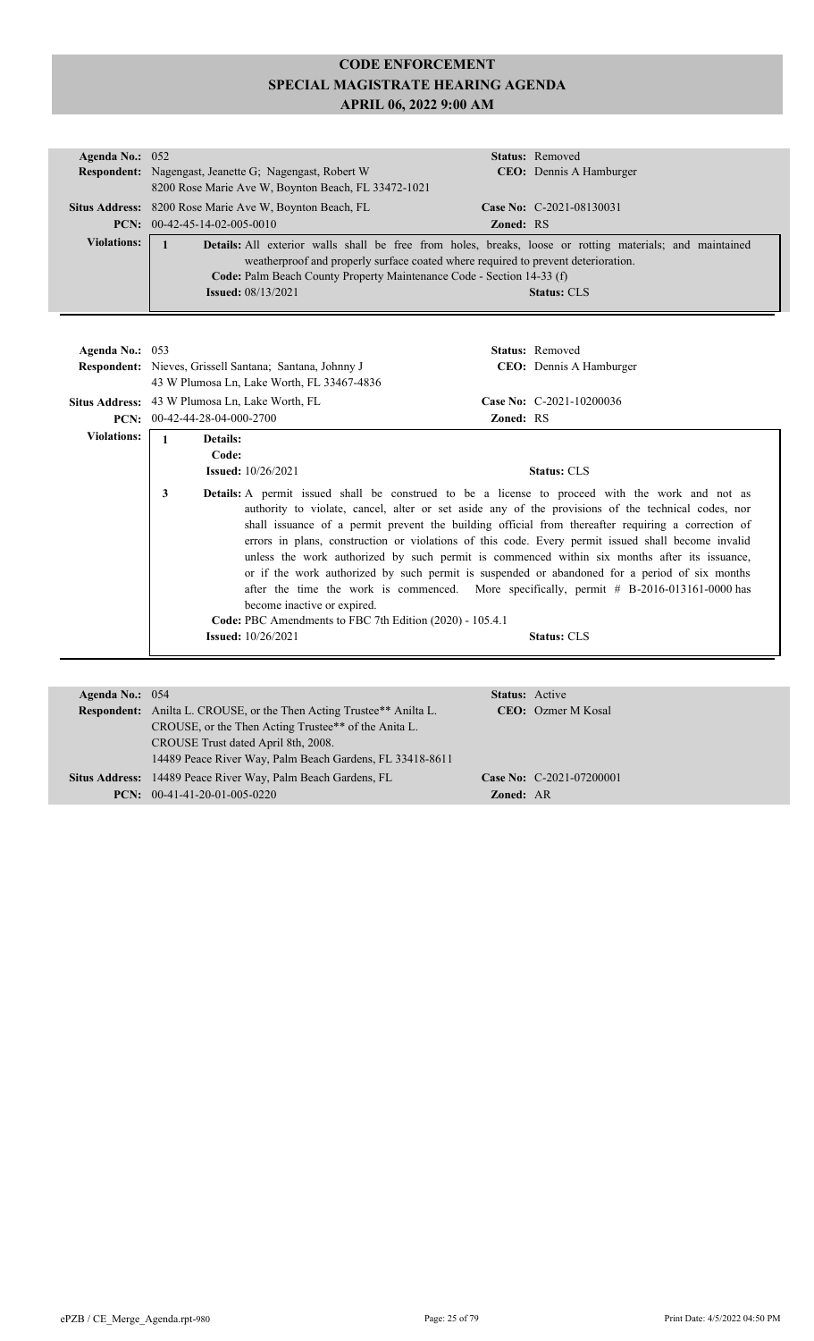# CODE ENFORCEMENT
# SPECIAL MAGISTRATE HEARING AGENDA
# APRIL 06, 2022 9:00 AM

**Agenda No.:** 052 **Status:** Removed
**Respondent:** Nagengast, Jeanette G; Nagengast, Robert W **CEO:** Dennis A Hamburger
8200 Rose Marie Ave W, Boynton Beach, FL 33472-1021
**Situs Address:** 8200 Rose Marie Ave W, Boynton Beach, FL **Case No:** C-2021-08130031
**PCN:** 00-42-45-14-02-005-0010 **Zoned:** RS

**Violations:**

1 **Details:** All exterior walls shall be free from holes, breaks, loose or rotting materials; and maintained weatherproof and properly surface coated where required to prevent deterioration.
**Code:** Palm Beach County Property Maintenance Code - Section 14-33 (f)
**Issued:** 08/13/2021 **Status:** CLS

---

**Agenda No.:** 053 **Status:** Removed
**Respondent:** Nieves, Grissell Santana; Santana, Johnny J **CEO:** Dennis A Hamburger
43 W Plumosa Ln, Lake Worth, FL 33467-4836
**Situs Address:** 43 W Plumosa Ln, Lake Worth, FL **Case No:** C-2021-10200036
**PCN:** 00-42-44-28-04-000-2700 **Zoned:** RS

**Violations:**

1 **Details:**
**Code:**
**Issued:** 10/26/2021 **Status:** CLS

3 **Details:** A permit issued shall be construed to be a license to proceed with the work and not as authority to violate, cancel, alter or set aside any of the provisions of the technical codes, nor shall issuance of a permit prevent the building official from thereafter requiring a correction of errors in plans, construction or violations of this code. Every permit issued shall become invalid unless the work authorized by such permit is commenced within six months after its issuance, or if the work authorized by such permit is suspended or abandoned for a period of six months after the time the work is commenced. More specifically, permit # B-2016-013161-0000 has become inactive or expired.
**Code:** PBC Amendments to FBC 7th Edition (2020) - 105.4.1
**Issued:** 10/26/2021 **Status:** CLS

---

**Agenda No.:** 054 **Status:** Active
**Respondent:** Anilta L. CROUSE, or the Then Acting Trustee** Anilta L. CROUSE, or the Then Acting Trustee** of the Anita L. CROUSE Trust dated April 8th, 2008. **CEO:** Ozmer M Kosal
14489 Peace River Way, Palm Beach Gardens, FL 33418-8611
**Situs Address:** 14489 Peace River Way, Palm Beach Gardens, FL **Case No:** C-2021-07200001
**PCN:** 00-41-41-20-01-005-0220 **Zoned:** AR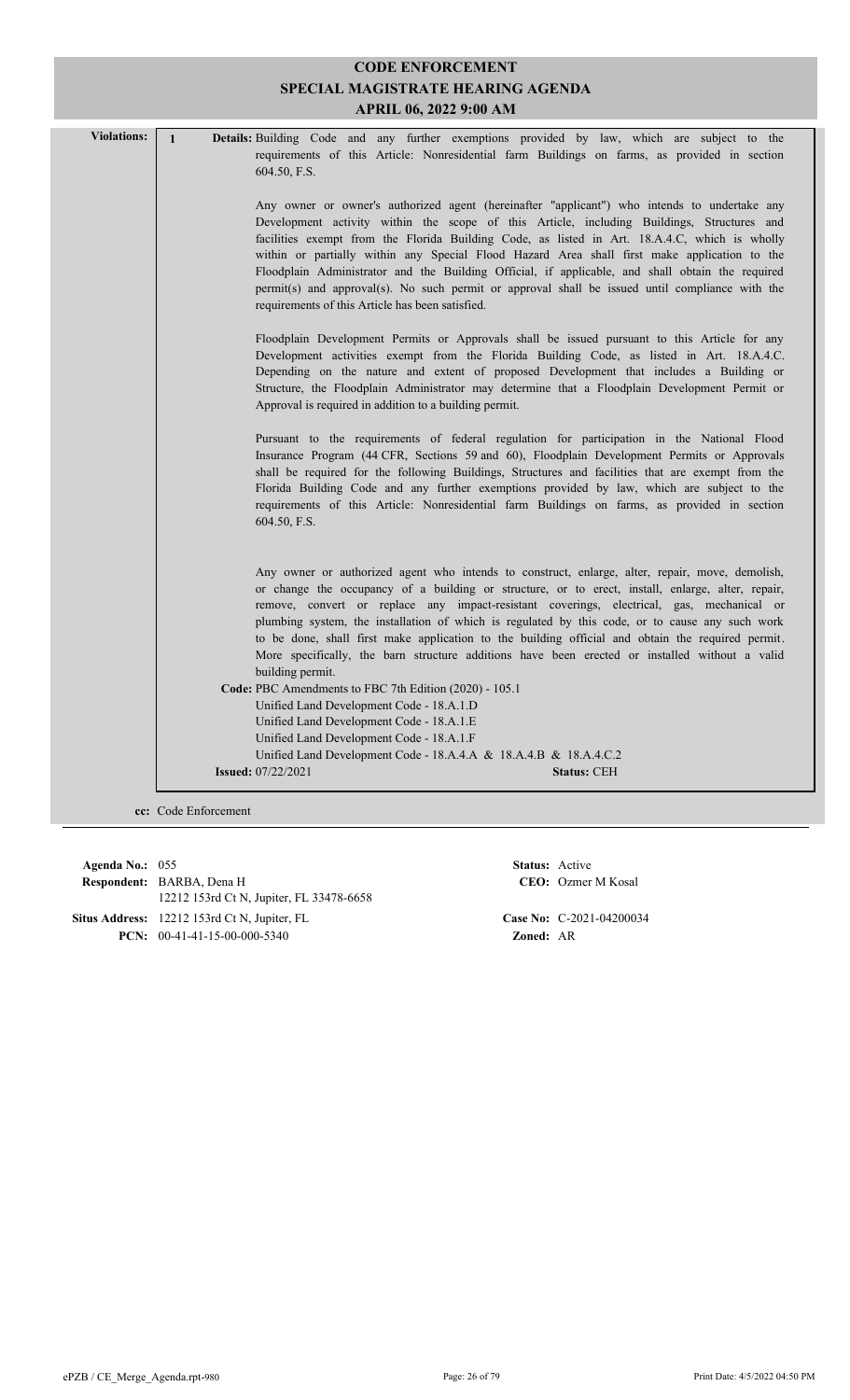# CODE ENFORCEMENT
## SPECIAL MAGISTRATE HEARING AGENDA
### APRIL 06, 2022 9:00 AM

**Violations:**

**1** **Details:** Building Code and any further exemptions provided by law, which are subject to the requirements of this Article: Nonresidential farm Buildings on farms, as provided in section 604.50, F.S.

Any owner or owner's authorized agent (hereinafter "applicant") who intends to undertake any Development activity within the scope of this Article, including Buildings, Structures and facilities exempt from the Florida Building Code, as listed in Art. 18.A.4.C, which is wholly within or partially within any Special Flood Hazard Area shall first make application to the Floodplain Administrator and the Building Official, if applicable, and shall obtain the required permit(s) and approval(s). No such permit or approval shall be issued until compliance with the requirements of this Article has been satisfied.

Floodplain Development Permits or Approvals shall be issued pursuant to this Article for any Development activities exempt from the Florida Building Code, as listed in Art. 18.A.4.C. Depending on the nature and extent of proposed Development that includes a Building or Structure, the Floodplain Administrator may determine that a Floodplain Development Permit or Approval is required in addition to a building permit.

Pursuant to the requirements of federal regulation for participation in the National Flood Insurance Program (44 CFR, Sections 59 and 60), Floodplain Development Permits or Approvals shall be required for the following Buildings, Structures and facilities that are exempt from the Florida Building Code and any further exemptions provided by law, which are subject to the requirements of this Article: Nonresidential farm Buildings on farms, as provided in section 604.50, F.S.

Any owner or authorized agent who intends to construct, enlarge, alter, repair, move, demolish, or change the occupancy of a building or structure, or to erect, install, enlarge, alter, repair, remove, convert or replace any impact-resistant coverings, electrical, gas, mechanical or plumbing system, the installation of which is regulated by this code, or to cause any such work to be done, shall first make application to the building official and obtain the required permit. More specifically, the barn structure additions have been erected or installed without a valid building permit.

**Code:** PBC Amendments to FBC 7th Edition (2020) - 105.1
Unified Land Development Code - 18.A.1.D
Unified Land Development Code - 18.A.1.E
Unified Land Development Code - 18.A.1.F
Unified Land Development Code - 18.A.4.A & 18.A.4.B & 18.A.4.C.2

**Issued:** 07/22/2021 **Status:** CEH

**cc:** Code Enforcement

---

**Agenda No.:** 055 **Status:** Active
**Respondent:** BARBA, Dena H **CEO:** Ozmer M Kosal
12212 153rd Ct N, Jupiter, FL 33478-6658
**Situs Address:** 12212 153rd Ct N, Jupiter, FL **Case No:** C-2021-04200034
**PCN:** 00-41-41-15-00-000-5340 **Zoned:** AR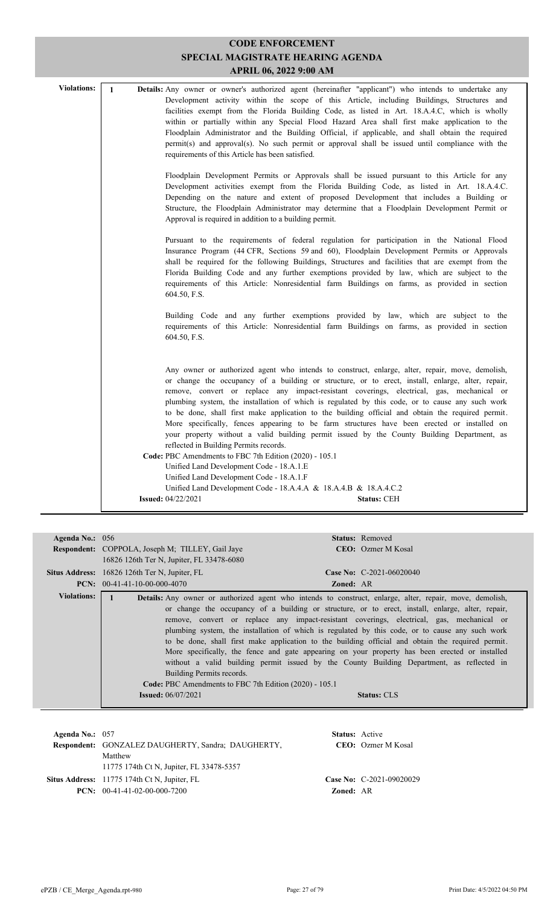# CODE ENFORCEMENT
## SPECIAL MAGISTRATE HEARING AGENDA
### APRIL 06, 2022 9:00 AM

**Violations:**

1 **Details:** Any owner or owner's authorized agent (hereinafter "applicant") who intends to undertake any Development activity within the scope of this Article, including Buildings, Structures and facilities exempt from the Florida Building Code, as listed in Art. 18.A.4.C, which is wholly within or partially within any Special Flood Hazard Area shall first make application to the Floodplain Administrator and the Building Official, if applicable, and shall obtain the required permit(s) and approval(s). No such permit or approval shall be issued until compliance with the requirements of this Article has been satisfied.

Floodplain Development Permits or Approvals shall be issued pursuant to this Article for any Development activities exempt from the Florida Building Code, as listed in Art. 18.A.4.C. Depending on the nature and extent of proposed Development that includes a Building or Structure, the Floodplain Administrator may determine that a Floodplain Development Permit or Approval is required in addition to a building permit.

Pursuant to the requirements of federal regulation for participation in the National Flood Insurance Program (44 CFR, Sections 59 and 60), Floodplain Development Permits or Approvals shall be required for the following Buildings, Structures and facilities that are exempt from the Florida Building Code and any further exemptions provided by law, which are subject to the requirements of this Article: Nonresidential farm Buildings on farms, as provided in section 604.50, F.S.

Building Code and any further exemptions provided by law, which are subject to the requirements of this Article: Nonresidential farm Buildings on farms, as provided in section 604.50, F.S.

Any owner or authorized agent who intends to construct, enlarge, alter, repair, move, demolish, or change the occupancy of a building or structure, or to erect, install, enlarge, alter, repair, remove, convert or replace any impact-resistant coverings, electrical, gas, mechanical or plumbing system, the installation of which is regulated by this code, or to cause any such work to be done, shall first make application to the building official and obtain the required permit. More specifically, fences appearing to be farm structures have been erected or installed on your property without a valid building permit issued by the County Building Department, as reflected in Building Permits records.

**Code:** PBC Amendments to FBC 7th Edition (2020) - 105.1
Unified Land Development Code - 18.A.1.E
Unified Land Development Code - 18.A.1.F
Unified Land Development Code - 18.A.4.A & 18.A.4.B & 18.A.4.C.2

**Issued:** 04/22/2021 **Status:** CEH

---

**Agenda No.:** 056 **Status:** Removed
**Respondent:** COPPOLA, Joseph M; TILLEY, Gail Jaye
16826 126th Ter N, Jupiter, FL 33478-6080 **CEO:** Ozmer M Kosal
**Situs Address:** 16826 126th Ter N, Jupiter, FL **Case No:** C-2021-06020040
**PCN:** 00-41-41-10-00-000-4070 **Zoned:** AR

**Violations:**

1 **Details:** Any owner or authorized agent who intends to construct, enlarge, alter, repair, move, demolish, or change the occupancy of a building or structure, or to erect, install, enlarge, alter, repair, remove, convert or replace any impact-resistant coverings, electrical, gas, mechanical or plumbing system, the installation of which is regulated by this code, or to cause any such work to be done, shall first make application to the building official and obtain the required permit. More specifically, the fence and gate appearing on your property has been erected or installed without a valid building permit issued by the County Building Department, as reflected in Building Permits records.

**Code:** PBC Amendments to FBC 7th Edition (2020) - 105.1

**Issued:** 06/07/2021 **Status:** CLS

---

**Agenda No.:** 057 **Status:** Active
**Respondent:** GONZALEZ DAUGHERTY, Sandra; DAUGHERTY, Matthew
11775 174th Ct N, Jupiter, FL 33478-5357 **CEO:** Ozmer M Kosal
**Situs Address:** 11775 174th Ct N, Jupiter, FL **Case No:** C-2021-09020029
**PCN:** 00-41-41-02-00-000-7200 **Zoned:** AR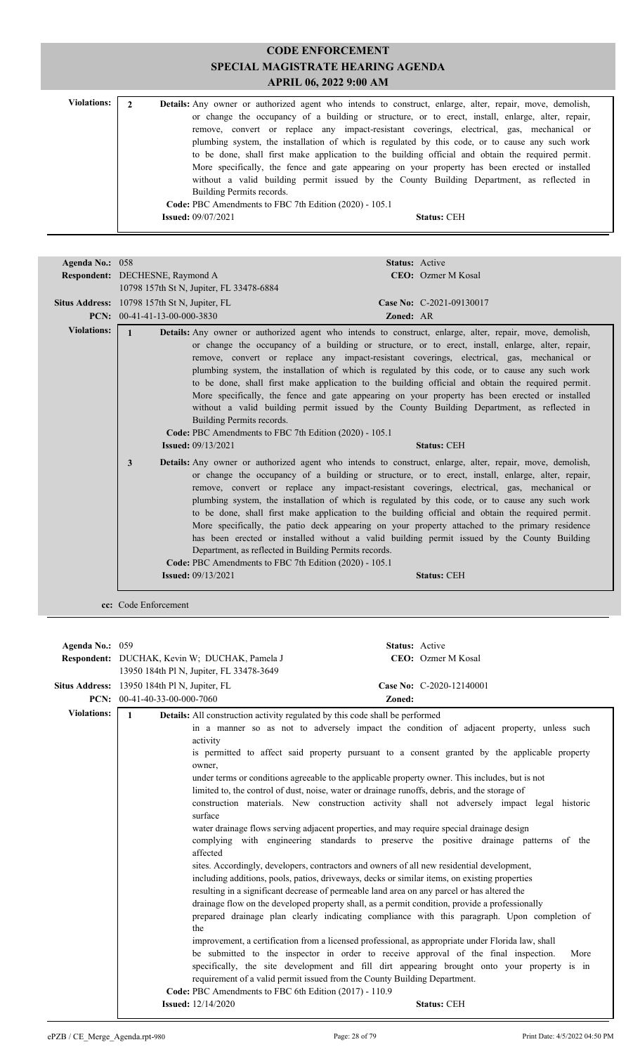# CODE ENFORCEMENT
## SPECIAL MAGISTRATE HEARING AGENDA
### APRIL 06, 2022 9:00 AM

**Violations:**

**2** **Details:** Any owner or authorized agent who intends to construct, enlarge, alter, repair, move, demolish, or change the occupancy of a building or structure, or to erect, install, enlarge, alter, repair, remove, convert or replace any impact-resistant coverings, electrical, gas, mechanical or plumbing system, the installation of which is regulated by this code, or to cause any such work to be done, shall first make application to the building official and obtain the required permit. More specifically, the fence and gate appearing on your property has been erected or installed without a valid building permit issued by the County Building Department, as reflected in Building Permits records.
**Code:** PBC Amendments to FBC 7th Edition (2020) - 105.1
**Issued:** 09/07/2021 **Status:** CEH

---

**Agenda No.:** 058 **Status:** Active
**Respondent:** DECHESNE, Raymond A **CEO:** Ozmer M Kosal
10798 157th St N, Jupiter, FL 33478-6884
**Situs Address:** 10798 157th St N, Jupiter, FL **Case No:** C-2021-09130017
**PCN:** 00-41-41-13-00-000-3830 **Zoned:** AR

**Violations:**

**1** **Details:** Any owner or authorized agent who intends to construct, enlarge, alter, repair, move, demolish, or change the occupancy of a building or structure, or to erect, install, enlarge, alter, repair, remove, convert or replace any impact-resistant coverings, electrical, gas, mechanical or plumbing system, the installation of which is regulated by this code, or to cause any such work to be done, shall first make application to the building official and obtain the required permit. More specifically, the fence and gate appearing on your property has been erected or installed without a valid building permit issued by the County Building Department, as reflected in Building Permits records.
**Code:** PBC Amendments to FBC 7th Edition (2020) - 105.1
**Issued:** 09/13/2021 **Status:** CEH

**3** **Details:** Any owner or authorized agent who intends to construct, enlarge, alter, repair, move, demolish, or change the occupancy of a building or structure, or to erect, install, enlarge, alter, repair, remove, convert or replace any impact-resistant coverings, electrical, gas, mechanical or plumbing system, the installation of which is regulated by this code, or to cause any such work to be done, shall first make application to the building official and obtain the required permit. More specifically, the patio deck appearing on your property attached to the primary residence has been erected or installed without a valid building permit issued by the County Building Department, as reflected in Building Permits records.
**Code:** PBC Amendments to FBC 7th Edition (2020) - 105.1
**Issued:** 09/13/2021 **Status:** CEH

**cc:** Code Enforcement

---

**Agenda No.:** 059 **Status:** Active
**Respondent:** DUCHAK, Kevin W; DUCHAK, Pamela J **CEO:** Ozmer M Kosal
13950 184th Pl N, Jupiter, FL 33478-3649
**Situs Address:** 13950 184th Pl N, Jupiter, FL **Case No:** C-2020-12140001
**PCN:** 00-41-40-33-00-000-7060 **Zoned:**

**Violations:**

**1** **Details:** All construction activity regulated by this code shall be performed in a manner so as not to adversely impact the condition of adjacent property, unless such activity is permitted to affect said property pursuant to a consent granted by the applicable property owner, under terms or conditions agreeable to the applicable property owner. This includes, but is not limited to, the control of dust, noise, water or drainage runoffs, debris, and the storage of construction materials. New construction activity shall not adversely impact legal historic surface water drainage flows serving adjacent properties, and may require special drainage design complying with engineering standards to preserve the positive drainage patterns of the affected sites. Accordingly, developers, contractors and owners of all new residential development, including additions, pools, patios, driveways, decks or similar items, on existing properties resulting in a significant decrease of permeable land area on any parcel or has altered the drainage flow on the developed property shall, as a permit condition, provide a professionally prepared drainage plan clearly indicating compliance with this paragraph. Upon completion of the improvement, a certification from a licensed professional, as appropriate under Florida law, shall be submitted to the inspector in order to receive approval of the final inspection. More specifically, the site development and fill dirt appearing brought onto your property is in requirement of a valid permit issued from the County Building Department.
**Code:** PBC Amendments to FBC 6th Edition (2017) - 110.9
**Issued:** 12/14/2020 **Status:** CEH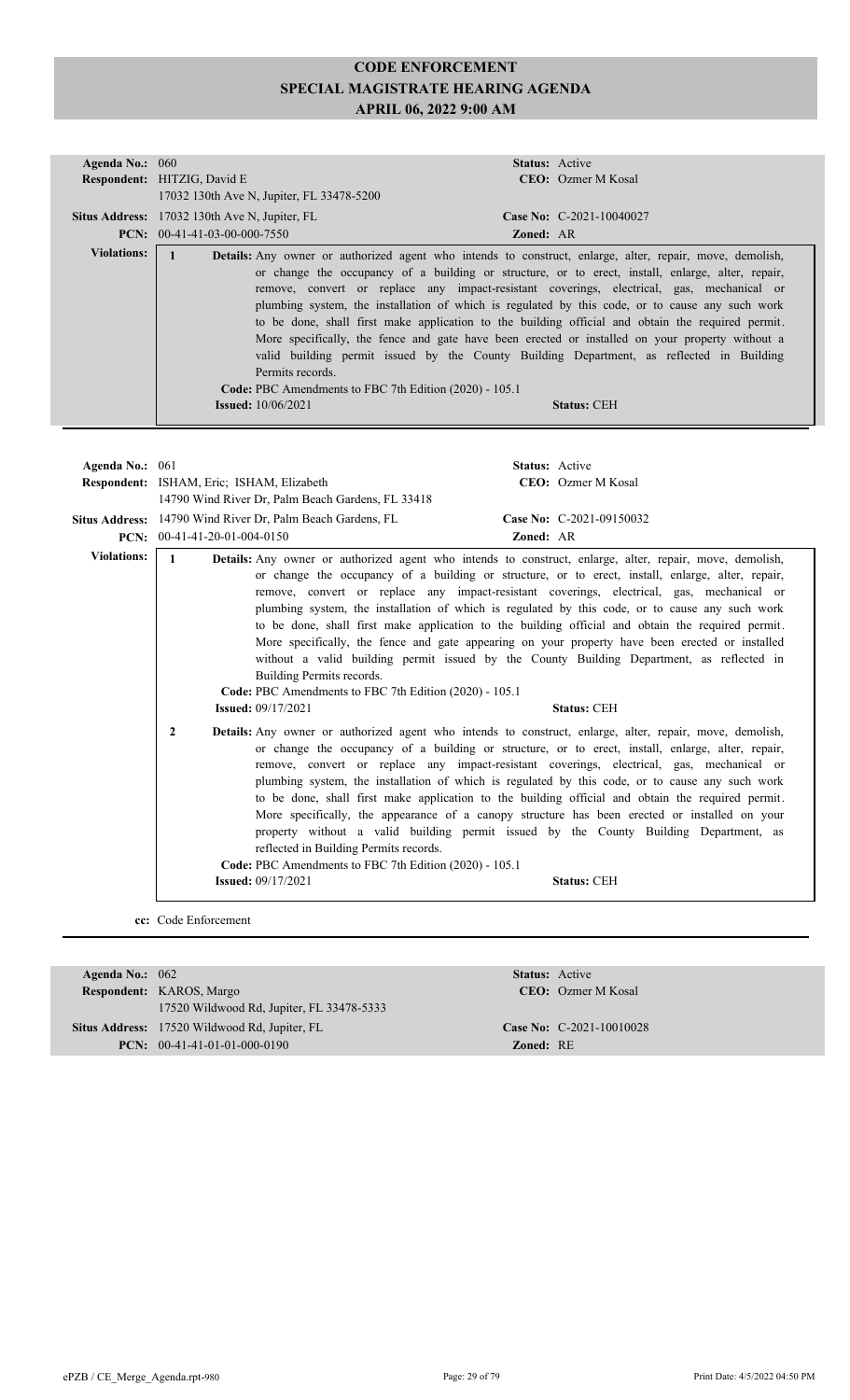# CODE ENFORCEMENT
## SPECIAL MAGISTRATE HEARING AGENDA
### APRIL 06, 2022 9:00 AM

**Agenda No.:** 060 **Status:** Active
**Respondent:** HITZIG, David E **CEO:** Ozmer M Kosal
17032 130th Ave N, Jupiter, FL 33478-5200
**Situs Address:** 17032 130th Ave N, Jupiter, FL **Case No:** C-2021-10040027
**PCN:** 00-41-41-03-00-000-7550 **Zoned:** AR

**Violations:**

**1** **Details:** Any owner or authorized agent who intends to construct, enlarge, alter, repair, move, demolish, or change the occupancy of a building or structure, or to erect, install, enlarge, alter, repair, remove, convert or replace any impact-resistant coverings, electrical, gas, mechanical or plumbing system, the installation of which is regulated by this code, or to cause any such work to be done, shall first make application to the building official and obtain the required permit. More specifically, the fence and gate have been erected or installed on your property without a valid building permit issued by the County Building Department, as reflected in Building Permits records.
**Code:** PBC Amendments to FBC 7th Edition (2020) - 105.1
**Issued:** 10/06/2021 **Status:** CEH

---

**Agenda No.:** 061 **Status:** Active
**Respondent:** ISHAM, Eric; ISHAM, Elizabeth **CEO:** Ozmer M Kosal
14790 Wind River Dr, Palm Beach Gardens, FL 33418
**Situs Address:** 14790 Wind River Dr, Palm Beach Gardens, FL **Case No:** C-2021-09150032
**PCN:** 00-41-41-20-01-004-0150 **Zoned:** AR

**Violations:**

**1** **Details:** Any owner or authorized agent who intends to construct, enlarge, alter, repair, move, demolish, or change the occupancy of a building or structure, or to erect, install, enlarge, alter, repair, remove, convert or replace any impact-resistant coverings, electrical, gas, mechanical or plumbing system, the installation of which is regulated by this code, or to cause any such work to be done, shall first make application to the building official and obtain the required permit. More specifically, the fence and gate appearing on your property have been erected or installed without a valid building permit issued by the County Building Department, as reflected in Building Permits records.
**Code:** PBC Amendments to FBC 7th Edition (2020) - 105.1
**Issued:** 09/17/2021 **Status:** CEH

**2** **Details:** Any owner or authorized agent who intends to construct, enlarge, alter, repair, move, demolish, or change the occupancy of a building or structure, or to erect, install, enlarge, alter, repair, remove, convert or replace any impact-resistant coverings, electrical, gas, mechanical or plumbing system, the installation of which is regulated by this code, or to cause any such work to be done, shall first make application to the building official and obtain the required permit. More specifically, the appearance of a canopy structure has been erected or installed on your property without a valid building permit issued by the County Building Department, as reflected in Building Permits records.
**Code:** PBC Amendments to FBC 7th Edition (2020) - 105.1
**Issued:** 09/17/2021 **Status:** CEH

**cc:** Code Enforcement

---

**Agenda No.:** 062 **Status:** Active
**Respondent:** KAROS, Margo **CEO:** Ozmer M Kosal
17520 Wildwood Rd, Jupiter, FL 33478-5333
**Situs Address:** 17520 Wildwood Rd, Jupiter, FL **Case No:** C-2021-10010028
**PCN:** 00-41-41-01-01-000-0190 **Zoned:** RE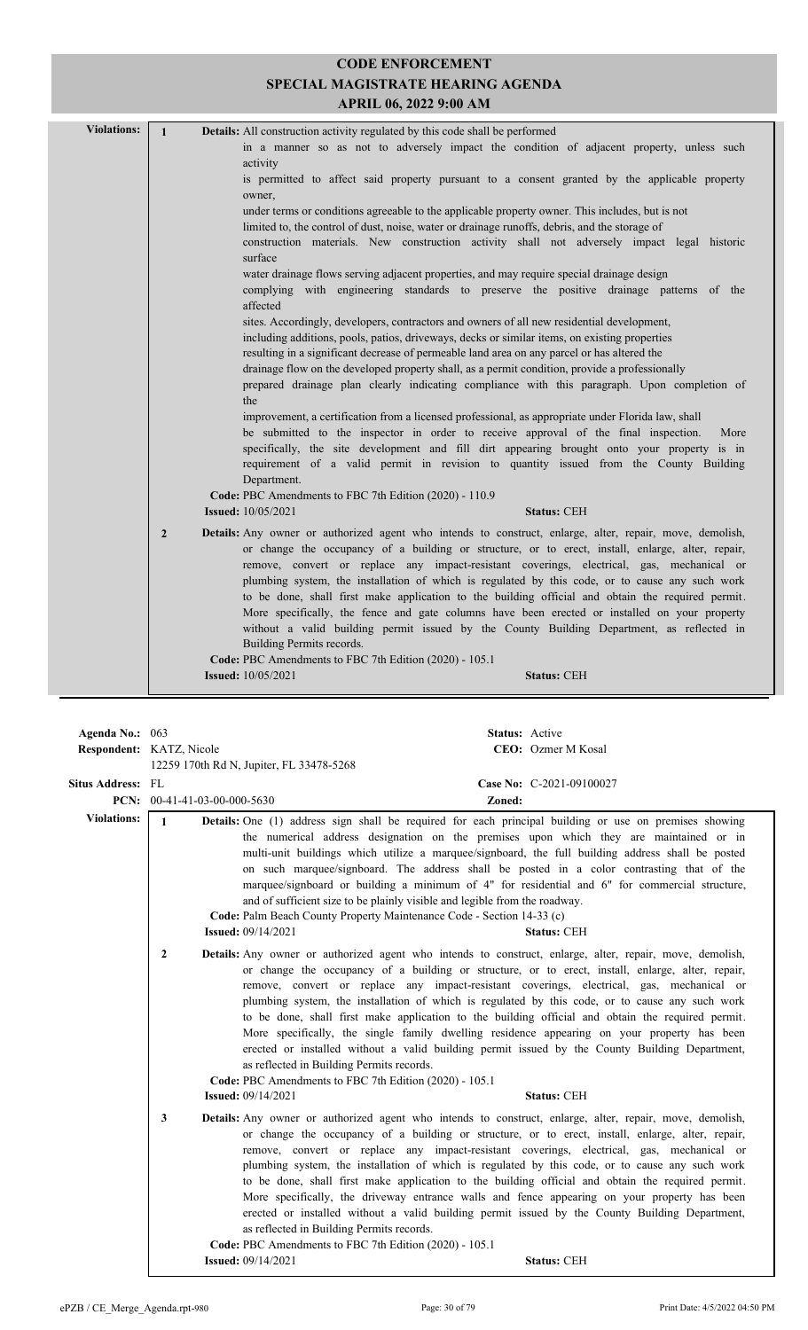# CODE ENFORCEMENT
## SPECIAL MAGISTRATE HEARING AGENDA
### APRIL 06, 2022 9:00 AM

**Violations:**

**1** **Details:** All construction activity regulated by this code shall be performed in a manner so as not to adversely impact the condition of adjacent property, unless such activity is permitted to affect said property pursuant to a consent granted by the applicable property owner, under terms or conditions agreeable to the applicable property owner. This includes, but is not limited to, the control of dust, noise, water or drainage runoffs, debris, and the storage of construction materials. New construction activity shall not adversely impact legal historic surface water drainage flows serving adjacent properties, and may require special drainage design complying with engineering standards to preserve the positive drainage patterns of the affected sites. Accordingly, developers, contractors and owners of all new residential development, including additions, pools, patios, driveways, decks or similar items, on existing properties resulting in a significant decrease of permeable land area on any parcel or has altered the drainage flow on the developed property shall, as a permit condition, provide a professionally prepared drainage plan clearly indicating compliance with this paragraph. Upon completion of the improvement, a certification from a licensed professional, as appropriate under Florida law, shall be submitted to the inspector in order to receive approval of the final inspection. More specifically, the site development and fill dirt appearing brought onto your property is in requirement of a valid permit in revision to quantity issued from the County Building Department.

**Code:** PBC Amendments to FBC 7th Edition (2020) - 110.9
**Issued:** 10/05/2021 **Status:** CEH

**2** **Details:** Any owner or authorized agent who intends to construct, enlarge, alter, repair, move, demolish, or change the occupancy of a building or structure, or to erect, install, enlarge, alter, repair, remove, convert or replace any impact-resistant coverings, electrical, gas, mechanical or plumbing system, the installation of which is regulated by this code, or to cause any such work to be done, shall first make application to the building official and obtain the required permit. More specifically, the fence and gate columns have been erected or installed on your property without a valid building permit issued by the County Building Department, as reflected in Building Permits records.

**Code:** PBC Amendments to FBC 7th Edition (2020) - 105.1
**Issued:** 10/05/2021 **Status:** CEH

---

**Agenda No.:** 063 **Status:** Active
**Respondent:** KATZ, Nicole **CEO:** Ozmer M Kosal
12259 170th Rd N, Jupiter, FL 33478-5268
**Situs Address:** FL **Case No:** C-2021-09100027
**PCN:** 00-41-41-03-00-000-5630 **Zoned:**

**Violations:**

**1** **Details:** One (1) address sign shall be required for each principal building or use on premises showing the numerical address designation on the premises upon which they are maintained or in multi-unit buildings which utilize a marquee/signboard, the full building address shall be posted on such marquee/signboard. The address shall be posted in a color contrasting that of the marquee/signboard or building a minimum of 4" for residential and 6" for commercial structure, and of sufficient size to be plainly visible and legible from the roadway.

**Code:** Palm Beach County Property Maintenance Code - Section 14-33 (c)
**Issued:** 09/14/2021 **Status:** CEH

**2** **Details:** Any owner or authorized agent who intends to construct, enlarge, alter, repair, move, demolish, or change the occupancy of a building or structure, or to erect, install, enlarge, alter, repair, remove, convert or replace any impact-resistant coverings, electrical, gas, mechanical or plumbing system, the installation of which is regulated by this code, or to cause any such work to be done, shall first make application to the building official and obtain the required permit. More specifically, the single family dwelling residence appearing on your property has been erected or installed without a valid building permit issued by the County Building Department, as reflected in Building Permits records.

**Code:** PBC Amendments to FBC 7th Edition (2020) - 105.1
**Issued:** 09/14/2021 **Status:** CEH

**3** **Details:** Any owner or authorized agent who intends to construct, enlarge, alter, repair, move, demolish, or change the occupancy of a building or structure, or to erect, install, enlarge, alter, repair, remove, convert or replace any impact-resistant coverings, electrical, gas, mechanical or plumbing system, the installation of which is regulated by this code, or to cause any such work to be done, shall first make application to the building official and obtain the required permit. More specifically, the driveway entrance walls and fence appearing on your property has been erected or installed without a valid building permit issued by the County Building Department, as reflected in Building Permits records.

**Code:** PBC Amendments to FBC 7th Edition (2020) - 105.1
**Issued:** 09/14/2021 **Status:** CEH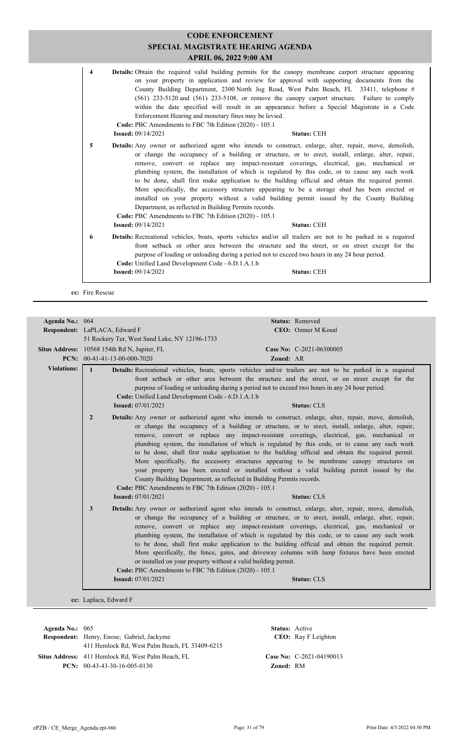# CODE ENFORCEMENT
## SPECIAL MAGISTRATE HEARING AGENDA
### APRIL 06, 2022 9:00 AM

**4** **Details:** Obtain the required valid building permits for the canopy membrane carport structure appearing on your property in application and review for approval with supporting documents from the County Building Department, 2300 North Jog Road, West Palm Beach, FL 33411, telephone # (561) 233-5120 and (561) 233-5108, or remove the canopy carport structure. Failure to comply within the date specified will result in an appearance before a Special Magistrate in a Code Enforcement Hearing and monetary fines may be levied.
**Code:** PBC Amendments to FBC 7th Edition (2020) - 105.1
**Issued:** 09/14/2021 **Status:** CEH

**5** **Details:** Any owner or authorized agent who intends to construct, enlarge, alter, repair, move, demolish, or change the occupancy of a building or structure, or to erect, install, enlarge, alter, repair, remove, convert or replace any impact-resistant coverings, electrical, gas, mechanical or plumbing system, the installation of which is regulated by this code, or to cause any such work to be done, shall first make application to the building official and obtain the required permit. More specifically, the accessory structure appearing to be a storage shed has been erected or installed on your property without a valid building permit issued by the County Building Department, as reflected in Building Permits records.
**Code:** PBC Amendments to FBC 7th Edition (2020) - 105.1
**Issued:** 09/14/2021 **Status:** CEH

**6** **Details:** Recreational vehicles, boats, sports vehicles and/or all trailers are not to be parked in a required front setback or other area between the structure and the street, or on street except for the purpose of loading or unloading during a period not to exceed two hours in any 24 hour period.
**Code:** Unified Land Development Code - 6.D.1.A.1.b
**Issued:** 09/14/2021 **Status:** CEH

**cc:** Fire Rescue

---

**Agenda No.:** 064 **Status:** Removed
**Respondent:** LaPLACA, Edward F **CEO:** Ozmer M Kosal
51 Rockery Ter, West Sand Lake, NY 12196-1733
**Situs Address:** 10568 154th Rd N, Jupiter, FL **Case No:** C-2021-06300005
**PCN:** 00-41-41-13-00-000-7020 **Zoned:** AR

**Violations:**

**1** **Details:** Recreational vehicles, boats, sports vehicles and/or trailers are not to be parked in a required front setback or other area between the structure and the street, or on street except for the purpose of loading or unloading during a period not to exceed two hours in any 24 hour period.
**Code:** Unified Land Development Code - 6.D.1.A.1.b
**Issued:** 07/01/2021 **Status:** CLS

**2** **Details:** Any owner or authorized agent who intends to construct, enlarge, alter, repair, move, demolish, or change the occupancy of a building or structure, or to erect, install, enlarge, alter, repair, remove, convert or replace any impact-resistant coverings, electrical, gas, mechanical or plumbing system, the installation of which is regulated by this code, or to cause any such work to be done, shall first make application to the building official and obtain the required permit. More specifically, the accessory structures appearing to be membrane canopy structures on your property has been erected or installed without a valid building permit issued by the County Building Department, as reflected in Building Permits records.
**Code:** PBC Amendments to FBC 7th Edition (2020) - 105.1
**Issued:** 07/01/2021 **Status:** CLS

**3** **Details:** Any owner or authorized agent who intends to construct, enlarge, alter, repair, move, demolish, or change the occupancy of a building or structure, or to erect, install, enlarge, alter, repair, remove, convert or replace any impact-resistant coverings, electrical, gas, mechanical or plumbing system, the installation of which is regulated by this code, or to cause any such work to be done, shall first make application to the building official and obtain the required permit. More specifically, the fence, gates, and driveway columns with lamp fixtures have been erected or installed on your property without a valid building permit.
**Code:** PBC Amendments to FBC 7th Edition (2020) - 105.1
**Issued:** 07/01/2021 **Status:** CLS

**cc:** Laplaca, Edward F

---

**Agenda No.:** 065 **Status:** Active
**Respondent:** Henry, Enose; Gabriel, Jackyme **CEO:** Ray F Leighton
411 Hemlock Rd, West Palm Beach, FL 33409-6215
**Situs Address:** 411 Hemlock Rd, West Palm Beach, FL **Case No:** C-2021-04190013
**PCN:** 00-43-43-30-16-005-0130 **Zoned:** RM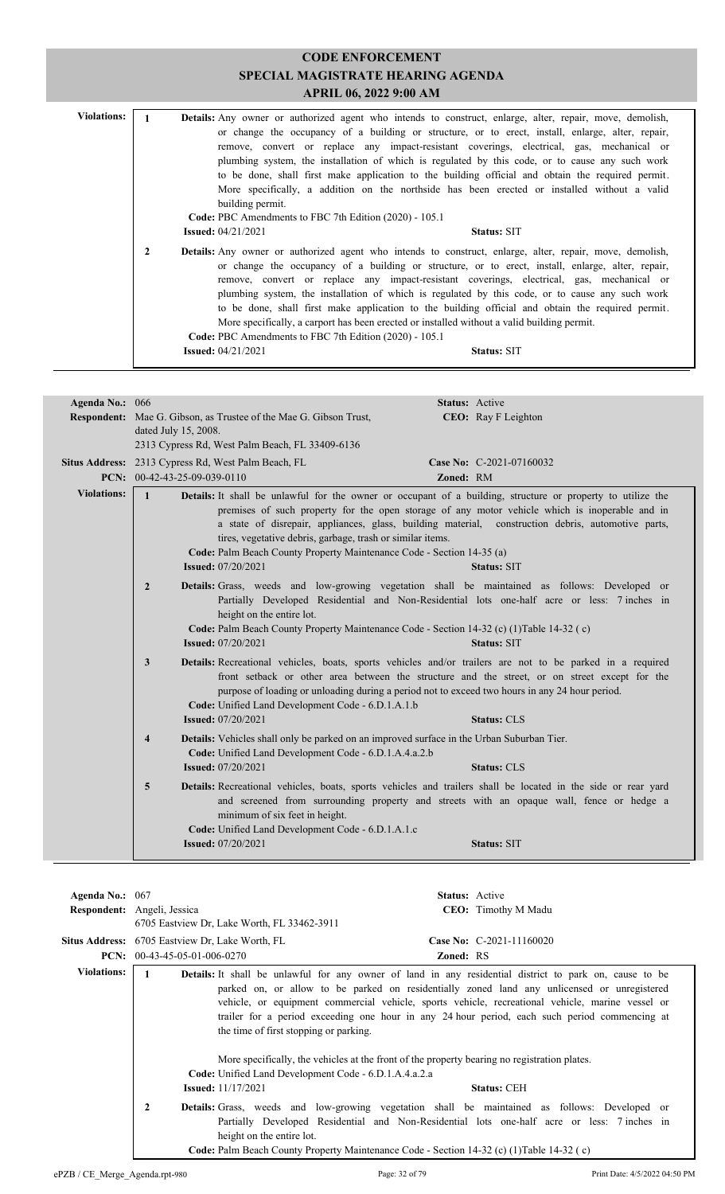# CODE ENFORCEMENT
## SPECIAL MAGISTRATE HEARING AGENDA
### APRIL 06, 2022 9:00 AM

**Violations:**

1. **Details:** Any owner or authorized agent who intends to construct, enlarge, alter, repair, move, demolish, or change the occupancy of a building or structure, or to erect, install, enlarge, alter, repair, remove, convert or replace any impact-resistant coverings, electrical, gas, mechanical or plumbing system, the installation of which is regulated by this code, or to cause any such work to be done, shall first make application to the building official and obtain the required permit. More specifically, a addition on the northside has been erected or installed without a valid building permit.
   **Code:** PBC Amendments to FBC 7th Edition (2020) - 105.1
   **Issued:** 04/21/2021 **Status:** SIT

2. **Details:** Any owner or authorized agent who intends to construct, enlarge, alter, repair, move, demolish, or change the occupancy of a building or structure, or to erect, install, enlarge, alter, repair, remove, convert or replace any impact-resistant coverings, electrical, gas, mechanical or plumbing system, the installation of which is regulated by this code, or to cause any such work to be done, shall first make application to the building official and obtain the required permit. More specifically, a carport has been erected or installed without a valid building permit.
   **Code:** PBC Amendments to FBC 7th Edition (2020) - 105.1
   **Issued:** 04/21/2021 **Status:** SIT

---

**Agenda No.:** 066 **Status:** Active
**Respondent:** Mae G. Gibson, as Trustee of the Mae G. Gibson Trust, dated July 15, 2008.
2313 Cypress Rd, West Palm Beach, FL 33409-6136 **CEO:** Ray F Leighton
**Situs Address:** 2313 Cypress Rd, West Palm Beach, FL **Case No:** C-2021-07160032
**PCN:** 00-42-43-25-09-039-0110 **Zoned:** RM

**Violations:**

1. **Details:** It shall be unlawful for the owner or occupant of a building, structure or property to utilize the premises of such property for the open storage of any motor vehicle which is inoperable and in a state of disrepair, appliances, glass, building material, construction debris, automotive parts, tires, vegetative debris, garbage, trash or similar items.
   **Code:** Palm Beach County Property Maintenance Code - Section 14-35 (a)
   **Issued:** 07/20/2021 **Status:** SIT

2. **Details:** Grass, weeds and low-growing vegetation shall be maintained as follows: Developed or Partially Developed Residential and Non-Residential lots one-half acre or less: 7 inches in height on the entire lot.
   **Code:** Palm Beach County Property Maintenance Code - Section 14-32 (c) (1)Table 14-32 ( c)
   **Issued:** 07/20/2021 **Status:** SIT

3. **Details:** Recreational vehicles, boats, sports vehicles and/or trailers are not to be parked in a required front setback or other area between the structure and the street, or on street except for the purpose of loading or unloading during a period not to exceed two hours in any 24 hour period.
   **Code:** Unified Land Development Code - 6.D.1.A.1.b
   **Issued:** 07/20/2021 **Status:** CLS

4. **Details:** Vehicles shall only be parked on an improved surface in the Urban Suburban Tier.
   **Code:** Unified Land Development Code - 6.D.1.A.4.a.2.b
   **Issued:** 07/20/2021 **Status:** CLS

5. **Details:** Recreational vehicles, boats, sports vehicles and trailers shall be located in the side or rear yard and screened from surrounding property and streets with an opaque wall, fence or hedge a minimum of six feet in height.
   **Code:** Unified Land Development Code - 6.D.1.A.1.c
   **Issued:** 07/20/2021 **Status:** SIT

---

**Agenda No.:** 067 **Status:** Active
**Respondent:** Angeli, Jessica
6705 Eastview Dr, Lake Worth, FL 33462-3911 **CEO:** Timothy M Madu
**Situs Address:** 6705 Eastview Dr, Lake Worth, FL **Case No:** C-2021-11160020
**PCN:** 00-43-45-05-01-006-0270 **Zoned:** RS

**Violations:**

1. **Details:** It shall be unlawful for any owner of land in any residential district to park on, cause to be parked on, or allow to be parked on residentially zoned land any unlicensed or unregistered vehicle, or equipment commercial vehicle, sports vehicle, recreational vehicle, marine vessel or trailer for a period exceeding one hour in any 24 hour period, each such period commencing at the time of first stopping or parking.

   More specifically, the vehicles at the front of the property bearing no registration plates.
   **Code:** Unified Land Development Code - 6.D.1.A.4.a.2.a
   **Issued:** 11/17/2021 **Status:** CEH

2. **Details:** Grass, weeds and low-growing vegetation shall be maintained as follows: Developed or Partially Developed Residential and Non-Residential lots one-half acre or less: 7 inches in height on the entire lot.
   **Code:** Palm Beach County Property Maintenance Code - Section 14-32 (c) (1)Table 14-32 ( c)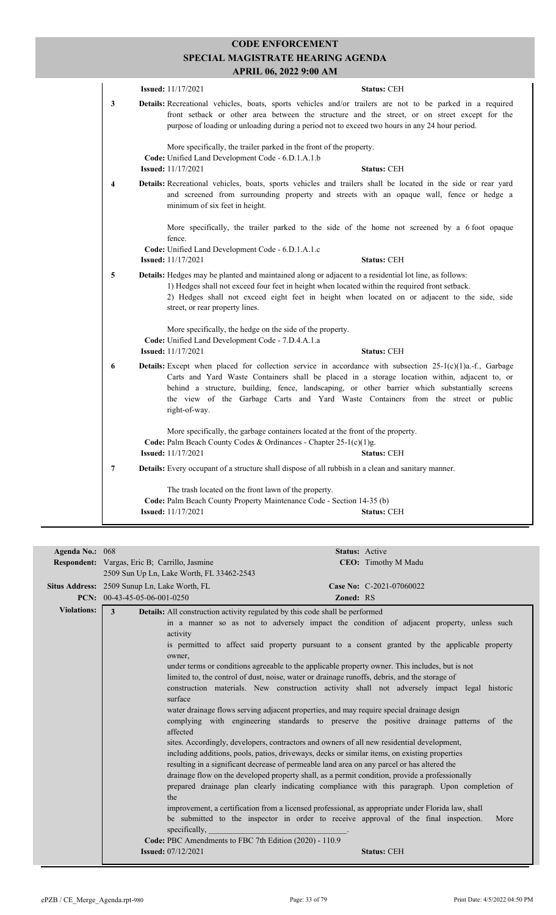# CODE ENFORCEMENT
## SPECIAL MAGISTRATE HEARING AGENDA
### APRIL 06, 2022 9:00 AM

**Issued:** 11/17/2021 **Status:** CEH

**3** **Details:** Recreational vehicles, boats, sports vehicles and/or trailers are not to be parked in a required front setback or other area between the structure and the street, or on street except for the purpose of loading or unloading during a period not to exceed two hours in any 24 hour period.

More specifically, the trailer parked in the front of the property.

**Code:** Unified Land Development Code - 6.D.1.A.1.b
**Issued:** 11/17/2021 **Status:** CEH

**4** **Details:** Recreational vehicles, boats, sports vehicles and trailers shall be located in the side or rear yard and screened from surrounding property and streets with an opaque wall, fence or hedge a minimum of six feet in height.

More specifically, the trailer parked to the side of the home not screened by a 6 foot opaque fence.

**Code:** Unified Land Development Code - 6.D.1.A.1.c
**Issued:** 11/17/2021 **Status:** CEH

**5** **Details:** Hedges may be planted and maintained along or adjacent to a residential lot line, as follows:
1) Hedges shall not exceed four feet in height when located within the required front setback.
2) Hedges shall not exceed eight feet in height when located on or adjacent to the side, side street, or rear property lines.

More specifically, the hedge on the side of the property.

**Code:** Unified Land Development Code - 7.D.4.A.1.a
**Issued:** 11/17/2021 **Status:** CEH

**6** **Details:** Except when placed for collection service in accordance with subsection 25-1(c)(1)a.-f., Garbage Carts and Yard Waste Containers shall be placed in a storage location within, adjacent to, or behind a structure, building, fence, landscaping, or other barrier which substantially screens the view of the Garbage Carts and Yard Waste Containers from the street or public right-of-way.

More specifically, the garbage containers located at the front of the property.

**Code:** Palm Beach County Codes & Ordinances - Chapter 25-1(c)(1)g.
**Issued:** 11/17/2021 **Status:** CEH

**7** **Details:** Every occupant of a structure shall dispose of all rubbish in a clean and sanitary manner.

The trash located on the front lawn of the property.

**Code:** Palm Beach County Property Maintenance Code - Section 14-35 (b)
**Issued:** 11/17/2021 **Status:** CEH

---

**Agenda No.:** 068 **Status:** Active
**Respondent:** Vargas, Eric B; Carrillo, Jasmine **CEO:** Timothy M Madu
2509 Sun Up Ln, Lake Worth, FL 33462-2543
**Situs Address:** 2509 Sunup Ln, Lake Worth, FL **Case No:** C-2021-07060022
**PCN:** 00-43-45-05-06-001-0250 **Zoned:** RS

**Violations:**

**3** **Details:** All construction activity regulated by this code shall be performed in a manner so as not to adversely impact the condition of adjacent property, unless such activity is permitted to affect said property pursuant to a consent granted by the applicable property owner, under terms or conditions agreeable to the applicable property owner. This includes, but is not limited to, the control of dust, noise, water or drainage runoffs, debris, and the storage of construction materials. New construction activity shall not adversely impact legal historic surface water drainage flows serving adjacent properties, and may require special drainage design complying with engineering standards to preserve the positive drainage patterns of the affected sites. Accordingly, developers, contractors and owners of all new residential development, including additions, pools, patios, driveways, decks or similar items, on existing properties resulting in a significant decrease of permeable land area on any parcel or has altered the drainage flow on the developed property shall, as a permit condition, provide a professionally prepared drainage plan clearly indicating compliance with this paragraph. Upon completion of the improvement, a certification from a licensed professional, as appropriate under Florida law, shall be submitted to the inspector in order to receive approval of the final inspection. More specifically, ________________________________.

**Code:** PBC Amendments to FBC 7th Edition (2020) - 110.9
**Issued:** 07/12/2021 **Status:** CEH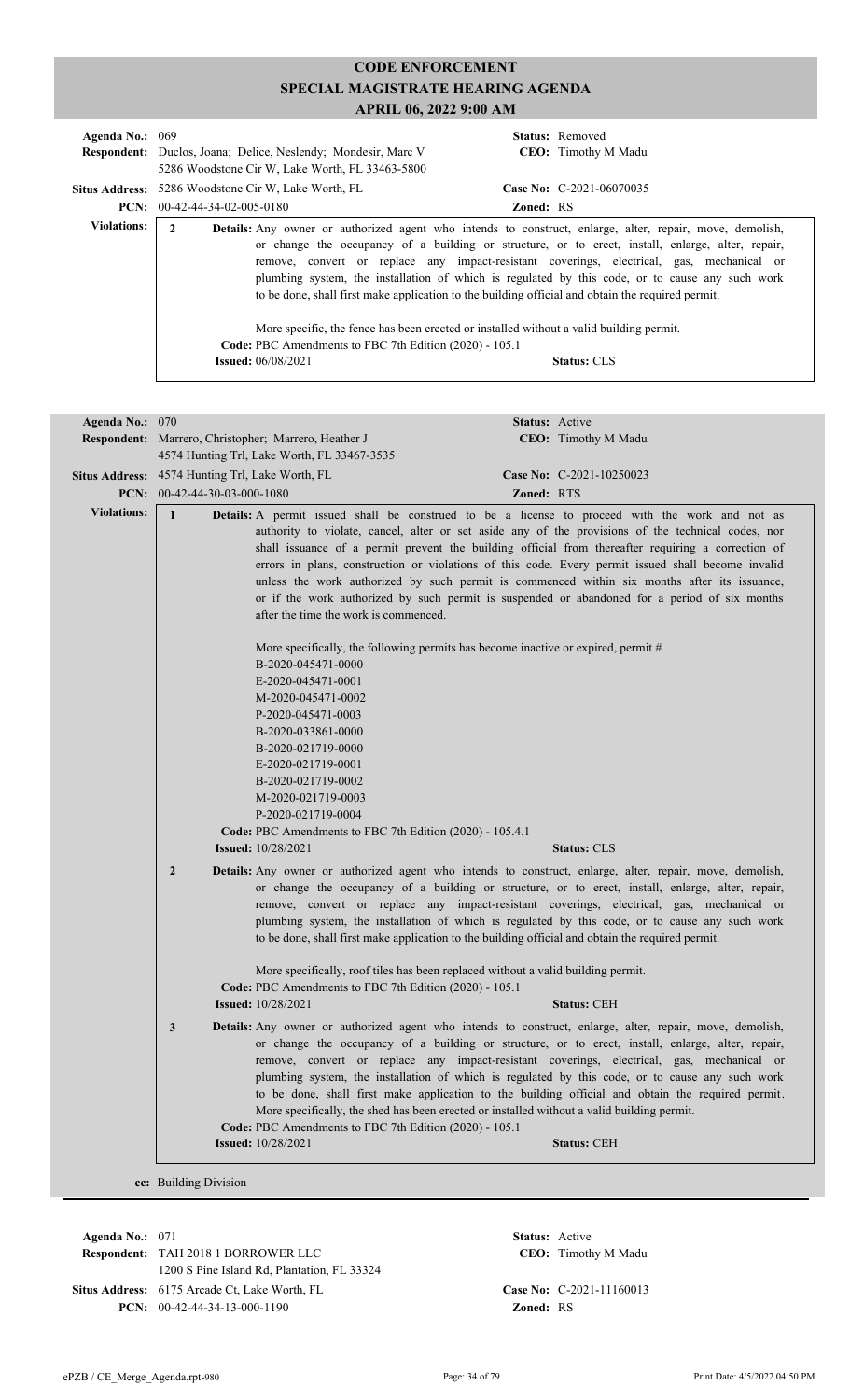# CODE ENFORCEMENT
## SPECIAL MAGISTRATE HEARING AGENDA
### APRIL 06, 2022 9:00 AM

**Agenda No.:** 069 **Status:** Removed
**Respondent:** Duclos, Joana; Delice, Neslendy; Mondesir, Marc V
5286 Woodstone Cir W, Lake Worth, FL 33463-5800 **CEO:** Timothy M Madu
**Situs Address:** 5286 Woodstone Cir W, Lake Worth, FL **Case No:** C-2021-06070035
**PCN:** 00-42-44-34-02-005-0180 **Zoned:** RS

**Violations:**

**2** **Details:** Any owner or authorized agent who intends to construct, enlarge, alter, repair, move, demolish, or change the occupancy of a building or structure, or to erect, install, enlarge, alter, repair, remove, convert or replace any impact-resistant coverings, electrical, gas, mechanical or plumbing system, the installation of which is regulated by this code, or to cause any such work to be done, shall first make application to the building official and obtain the required permit.

More specific, the fence has been erected or installed without a valid building permit.
**Code:** PBC Amendments to FBC 7th Edition (2020) - 105.1
**Issued:** 06/08/2021 **Status:** CLS

---

**Agenda No.:** 070 **Status:** Active
**Respondent:** Marrero, Christopher; Marrero, Heather J
4574 Hunting Trl, Lake Worth, FL 33467-3535 **CEO:** Timothy M Madu
**Situs Address:** 4574 Hunting Trl, Lake Worth, FL **Case No:** C-2021-10250023
**PCN:** 00-42-44-30-03-000-1080 **Zoned:** RTS

**Violations:**

**1** **Details:** A permit issued shall be construed to be a license to proceed with the work and not as authority to violate, cancel, alter or set aside any of the provisions of the technical codes, nor shall issuance of a permit prevent the building official from thereafter requiring a correction of errors in plans, construction or violations of this code. Every permit issued shall become invalid unless the work authorized by such permit is commenced within six months after its issuance, or if the work authorized by such permit is suspended or abandoned for a period of six months after the time the work is commenced.

More specifically, the following permits has become inactive or expired, permit #
B-2020-045471-0000
E-2020-045471-0001
M-2020-045471-0002
P-2020-045471-0003
B-2020-033861-0000
B-2020-021719-0000
E-2020-021719-0001
B-2020-021719-0002
M-2020-021719-0003
P-2020-021719-0004
**Code:** PBC Amendments to FBC 7th Edition (2020) - 105.4.1
**Issued:** 10/28/2021 **Status:** CLS

**2** **Details:** Any owner or authorized agent who intends to construct, enlarge, alter, repair, move, demolish, or change the occupancy of a building or structure, or to erect, install, enlarge, alter, repair, remove, convert or replace any impact-resistant coverings, electrical, gas, mechanical or plumbing system, the installation of which is regulated by this code, or to cause any such work to be done, shall first make application to the building official and obtain the required permit.

More specifically, roof tiles has been replaced without a valid building permit.
**Code:** PBC Amendments to FBC 7th Edition (2020) - 105.1
**Issued:** 10/28/2021 **Status:** CEH

**3** **Details:** Any owner or authorized agent who intends to construct, enlarge, alter, repair, move, demolish, or change the occupancy of a building or structure, or to erect, install, enlarge, alter, repair, remove, convert or replace any impact-resistant coverings, electrical, gas, mechanical or plumbing system, the installation of which is regulated by this code, or to cause any such work to be done, shall first make application to the building official and obtain the required permit. More specifically, the shed has been erected or installed without a valid building permit.
**Code:** PBC Amendments to FBC 7th Edition (2020) - 105.1
**Issued:** 10/28/2021 **Status:** CEH

**cc:** Building Division

---

**Agenda No.:** 071 **Status:** Active
**Respondent:** TAH 2018 1 BORROWER LLC
1200 S Pine Island Rd, Plantation, FL 33324 **CEO:** Timothy M Madu
**Situs Address:** 6175 Arcade Ct, Lake Worth, FL **Case No:** C-2021-11160013
**PCN:** 00-42-44-34-13-000-1190 **Zoned:** RS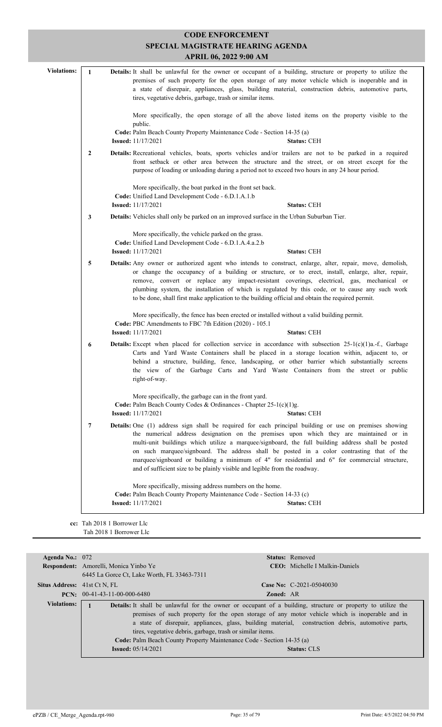# CODE ENFORCEMENT
## SPECIAL MAGISTRATE HEARING AGENDA
### APRIL 06, 2022 9:00 AM

**Violations:**

**1** **Details:** It shall be unlawful for the owner or occupant of a building, structure or property to utilize the premises of such property for the open storage of any motor vehicle which is inoperable and in a state of disrepair, appliances, glass, building material, construction debris, automotive parts, tires, vegetative debris, garbage, trash or similar items.

More specifically, the open storage of all the above listed items on the property visible to the public.

**Code:** Palm Beach County Property Maintenance Code - Section 14-35 (a)
**Issued:** 11/17/2021 **Status:** CEH

**2** **Details:** Recreational vehicles, boats, sports vehicles and/or trailers are not to be parked in a required front setback or other area between the structure and the street, or on street except for the purpose of loading or unloading during a period not to exceed two hours in any 24 hour period.

More specifically, the boat parked in the front set back.

**Code:** Unified Land Development Code - 6.D.1.A.1.b
**Issued:** 11/17/2021 **Status:** CEH

**3** **Details:** Vehicles shall only be parked on an improved surface in the Urban Suburban Tier.

More specifically, the vehicle parked on the grass.

**Code:** Unified Land Development Code - 6.D.1.A.4.a.2.b
**Issued:** 11/17/2021 **Status:** CEH

**5** **Details:** Any owner or authorized agent who intends to construct, enlarge, alter, repair, move, demolish, or change the occupancy of a building or structure, or to erect, install, enlarge, alter, repair, remove, convert or replace any impact-resistant coverings, electrical, gas, mechanical or plumbing system, the installation of which is regulated by this code, or to cause any such work to be done, shall first make application to the building official and obtain the required permit.

More specifically, the fence has been erected or installed without a valid building permit.

**Code:** PBC Amendments to FBC 7th Edition (2020) - 105.1
**Issued:** 11/17/2021 **Status:** CEH

**6** **Details:** Except when placed for collection service in accordance with subsection 25-1(c)(1)a.-f., Garbage Carts and Yard Waste Containers shall be placed in a storage location within, adjacent to, or behind a structure, building, fence, landscaping, or other barrier which substantially screens the view of the Garbage Carts and Yard Waste Containers from the street or public right-of-way.

More specifically, the garbage can in the front yard.

**Code:** Palm Beach County Codes & Ordinances - Chapter 25-1(c)(1)g.
**Issued:** 11/17/2021 **Status:** CEH

**7** **Details:** One (1) address sign shall be required for each principal building or use on premises showing the numerical address designation on the premises upon which they are maintained or in multi-unit buildings which utilize a marquee/signboard, the full building address shall be posted on such marquee/signboard. The address shall be posted in a color contrasting that of the marquee/signboard or building a minimum of 4" for residential and 6" for commercial structure, and of sufficient size to be plainly visible and legible from the roadway.

More specifically, missing address numbers on the home.

**Code:** Palm Beach County Property Maintenance Code - Section 14-33 (c)
**Issued:** 11/17/2021 **Status:** CEH

**cc:** Tah 2018 1 Borrower Llc
Tah 2018 1 Borrower Llc

---

**Agenda No.:** 072 **Status:** Removed
**Respondent:** Amorelli, Monica Yinbo Ye **CEO:** Michelle I Malkin-Daniels
6445 La Gorce Ct, Lake Worth, FL 33463-7311
**Situs Address:** 41st Ct N, FL **Case No:** C-2021-05040030
**PCN:** 00-41-43-11-00-000-6480 **Zoned:** AR

**Violations:**

**1** **Details:** It shall be unlawful for the owner or occupant of a building, structure or property to utilize the premises of such property for the open storage of any motor vehicle which is inoperable and in a state of disrepair, appliances, glass, building material, construction debris, automotive parts, tires, vegetative debris, garbage, trash or similar items.

**Code:** Palm Beach County Property Maintenance Code - Section 14-35 (a)
**Issued:** 05/14/2021 **Status:** CLS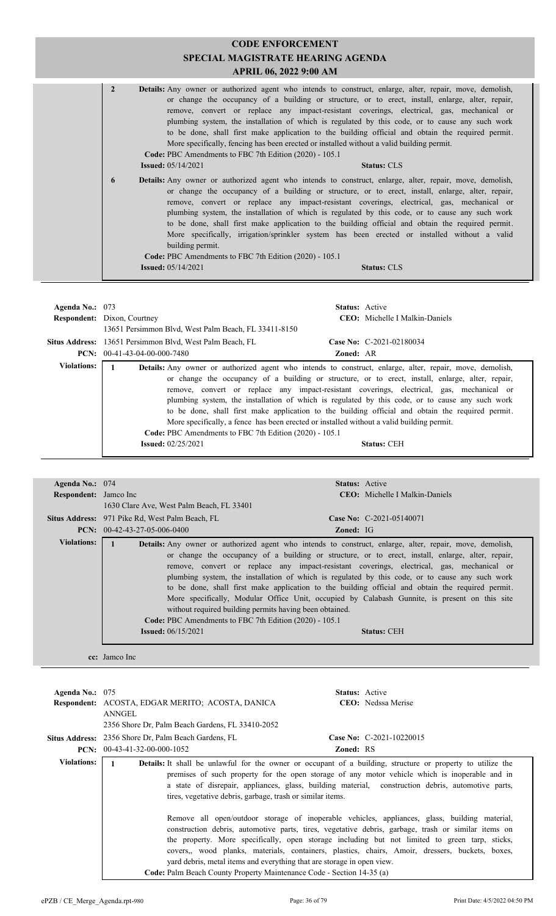# CODE ENFORCEMENT
## SPECIAL MAGISTRATE HEARING AGENDA
### APRIL 06, 2022 9:00 AM

**2** **Details:** Any owner or authorized agent who intends to construct, enlarge, alter, repair, move, demolish, or change the occupancy of a building or structure, or to erect, install, enlarge, alter, repair, remove, convert or replace any impact-resistant coverings, electrical, gas, mechanical or plumbing system, the installation of which is regulated by this code, or to cause any such work to be done, shall first make application to the building official and obtain the required permit. More specifically, fencing has been erected or installed without a valid building permit.
**Code:** PBC Amendments to FBC 7th Edition (2020) - 105.1
**Issued:** 05/14/2021 **Status:** CLS

**6** **Details:** Any owner or authorized agent who intends to construct, enlarge, alter, repair, move, demolish, or change the occupancy of a building or structure, or to erect, install, enlarge, alter, repair, remove, convert or replace any impact-resistant coverings, electrical, gas, mechanical or plumbing system, the installation of which is regulated by this code, or to cause any such work to be done, shall first make application to the building official and obtain the required permit. More specifically, irrigation/sprinkler system has been erected or installed without a valid building permit.
**Code:** PBC Amendments to FBC 7th Edition (2020) - 105.1
**Issued:** 05/14/2021 **Status:** CLS

---

**Agenda No.:** 073 **Status:** Active
**Respondent:** Dixon, Courtney **CEO:** Michelle I Malkin-Daniels
13651 Persimmon Blvd, West Palm Beach, FL 33411-8150
**Situs Address:** 13651 Persimmon Blvd, West Palm Beach, FL **Case No:** C-2021-02180034
**PCN:** 00-41-43-04-00-000-7480 **Zoned:** AR

**Violations:**

**1** **Details:** Any owner or authorized agent who intends to construct, enlarge, alter, repair, move, demolish, or change the occupancy of a building or structure, or to erect, install, enlarge, alter, repair, remove, convert or replace any impact-resistant coverings, electrical, gas, mechanical or plumbing system, the installation of which is regulated by this code, or to cause any such work to be done, shall first make application to the building official and obtain the required permit. More specifically, a fence has been erected or installed without a valid building permit.
**Code:** PBC Amendments to FBC 7th Edition (2020) - 105.1
**Issued:** 02/25/2021 **Status:** CEH

---

**Agenda No.:** 074 **Status:** Active
**Respondent:** Jamco Inc **CEO:** Michelle I Malkin-Daniels
1630 Clare Ave, West Palm Beach, FL 33401
**Situs Address:** 971 Pike Rd, West Palm Beach, FL **Case No:** C-2021-05140071
**PCN:** 00-42-43-27-05-006-0400 **Zoned:** IG

**Violations:**

**1** **Details:** Any owner or authorized agent who intends to construct, enlarge, alter, repair, move, demolish, or change the occupancy of a building or structure, or to erect, install, enlarge, alter, repair, remove, convert or replace any impact-resistant coverings, electrical, gas, mechanical or plumbing system, the installation of which is regulated by this code, or to cause any such work to be done, shall first make application to the building official and obtain the required permit. More specifically, Modular Office Unit, occupied by Calabash Gunnite, is present on this site without required building permits having been obtained.
**Code:** PBC Amendments to FBC 7th Edition (2020) - 105.1
**Issued:** 06/15/2021 **Status:** CEH

**cc:** Jamco Inc

---

**Agenda No.:** 075 **Status:** Active
**Respondent:** ACOSTA, EDGAR MERITO; ACOSTA, DANICA ANNGEL **CEO:** Nedssa Merise
2356 Shore Dr, Palm Beach Gardens, FL 33410-2052
**Situs Address:** 2356 Shore Dr, Palm Beach Gardens, FL **Case No:** C-2021-10220015
**PCN:** 00-43-41-32-00-000-1052 **Zoned:** RS

**Violations:**

**1** **Details:** It shall be unlawful for the owner or occupant of a building, structure or property to utilize the premises of such property for the open storage of any motor vehicle which is inoperable and in a state of disrepair, appliances, glass, building material, construction debris, automotive parts, tires, vegetative debris, garbage, trash or similar items.

Remove all open/outdoor storage of inoperable vehicles, appliances, glass, building material, construction debris, automotive parts, tires, vegetative debris, garbage, trash or similar items on the property. More specifically, open storage including but not limited to green tarp, sticks, covers,, wood planks, materials, containers, plastics, chairs, Amoir, dressers, buckets, boxes, yard debris, metal items and everything that are storage in open view.
**Code:** Palm Beach County Property Maintenance Code - Section 14-35 (a)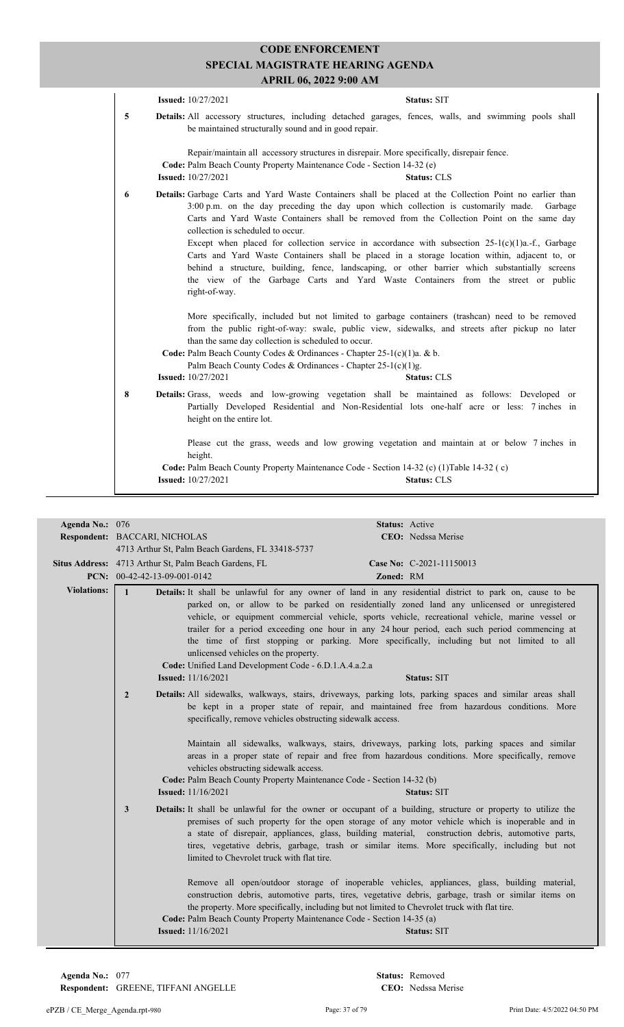# CODE ENFORCEMENT
## SPECIAL MAGISTRATE HEARING AGENDA
### APRIL 06, 2022 9:00 AM

**Issued:** 10/27/2021 **Status:** SIT

**5** **Details:** All accessory structures, including detached garages, fences, walls, and swimming pools shall be maintained structurally sound and in good repair.

Repair/maintain all accessory structures in disrepair. More specifically, disrepair fence.

**Code:** Palm Beach County Property Maintenance Code - Section 14-32 (e)

**Issued:** 10/27/2021 **Status:** CLS

**6** **Details:** Garbage Carts and Yard Waste Containers shall be placed at the Collection Point no earlier than 3:00 p.m. on the day preceding the day upon which collection is customarily made. Garbage Carts and Yard Waste Containers shall be removed from the Collection Point on the same day collection is scheduled to occur.

Except when placed for collection service in accordance with subsection 25-1(c)(1)a.-f., Garbage Carts and Yard Waste Containers shall be placed in a storage location within, adjacent to, or behind a structure, building, fence, landscaping, or other barrier which substantially screens the view of the Garbage Carts and Yard Waste Containers from the street or public right-of-way.

More specifically, included but not limited to garbage containers (trashcan) need to be removed from the public right-of-way: swale, public view, sidewalks, and streets after pickup no later than the same day collection is scheduled to occur.

**Code:** Palm Beach County Codes & Ordinances - Chapter 25-1(c)(1)a. & b.
Palm Beach County Codes & Ordinances - Chapter 25-1(c)(1)g.

**Issued:** 10/27/2021 **Status:** CLS

**8** **Details:** Grass, weeds and low-growing vegetation shall be maintained as follows: Developed or Partially Developed Residential and Non-Residential lots one-half acre or less: 7 inches in height on the entire lot.

Please cut the grass, weeds and low growing vegetation and maintain at or below 7 inches in height.

**Code:** Palm Beach County Property Maintenance Code - Section 14-32 (c) (1)Table 14-32 ( c)

**Issued:** 10/27/2021 **Status:** CLS

---

**Agenda No.:** 076 **Status:** Active
**Respondent:** BACCARI, NICHOLAS **CEO:** Nedssa Merise
4713 Arthur St, Palm Beach Gardens, FL 33418-5737
**Situs Address:** 4713 Arthur St, Palm Beach Gardens, FL **Case No:** C-2021-11150013
**PCN:** 00-42-42-13-09-001-0142 **Zoned:** RM

**Violations:**

**1** **Details:** It shall be unlawful for any owner of land in any residential district to park on, cause to be parked on, or allow to be parked on residentially zoned land any unlicensed or unregistered vehicle, or equipment commercial vehicle, sports vehicle, recreational vehicle, marine vessel or trailer for a period exceeding one hour in any 24 hour period, each such period commencing at the time of first stopping or parking. More specifically, including but not limited to all unlicensed vehicles on the property.

**Code:** Unified Land Development Code - 6.D.1.A.4.a.2.a

**Issued:** 11/16/2021 **Status:** SIT

**2** **Details:** All sidewalks, walkways, stairs, driveways, parking lots, parking spaces and similar areas shall be kept in a proper state of repair, and maintained free from hazardous conditions. More specifically, remove vehicles obstructing sidewalk access.

Maintain all sidewalks, walkways, stairs, driveways, parking lots, parking spaces and similar areas in a proper state of repair and free from hazardous conditions. More specifically, remove vehicles obstructing sidewalk access.

**Code:** Palm Beach County Property Maintenance Code - Section 14-32 (b)

**Issued:** 11/16/2021 **Status:** SIT

**3** **Details:** It shall be unlawful for the owner or occupant of a building, structure or property to utilize the premises of such property for the open storage of any motor vehicle which is inoperable and in a state of disrepair, appliances, glass, building material, construction debris, automotive parts, tires, vegetative debris, garbage, trash or similar items. More specifically, including but not limited to Chevrolet truck with flat tire.

Remove all open/outdoor storage of inoperable vehicles, appliances, glass, building material, construction debris, automotive parts, tires, vegetative debris, garbage, trash or similar items on the property. More specifically, including but not limited to Chevrolet truck with flat tire.

**Code:** Palm Beach County Property Maintenance Code - Section 14-35 (a)

**Issued:** 11/16/2021 **Status:** SIT

---

**Agenda No.:** 077 **Status:** Removed
**Respondent:** GREENE, TIFFANI ANGELLE **CEO:** Nedssa Merise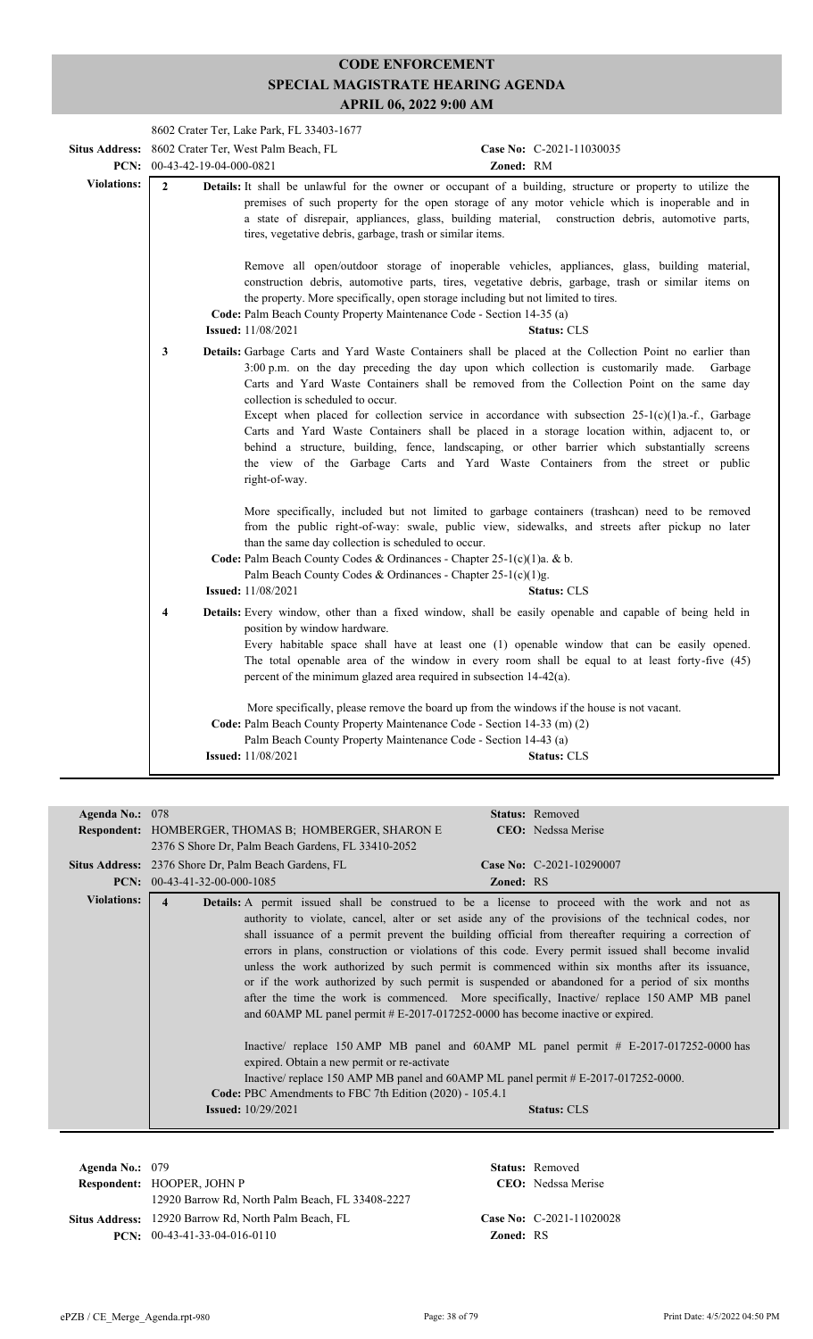# CODE ENFORCEMENT
## SPECIAL MAGISTRATE HEARING AGENDA
### APRIL 06, 2022 9:00 AM

8602 Crater Ter, Lake Park, FL 33403-1677

**Situs Address:** 8602 Crater Ter, West Palm Beach, FL  **Case No:** C-2021-11030035
**PCN:** 00-43-42-19-04-000-0821  **Zoned:** RM

**Violations:**

**2** **Details:** It shall be unlawful for the owner or occupant of a building, structure or property to utilize the premises of such property for the open storage of any motor vehicle which is inoperable and in a state of disrepair, appliances, glass, building material, construction debris, automotive parts, tires, vegetative debris, garbage, trash or similar items.

Remove all open/outdoor storage of inoperable vehicles, appliances, glass, building material, construction debris, automotive parts, tires, vegetative debris, garbage, trash or similar items on the property. More specifically, open storage including but not limited to tires.

**Code:** Palm Beach County Property Maintenance Code - Section 14-35 (a)
**Issued:** 11/08/2021  **Status:** CLS

**3** **Details:** Garbage Carts and Yard Waste Containers shall be placed at the Collection Point no earlier than 3:00 p.m. on the day preceding the day upon which collection is customarily made. Garbage Carts and Yard Waste Containers shall be removed from the Collection Point on the same day collection is scheduled to occur.
Except when placed for collection service in accordance with subsection 25-1(c)(1)a.-f., Garbage Carts and Yard Waste Containers shall be placed in a storage location within, adjacent to, or behind a structure, building, fence, landscaping, or other barrier which substantially screens the view of the Garbage Carts and Yard Waste Containers from the street or public right-of-way.

More specifically, included but not limited to garbage containers (trashcan) need to be removed from the public right-of-way: swale, public view, sidewalks, and streets after pickup no later than the same day collection is scheduled to occur.

**Code:** Palm Beach County Codes & Ordinances - Chapter 25-1(c)(1)a. & b.
Palm Beach County Codes & Ordinances - Chapter 25-1(c)(1)g.
**Issued:** 11/08/2021  **Status:** CLS

**4** **Details:** Every window, other than a fixed window, shall be easily openable and capable of being held in position by window hardware.
Every habitable space shall have at least one (1) openable window that can be easily opened. The total openable area of the window in every room shall be equal to at least forty-five (45) percent of the minimum glazed area required in subsection 14-42(a).

More specifically, please remove the board up from the windows if the house is not vacant.

**Code:** Palm Beach County Property Maintenance Code - Section 14-33 (m) (2)
Palm Beach County Property Maintenance Code - Section 14-43 (a)
**Issued:** 11/08/2021  **Status:** CLS

---

**Agenda No.:** 078  **Status:** Removed
**Respondent:** HOMBERGER, THOMAS B; HOMBERGER, SHARON E  **CEO:** Nedssa Merise
2376 S Shore Dr, Palm Beach Gardens, FL 33410-2052
**Situs Address:** 2376 Shore Dr, Palm Beach Gardens, FL  **Case No:** C-2021-10290007
**PCN:** 00-43-41-32-00-000-1085  **Zoned:** RS

**Violations:**

**4** **Details:** A permit issued shall be construed to be a license to proceed with the work and not as authority to violate, cancel, alter or set aside any of the provisions of the technical codes, nor shall issuance of a permit prevent the building official from thereafter requiring a correction of errors in plans, construction or violations of this code. Every permit issued shall become invalid unless the work authorized by such permit is commenced within six months after its issuance, or if the work authorized by such permit is suspended or abandoned for a period of six months after the time the work is commenced. More specifically, Inactive/ replace 150 AMP MB panel and 60AMP ML panel permit # E-2017-017252-0000 has become inactive or expired.

Inactive/ replace 150 AMP MB panel and 60AMP ML panel permit # E-2017-017252-0000 has expired. Obtain a new permit or re-activate
Inactive/ replace 150 AMP MB panel and 60AMP ML panel permit # E-2017-017252-0000.

**Code:** PBC Amendments to FBC 7th Edition (2020) - 105.4.1
**Issued:** 10/29/2021  **Status:** CLS

---

**Agenda No.:** 079  **Status:** Removed
**Respondent:** HOOPER, JOHN P  **CEO:** Nedssa Merise
12920 Barrow Rd, North Palm Beach, FL 33408-2227
**Situs Address:** 12920 Barrow Rd, North Palm Beach, FL  **Case No:** C-2021-11020028
**PCN:** 00-43-41-33-04-016-0110  **Zoned:** RS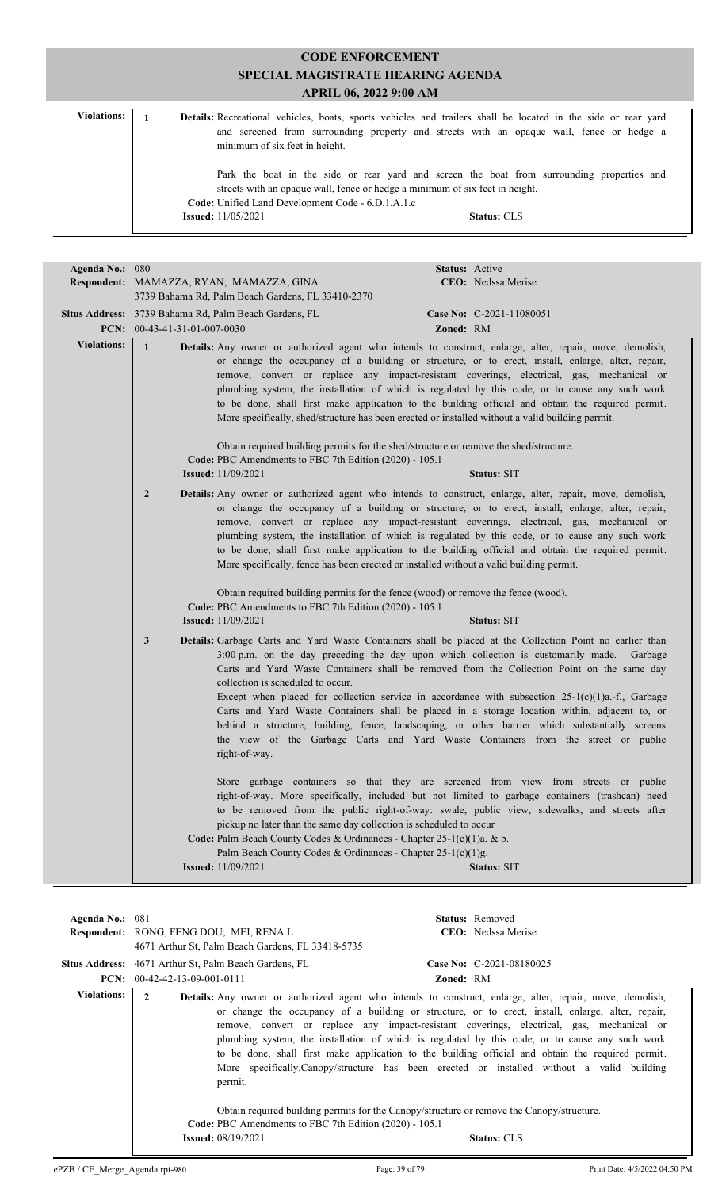# CODE ENFORCEMENT
## SPECIAL MAGISTRATE HEARING AGENDA
### APRIL 06, 2022 9:00 AM

**Violations:**

**1** **Details:** Recreational vehicles, boats, sports vehicles and trailers shall be located in the side or rear yard and screened from surrounding property and streets with an opaque wall, fence or hedge a minimum of six feet in height.

Park the boat in the side or rear yard and screen the boat from surrounding properties and streets with an opaque wall, fence or hedge a minimum of six feet in height.

**Code:** Unified Land Development Code - 6.D.1.A.1.c

**Issued:** 11/05/2021 **Status:** CLS

---

**Agenda No.:** 080 **Status:** Active

**Respondent:** MAMAZZA, RYAN; MAMAZZA, GINA **CEO:** Nedssa Merise

3739 Bahama Rd, Palm Beach Gardens, FL 33410-2370

**Situs Address:** 3739 Bahama Rd, Palm Beach Gardens, FL **Case No:** C-2021-11080051

**PCN:** 00-43-41-31-01-007-0030 **Zoned:** RM

**Violations:**

**1** **Details:** Any owner or authorized agent who intends to construct, enlarge, alter, repair, move, demolish, or change the occupancy of a building or structure, or to erect, install, enlarge, alter, repair, remove, convert or replace any impact-resistant coverings, electrical, gas, mechanical or plumbing system, the installation of which is regulated by this code, or to cause any such work to be done, shall first make application to the building official and obtain the required permit. More specifically, shed/structure has been erected or installed without a valid building permit.

Obtain required building permits for the shed/structure or remove the shed/structure.

**Code:** PBC Amendments to FBC 7th Edition (2020) - 105.1

**Issued:** 11/09/2021 **Status:** SIT

**2** **Details:** Any owner or authorized agent who intends to construct, enlarge, alter, repair, move, demolish, or change the occupancy of a building or structure, or to erect, install, enlarge, alter, repair, remove, convert or replace any impact-resistant coverings, electrical, gas, mechanical or plumbing system, the installation of which is regulated by this code, or to cause any such work to be done, shall first make application to the building official and obtain the required permit. More specifically, fence has been erected or installed without a valid building permit.

Obtain required building permits for the fence (wood) or remove the fence (wood).

**Code:** PBC Amendments to FBC 7th Edition (2020) - 105.1

**Issued:** 11/09/2021 **Status:** SIT

**3** **Details:** Garbage Carts and Yard Waste Containers shall be placed at the Collection Point no earlier than 3:00 p.m. on the day preceding the day upon which collection is customarily made. Garbage Carts and Yard Waste Containers shall be removed from the Collection Point on the same day collection is scheduled to occur.

Except when placed for collection service in accordance with subsection 25-1(c)(1)a.-f., Garbage Carts and Yard Waste Containers shall be placed in a storage location within, adjacent to, or behind a structure, building, fence, landscaping, or other barrier which substantially screens the view of the Garbage Carts and Yard Waste Containers from the street or public right-of-way.

Store garbage containers so that they are screened from view from streets or public right-of-way. More specifically, included but not limited to garbage containers (trashcan) need to be removed from the public right-of-way: swale, public view, sidewalks, and streets after pickup no later than the same day collection is scheduled to occur

**Code:** Palm Beach County Codes & Ordinances - Chapter 25-1(c)(1)a. & b.
Palm Beach County Codes & Ordinances - Chapter 25-1(c)(1)g.

**Issued:** 11/09/2021 **Status:** SIT

---

**Agenda No.:** 081 **Status:** Removed

**Respondent:** RONG, FENG DOU; MEI, RENA L **CEO:** Nedssa Merise

4671 Arthur St, Palm Beach Gardens, FL 33418-5735

**Situs Address:** 4671 Arthur St, Palm Beach Gardens, FL **Case No:** C-2021-08180025

**PCN:** 00-42-42-13-09-001-0111 **Zoned:** RM

**Violations:**

**2** **Details:** Any owner or authorized agent who intends to construct, enlarge, alter, repair, move, demolish, or change the occupancy of a building or structure, or to erect, install, enlarge, alter, repair, remove, convert or replace any impact-resistant coverings, electrical, gas, mechanical or plumbing system, the installation of which is regulated by this code, or to cause any such work to be done, shall first make application to the building official and obtain the required permit. More specifically,Canopy/structure has been erected or installed without a valid building permit.

Obtain required building permits for the Canopy/structure or remove the Canopy/structure.

**Code:** PBC Amendments to FBC 7th Edition (2020) - 105.1

**Issued:** 08/19/2021 **Status:** CLS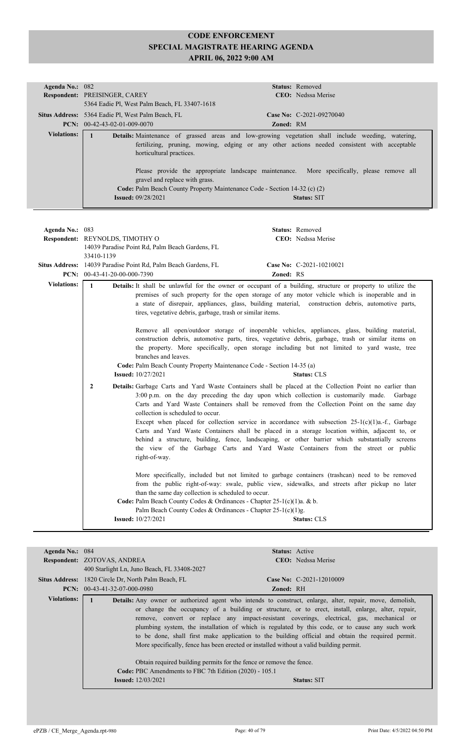# CODE ENFORCEMENT
## SPECIAL MAGISTRATE HEARING AGENDA
## APRIL 06, 2022 9:00 AM

**Agenda No.:** 082  
**Status:** Removed  
**Respondent:** PREISINGER, CAREY  
5364 Eadie Pl, West Palm Beach, FL 33407-1618  
**CEO:** Nedssa Merise  
**Situs Address:** 5364 Eadie Pl, West Palm Beach, FL  
**Case No:** C-2021-09270040  
**PCN:** 00-42-43-02-01-009-0070  
**Zoned:** RM

**Violations:**

1. **Details:** Maintenance of grassed areas and low-growing vegetation shall include weeding, watering, fertilizing, pruning, mowing, edging or any other actions needed consistent with acceptable horticultural practices.

   Please provide the appropriate landscape maintenance. More specifically, please remove all gravel and replace with grass.

   **Code:** Palm Beach County Property Maintenance Code - Section 14-32 (c) (2)  
   **Issued:** 09/28/2021  
   **Status:** SIT

---

**Agenda No.:** 083  
**Status:** Removed  
**Respondent:** REYNOLDS, TIMOTHY O  
14039 Paradise Point Rd, Palm Beach Gardens, FL 33410-1139  
**CEO:** Nedssa Merise  
**Situs Address:** 14039 Paradise Point Rd, Palm Beach Gardens, FL  
**Case No:** C-2021-10210021  
**PCN:** 00-43-41-20-00-000-7390  
**Zoned:** RS

**Violations:**

1. **Details:** It shall be unlawful for the owner or occupant of a building, structure or property to utilize the premises of such property for the open storage of any motor vehicle which is inoperable and in a state of disrepair, appliances, glass, building material, construction debris, automotive parts, tires, vegetative debris, garbage, trash or similar items.

   Remove all open/outdoor storage of inoperable vehicles, appliances, glass, building material, construction debris, automotive parts, tires, vegetative debris, garbage, trash or similar items on the property. More specifically, open storage including but not limited to yard waste, tree branches and leaves.

   **Code:** Palm Beach County Property Maintenance Code - Section 14-35 (a)  
   **Issued:** 10/27/2021  
   **Status:** CLS

2. **Details:** Garbage Carts and Yard Waste Containers shall be placed at the Collection Point no earlier than 3:00 p.m. on the day preceding the day upon which collection is customarily made. Garbage Carts and Yard Waste Containers shall be removed from the Collection Point on the same day collection is scheduled to occur.  
   Except when placed for collection service in accordance with subsection 25-1(c)(1)a.-f., Garbage Carts and Yard Waste Containers shall be placed in a storage location within, adjacent to, or behind a structure, building, fence, landscaping, or other barrier which substantially screens the view of the Garbage Carts and Yard Waste Containers from the street or public right-of-way.

   More specifically, included but not limited to garbage containers (trashcan) need to be removed from the public right-of-way: swale, public view, sidewalks, and streets after pickup no later than the same day collection is scheduled to occur.

   **Code:** Palm Beach County Codes & Ordinances - Chapter 25-1(c)(1)a. & b.  
   Palm Beach County Codes & Ordinances - Chapter 25-1(c)(1)g.  
   **Issued:** 10/27/2021  
   **Status:** CLS

---

**Agenda No.:** 084  
**Status:** Active  
**Respondent:** ZOTOVAS, ANDREA  
400 Starlight Ln, Juno Beach, FL 33408-2027  
**CEO:** Nedssa Merise  
**Situs Address:** 1820 Circle Dr, North Palm Beach, FL  
**Case No:** C-2021-12010009  
**PCN:** 00-43-41-32-07-000-0980  
**Zoned:** RH

**Violations:**

1. **Details:** Any owner or authorized agent who intends to construct, enlarge, alter, repair, move, demolish, or change the occupancy of a building or structure, or to erect, install, enlarge, alter, repair, remove, convert or replace any impact-resistant coverings, electrical, gas, mechanical or plumbing system, the installation of which is regulated by this code, or to cause any such work to be done, shall first make application to the building official and obtain the required permit. More specifically, fence has been erected or installed without a valid building permit.

   Obtain required building permits for the fence or remove the fence.

   **Code:** PBC Amendments to FBC 7th Edition (2020) - 105.1  
   **Issued:** 12/03/2021  
   **Status:** SIT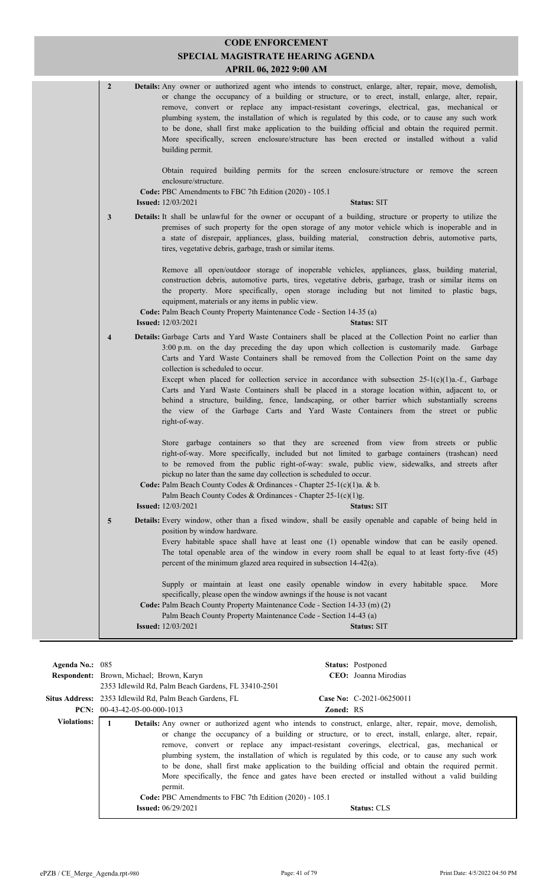# CODE ENFORCEMENT
## SPECIAL MAGISTRATE HEARING AGENDA
### APRIL 06, 2022 9:00 AM

**2** **Details:** Any owner or authorized agent who intends to construct, enlarge, alter, repair, move, demolish, or change the occupancy of a building or structure, or to erect, install, enlarge, alter, repair, remove, convert or replace any impact-resistant coverings, electrical, gas, mechanical or plumbing system, the installation of which is regulated by this code, or to cause any such work to be done, shall first make application to the building official and obtain the required permit. More specifically, screen enclosure/structure has been erected or installed without a valid building permit.

Obtain required building permits for the screen enclosure/structure or remove the screen enclosure/structure.

**Code:** PBC Amendments to FBC 7th Edition (2020) - 105.1

**Issued:** 12/03/2021 **Status:** SIT

**3** **Details:** It shall be unlawful for the owner or occupant of a building, structure or property to utilize the premises of such property for the open storage of any motor vehicle which is inoperable and in a state of disrepair, appliances, glass, building material, construction debris, automotive parts, tires, vegetative debris, garbage, trash or similar items.

Remove all open/outdoor storage of inoperable vehicles, appliances, glass, building material, construction debris, automotive parts, tires, vegetative debris, garbage, trash or similar items on the property. More specifically, open storage including but not limited to plastic bags, equipment, materials or any items in public view.

**Code:** Palm Beach County Property Maintenance Code - Section 14-35 (a)

**Issued:** 12/03/2021 **Status:** SIT

**4** **Details:** Garbage Carts and Yard Waste Containers shall be placed at the Collection Point no earlier than 3:00 p.m. on the day preceding the day upon which collection is customarily made. Garbage Carts and Yard Waste Containers shall be removed from the Collection Point on the same day collection is scheduled to occur.

Except when placed for collection service in accordance with subsection 25-1(c)(1)a.-f., Garbage Carts and Yard Waste Containers shall be placed in a storage location within, adjacent to, or behind a structure, building, fence, landscaping, or other barrier which substantially screens the view of the Garbage Carts and Yard Waste Containers from the street or public right-of-way.

Store garbage containers so that they are screened from view from streets or public right-of-way. More specifically, included but not limited to garbage containers (trashcan) need to be removed from the public right-of-way: swale, public view, sidewalks, and streets after pickup no later than the same day collection is scheduled to occur.

**Code:** Palm Beach County Codes & Ordinances - Chapter 25-1(c)(1)a. & b.
Palm Beach County Codes & Ordinances - Chapter 25-1(c)(1)g.

**Issued:** 12/03/2021 **Status:** SIT

**5** **Details:** Every window, other than a fixed window, shall be easily openable and capable of being held in position by window hardware.

Every habitable space shall have at least one (1) openable window that can be easily opened. The total openable area of the window in every room shall be equal to at least forty-five (45) percent of the minimum glazed area required in subsection 14-42(a).

Supply or maintain at least one easily openable window in every habitable space. More specifically, please open the window awnings if the house is not vacant

**Code:** Palm Beach County Property Maintenance Code - Section 14-33 (m) (2)
Palm Beach County Property Maintenance Code - Section 14-43 (a)

**Issued:** 12/03/2021 **Status:** SIT

---

**Agenda No.:** 085 **Status:** Postponed

**Respondent:** Brown, Michael; Brown, Karyn
2353 Idlewild Rd, Palm Beach Gardens, FL 33410-2501 **CEO:** Joanna Mirodias

**Situs Address:** 2353 Idlewild Rd, Palm Beach Gardens, FL **Case No:** C-2021-06250011

**PCN:** 00-43-42-05-00-000-1013 **Zoned:** RS

**Violations:**

**1** **Details:** Any owner or authorized agent who intends to construct, enlarge, alter, repair, move, demolish, or change the occupancy of a building or structure, or to erect, install, enlarge, alter, repair, remove, convert or replace any impact-resistant coverings, electrical, gas, mechanical or plumbing system, the installation of which is regulated by this code, or to cause any such work to be done, shall first make application to the building official and obtain the required permit. More specifically, the fence and gates have been erected or installed without a valid building permit.

**Code:** PBC Amendments to FBC 7th Edition (2020) - 105.1

**Issued:** 06/29/2021 **Status:** CLS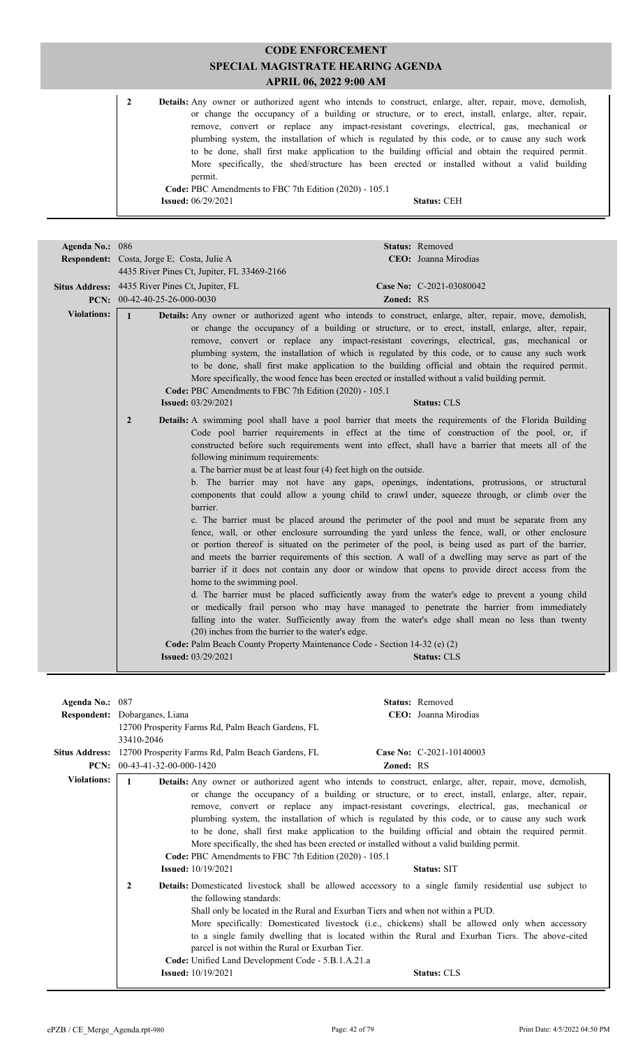# CODE ENFORCEMENT
## SPECIAL MAGISTRATE HEARING AGENDA
### APRIL 06, 2022 9:00 AM

**2** **Details:** Any owner or authorized agent who intends to construct, enlarge, alter, repair, move, demolish, or change the occupancy of a building or structure, or to erect, install, enlarge, alter, repair, remove, convert or replace any impact-resistant coverings, electrical, gas, mechanical or plumbing system, the installation of which is regulated by this code, or to cause any such work to be done, shall first make application to the building official and obtain the required permit. More specifically, the shed/structure has been erected or installed without a valid building permit.
**Code:** PBC Amendments to FBC 7th Edition (2020) - 105.1
**Issued:** 06/29/2021 **Status:** CEH

---

**Agenda No.:** 086 **Status:** Removed
**Respondent:** Costa, Jorge E; Costa, Julie A **CEO:** Joanna Mirodias
4435 River Pines Ct, Jupiter, FL 33469-2166
**Situs Address:** 4435 River Pines Ct, Jupiter, FL **Case No:** C-2021-03080042
**PCN:** 00-42-40-25-26-000-0030 **Zoned:** RS

**Violations:**

**1** **Details:** Any owner or authorized agent who intends to construct, enlarge, alter, repair, move, demolish, or change the occupancy of a building or structure, or to erect, install, enlarge, alter, repair, remove, convert or replace any impact-resistant coverings, electrical, gas, mechanical or plumbing system, the installation of which is regulated by this code, or to cause any such work to be done, shall first make application to the building official and obtain the required permit. More specifically, the wood fence has been erected or installed without a valid building permit.
**Code:** PBC Amendments to FBC 7th Edition (2020) - 105.1
**Issued:** 03/29/2021 **Status:** CLS

**2** **Details:** A swimming pool shall have a pool barrier that meets the requirements of the Florida Building Code pool barrier requirements in effect at the time of construction of the pool, or, if constructed before such requirements went into effect, shall have a barrier that meets all of the following minimum requirements:
a. The barrier must be at least four (4) feet high on the outside.
b. The barrier may not have any gaps, openings, indentations, protrusions, or structural components that could allow a young child to crawl under, squeeze through, or climb over the barrier.
c. The barrier must be placed around the perimeter of the pool and must be separate from any fence, wall, or other enclosure surrounding the yard unless the fence, wall, or other enclosure or portion thereof is situated on the perimeter of the pool, is being used as part of the barrier, and meets the barrier requirements of this section. A wall of a dwelling may serve as part of the barrier if it does not contain any door or window that opens to provide direct access from the home to the swimming pool.
d. The barrier must be placed sufficiently away from the water's edge to prevent a young child or medically frail person who may have managed to penetrate the barrier from immediately falling into the water. Sufficiently away from the water's edge shall mean no less than twenty (20) inches from the barrier to the water's edge.
**Code:** Palm Beach County Property Maintenance Code - Section 14-32 (e) (2)
**Issued:** 03/29/2021 **Status:** CLS

---

**Agenda No.:** 087 **Status:** Removed
**Respondent:** Dobarganes, Liana **CEO:** Joanna Mirodias
12700 Prosperity Farms Rd, Palm Beach Gardens, FL 33410-2046
**Situs Address:** 12700 Prosperity Farms Rd, Palm Beach Gardens, FL **Case No:** C-2021-10140003
**PCN:** 00-43-41-32-00-000-1420 **Zoned:** RS

**Violations:**

**1** **Details:** Any owner or authorized agent who intends to construct, enlarge, alter, repair, move, demolish, or change the occupancy of a building or structure, or to erect, install, enlarge, alter, repair, remove, convert or replace any impact-resistant coverings, electrical, gas, mechanical or plumbing system, the installation of which is regulated by this code, or to cause any such work to be done, shall first make application to the building official and obtain the required permit. More specifically, the shed has been erected or installed without a valid building permit.
**Code:** PBC Amendments to FBC 7th Edition (2020) - 105.1
**Issued:** 10/19/2021 **Status:** SIT

**2** **Details:** Domesticated livestock shall be allowed accessory to a single family residential use subject to the following standards:
Shall only be located in the Rural and Exurban Tiers and when not within a PUD.
More specifically: Domesticated livestock (i.e., chickens) shall be allowed only when accessory to a single family dwelling that is located within the Rural and Exurban Tiers. The above-cited parcel is not within the Rural or Exurban Tier.
**Code:** Unified Land Development Code - 5.B.1.A.21.a
**Issued:** 10/19/2021 **Status:** CLS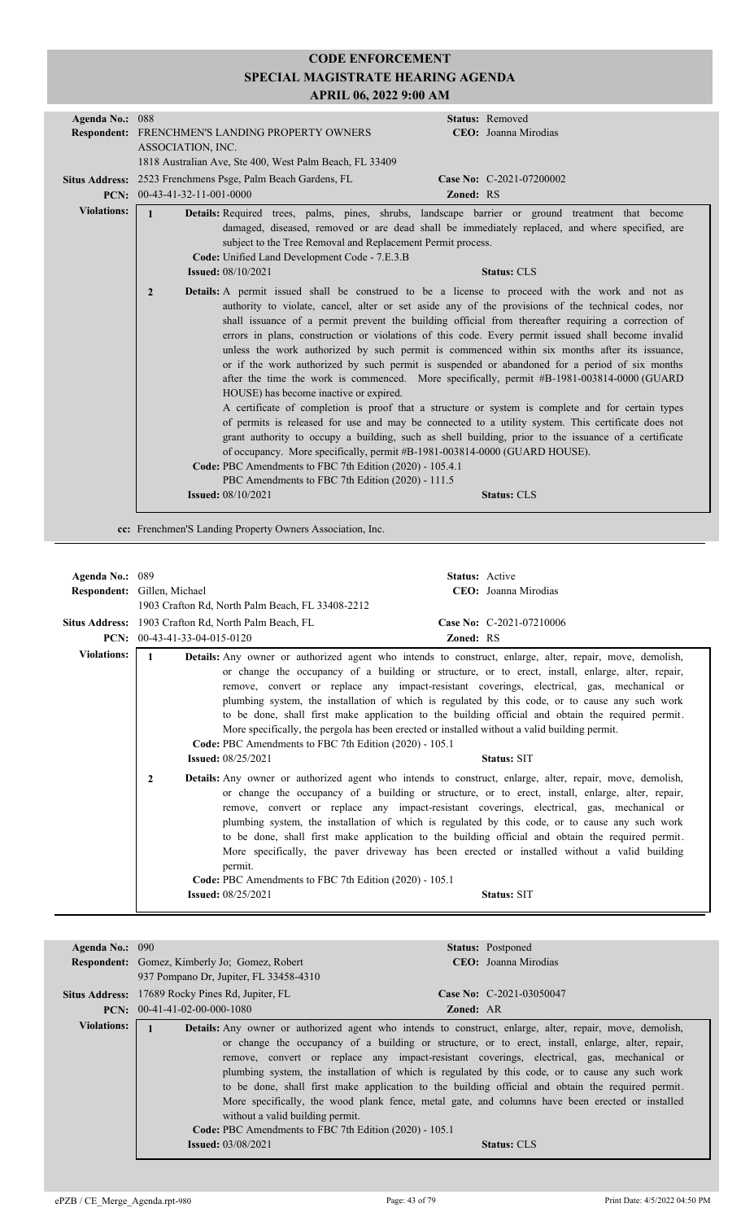# CODE ENFORCEMENT
## SPECIAL MAGISTRATE HEARING AGENDA
### APRIL 06, 2022 9:00 AM

**Agenda No.:** 088 **Status:** Removed
**Respondent:** FRENCHMEN'S LANDING PROPERTY OWNERS ASSOCIATION, INC. **CEO:** Joanna Mirodias
1818 Australian Ave, Ste 400, West Palm Beach, FL 33409
**Situs Address:** 2523 Frenchmens Psge, Palm Beach Gardens, FL **Case No:** C-2021-07200002
**PCN:** 00-43-41-32-11-001-0000 **Zoned:** RS

**Violations:**

**1** **Details:** Required trees, palms, pines, shrubs, landscape barrier or ground treatment that become damaged, diseased, removed or are dead shall be immediately replaced, and where specified, are subject to the Tree Removal and Replacement Permit process.
**Code:** Unified Land Development Code - 7.E.3.B
**Issued:** 08/10/2021 **Status:** CLS

**2** **Details:** A permit issued shall be construed to be a license to proceed with the work and not as authority to violate, cancel, alter or set aside any of the provisions of the technical codes, nor shall issuance of a permit prevent the building official from thereafter requiring a correction of errors in plans, construction or violations of this code. Every permit issued shall become invalid unless the work authorized by such permit is commenced within six months after its issuance, or if the work authorized by such permit is suspended or abandoned for a period of six months after the time the work is commenced. More specifically, permit #B-1981-003814-0000 (GUARD HOUSE) has become inactive or expired.
A certificate of completion is proof that a structure or system is complete and for certain types of permits is released for use and may be connected to a utility system. This certificate does not grant authority to occupy a building, such as shell building, prior to the issuance of a certificate of occupancy. More specifically, permit #B-1981-003814-0000 (GUARD HOUSE).
**Code:** PBC Amendments to FBC 7th Edition (2020) - 105.4.1
PBC Amendments to FBC 7th Edition (2020) - 111.5
**Issued:** 08/10/2021 **Status:** CLS

**cc:** Frenchmen'S Landing Property Owners Association, Inc.

---

**Agenda No.:** 089 **Status:** Active
**Respondent:** Gillen, Michael **CEO:** Joanna Mirodias
1903 Crafton Rd, North Palm Beach, FL 33408-2212
**Situs Address:** 1903 Crafton Rd, North Palm Beach, FL **Case No:** C-2021-07210006
**PCN:** 00-43-41-33-04-015-0120 **Zoned:** RS

**Violations:**

**1** **Details:** Any owner or authorized agent who intends to construct, enlarge, alter, repair, move, demolish, or change the occupancy of a building or structure, or to erect, install, enlarge, alter, repair, remove, convert or replace any impact-resistant coverings, electrical, gas, mechanical or plumbing system, the installation of which is regulated by this code, or to cause any such work to be done, shall first make application to the building official and obtain the required permit. More specifically, the pergola has been erected or installed without a valid building permit.
**Code:** PBC Amendments to FBC 7th Edition (2020) - 105.1
**Issued:** 08/25/2021 **Status:** SIT

**2** **Details:** Any owner or authorized agent who intends to construct, enlarge, alter, repair, move, demolish, or change the occupancy of a building or structure, or to erect, install, enlarge, alter, repair, remove, convert or replace any impact-resistant coverings, electrical, gas, mechanical or plumbing system, the installation of which is regulated by this code, or to cause any such work to be done, shall first make application to the building official and obtain the required permit. More specifically, the paver driveway has been erected or installed without a valid building permit.
**Code:** PBC Amendments to FBC 7th Edition (2020) - 105.1
**Issued:** 08/25/2021 **Status:** SIT

---

**Agenda No.:** 090 **Status:** Postponed
**Respondent:** Gomez, Kimberly Jo; Gomez, Robert **CEO:** Joanna Mirodias
937 Pompano Dr, Jupiter, FL 33458-4310
**Situs Address:** 17689 Rocky Pines Rd, Jupiter, FL **Case No:** C-2021-03050047
**PCN:** 00-41-41-02-00-000-1080 **Zoned:** AR

**Violations:**

**1** **Details:** Any owner or authorized agent who intends to construct, enlarge, alter, repair, move, demolish, or change the occupancy of a building or structure, or to erect, install, enlarge, alter, repair, remove, convert or replace any impact-resistant coverings, electrical, gas, mechanical or plumbing system, the installation of which is regulated by this code, or to cause any such work to be done, shall first make application to the building official and obtain the required permit. More specifically, the wood plank fence, metal gate, and columns have been erected or installed without a valid building permit.
**Code:** PBC Amendments to FBC 7th Edition (2020) - 105.1
**Issued:** 03/08/2021 **Status:** CLS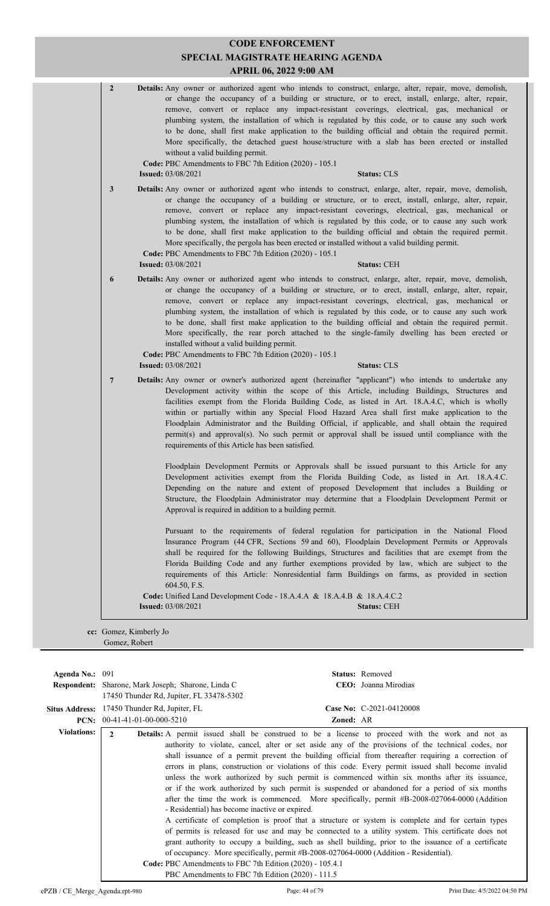# CODE ENFORCEMENT
## SPECIAL MAGISTRATE HEARING AGENDA
### APRIL 06, 2022 9:00 AM

**2** **Details:** Any owner or authorized agent who intends to construct, enlarge, alter, repair, move, demolish, or change the occupancy of a building or structure, or to erect, install, enlarge, alter, repair, remove, convert or replace any impact-resistant coverings, electrical, gas, mechanical or plumbing system, the installation of which is regulated by this code, or to cause any such work to be done, shall first make application to the building official and obtain the required permit. More specifically, the detached guest house/structure with a slab has been erected or installed without a valid building permit.
**Code:** PBC Amendments to FBC 7th Edition (2020) - 105.1
**Issued:** 03/08/2021 **Status:** CLS

**3** **Details:** Any owner or authorized agent who intends to construct, enlarge, alter, repair, move, demolish, or change the occupancy of a building or structure, or to erect, install, enlarge, alter, repair, remove, convert or replace any impact-resistant coverings, electrical, gas, mechanical or plumbing system, the installation of which is regulated by this code, or to cause any such work to be done, shall first make application to the building official and obtain the required permit. More specifically, the pergola has been erected or installed without a valid building permit.
**Code:** PBC Amendments to FBC 7th Edition (2020) - 105.1
**Issued:** 03/08/2021 **Status:** CEH

**6** **Details:** Any owner or authorized agent who intends to construct, enlarge, alter, repair, move, demolish, or change the occupancy of a building or structure, or to erect, install, enlarge, alter, repair, remove, convert or replace any impact-resistant coverings, electrical, gas, mechanical or plumbing system, the installation of which is regulated by this code, or to cause any such work to be done, shall first make application to the building official and obtain the required permit. More specifically, the rear porch attached to the single-family dwelling has been erected or installed without a valid building permit.
**Code:** PBC Amendments to FBC 7th Edition (2020) - 105.1
**Issued:** 03/08/2021 **Status:** CLS

**7** **Details:** Any owner or owner's authorized agent (hereinafter "applicant") who intends to undertake any Development activity within the scope of this Article, including Buildings, Structures and facilities exempt from the Florida Building Code, as listed in Art. 18.A.4.C, which is wholly within or partially within any Special Flood Hazard Area shall first make application to the Floodplain Administrator and the Building Official, if applicable, and shall obtain the required permit(s) and approval(s). No such permit or approval shall be issued until compliance with the requirements of this Article has been satisfied.

Floodplain Development Permits or Approvals shall be issued pursuant to this Article for any Development activities exempt from the Florida Building Code, as listed in Art. 18.A.4.C. Depending on the nature and extent of proposed Development that includes a Building or Structure, the Floodplain Administrator may determine that a Floodplain Development Permit or Approval is required in addition to a building permit.

Pursuant to the requirements of federal regulation for participation in the National Flood Insurance Program (44 CFR, Sections 59 and 60), Floodplain Development Permits or Approvals shall be required for the following Buildings, Structures and facilities that are exempt from the Florida Building Code and any further exemptions provided by law, which are subject to the requirements of this Article: Nonresidential farm Buildings on farms, as provided in section 604.50, F.S.
**Code:** Unified Land Development Code - 18.A.4.A & 18.A.4.B & 18.A.4.C.2
**Issued:** 03/08/2021 **Status:** CEH

**cc:** Gomez, Kimberly Jo
Gomez, Robert

---

**Agenda No.:** 091 **Status:** Removed
**Respondent:** Sharone, Mark Joseph; Sharone, Linda C **CEO:** Joanna Mirodias
17450 Thunder Rd, Jupiter, FL 33478-5302
**Situs Address:** 17450 Thunder Rd, Jupiter, FL **Case No:** C-2021-04120008
**PCN:** 00-41-41-01-00-000-5210 **Zoned:** AR

**Violations:**

**2** **Details:** A permit issued shall be construed to be a license to proceed with the work and not as authority to violate, cancel, alter or set aside any of the provisions of the technical codes, nor shall issuance of a permit prevent the building official from thereafter requiring a correction of errors in plans, construction or violations of this code. Every permit issued shall become invalid unless the work authorized by such permit is commenced within six months after its issuance, or if the work authorized by such permit is suspended or abandoned for a period of six months after the time the work is commenced. More specifically, permit #B-2008-027064-0000 (Addition - Residential) has become inactive or expired.

A certificate of completion is proof that a structure or system is complete and for certain types of permits is released for use and may be connected to a utility system. This certificate does not grant authority to occupy a building, such as shell building, prior to the issuance of a certificate of occupancy. More specifically, permit #B-2008-027064-0000 (Addition - Residential).
**Code:** PBC Amendments to FBC 7th Edition (2020) - 105.4.1
PBC Amendments to FBC 7th Edition (2020) - 111.5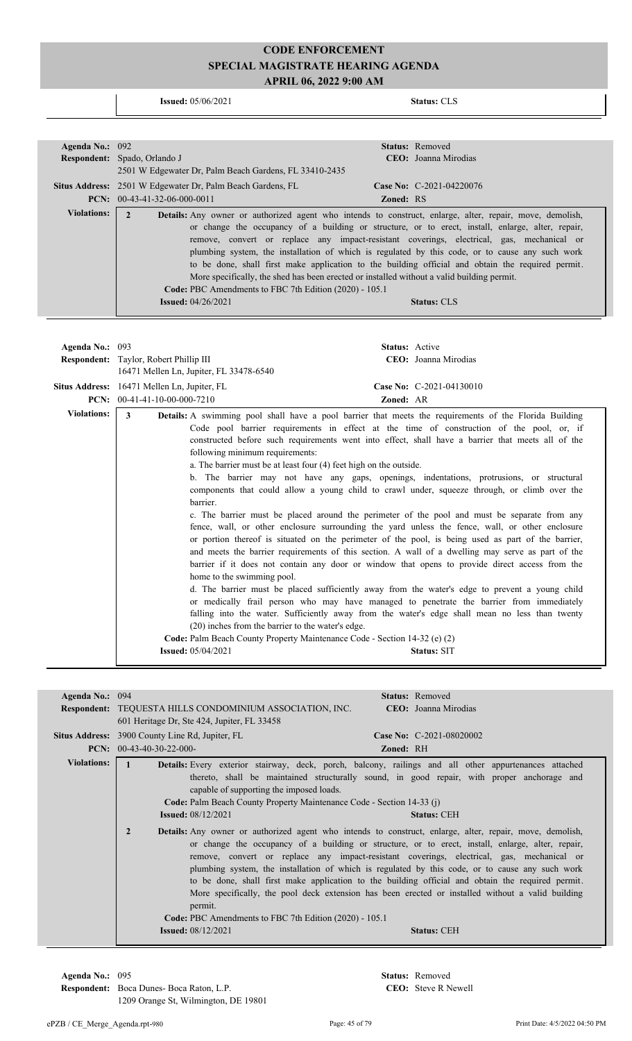# CODE ENFORCEMENT
## SPECIAL MAGISTRATE HEARING AGENDA
### APRIL 06, 2022 9:00 AM

**Issued:** 05/06/2021 **Status:** CLS

---

**Agenda No.:** 092 **Status:** Removed
**Respondent:** Spado, Orlando J **CEO:** Joanna Mirodias
2501 W Edgewater Dr, Palm Beach Gardens, FL 33410-2435
**Situs Address:** 2501 W Edgewater Dr, Palm Beach Gardens, FL **Case No:** C-2021-04220076
**PCN:** 00-43-41-32-06-000-0011 **Zoned:** RS

**Violations:**

**2** **Details:** Any owner or authorized agent who intends to construct, enlarge, alter, repair, move, demolish, or change the occupancy of a building or structure, or to erect, install, enlarge, alter, repair, remove, convert or replace any impact-resistant coverings, electrical, gas, mechanical or plumbing system, the installation of which is regulated by this code, or to cause any such work to be done, shall first make application to the building official and obtain the required permit. More specifically, the shed has been erected or installed without a valid building permit.
**Code:** PBC Amendments to FBC 7th Edition (2020) - 105.1
**Issued:** 04/26/2021 **Status:** CLS

---

**Agenda No.:** 093 **Status:** Active
**Respondent:** Taylor, Robert Phillip III **CEO:** Joanna Mirodias
16471 Mellen Ln, Jupiter, FL 33478-6540
**Situs Address:** 16471 Mellen Ln, Jupiter, FL **Case No:** C-2021-04130010
**PCN:** 00-41-41-10-00-000-7210 **Zoned:** AR

**Violations:**

**3** **Details:** A swimming pool shall have a pool barrier that meets the requirements of the Florida Building Code pool barrier requirements in effect at the time of construction of the pool, or, if constructed before such requirements went into effect, shall have a barrier that meets all of the following minimum requirements:
a. The barrier must be at least four (4) feet high on the outside.
b. The barrier may not have any gaps, openings, indentations, protrusions, or structural components that could allow a young child to crawl under, squeeze through, or climb over the barrier.
c. The barrier must be placed around the perimeter of the pool and must be separate from any fence, wall, or other enclosure surrounding the yard unless the fence, wall, or other enclosure or portion thereof is situated on the perimeter of the pool, is being used as part of the barrier, and meets the barrier requirements of this section. A wall of a dwelling may serve as part of the barrier if it does not contain any door or window that opens to provide direct access from the home to the swimming pool.
d. The barrier must be placed sufficiently away from the water's edge to prevent a young child or medically frail person who may have managed to penetrate the barrier from immediately falling into the water. Sufficiently away from the water's edge shall mean no less than twenty (20) inches from the barrier to the water's edge.
**Code:** Palm Beach County Property Maintenance Code - Section 14-32 (e) (2)
**Issued:** 05/04/2021 **Status:** SIT

---

**Agenda No.:** 094 **Status:** Removed
**Respondent:** TEQUESTA HILLS CONDOMINIUM ASSOCIATION, INC. **CEO:** Joanna Mirodias
601 Heritage Dr, Ste 424, Jupiter, FL 33458
**Situs Address:** 3900 County Line Rd, Jupiter, FL **Case No:** C-2021-08020002
**PCN:** 00-43-40-30-22-000- **Zoned:** RH

**Violations:**

**1** **Details:** Every exterior stairway, deck, porch, balcony, railings and all other appurtenances attached thereto, shall be maintained structurally sound, in good repair, with proper anchorage and capable of supporting the imposed loads.
**Code:** Palm Beach County Property Maintenance Code - Section 14-33 (j)
**Issued:** 08/12/2021 **Status:** CEH

**2** **Details:** Any owner or authorized agent who intends to construct, enlarge, alter, repair, move, demolish, or change the occupancy of a building or structure, or to erect, install, enlarge, alter, repair, remove, convert or replace any impact-resistant coverings, electrical, gas, mechanical or plumbing system, the installation of which is regulated by this code, or to cause any such work to be done, shall first make application to the building official and obtain the required permit. More specifically, the pool deck extension has been erected or installed without a valid building permit.
**Code:** PBC Amendments to FBC 7th Edition (2020) - 105.1
**Issued:** 08/12/2021 **Status:** CEH

---

**Agenda No.:** 095 **Status:** Removed
**Respondent:** Boca Dunes- Boca Raton, L.P. **CEO:** Steve R Newell
1209 Orange St, Wilmington, DE 19801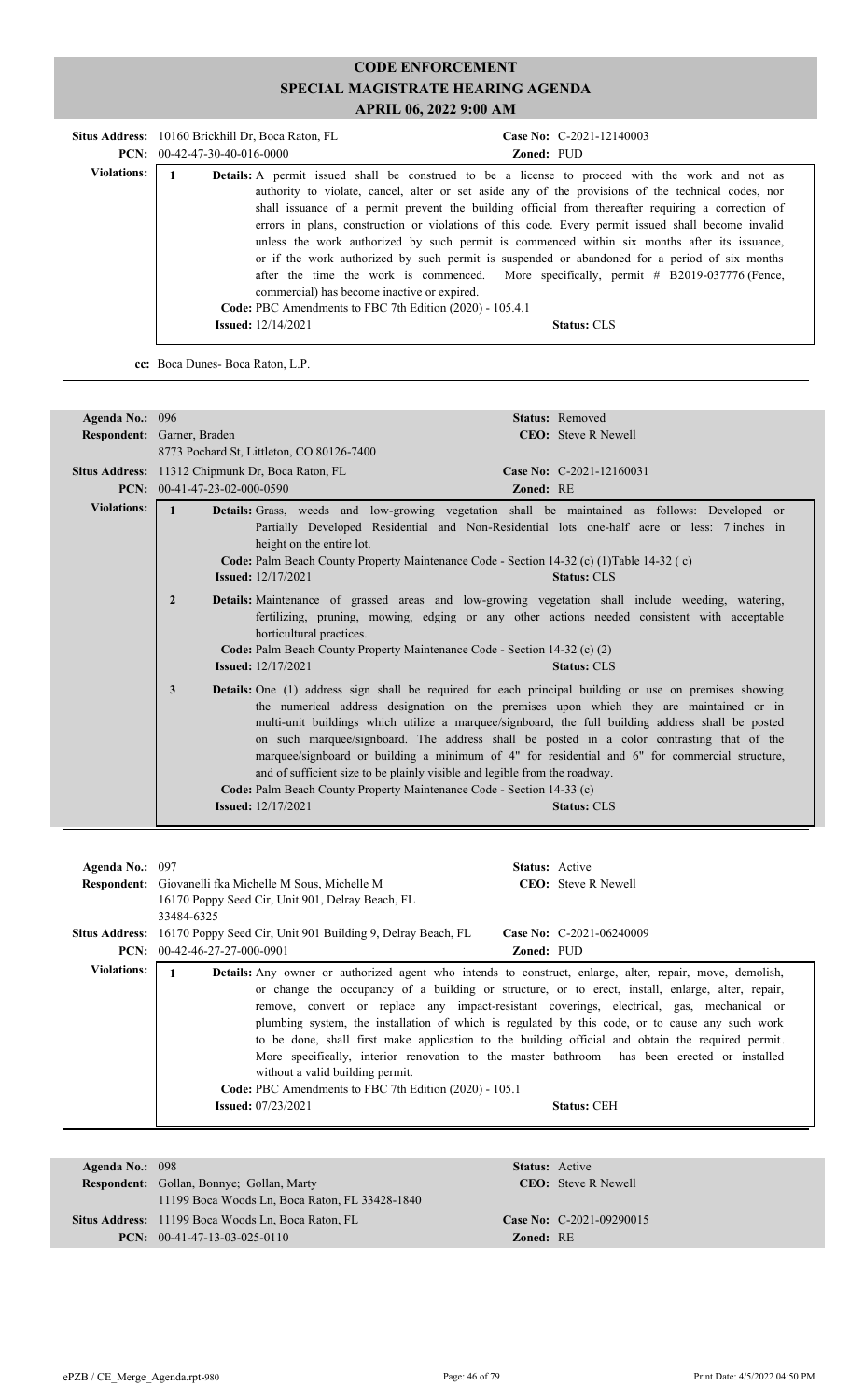# CODE ENFORCEMENT
## SPECIAL MAGISTRATE HEARING AGENDA
### APRIL 06, 2022 9:00 AM

**Situs Address:** 10160 Brickhill Dr, Boca Raton, FL
**Case No:** C-2021-12140003
**PCN:** 00-42-47-30-40-016-0000
**Zoned:** PUD

**Violations:**

1. **Details:** A permit issued shall be construed to be a license to proceed with the work and not as authority to violate, cancel, alter or set aside any of the provisions of the technical codes, nor shall issuance of a permit prevent the building official from thereafter requiring a correction of errors in plans, construction or violations of this code. Every permit issued shall become invalid unless the work authorized by such permit is commenced within six months after its issuance, or if the work authorized by such permit is suspended or abandoned for a period of six months after the time the work is commenced. More specifically, permit # B2019-037776 (Fence, commercial) has become inactive or expired.
   **Code:** PBC Amendments to FBC 7th Edition (2020) - 105.4.1
   **Issued:** 12/14/2021
   **Status:** CLS

**cc:** Boca Dunes- Boca Raton, L.P.

---

**Agenda No.:** 096
**Status:** Removed
**Respondent:** Garner, Braden
8773 Pochard St, Littleton, CO 80126-7400
**CEO:** Steve R Newell
**Situs Address:** 11312 Chipmunk Dr, Boca Raton, FL
**Case No:** C-2021-12160031
**PCN:** 00-41-47-23-02-000-0590
**Zoned:** RE

**Violations:**

1. **Details:** Grass, weeds and low-growing vegetation shall be maintained as follows: Developed or Partially Developed Residential and Non-Residential lots one-half acre or less: 7 inches in height on the entire lot.
   **Code:** Palm Beach County Property Maintenance Code - Section 14-32 (c) (1)Table 14-32 ( c)
   **Issued:** 12/17/2021
   **Status:** CLS

2. **Details:** Maintenance of grassed areas and low-growing vegetation shall include weeding, watering, fertilizing, pruning, mowing, edging or any other actions needed consistent with acceptable horticultural practices.
   **Code:** Palm Beach County Property Maintenance Code - Section 14-32 (c) (2)
   **Issued:** 12/17/2021
   **Status:** CLS

3. **Details:** One (1) address sign shall be required for each principal building or use on premises showing the numerical address designation on the premises upon which they are maintained or in multi-unit buildings which utilize a marquee/signboard, the full building address shall be posted on such marquee/signboard. The address shall be posted in a color contrasting that of the marquee/signboard or building a minimum of 4" for residential and 6" for commercial structure, and of sufficient size to be plainly visible and legible from the roadway.
   **Code:** Palm Beach County Property Maintenance Code - Section 14-33 (c)
   **Issued:** 12/17/2021
   **Status:** CLS

---

**Agenda No.:** 097
**Status:** Active
**Respondent:** Giovanelli fka Michelle M Sous, Michelle M
16170 Poppy Seed Cir, Unit 901, Delray Beach, FL 33484-6325
**CEO:** Steve R Newell
**Situs Address:** 16170 Poppy Seed Cir, Unit 901 Building 9, Delray Beach, FL
**Case No:** C-2021-06240009
**PCN:** 00-42-46-27-27-000-0901
**Zoned:** PUD

**Violations:**

1. **Details:** Any owner or authorized agent who intends to construct, enlarge, alter, repair, move, demolish, or change the occupancy of a building or structure, or to erect, install, enlarge, alter, repair, remove, convert or replace any impact-resistant coverings, electrical, gas, mechanical or plumbing system, the installation of which is regulated by this code, or to cause any such work to be done, shall first make application to the building official and obtain the required permit. More specifically, interior renovation to the master bathroom has been erected or installed without a valid building permit.
   **Code:** PBC Amendments to FBC 7th Edition (2020) - 105.1
   **Issued:** 07/23/2021
   **Status:** CEH

---

**Agenda No.:** 098
**Status:** Active
**Respondent:** Gollan, Bonnye; Gollan, Marty
11199 Boca Woods Ln, Boca Raton, FL 33428-1840
**CEO:** Steve R Newell
**Situs Address:** 11199 Boca Woods Ln, Boca Raton, FL
**Case No:** C-2021-09290015
**PCN:** 00-41-47-13-03-025-0110
**Zoned:** RE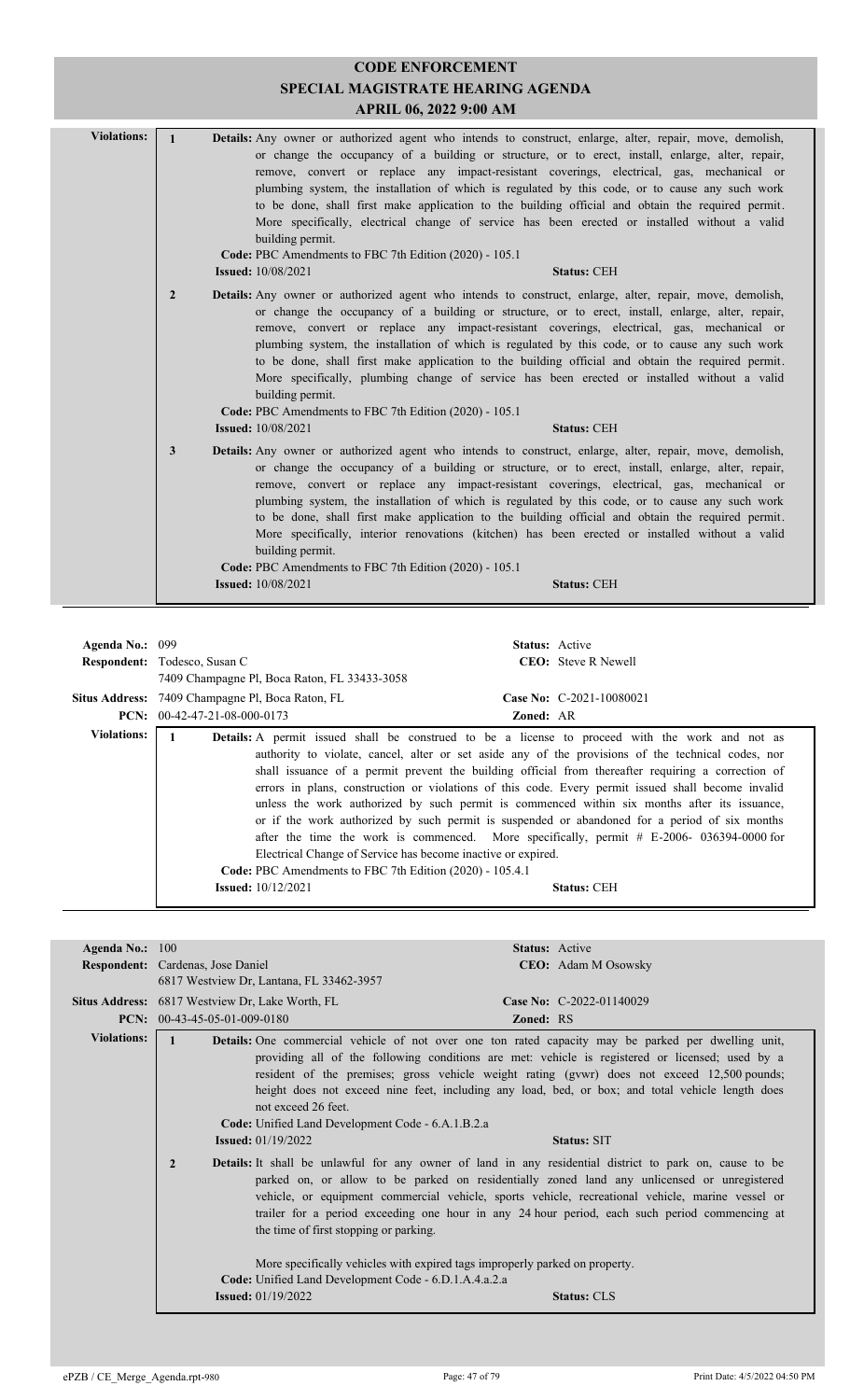# CODE ENFORCEMENT
## SPECIAL MAGISTRATE HEARING AGENDA
### APRIL 06, 2022 9:00 AM

**Violations:**

**1** **Details:** Any owner or authorized agent who intends to construct, enlarge, alter, repair, move, demolish, or change the occupancy of a building or structure, or to erect, install, enlarge, alter, repair, remove, convert or replace any impact-resistant coverings, electrical, gas, mechanical or plumbing system, the installation of which is regulated by this code, or to cause any such work to be done, shall first make application to the building official and obtain the required permit. More specifically, electrical change of service has been erected or installed without a valid building permit.
**Code:** PBC Amendments to FBC 7th Edition (2020) - 105.1
**Issued:** 10/08/2021 **Status:** CEH

**2** **Details:** Any owner or authorized agent who intends to construct, enlarge, alter, repair, move, demolish, or change the occupancy of a building or structure, or to erect, install, enlarge, alter, repair, remove, convert or replace any impact-resistant coverings, electrical, gas, mechanical or plumbing system, the installation of which is regulated by this code, or to cause any such work to be done, shall first make application to the building official and obtain the required permit. More specifically, plumbing change of service has been erected or installed without a valid building permit.
**Code:** PBC Amendments to FBC 7th Edition (2020) - 105.1
**Issued:** 10/08/2021 **Status:** CEH

**3** **Details:** Any owner or authorized agent who intends to construct, enlarge, alter, repair, move, demolish, or change the occupancy of a building or structure, or to erect, install, enlarge, alter, repair, remove, convert or replace any impact-resistant coverings, electrical, gas, mechanical or plumbing system, the installation of which is regulated by this code, or to cause any such work to be done, shall first make application to the building official and obtain the required permit. More specifically, interior renovations (kitchen) has been erected or installed without a valid building permit.
**Code:** PBC Amendments to FBC 7th Edition (2020) - 105.1
**Issued:** 10/08/2021 **Status:** CEH

---

**Agenda No.:** 099 **Status:** Active
**Respondent:** Todesco, Susan C **CEO:** Steve R Newell
7409 Champagne Pl, Boca Raton, FL 33433-3058
**Situs Address:** 7409 Champagne Pl, Boca Raton, FL **Case No:** C-2021-10080021
**PCN:** 00-42-47-21-08-000-0173 **Zoned:** AR

**Violations:**

**1** **Details:** A permit issued shall be construed to be a license to proceed with the work and not as authority to violate, cancel, alter or set aside any of the provisions of the technical codes, nor shall issuance of a permit prevent the building official from thereafter requiring a correction of errors in plans, construction or violations of this code. Every permit issued shall become invalid unless the work authorized by such permit is commenced within six months after its issuance, or if the work authorized by such permit is suspended or abandoned for a period of six months after the time the work is commenced. More specifically, permit # E-2006- 036394-0000 for Electrical Change of Service has become inactive or expired.
**Code:** PBC Amendments to FBC 7th Edition (2020) - 105.4.1
**Issued:** 10/12/2021 **Status:** CEH

---

**Agenda No.:** 100 **Status:** Active
**Respondent:** Cardenas, Jose Daniel **CEO:** Adam M Osowsky
6817 Westview Dr, Lantana, FL 33462-3957
**Situs Address:** 6817 Westview Dr, Lake Worth, FL **Case No:** C-2022-01140029
**PCN:** 00-43-45-05-01-009-0180 **Zoned:** RS

**Violations:**

**1** **Details:** One commercial vehicle of not over one ton rated capacity may be parked per dwelling unit, providing all of the following conditions are met: vehicle is registered or licensed; used by a resident of the premises; gross vehicle weight rating (gvwr) does not exceed 12,500 pounds; height does not exceed nine feet, including any load, bed, or box; and total vehicle length does not exceed 26 feet.
**Code:** Unified Land Development Code - 6.A.1.B.2.a
**Issued:** 01/19/2022 **Status:** SIT

**2** **Details:** It shall be unlawful for any owner of land in any residential district to park on, cause to be parked on, or allow to be parked on residentially zoned land any unlicensed or unregistered vehicle, or equipment commercial vehicle, sports vehicle, recreational vehicle, marine vessel or trailer for a period exceeding one hour in any 24 hour period, each such period commencing at the time of first stopping or parking.

More specifically vehicles with expired tags improperly parked on property.
**Code:** Unified Land Development Code - 6.D.1.A.4.a.2.a
**Issued:** 01/19/2022 **Status:** CLS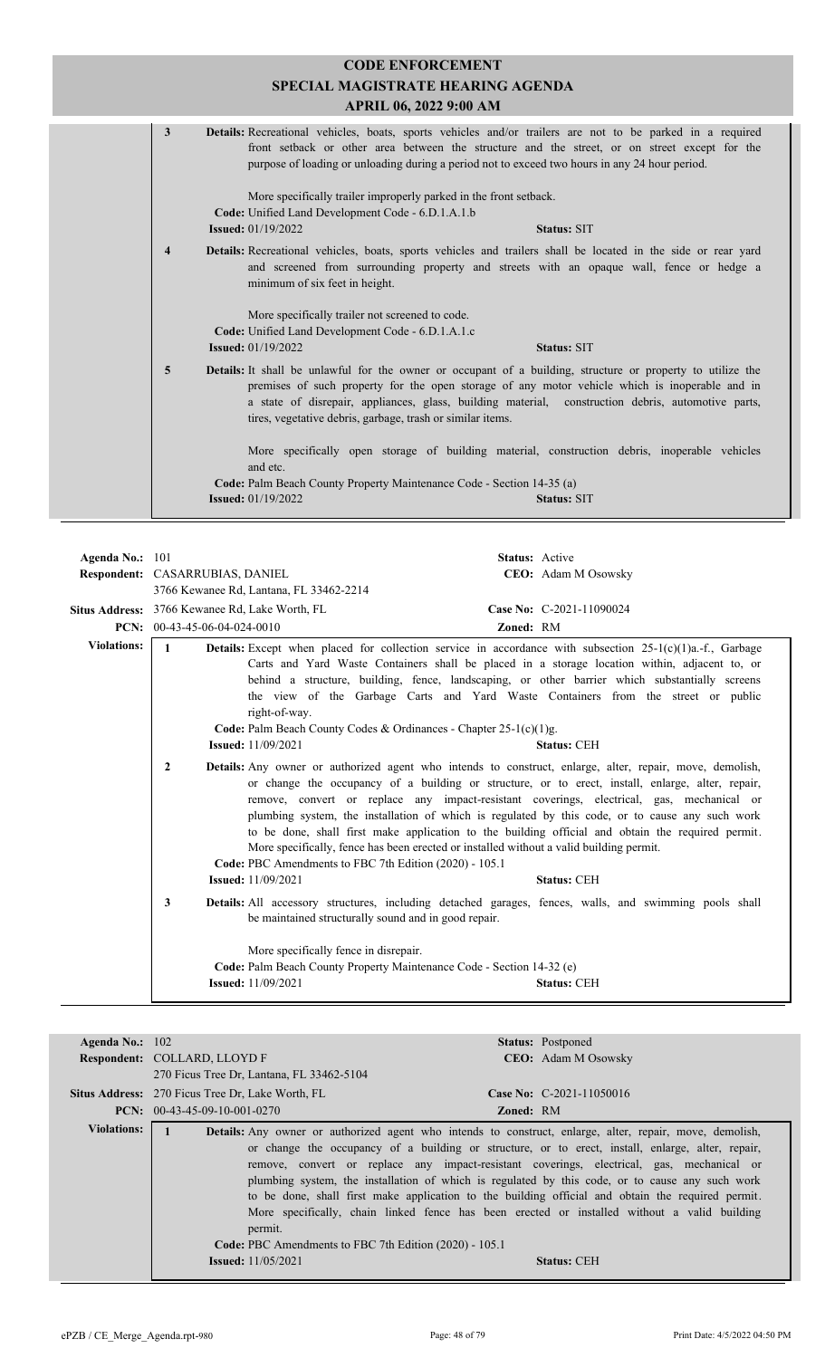# CODE ENFORCEMENT
## SPECIAL MAGISTRATE HEARING AGENDA
### APRIL 06, 2022 9:00 AM

**3** **Details:** Recreational vehicles, boats, sports vehicles and/or trailers are not to be parked in a required front setback or other area between the structure and the street, or on street except for the purpose of loading or unloading during a period not to exceed two hours in any 24 hour period.

More specifically trailer improperly parked in the front setback.

**Code:** Unified Land Development Code - 6.D.1.A.1.b
**Issued:** 01/19/2022 **Status:** SIT

**4** **Details:** Recreational vehicles, boats, sports vehicles and trailers shall be located in the side or rear yard and screened from surrounding property and streets with an opaque wall, fence or hedge a minimum of six feet in height.

More specifically trailer not screened to code.

**Code:** Unified Land Development Code - 6.D.1.A.1.c
**Issued:** 01/19/2022 **Status:** SIT

**5** **Details:** It shall be unlawful for the owner or occupant of a building, structure or property to utilize the premises of such property for the open storage of any motor vehicle which is inoperable and in a state of disrepair, appliances, glass, building material, construction debris, automotive parts, tires, vegetative debris, garbage, trash or similar items.

More specifically open storage of building material, construction debris, inoperable vehicles and etc.

**Code:** Palm Beach County Property Maintenance Code - Section 14-35 (a)
**Issued:** 01/19/2022 **Status:** SIT

---

**Agenda No.:** 101 **Status:** Active
**Respondent:** CASARRUBIAS, DANIEL **CEO:** Adam M Osowsky
3766 Kewanee Rd, Lantana, FL 33462-2214
**Situs Address:** 3766 Kewanee Rd, Lake Worth, FL **Case No:** C-2021-11090024
**PCN:** 00-43-45-06-04-024-0010 **Zoned:** RM

**Violations:**

**1** **Details:** Except when placed for collection service in accordance with subsection 25-1(c)(1)a.-f., Garbage Carts and Yard Waste Containers shall be placed in a storage location within, adjacent to, or behind a structure, building, fence, landscaping, or other barrier which substantially screens the view of the Garbage Carts and Yard Waste Containers from the street or public right-of-way.

**Code:** Palm Beach County Codes & Ordinances - Chapter 25-1(c)(1)g.
**Issued:** 11/09/2021 **Status:** CEH

**2** **Details:** Any owner or authorized agent who intends to construct, enlarge, alter, repair, move, demolish, or change the occupancy of a building or structure, or to erect, install, enlarge, alter, repair, remove, convert or replace any impact-resistant coverings, electrical, gas, mechanical or plumbing system, the installation of which is regulated by this code, or to cause any such work to be done, shall first make application to the building official and obtain the required permit. More specifically, fence has been erected or installed without a valid building permit.

**Code:** PBC Amendments to FBC 7th Edition (2020) - 105.1
**Issued:** 11/09/2021 **Status:** CEH

**3** **Details:** All accessory structures, including detached garages, fences, walls, and swimming pools shall be maintained structurally sound and in good repair.

More specifically fence in disrepair.

**Code:** Palm Beach County Property Maintenance Code - Section 14-32 (e)
**Issued:** 11/09/2021 **Status:** CEH

---

**Agenda No.:** 102 **Status:** Postponed
**Respondent:** COLLARD, LLOYD F **CEO:** Adam M Osowsky
270 Ficus Tree Dr, Lantana, FL 33462-5104
**Situs Address:** 270 Ficus Tree Dr, Lake Worth, FL **Case No:** C-2021-11050016
**PCN:** 00-43-45-09-10-001-0270 **Zoned:** RM

**Violations:**

**1** **Details:** Any owner or authorized agent who intends to construct, enlarge, alter, repair, move, demolish, or change the occupancy of a building or structure, or to erect, install, enlarge, alter, repair, remove, convert or replace any impact-resistant coverings, electrical, gas, mechanical or plumbing system, the installation of which is regulated by this code, or to cause any such work to be done, shall first make application to the building official and obtain the required permit. More specifically, chain linked fence has been erected or installed without a valid building permit.

**Code:** PBC Amendments to FBC 7th Edition (2020) - 105.1
**Issued:** 11/05/2021 **Status:** CEH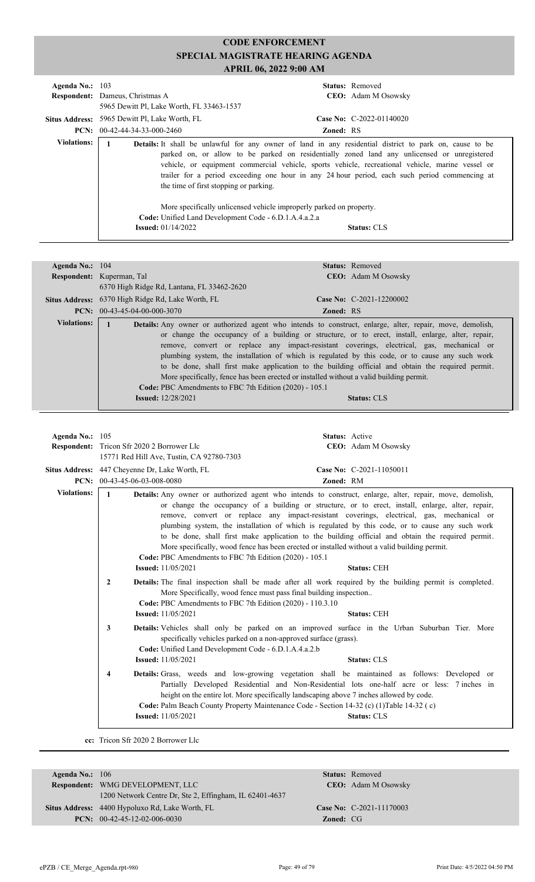# CODE ENFORCEMENT
## SPECIAL MAGISTRATE HEARING AGENDA
### APRIL 06, 2022 9:00 AM

**Agenda No.:** 103
**Status:** Removed
**Respondent:** Dameus, Christmas A
5965 Dewitt Pl, Lake Worth, FL 33463-1537
**CEO:** Adam M Osowsky
**Situs Address:** 5965 Dewitt Pl, Lake Worth, FL
**Case No:** C-2022-01140020
**PCN:** 00-42-44-34-33-000-2460
**Zoned:** RS

**Violations:**

1. **Details:** It shall be unlawful for any owner of land in any residential district to park on, cause to be parked on, or allow to be parked on residentially zoned land any unlicensed or unregistered vehicle, or equipment commercial vehicle, sports vehicle, recreational vehicle, marine vessel or trailer for a period exceeding one hour in any 24 hour period, each such period commencing at the time of first stopping or parking.

   More specifically unlicensed vehicle improperly parked on property.
   **Code:** Unified Land Development Code - 6.D.1.A.4.a.2.a
   **Issued:** 01/14/2022
   **Status:** CLS

---

**Agenda No.:** 104
**Status:** Removed
**Respondent:** Kuperman, Tal
6370 High Ridge Rd, Lantana, FL 33462-2620
**CEO:** Adam M Osowsky
**Situs Address:** 6370 High Ridge Rd, Lake Worth, FL
**Case No:** C-2021-12200002
**PCN:** 00-43-45-04-00-000-3070
**Zoned:** RS

**Violations:**

1. **Details:** Any owner or authorized agent who intends to construct, enlarge, alter, repair, move, demolish, or change the occupancy of a building or structure, or to erect, install, enlarge, alter, repair, remove, convert or replace any impact-resistant coverings, electrical, gas, mechanical or plumbing system, the installation of which is regulated by this code, or to cause any such work to be done, shall first make application to the building official and obtain the required permit. More specifically, fence has been erected or installed without a valid building permit.
   **Code:** PBC Amendments to FBC 7th Edition (2020) - 105.1
   **Issued:** 12/28/2021
   **Status:** CLS

---

**Agenda No.:** 105
**Status:** Active
**Respondent:** Tricon Sfr 2020 2 Borrower Llc
15771 Red Hill Ave, Tustin, CA 92780-7303
**CEO:** Adam M Osowsky
**Situs Address:** 447 Cheyenne Dr, Lake Worth, FL
**Case No:** C-2021-11050011
**PCN:** 00-43-45-06-03-008-0080
**Zoned:** RM

**Violations:**

1. **Details:** Any owner or authorized agent who intends to construct, enlarge, alter, repair, move, demolish, or change the occupancy of a building or structure, or to erect, install, enlarge, alter, repair, remove, convert or replace any impact-resistant coverings, electrical, gas, mechanical or plumbing system, the installation of which is regulated by this code, or to cause any such work to be done, shall first make application to the building official and obtain the required permit. More specifically, wood fence has been erected or installed without a valid building permit.
   **Code:** PBC Amendments to FBC 7th Edition (2020) - 105.1
   **Issued:** 11/05/2021
   **Status:** CEH

2. **Details:** The final inspection shall be made after all work required by the building permit is completed. More Specifically, wood fence must pass final building inspection..
   **Code:** PBC Amendments to FBC 7th Edition (2020) - 110.3.10
   **Issued:** 11/05/2021
   **Status:** CEH

3. **Details:** Vehicles shall only be parked on an improved surface in the Urban Suburban Tier. More specifically vehicles parked on a non-approved surface (grass).
   **Code:** Unified Land Development Code - 6.D.1.A.4.a.2.b
   **Issued:** 11/05/2021
   **Status:** CLS

4. **Details:** Grass, weeds and low-growing vegetation shall be maintained as follows: Developed or Partially Developed Residential and Non-Residential lots one-half acre or less: 7 inches in height on the entire lot. More specifically landscaping above 7 inches allowed by code.
   **Code:** Palm Beach County Property Maintenance Code - Section 14-32 (c) (1)Table 14-32 ( c)
   **Issued:** 11/05/2021
   **Status:** CLS

**cc:** Tricon Sfr 2020 2 Borrower Llc

---

**Agenda No.:** 106
**Status:** Removed
**Respondent:** WMG DEVELOPMENT, LLC
1200 Network Centre Dr, Ste 2, Effingham, IL 62401-4637
**CEO:** Adam M Osowsky
**Situs Address:** 4400 Hypoluxo Rd, Lake Worth, FL
**Case No:** C-2021-11170003
**PCN:** 00-42-45-12-02-006-0030
**Zoned:** CG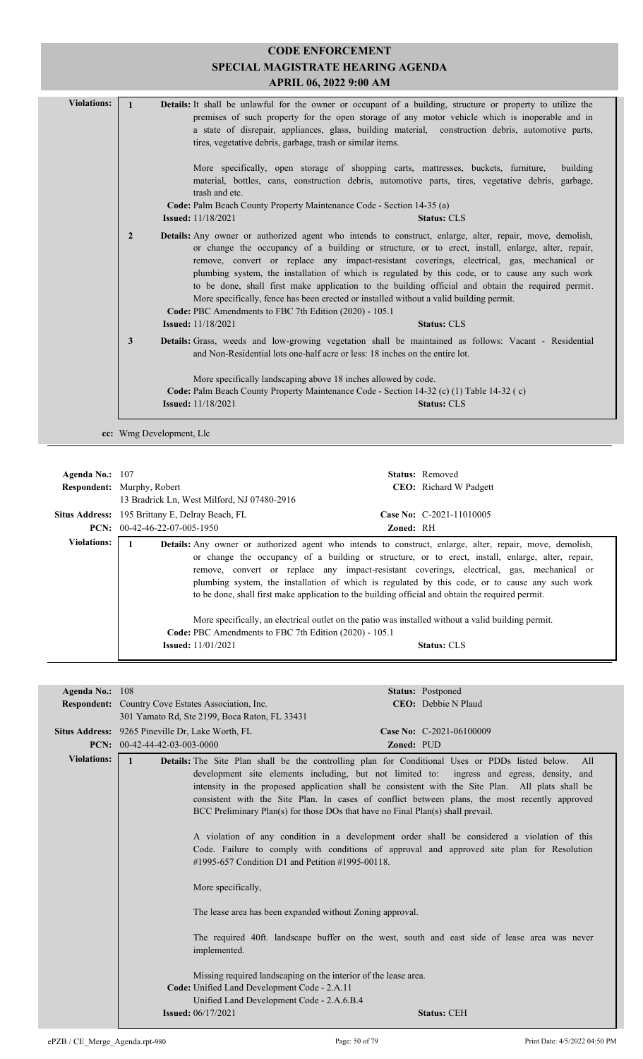# CODE ENFORCEMENT
## SPECIAL MAGISTRATE HEARING AGENDA
### APRIL 06, 2022 9:00 AM

**Violations:**

**1** **Details:** It shall be unlawful for the owner or occupant of a building, structure or property to utilize the premises of such property for the open storage of any motor vehicle which is inoperable and in a state of disrepair, appliances, glass, building material, construction debris, automotive parts, tires, vegetative debris, garbage, trash or similar items.

More specifically, open storage of shopping carts, mattresses, buckets, furniture, building material, bottles, cans, construction debris, automotive parts, tires, vegetative debris, garbage, trash and etc.

**Code:** Palm Beach County Property Maintenance Code - Section 14-35 (a)
**Issued:** 11/18/2021 **Status:** CLS

**2** **Details:** Any owner or authorized agent who intends to construct, enlarge, alter, repair, move, demolish, or change the occupancy of a building or structure, or to erect, install, enlarge, alter, repair, remove, convert or replace any impact-resistant coverings, electrical, gas, mechanical or plumbing system, the installation of which is regulated by this code, or to cause any such work to be done, shall first make application to the building official and obtain the required permit. More specifically, fence has been erected or installed without a valid building permit.

**Code:** PBC Amendments to FBC 7th Edition (2020) - 105.1
**Issued:** 11/18/2021 **Status:** CLS

**3** **Details:** Grass, weeds and low-growing vegetation shall be maintained as follows: Vacant - Residential and Non-Residential lots one-half acre or less: 18 inches on the entire lot.

More specifically landscaping above 18 inches allowed by code.

**Code:** Palm Beach County Property Maintenance Code - Section 14-32 (c) (1) Table 14-32 ( c)
**Issued:** 11/18/2021 **Status:** CLS

**cc:** Wmg Development, Llc

---

**Agenda No.:** 107 **Status:** Removed
**Respondent:** Murphy, Robert **CEO:** Richard W Padgett
13 Bradrick Ln, West Milford, NJ 07480-2916
**Situs Address:** 195 Brittany E, Delray Beach, FL **Case No:** C-2021-11010005
**PCN:** 00-42-46-22-07-005-1950 **Zoned:** RH

**Violations:**

**1** **Details:** Any owner or authorized agent who intends to construct, enlarge, alter, repair, move, demolish, or change the occupancy of a building or structure, or to erect, install, enlarge, alter, repair, remove, convert or replace any impact-resistant coverings, electrical, gas, mechanical or plumbing system, the installation of which is regulated by this code, or to cause any such work to be done, shall first make application to the building official and obtain the required permit.

More specifically, an electrical outlet on the patio was installed without a valid building permit.

**Code:** PBC Amendments to FBC 7th Edition (2020) - 105.1
**Issued:** 11/01/2021 **Status:** CLS

---

**Agenda No.:** 108 **Status:** Postponed
**Respondent:** Country Cove Estates Association, Inc. **CEO:** Debbie N Plaud
301 Yamato Rd, Ste 2199, Boca Raton, FL 33431
**Situs Address:** 9265 Pineville Dr, Lake Worth, FL **Case No:** C-2021-06100009
**PCN:** 00-42-44-42-03-003-0000 **Zoned:** PUD

**Violations:**

**1** **Details:** The Site Plan shall be the controlling plan for Conditional Uses or PDDs listed below. All development site elements including, but not limited to: ingress and egress, density, and intensity in the proposed application shall be consistent with the Site Plan. All plats shall be consistent with the Site Plan. In cases of conflict between plans, the most recently approved BCC Preliminary Plan(s) for those DOs that have no Final Plan(s) shall prevail.

A violation of any condition in a development order shall be considered a violation of this Code. Failure to comply with conditions of approval and approved site plan for Resolution #1995-657 Condition D1 and Petition #1995-00118.

More specifically,

The lease area has been expanded without Zoning approval.

The required 40ft. landscape buffer on the west, south and east side of lease area was never implemented.

Missing required landscaping on the interior of the lease area.

**Code:** Unified Land Development Code - 2.A.11
Unified Land Development Code - 2.A.6.B.4
**Issued:** 06/17/2021 **Status:** CEH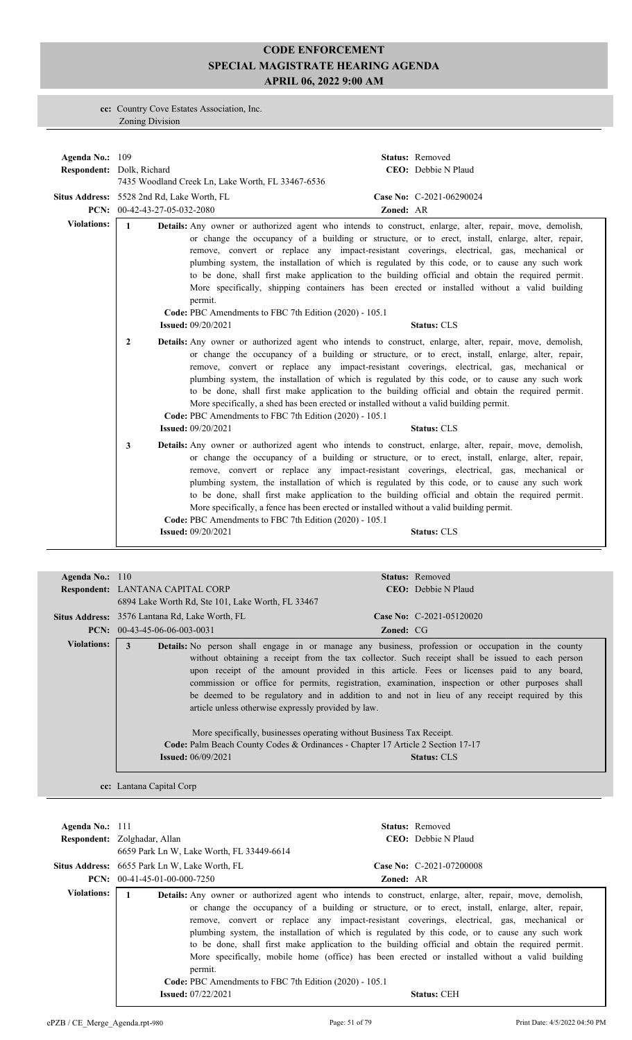# CODE ENFORCEMENT
## SPECIAL MAGISTRATE HEARING AGENDA
### APRIL 06, 2022 9:00 AM

**cc:** Country Cove Estates Association, Inc.
Zoning Division

---

**Agenda No.:** 109 **Status:** Removed
**Respondent:** Dolk, Richard **CEO:** Debbie N Plaud
7435 Woodland Creek Ln, Lake Worth, FL 33467-6536
**Situs Address:** 5528 2nd Rd, Lake Worth, FL **Case No:** C-2021-06290024
**PCN:** 00-42-43-27-05-032-2080 **Zoned:** AR

**Violations:**

1 **Details:** Any owner or authorized agent who intends to construct, enlarge, alter, repair, move, demolish, or change the occupancy of a building or structure, or to erect, install, enlarge, alter, repair, remove, convert or replace any impact-resistant coverings, electrical, gas, mechanical or plumbing system, the installation of which is regulated by this code, or to cause any such work to be done, shall first make application to the building official and obtain the required permit. More specifically, shipping containers has been erected or installed without a valid building permit.
**Code:** PBC Amendments to FBC 7th Edition (2020) - 105.1
**Issued:** 09/20/2021 **Status:** CLS

2 **Details:** Any owner or authorized agent who intends to construct, enlarge, alter, repair, move, demolish, or change the occupancy of a building or structure, or to erect, install, enlarge, alter, repair, remove, convert or replace any impact-resistant coverings, electrical, gas, mechanical or plumbing system, the installation of which is regulated by this code, or to cause any such work to be done, shall first make application to the building official and obtain the required permit. More specifically, a shed has been erected or installed without a valid building permit.
**Code:** PBC Amendments to FBC 7th Edition (2020) - 105.1
**Issued:** 09/20/2021 **Status:** CLS

3 **Details:** Any owner or authorized agent who intends to construct, enlarge, alter, repair, move, demolish, or change the occupancy of a building or structure, or to erect, install, enlarge, alter, repair, remove, convert or replace any impact-resistant coverings, electrical, gas, mechanical or plumbing system, the installation of which is regulated by this code, or to cause any such work to be done, shall first make application to the building official and obtain the required permit. More specifically, a fence has been erected or installed without a valid building permit.
**Code:** PBC Amendments to FBC 7th Edition (2020) - 105.1
**Issued:** 09/20/2021 **Status:** CLS

---

**Agenda No.:** 110 **Status:** Removed
**Respondent:** LANTANA CAPITAL CORP **CEO:** Debbie N Plaud
6894 Lake Worth Rd, Ste 101, Lake Worth, FL 33467
**Situs Address:** 3576 Lantana Rd, Lake Worth, FL **Case No:** C-2021-05120020
**PCN:** 00-43-45-06-06-003-0031 **Zoned:** CG

**Violations:**

3 **Details:** No person shall engage in or manage any business, profession or occupation in the county without obtaining a receipt from the tax collector. Such receipt shall be issued to each person upon receipt of the amount provided in this article. Fees or licenses paid to any board, commission or office for permits, registration, examination, inspection or other purposes shall be deemed to be regulatory and in addition to and not in lieu of any receipt required by this article unless otherwise expressly provided by law.

More specifically, businesses operating without Business Tax Receipt.
**Code:** Palm Beach County Codes & Ordinances - Chapter 17 Article 2 Section 17-17
**Issued:** 06/09/2021 **Status:** CLS

**cc:** Lantana Capital Corp

---

**Agenda No.:** 111 **Status:** Removed
**Respondent:** Zolghadar, Allan **CEO:** Debbie N Plaud
6659 Park Ln W, Lake Worth, FL 33449-6614
**Situs Address:** 6655 Park Ln W, Lake Worth, FL **Case No:** C-2021-07200008
**PCN:** 00-41-45-01-00-000-7250 **Zoned:** AR

**Violations:**

1 **Details:** Any owner or authorized agent who intends to construct, enlarge, alter, repair, move, demolish, or change the occupancy of a building or structure, or to erect, install, enlarge, alter, repair, remove, convert or replace any impact-resistant coverings, electrical, gas, mechanical or plumbing system, the installation of which is regulated by this code, or to cause any such work to be done, shall first make application to the building official and obtain the required permit. More specifically, mobile home (office) has been erected or installed without a valid building permit.
**Code:** PBC Amendments to FBC 7th Edition (2020) - 105.1
**Issued:** 07/22/2021 **Status:** CEH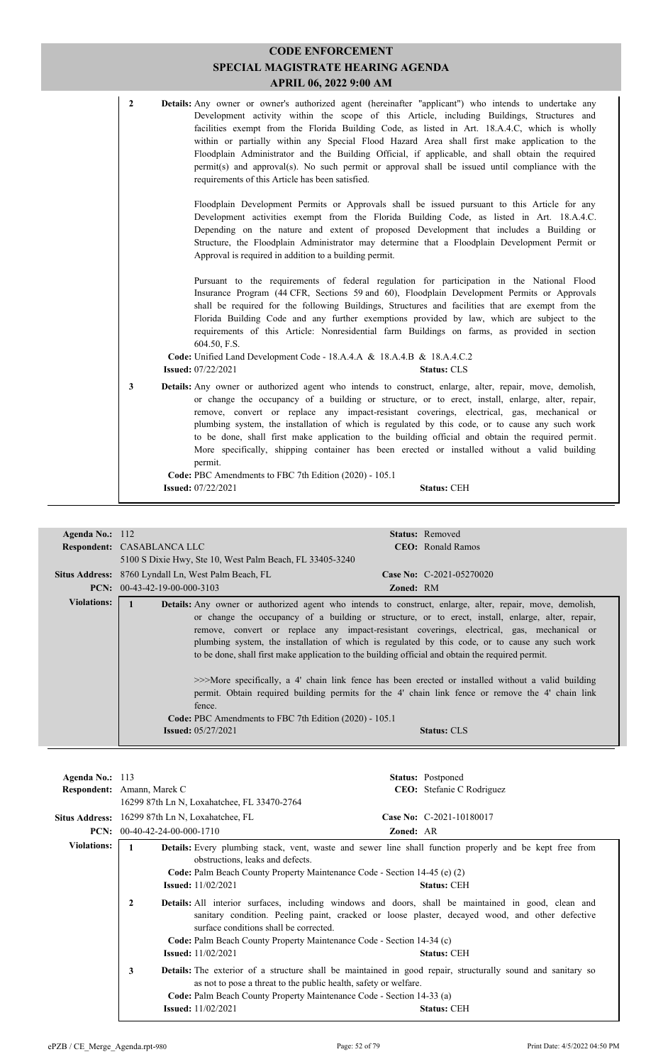# CODE ENFORCEMENT
## SPECIAL MAGISTRATE HEARING AGENDA
### APRIL 06, 2022 9:00 AM

**2** **Details:** Any owner or owner's authorized agent (hereinafter "applicant") who intends to undertake any Development activity within the scope of this Article, including Buildings, Structures and facilities exempt from the Florida Building Code, as listed in Art. 18.A.4.C, which is wholly within or partially within any Special Flood Hazard Area shall first make application to the Floodplain Administrator and the Building Official, if applicable, and shall obtain the required permit(s) and approval(s). No such permit or approval shall be issued until compliance with the requirements of this Article has been satisfied.

Floodplain Development Permits or Approvals shall be issued pursuant to this Article for any Development activities exempt from the Florida Building Code, as listed in Art. 18.A.4.C. Depending on the nature and extent of proposed Development that includes a Building or Structure, the Floodplain Administrator may determine that a Floodplain Development Permit or Approval is required in addition to a building permit.

Pursuant to the requirements of federal regulation for participation in the National Flood Insurance Program (44 CFR, Sections 59 and 60), Floodplain Development Permits or Approvals shall be required for the following Buildings, Structures and facilities that are exempt from the Florida Building Code and any further exemptions provided by law, which are subject to the requirements of this Article: Nonresidential farm Buildings on farms, as provided in section 604.50, F.S.

**Code:** Unified Land Development Code - 18.A.4.A & 18.A.4.B & 18.A.4.C.2
**Issued:** 07/22/2021 **Status:** CLS

**3** **Details:** Any owner or authorized agent who intends to construct, enlarge, alter, repair, move, demolish, or change the occupancy of a building or structure, or to erect, install, enlarge, alter, repair, remove, convert or replace any impact-resistant coverings, electrical, gas, mechanical or plumbing system, the installation of which is regulated by this code, or to cause any such work to be done, shall first make application to the building official and obtain the required permit. More specifically, shipping container has been erected or installed without a valid building permit.

**Code:** PBC Amendments to FBC 7th Edition (2020) - 105.1
**Issued:** 07/22/2021 **Status:** CEH

---

**Agenda No.:** 112 **Status:** Removed
**Respondent:** CASABLANCA LLC **CEO:** Ronald Ramos
5100 S Dixie Hwy, Ste 10, West Palm Beach, FL 33405-3240
**Situs Address:** 8760 Lyndall Ln, West Palm Beach, FL **Case No:** C-2021-05270020
**PCN:** 00-43-42-19-00-000-3103 **Zoned:** RM

**Violations:**

**1** **Details:** Any owner or authorized agent who intends to construct, enlarge, alter, repair, move, demolish, or change the occupancy of a building or structure, or to erect, install, enlarge, alter, repair, remove, convert or replace any impact-resistant coverings, electrical, gas, mechanical or plumbing system, the installation of which is regulated by this code, or to cause any such work to be done, shall first make application to the building official and obtain the required permit.

>>>More specifically, a 4' chain link fence has been erected or installed without a valid building permit. Obtain required building permits for the 4' chain link fence or remove the 4' chain link fence.

**Code:** PBC Amendments to FBC 7th Edition (2020) - 105.1
**Issued:** 05/27/2021 **Status:** CLS

---

**Agenda No.:** 113 **Status:** Postponed
**Respondent:** Amann, Marek C **CEO:** Stefanie C Rodriguez
16299 87th Ln N, Loxahatchee, FL 33470-2764
**Situs Address:** 16299 87th Ln N, Loxahatchee, FL **Case No:** C-2021-10180017
**PCN:** 00-40-42-24-00-000-1710 **Zoned:** AR

**Violations:**

**1** **Details:** Every plumbing stack, vent, waste and sewer line shall function properly and be kept free from obstructions, leaks and defects.
**Code:** Palm Beach County Property Maintenance Code - Section 14-45 (e) (2)
**Issued:** 11/02/2021 **Status:** CEH

**2** **Details:** All interior surfaces, including windows and doors, shall be maintained in good, clean and sanitary condition. Peeling paint, cracked or loose plaster, decayed wood, and other defective surface conditions shall be corrected.
**Code:** Palm Beach County Property Maintenance Code - Section 14-34 (c)
**Issued:** 11/02/2021 **Status:** CEH

**3** **Details:** The exterior of a structure shall be maintained in good repair, structurally sound and sanitary so as not to pose a threat to the public health, safety or welfare.
**Code:** Palm Beach County Property Maintenance Code - Section 14-33 (a)
**Issued:** 11/02/2021 **Status:** CEH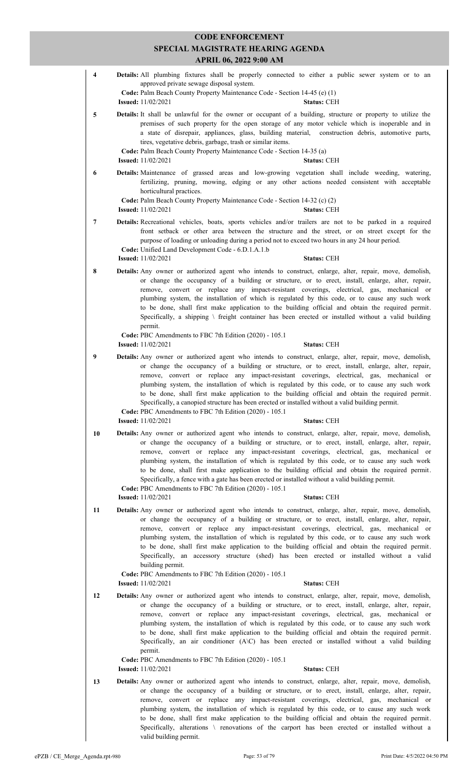# CODE ENFORCEMENT
## SPECIAL MAGISTRATE HEARING AGENDA
### APRIL 06, 2022 9:00 AM

**4** **Details:** All plumbing fixtures shall be properly connected to either a public sewer system or to an approved private sewage disposal system.
**Code:** Palm Beach County Property Maintenance Code - Section 14-45 (e) (1)
**Issued:** 11/02/2021 **Status:** CEH

**5** **Details:** It shall be unlawful for the owner or occupant of a building, structure or property to utilize the premises of such property for the open storage of any motor vehicle which is inoperable and in a state of disrepair, appliances, glass, building material, construction debris, automotive parts, tires, vegetative debris, garbage, trash or similar items.
**Code:** Palm Beach County Property Maintenance Code - Section 14-35 (a)
**Issued:** 11/02/2021 **Status:** CEH

**6** **Details:** Maintenance of grassed areas and low-growing vegetation shall include weeding, watering, fertilizing, pruning, mowing, edging or any other actions needed consistent with acceptable horticultural practices.
**Code:** Palm Beach County Property Maintenance Code - Section 14-32 (c) (2)
**Issued:** 11/02/2021 **Status:** CEH

**7** **Details:** Recreational vehicles, boats, sports vehicles and/or trailers are not to be parked in a required front setback or other area between the structure and the street, or on street except for the purpose of loading or unloading during a period not to exceed two hours in any 24 hour period.
**Code:** Unified Land Development Code - 6.D.1.A.1.b
**Issued:** 11/02/2021 **Status:** CEH

**8** **Details:** Any owner or authorized agent who intends to construct, enlarge, alter, repair, move, demolish, or change the occupancy of a building or structure, or to erect, install, enlarge, alter, repair, remove, convert or replace any impact-resistant coverings, electrical, gas, mechanical or plumbing system, the installation of which is regulated by this code, or to cause any such work to be done, shall first make application to the building official and obtain the required permit. Specifically, a shipping \ freight container has been erected or installed without a valid building permit.
**Code:** PBC Amendments to FBC 7th Edition (2020) - 105.1
**Issued:** 11/02/2021 **Status:** CEH

**9** **Details:** Any owner or authorized agent who intends to construct, enlarge, alter, repair, move, demolish, or change the occupancy of a building or structure, or to erect, install, enlarge, alter, repair, remove, convert or replace any impact-resistant coverings, electrical, gas, mechanical or plumbing system, the installation of which is regulated by this code, or to cause any such work to be done, shall first make application to the building official and obtain the required permit. Specifically, a canopied structure has been erected or installed without a valid building permit.
**Code:** PBC Amendments to FBC 7th Edition (2020) - 105.1
**Issued:** 11/02/2021 **Status:** CEH

**10** **Details:** Any owner or authorized agent who intends to construct, enlarge, alter, repair, move, demolish, or change the occupancy of a building or structure, or to erect, install, enlarge, alter, repair, remove, convert or replace any impact-resistant coverings, electrical, gas, mechanical or plumbing system, the installation of which is regulated by this code, or to cause any such work to be done, shall first make application to the building official and obtain the required permit. Specifically, a fence with a gate has been erected or installed without a valid building permit.
**Code:** PBC Amendments to FBC 7th Edition (2020) - 105.1
**Issued:** 11/02/2021 **Status:** CEH

**11** **Details:** Any owner or authorized agent who intends to construct, enlarge, alter, repair, move, demolish, or change the occupancy of a building or structure, or to erect, install, enlarge, alter, repair, remove, convert or replace any impact-resistant coverings, electrical, gas, mechanical or plumbing system, the installation of which is regulated by this code, or to cause any such work to be done, shall first make application to the building official and obtain the required permit. Specifically, an accessory structure (shed) has been erected or installed without a valid building permit.
**Code:** PBC Amendments to FBC 7th Edition (2020) - 105.1
**Issued:** 11/02/2021 **Status:** CEH

**12** **Details:** Any owner or authorized agent who intends to construct, enlarge, alter, repair, move, demolish, or change the occupancy of a building or structure, or to erect, install, enlarge, alter, repair, remove, convert or replace any impact-resistant coverings, electrical, gas, mechanical or plumbing system, the installation of which is regulated by this code, or to cause any such work to be done, shall first make application to the building official and obtain the required permit. Specifically, an air conditioner (A\C) has been erected or installed without a valid building permit.
**Code:** PBC Amendments to FBC 7th Edition (2020) - 105.1
**Issued:** 11/02/2021 **Status:** CEH

**13** **Details:** Any owner or authorized agent who intends to construct, enlarge, alter, repair, move, demolish, or change the occupancy of a building or structure, or to erect, install, enlarge, alter, repair, remove, convert or replace any impact-resistant coverings, electrical, gas, mechanical or plumbing system, the installation of which is regulated by this code, or to cause any such work to be done, shall first make application to the building official and obtain the required permit. Specifically, alterations \ renovations of the carport has been erected or installed without a valid building permit.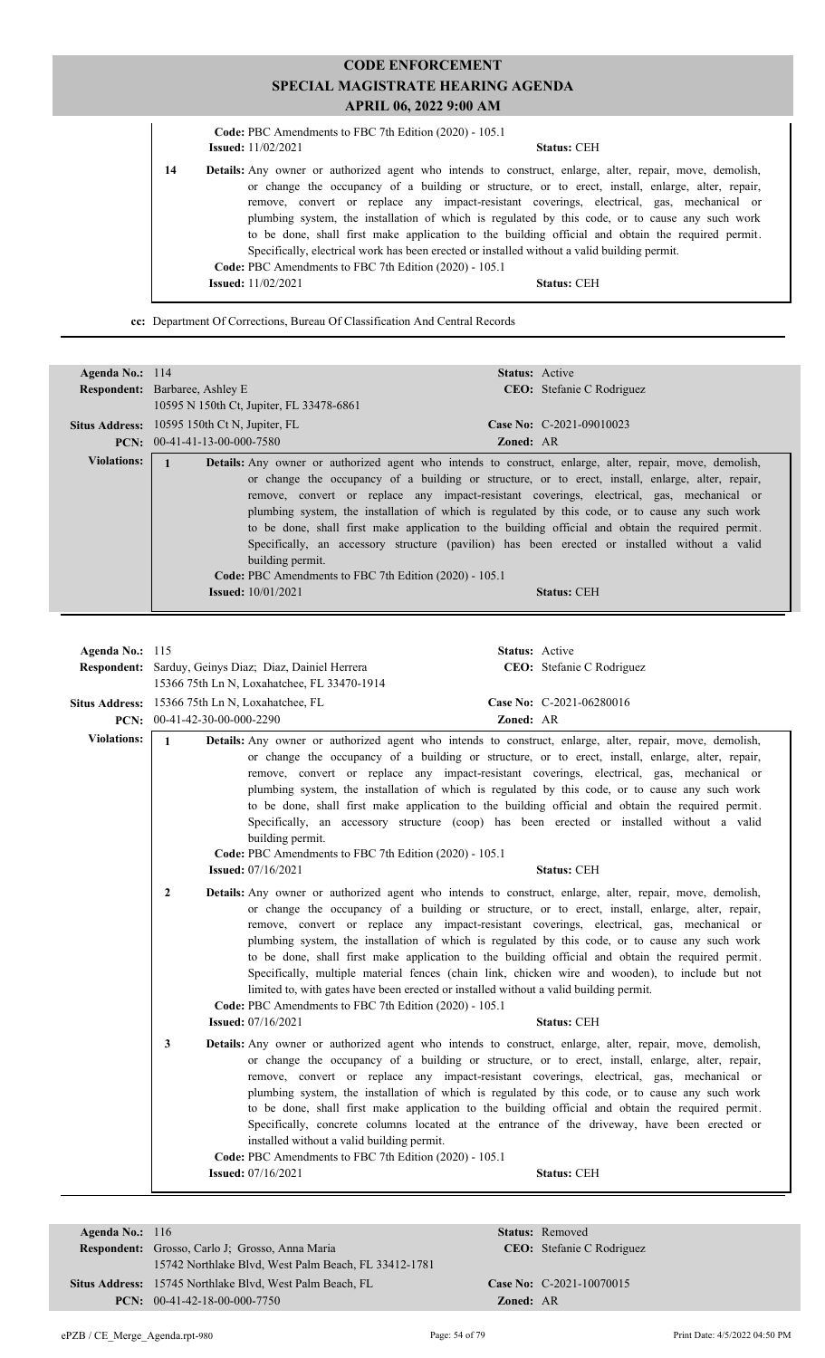**Code:** PBC Amendments to FBC 7th Edition (2020) - 105.1
**Issued:** 11/02/2021 **Status:** CEH

14 **Details:** Any owner or authorized agent who intends to construct, enlarge, alter, repair, move, demolish, or change the occupancy of a building or structure, or to erect, install, enlarge, alter, repair, remove, convert or replace any impact-resistant coverings, electrical, gas, mechanical or plumbing system, the installation of which is regulated by this code, or to cause any such work to be done, shall first make application to the building official and obtain the required permit. Specifically, electrical work has been erected or installed without a valid building permit.
**Code:** PBC Amendments to FBC 7th Edition (2020) - 105.1
**Issued:** 11/02/2021 **Status:** CEH

**cc:** Department Of Corrections, Bureau Of Classification And Central Records

---

| | | | |
|---|---|---|---|
| **Agenda No.:** | 114 | **Status:** | Active |
| **Respondent:** | Barbaree, Ashley E<br>10595 N 150th Ct, Jupiter, FL 33478-6861 | **CEO:** | Stefanie C Rodriguez |
| **Situs Address:** | 10595 150th Ct N, Jupiter, FL | **Case No:** | C-2021-09010023 |
| **PCN:** | 00-41-41-13-00-000-7580 | **Zoned:** | AR |

**Violations:**

1 **Details:** Any owner or authorized agent who intends to construct, enlarge, alter, repair, move, demolish, or change the occupancy of a building or structure, or to erect, install, enlarge, alter, repair, remove, convert or replace any impact-resistant coverings, electrical, gas, mechanical or plumbing system, the installation of which is regulated by this code, or to cause any such work to be done, shall first make application to the building official and obtain the required permit. Specifically, an accessory structure (pavilion) has been erected or installed without a valid building permit.
**Code:** PBC Amendments to FBC 7th Edition (2020) - 105.1
**Issued:** 10/01/2021 **Status:** CEH

---

| | | | |
|---|---|---|---|
| **Agenda No.:** | 115 | **Status:** | Active |
| **Respondent:** | Sarduy, Geinys Diaz; Diaz, Dainiel Herrera<br>15366 75th Ln N, Loxahatchee, FL 33470-1914 | **CEO:** | Stefanie C Rodriguez |
| **Situs Address:** | 15366 75th Ln N, Loxahatchee, FL | **Case No:** | C-2021-06280016 |
| **PCN:** | 00-41-42-30-00-000-2290 | **Zoned:** | AR |

**Violations:**

1 **Details:** Any owner or authorized agent who intends to construct, enlarge, alter, repair, move, demolish, or change the occupancy of a building or structure, or to erect, install, enlarge, alter, repair, remove, convert or replace any impact-resistant coverings, electrical, gas, mechanical or plumbing system, the installation of which is regulated by this code, or to cause any such work to be done, shall first make application to the building official and obtain the required permit. Specifically, an accessory structure (coop) has been erected or installed without a valid building permit.
**Code:** PBC Amendments to FBC 7th Edition (2020) - 105.1
**Issued:** 07/16/2021 **Status:** CEH

2 **Details:** Any owner or authorized agent who intends to construct, enlarge, alter, repair, move, demolish, or change the occupancy of a building or structure, or to erect, install, enlarge, alter, repair, remove, convert or replace any impact-resistant coverings, electrical, gas, mechanical or plumbing system, the installation of which is regulated by this code, or to cause any such work to be done, shall first make application to the building official and obtain the required permit. Specifically, multiple material fences (chain link, chicken wire and wooden), to include but not limited to, with gates have been erected or installed without a valid building permit.
**Code:** PBC Amendments to FBC 7th Edition (2020) - 105.1
**Issued:** 07/16/2021 **Status:** CEH

3 **Details:** Any owner or authorized agent who intends to construct, enlarge, alter, repair, move, demolish, or change the occupancy of a building or structure, or to erect, install, enlarge, alter, repair, remove, convert or replace any impact-resistant coverings, electrical, gas, mechanical or plumbing system, the installation of which is regulated by this code, or to cause any such work to be done, shall first make application to the building official and obtain the required permit. Specifically, concrete columns located at the entrance of the driveway, have been erected or installed without a valid building permit.
**Code:** PBC Amendments to FBC 7th Edition (2020) - 105.1
**Issued:** 07/16/2021 **Status:** CEH

---

| | | | |
|---|---|---|---|
| **Agenda No.:** | 116 | **Status:** | Removed |
| **Respondent:** | Grosso, Carlo J; Grosso, Anna Maria<br>15742 Northlake Blvd, West Palm Beach, FL 33412-1781 | **CEO:** | Stefanie C Rodriguez |
| **Situs Address:** | 15745 Northlake Blvd, West Palm Beach, FL | **Case No:** | C-2021-10070015 |
| **PCN:** | 00-41-42-18-00-000-7750 | **Zoned:** | AR |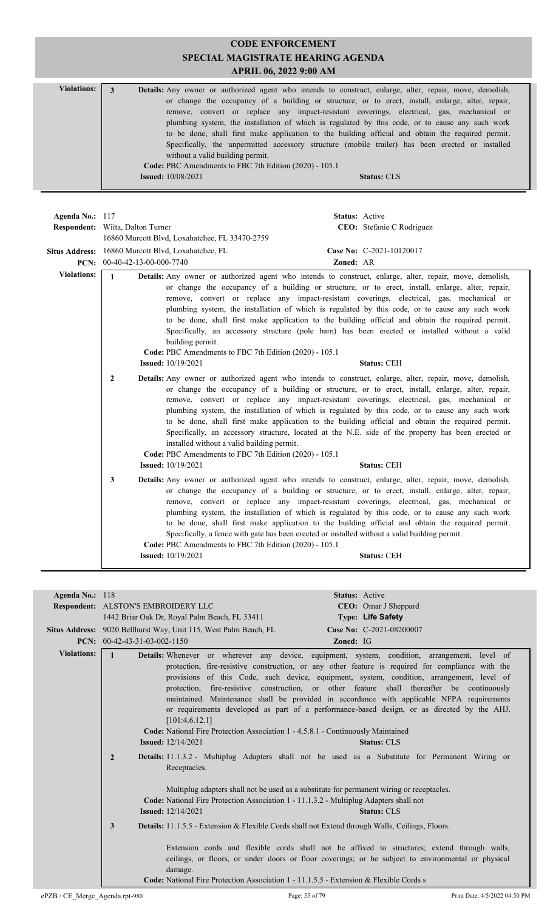# CODE ENFORCEMENT
## SPECIAL MAGISTRATE HEARING AGENDA
### APRIL 06, 2022 9:00 AM

**Violations:**

**3** **Details:** Any owner or authorized agent who intends to construct, enlarge, alter, repair, move, demolish, or change the occupancy of a building or structure, or to erect, install, enlarge, alter, repair, remove, convert or replace any impact-resistant coverings, electrical, gas, mechanical or plumbing system, the installation of which is regulated by this code, or to cause any such work to be done, shall first make application to the building official and obtain the required permit. Specifically, the unpermitted accessory structure (mobile trailer) has been erected or installed without a valid building permit.
**Code:** PBC Amendments to FBC 7th Edition (2020) - 105.1
**Issued:** 10/08/2021 **Status:** CLS

---

**Agenda No.:** 117 **Status:** Active
**Respondent:** Wiita, Dalton Turner **CEO:** Stefanie C Rodriguez
16860 Murcott Blvd, Loxahatchee, FL 33470-2759
**Situs Address:** 16860 Murcott Blvd, Loxahatchee, FL **Case No:** C-2021-10120017
**PCN:** 00-40-42-13-00-000-7740 **Zoned:** AR

**Violations:**

**1** **Details:** Any owner or authorized agent who intends to construct, enlarge, alter, repair, move, demolish, or change the occupancy of a building or structure, or to erect, install, enlarge, alter, repair, remove, convert or replace any impact-resistant coverings, electrical, gas, mechanical or plumbing system, the installation of which is regulated by this code, or to cause any such work to be done, shall first make application to the building official and obtain the required permit. Specifically, an accessory structure (pole barn) has been erected or installed without a valid building permit.
**Code:** PBC Amendments to FBC 7th Edition (2020) - 105.1
**Issued:** 10/19/2021 **Status:** CEH

**2** **Details:** Any owner or authorized agent who intends to construct, enlarge, alter, repair, move, demolish, or change the occupancy of a building or structure, or to erect, install, enlarge, alter, repair, remove, convert or replace any impact-resistant coverings, electrical, gas, mechanical or plumbing system, the installation of which is regulated by this code, or to cause any such work to be done, shall first make application to the building official and obtain the required permit. Specifically, an accessory structure, located at the N.E. side of the property has been erected or installed without a valid building permit.
**Code:** PBC Amendments to FBC 7th Edition (2020) - 105.1
**Issued:** 10/19/2021 **Status:** CEH

**3** **Details:** Any owner or authorized agent who intends to construct, enlarge, alter, repair, move, demolish, or change the occupancy of a building or structure, or to erect, install, enlarge, alter, repair, remove, convert or replace any impact-resistant coverings, electrical, gas, mechanical or plumbing system, the installation of which is regulated by this code, or to cause any such work to be done, shall first make application to the building official and obtain the required permit. Specifically, a fence with gate has been erected or installed without a valid building permit.
**Code:** PBC Amendments to FBC 7th Edition (2020) - 105.1
**Issued:** 10/19/2021 **Status:** CEH

---

**Agenda No.:** 118 **Status:** Active
**Respondent:** ALSTON'S EMBROIDERY LLC **CEO:** Omar J Sheppard
1442 Briar Oak Dr, Royal Palm Beach, FL 33411 **Type:** Life Safety
**Situs Address:** 9020 Bellhurst Way, Unit 115, West Palm Beach, FL **Case No:** C-2021-08200007
**PCN:** 00-42-43-31-03-002-1150 **Zoned:** IG

**Violations:**

**1** **Details:** Whenever or wherever any device, equipment, system, condition, arrangement, level of protection, fire-resistive construction, or any other feature is required for compliance with the provisions of this Code, such device, equipment, system, condition, arrangement, level of protection, fire-resistive construction, or other feature shall thereafter be continuously maintained. Maintenance shall be provided in accordance with applicable NFPA requirements or requirements developed as part of a performance-based design, or as directed by the AHJ. [101:4.6.12.1]
**Code:** National Fire Protection Association 1 - 4.5.8.1 - Continuously Maintained
**Issued:** 12/14/2021 **Status:** CLS

**2** **Details:** 11.1.3.2 - Multiplug Adapters shall not be used as a Substitute for Permanent Wiring or Receptacles.

Multiplug adapters shall not be used as a substitute for permanent wiring or receptacles.
**Code:** National Fire Protection Association 1 - 11.1.3.2 - Multiplug Adapters shall not
**Issued:** 12/14/2021 **Status:** CLS

**3** **Details:** 11.1.5.5 - Extension & Flexible Cords shall not Extend through Walls, Ceilings, Floors.

Extension cords and flexible cords shall not be affixed to structures; extend through walls, ceilings, or floors, or under doors or floor coverings; or be subject to environmental or physical damage.
**Code:** National Fire Protection Association 1 - 11.1.5.5 - Extension & Flexible Cords s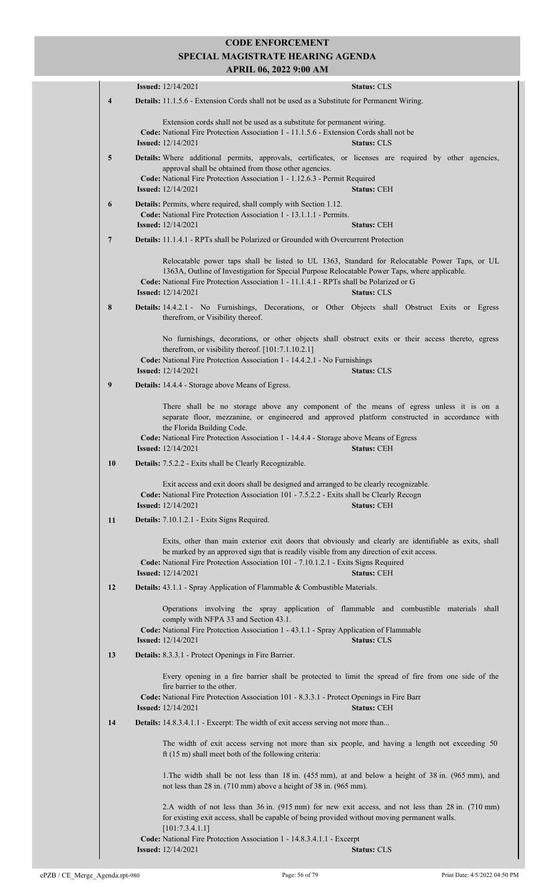**Issued:** 12/14/2021 **Status:** CLS

**4** **Details:** 11.1.5.6 - Extension Cords shall not be used as a Substitute for Permanent Wiring.

Extension cords shall not be used as a substitute for permanent wiring.
**Code:** National Fire Protection Association 1 - 11.1.5.6 - Extension Cords shall not be
**Issued:** 12/14/2021 **Status:** CLS

**5** **Details:** Where additional permits, approvals, certificates, or licenses are required by other agencies, approval shall be obtained from those other agencies.
**Code:** National Fire Protection Association 1 - 1.12.6.3 - Permit Required
**Issued:** 12/14/2021 **Status:** CEH

**6** **Details:** Permits, where required, shall comply with Section 1.12.
**Code:** National Fire Protection Association 1 - 13.1.1.1 - Permits.
**Issued:** 12/14/2021 **Status:** CEH

**7** **Details:** 11.1.4.1 - RPTs shall be Polarized or Grounded with Overcurrent Protection

Relocatable power taps shall be listed to UL 1363, Standard for Relocatable Power Taps, or UL 1363A, Outline of Investigation for Special Purpose Relocatable Power Taps, where applicable.
**Code:** National Fire Protection Association 1 - 11.1.4.1 - RPTs shall be Polarized or G
**Issued:** 12/14/2021 **Status:** CLS

**8** **Details:** 14.4.2.1 - No Furnishings, Decorations, or Other Objects shall Obstruct Exits or Egress therefrom, or Visibility thereof.

No furnishings, decorations, or other objects shall obstruct exits or their access thereto, egress therefrom, or visibility thereof. [101:7.1.10.2.1]
**Code:** National Fire Protection Association 1 - 14.4.2.1 - No Furnishings
**Issued:** 12/14/2021 **Status:** CLS

**9** **Details:** 14.4.4 - Storage above Means of Egress.

There shall be no storage above any component of the means of egress unless it is on a separate floor, mezzanine, or engineered and approved platform constructed in accordance with the Florida Building Code.
**Code:** National Fire Protection Association 1 - 14.4.4 - Storage above Means of Egress
**Issued:** 12/14/2021 **Status:** CEH

**10** **Details:** 7.5.2.2 - Exits shall be Clearly Recognizable.

Exit access and exit doors shall be designed and arranged to be clearly recognizable.
**Code:** National Fire Protection Association 101 - 7.5.2.2 - Exits shall be Clearly Recogn
**Issued:** 12/14/2021 **Status:** CEH

**11** **Details:** 7.10.1.2.1 - Exits Signs Required.

Exits, other than main exterior exit doors that obviously and clearly are identifiable as exits, shall be marked by an approved sign that is readily visible from any direction of exit access.
**Code:** National Fire Protection Association 101 - 7.10.1.2.1 - Exits Signs Required
**Issued:** 12/14/2021 **Status:** CEH

**12** **Details:** 43.1.1 - Spray Application of Flammable & Combustible Materials.

Operations involving the spray application of flammable and combustible materials shall comply with NFPA 33 and Section 43.1.
**Code:** National Fire Protection Association 1 - 43.1.1 - Spray Application of Flammable
**Issued:** 12/14/2021 **Status:** CLS

**13** **Details:** 8.3.3.1 - Protect Openings in Fire Barrier.

Every opening in a fire barrier shall be protected to limit the spread of fire from one side of the fire barrier to the other.
**Code:** National Fire Protection Association 101 - 8.3.3.1 - Protect Openings in Fire Barr
**Issued:** 12/14/2021 **Status:** CEH

**14** **Details:** 14.8.3.4.1.1 - Excerpt: The width of exit access serving not more than...

The width of exit access serving not more than six people, and having a length not exceeding 50 ft (15 m) shall meet both of the following criteria:

1.The width shall be not less than 18 in. (455 mm), at and below a height of 38 in. (965 mm), and not less than 28 in. (710 mm) above a height of 38 in. (965 mm).

2.A width of not less than 36 in. (915 mm) for new exit access, and not less than 28 in. (710 mm) for existing exit access, shall be capable of being provided without moving permanent walls. [101:7.3.4.1.1]
**Code:** National Fire Protection Association 1 - 14.8.3.4.1.1 - Excerpt
**Issued:** 12/14/2021 **Status:** CLS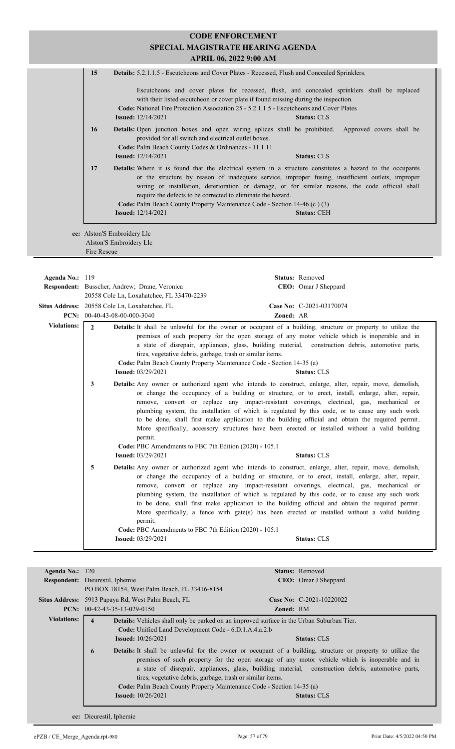**CODE ENFORCEMENT**
**SPECIAL MAGISTRATE HEARING AGENDA**
**APRIL 06, 2022 9:00 AM**

**15** **Details:** 5.2.1.1.5 - Escutcheons and Cover Plates - Recessed, Flush and Concealed Sprinklers.

Escutcheons and cover plates for recessed, flush, and concealed sprinklers shall be replaced with their listed escutcheon or cover plate if found missing during the inspection.

**Code:** National Fire Protection Association 25 - 5.2.1.1.5 - Escutcheons and Cover Plates
**Issued:** 12/14/2021 **Status:** CLS

**16** **Details:** Open junction boxes and open wiring splices shall be prohibited. Approved covers shall be provided for all switch and electrical outlet boxes.
**Code:** Palm Beach County Codes & Ordinances - 11.1.11
**Issued:** 12/14/2021 **Status:** CLS

**17** **Details:** Where it is found that the electrical system in a structure constitutes a hazard to the occupants or the structure by reason of inadequate service, improper fusing, insufficient outlets, improper wiring or installation, deterioration or damage, or for similar reasons, the code official shall require the defects to be corrected to eliminate the hazard.
**Code:** Palm Beach County Property Maintenance Code - Section 14-46 (c ) (3)
**Issued:** 12/14/2021 **Status:** CEH

**cc:** Alston'S Embroidery Llc
Alston'S Embroidery Llc
Fire Rescue

---

**Agenda No.:** 119 **Status:** Removed
**Respondent:** Busscher, Andrew; Drane, Veronica **CEO:** Omar J Sheppard
20558 Cole Ln, Loxahatchee, FL 33470-2239
**Situs Address:** 20558 Cole Ln, Loxahatchee, FL **Case No:** C-2021-03170074
**PCN:** 00-40-43-08-00-000-3040 **Zoned:** AR

**Violations:**

**2** **Details:** It shall be unlawful for the owner or occupant of a building, structure or property to utilize the premises of such property for the open storage of any motor vehicle which is inoperable and in a state of disrepair, appliances, glass, building material, construction debris, automotive parts, tires, vegetative debris, garbage, trash or similar items.
**Code:** Palm Beach County Property Maintenance Code - Section 14-35 (a)
**Issued:** 03/29/2021 **Status:** CLS

**3** **Details:** Any owner or authorized agent who intends to construct, enlarge, alter, repair, move, demolish, or change the occupancy of a building or structure, or to erect, install, enlarge, alter, repair, remove, convert or replace any impact-resistant coverings, electrical, gas, mechanical or plumbing system, the installation of which is regulated by this code, or to cause any such work to be done, shall first make application to the building official and obtain the required permit. More specifically, accessory structures have been erected or installed without a valid building permit.
**Code:** PBC Amendments to FBC 7th Edition (2020) - 105.1
**Issued:** 03/29/2021 **Status:** CLS

**5** **Details:** Any owner or authorized agent who intends to construct, enlarge, alter, repair, move, demolish, or change the occupancy of a building or structure, or to erect, install, enlarge, alter, repair, remove, convert or replace any impact-resistant coverings, electrical, gas, mechanical or plumbing system, the installation of which is regulated by this code, or to cause any such work to be done, shall first make application to the building official and obtain the required permit. More specifically, a fence with gate(s) has been erected or installed without a valid building permit.
**Code:** PBC Amendments to FBC 7th Edition (2020) - 105.1
**Issued:** 03/29/2021 **Status:** CLS

---

**Agenda No.:** 120 **Status:** Removed
**Respondent:** Dieurestil, Iphemie **CEO:** Omar J Sheppard
PO BOX 18154, West Palm Beach, FL 33416-8154
**Situs Address:** 5913 Papaya Rd, West Palm Beach, FL **Case No:** C-2021-10220022
**PCN:** 00-42-43-35-13-029-0150 **Zoned:** RM

**Violations:**

**4** **Details:** Vehicles shall only be parked on an improved surface in the Urban Suburban Tier.
**Code:** Unified Land Development Code - 6.D.1.A.4.a.2.b
**Issued:** 10/26/2021 **Status:** CLS

**6** **Details:** It shall be unlawful for the owner or occupant of a building, structure or property to utilize the premises of such property for the open storage of any motor vehicle which is inoperable and in a state of disrepair, appliances, glass, building material, construction debris, automotive parts, tires, vegetative debris, garbage, trash or similar items.
**Code:** Palm Beach County Property Maintenance Code - Section 14-35 (a)
**Issued:** 10/26/2021 **Status:** CLS

**cc:** Dieurestil, Iphemie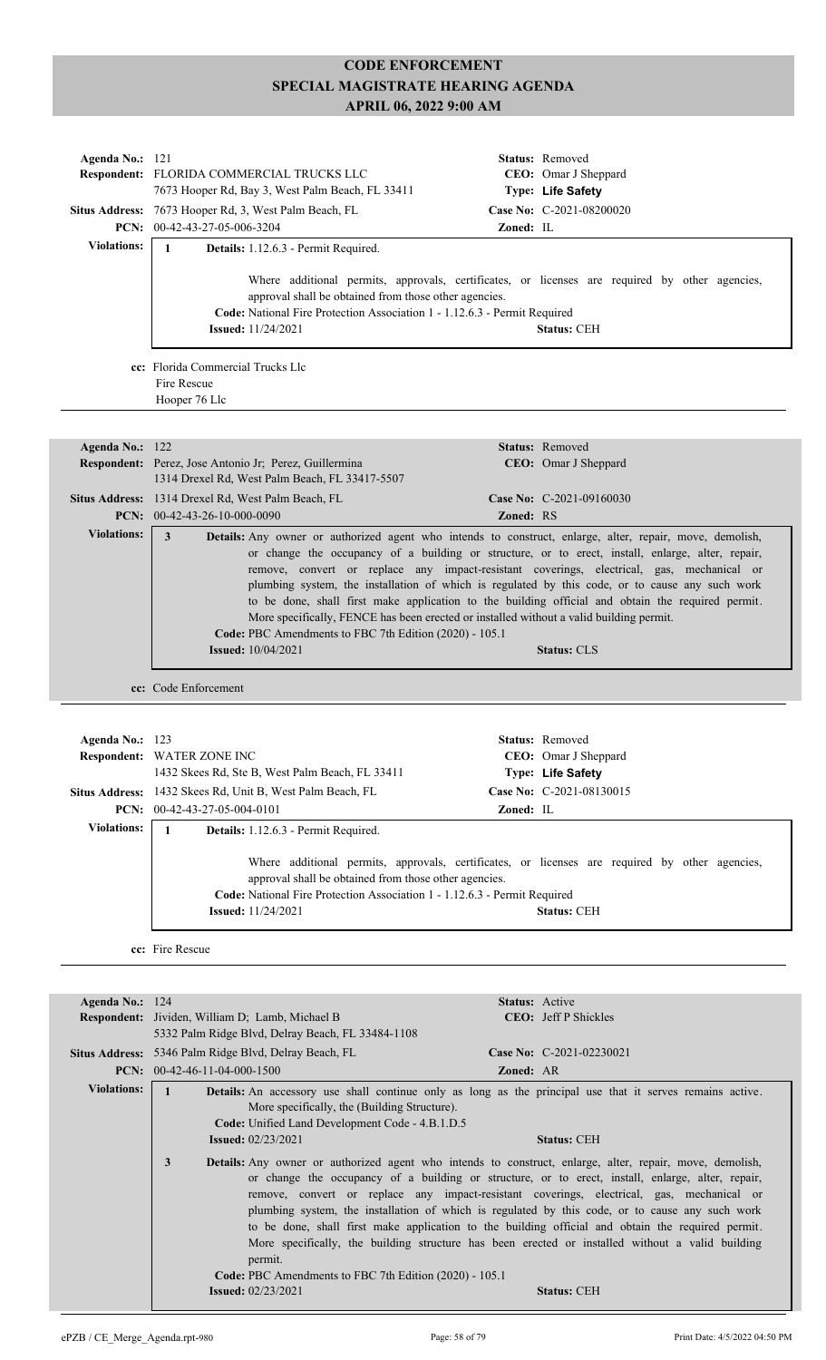# CODE ENFORCEMENT
# SPECIAL MAGISTRATE HEARING AGENDA
# APRIL 06, 2022 9:00 AM

**Agenda No.:** 121
**Status:** Removed
**Respondent:** FLORIDA COMMERCIAL TRUCKS LLC
7673 Hooper Rd, Bay 3, West Palm Beach, FL 33411
**CEO:** Omar J Sheppard
**Type:** Life Safety
**Situs Address:** 7673 Hooper Rd, 3, West Palm Beach, FL
**Case No:** C-2021-08200020
**PCN:** 00-42-43-27-05-006-3204
**Zoned:** IL

**Violations:**

1 **Details:** 1.12.6.3 - Permit Required.

Where additional permits, approvals, certificates, or licenses are required by other agencies, approval shall be obtained from those other agencies.

**Code:** National Fire Protection Association 1 - 1.12.6.3 - Permit Required
**Issued:** 11/24/2021
**Status:** CEH

**cc:** Florida Commercial Trucks Llc
Fire Rescue
Hooper 76 Llc

---

**Agenda No.:** 122
**Status:** Removed
**Respondent:** Perez, Jose Antonio Jr; Perez, Guillermina
1314 Drexel Rd, West Palm Beach, FL 33417-5507
**CEO:** Omar J Sheppard
**Situs Address:** 1314 Drexel Rd, West Palm Beach, FL
**Case No:** C-2021-09160030
**PCN:** 00-42-43-26-10-000-0090
**Zoned:** RS

**Violations:**

3 **Details:** Any owner or authorized agent who intends to construct, enlarge, alter, repair, move, demolish, or change the occupancy of a building or structure, or to erect, install, enlarge, alter, repair, remove, convert or replace any impact-resistant coverings, electrical, gas, mechanical or plumbing system, the installation of which is regulated by this code, or to cause any such work to be done, shall first make application to the building official and obtain the required permit. More specifically, FENCE has been erected or installed without a valid building permit.

**Code:** PBC Amendments to FBC 7th Edition (2020) - 105.1
**Issued:** 10/04/2021
**Status:** CLS

**cc:** Code Enforcement

---

**Agenda No.:** 123
**Status:** Removed
**Respondent:** WATER ZONE INC
1432 Skees Rd, Ste B, West Palm Beach, FL 33411
**CEO:** Omar J Sheppard
**Type:** Life Safety
**Situs Address:** 1432 Skees Rd, Unit B, West Palm Beach, FL
**Case No:** C-2021-08130015
**PCN:** 00-42-43-27-05-004-0101
**Zoned:** IL

**Violations:**

1 **Details:** 1.12.6.3 - Permit Required.

Where additional permits, approvals, certificates, or licenses are required by other agencies, approval shall be obtained from those other agencies.

**Code:** National Fire Protection Association 1 - 1.12.6.3 - Permit Required
**Issued:** 11/24/2021
**Status:** CEH

**cc:** Fire Rescue

---

**Agenda No.:** 124
**Status:** Active
**Respondent:** Jividen, William D; Lamb, Michael B
5332 Palm Ridge Blvd, Delray Beach, FL 33484-1108
**CEO:** Jeff P Shickles
**Situs Address:** 5346 Palm Ridge Blvd, Delray Beach, FL
**Case No:** C-2021-02230021
**PCN:** 00-42-46-11-04-000-1500
**Zoned:** AR

**Violations:**

1 **Details:** An accessory use shall continue only as long as the principal use that it serves remains active. More specifically, the (Building Structure).

**Code:** Unified Land Development Code - 4.B.1.D.5
**Issued:** 02/23/2021
**Status:** CEH

3 **Details:** Any owner or authorized agent who intends to construct, enlarge, alter, repair, move, demolish, or change the occupancy of a building or structure, or to erect, install, enlarge, alter, repair, remove, convert or replace any impact-resistant coverings, electrical, gas, mechanical or plumbing system, the installation of which is regulated by this code, or to cause any such work to be done, shall first make application to the building official and obtain the required permit. More specifically, the building structure has been erected or installed without a valid building permit.

**Code:** PBC Amendments to FBC 7th Edition (2020) - 105.1
**Issued:** 02/23/2021
**Status:** CEH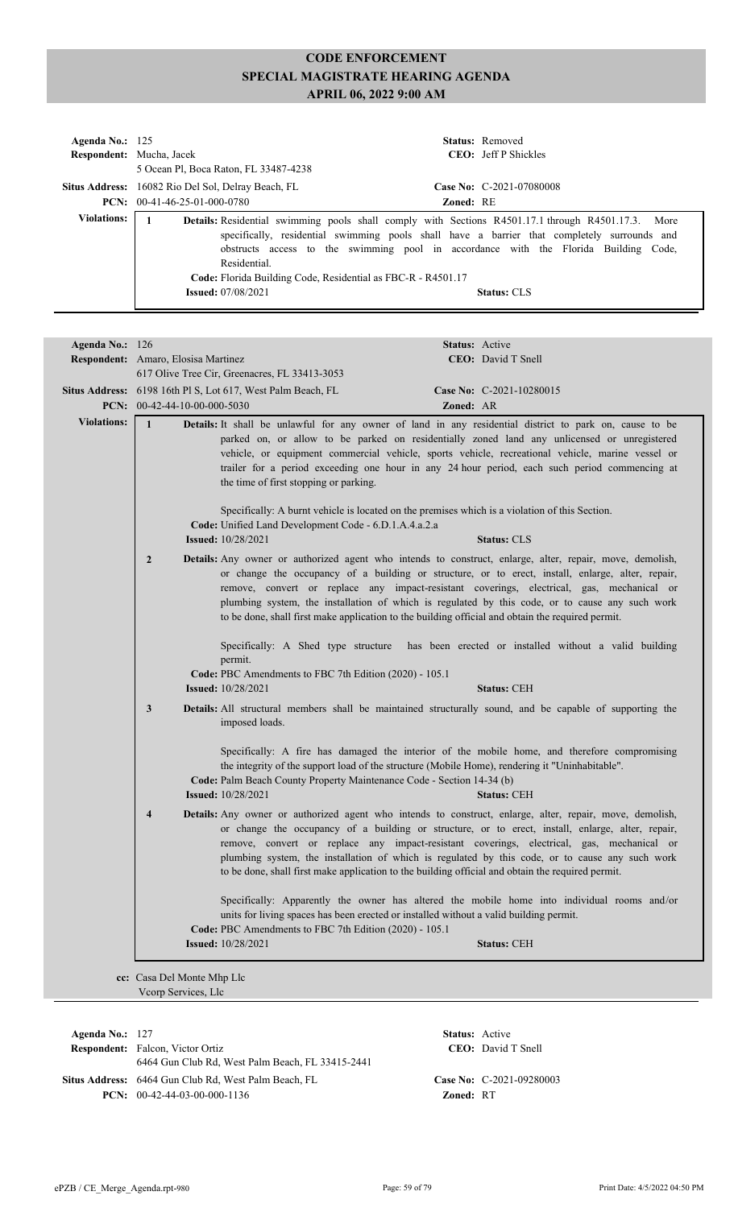# CODE ENFORCEMENT
## SPECIAL MAGISTRATE HEARING AGENDA
### APRIL 06, 2022 9:00 AM

**Agenda No.:** 125
**Status:** Removed
**Respondent:** Mucha, Jacek
**CEO:** Jeff P Shickles
5 Ocean Pl, Boca Raton, FL 33487-4238
**Situs Address:** 16082 Rio Del Sol, Delray Beach, FL
**Case No:** C-2021-07080008
**PCN:** 00-41-46-25-01-000-0780
**Zoned:** RE

**Violations:**

1. **Details:** Residential swimming pools shall comply with Sections R4501.17.1 through R4501.17.3. More specifically, residential swimming pools shall have a barrier that completely surrounds and obstructs access to the swimming pool in accordance with the Florida Building Code, Residential.
   **Code:** Florida Building Code, Residential as FBC-R - R4501.17
   **Issued:** 07/08/2021
   **Status:** CLS

---

**Agenda No.:** 126
**Status:** Active
**Respondent:** Amaro, Elosisa Martinez
**CEO:** David T Snell
617 Olive Tree Cir, Greenacres, FL 33413-3053
**Situs Address:** 6198 16th Pl S, Lot 617, West Palm Beach, FL
**Case No:** C-2021-10280015
**PCN:** 00-42-44-10-00-000-5030
**Zoned:** AR

**Violations:**

1. **Details:** It shall be unlawful for any owner of land in any residential district to park on, cause to be parked on, or allow to be parked on residentially zoned land any unlicensed or unregistered vehicle, or equipment commercial vehicle, sports vehicle, recreational vehicle, marine vessel or trailer for a period exceeding one hour in any 24 hour period, each such period commencing at the time of first stopping or parking.

   Specifically: A burnt vehicle is located on the premises which is a violation of this Section.
   **Code:** Unified Land Development Code - 6.D.1.A.4.a.2.a
   **Issued:** 10/28/2021
   **Status:** CLS

2. **Details:** Any owner or authorized agent who intends to construct, enlarge, alter, repair, move, demolish, or change the occupancy of a building or structure, or to erect, install, enlarge, alter, repair, remove, convert or replace any impact-resistant coverings, electrical, gas, mechanical or plumbing system, the installation of which is regulated by this code, or to cause any such work to be done, shall first make application to the building official and obtain the required permit.

   Specifically: A Shed type structure has been erected or installed without a valid building permit.
   **Code:** PBC Amendments to FBC 7th Edition (2020) - 105.1
   **Issued:** 10/28/2021
   **Status:** CEH

3. **Details:** All structural members shall be maintained structurally sound, and be capable of supporting the imposed loads.

   Specifically: A fire has damaged the interior of the mobile home, and therefore compromising the integrity of the support load of the structure (Mobile Home), rendering it "Uninhabitable".
   **Code:** Palm Beach County Property Maintenance Code - Section 14-34 (b)
   **Issued:** 10/28/2021
   **Status:** CEH

4. **Details:** Any owner or authorized agent who intends to construct, enlarge, alter, repair, move, demolish, or change the occupancy of a building or structure, or to erect, install, enlarge, alter, repair, remove, convert or replace any impact-resistant coverings, electrical, gas, mechanical or plumbing system, the installation of which is regulated by this code, or to cause any such work to be done, shall first make application to the building official and obtain the required permit.

   Specifically: Apparently the owner has altered the mobile home into individual rooms and/or units for living spaces has been erected or installed without a valid building permit.
   **Code:** PBC Amendments to FBC 7th Edition (2020) - 105.1
   **Issued:** 10/28/2021
   **Status:** CEH

**cc:** Casa Del Monte Mhp Llc
Vcorp Services, Llc

---

**Agenda No.:** 127
**Status:** Active
**Respondent:** Falcon, Victor Ortiz
**CEO:** David T Snell
6464 Gun Club Rd, West Palm Beach, FL 33415-2441
**Situs Address:** 6464 Gun Club Rd, West Palm Beach, FL
**Case No:** C-2021-09280003
**PCN:** 00-42-44-03-00-000-1136
**Zoned:** RT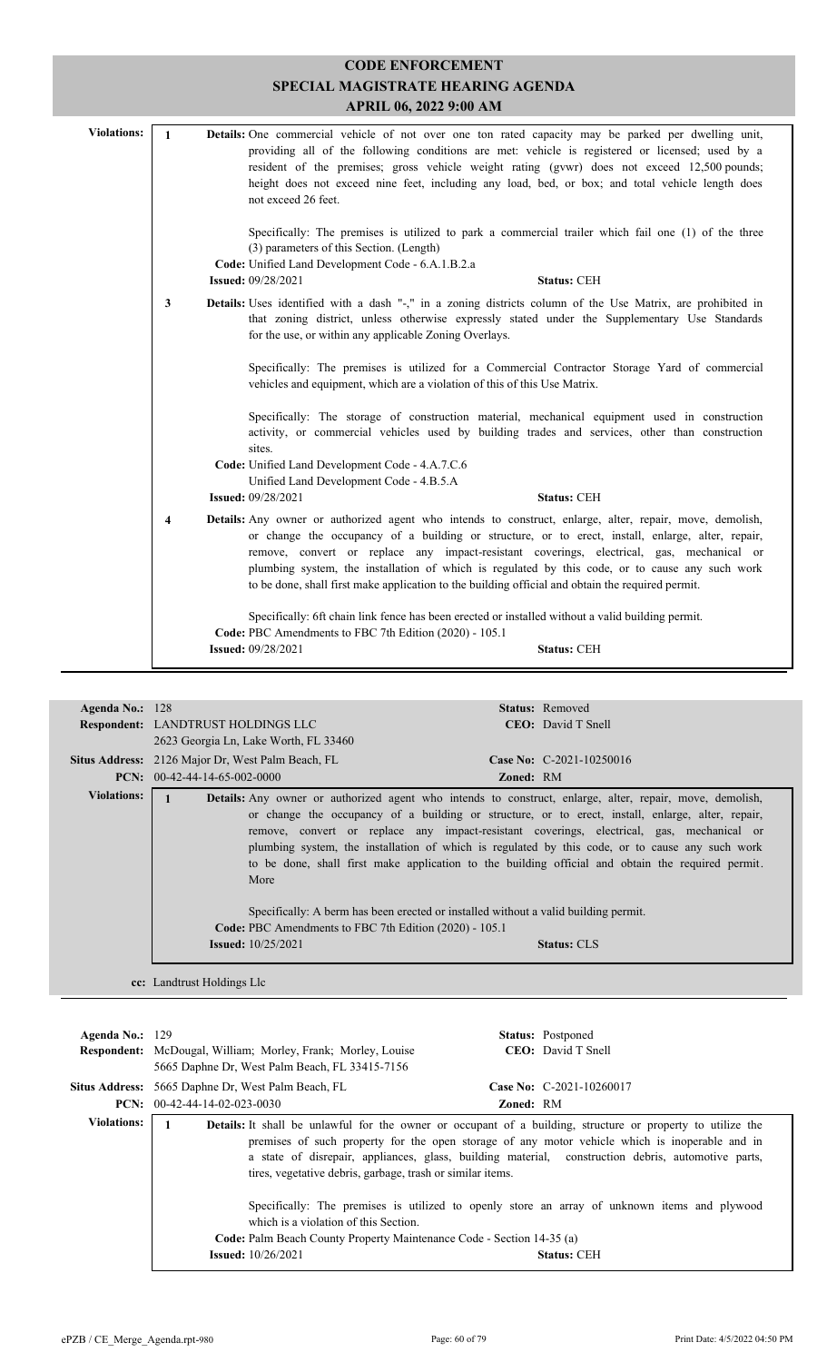# CODE ENFORCEMENT
## SPECIAL MAGISTRATE HEARING AGENDA
### APRIL 06, 2022 9:00 AM

**Violations:**

**1** **Details:** One commercial vehicle of not over one ton rated capacity may be parked per dwelling unit, providing all of the following conditions are met: vehicle is registered or licensed; used by a resident of the premises; gross vehicle weight rating (gvwr) does not exceed 12,500 pounds; height does not exceed nine feet, including any load, bed, or box; and total vehicle length does not exceed 26 feet.

Specifically: The premises is utilized to park a commercial trailer which fail one (1) of the three (3) parameters of this Section. (Length)

**Code:** Unified Land Development Code - 6.A.1.B.2.a
**Issued:** 09/28/2021 **Status:** CEH

**3** **Details:** Uses identified with a dash "-," in a zoning districts column of the Use Matrix, are prohibited in that zoning district, unless otherwise expressly stated under the Supplementary Use Standards for the use, or within any applicable Zoning Overlays.

Specifically: The premises is utilized for a Commercial Contractor Storage Yard of commercial vehicles and equipment, which are a violation of this of this Use Matrix.

Specifically: The storage of construction material, mechanical equipment used in construction activity, or commercial vehicles used by building trades and services, other than construction sites.

**Code:** Unified Land Development Code - 4.A.7.C.6
Unified Land Development Code - 4.B.5.A
**Issued:** 09/28/2021 **Status:** CEH

**4** **Details:** Any owner or authorized agent who intends to construct, enlarge, alter, repair, move, demolish, or change the occupancy of a building or structure, or to erect, install, enlarge, alter, repair, remove, convert or replace any impact-resistant coverings, electrical, gas, mechanical or plumbing system, the installation of which is regulated by this code, or to cause any such work to be done, shall first make application to the building official and obtain the required permit.

Specifically: 6ft chain link fence has been erected or installed without a valid building permit.

**Code:** PBC Amendments to FBC 7th Edition (2020) - 105.1
**Issued:** 09/28/2021 **Status:** CEH

---

**Agenda No.:** 128 **Status:** Removed
**Respondent:** LANDTRUST HOLDINGS LLC **CEO:** David T Snell
2623 Georgia Ln, Lake Worth, FL 33460
**Situs Address:** 2126 Major Dr, West Palm Beach, FL **Case No:** C-2021-10250016
**PCN:** 00-42-44-14-65-002-0000 **Zoned:** RM

**Violations:**

**1** **Details:** Any owner or authorized agent who intends to construct, enlarge, alter, repair, move, demolish, or change the occupancy of a building or structure, or to erect, install, enlarge, alter, repair, remove, convert or replace any impact-resistant coverings, electrical, gas, mechanical or plumbing system, the installation of which is regulated by this code, or to cause any such work to be done, shall first make application to the building official and obtain the required permit. More

Specifically: A berm has been erected or installed without a valid building permit.

**Code:** PBC Amendments to FBC 7th Edition (2020) - 105.1
**Issued:** 10/25/2021 **Status:** CLS

**cc:** Landtrust Holdings Llc

---

**Agenda No.:** 129 **Status:** Postponed
**Respondent:** McDougal, William; Morley, Frank; Morley, Louise **CEO:** David T Snell
5665 Daphne Dr, West Palm Beach, FL 33415-7156
**Situs Address:** 5665 Daphne Dr, West Palm Beach, FL **Case No:** C-2021-10260017
**PCN:** 00-42-44-14-02-023-0030 **Zoned:** RM

**Violations:**

**1** **Details:** It shall be unlawful for the owner or occupant of a building, structure or property to utilize the premises of such property for the open storage of any motor vehicle which is inoperable and in a state of disrepair, appliances, glass, building material, construction debris, automotive parts, tires, vegetative debris, garbage, trash or similar items.

Specifically: The premises is utilized to openly store an array of unknown items and plywood which is a violation of this Section.

**Code:** Palm Beach County Property Maintenance Code - Section 14-35 (a)
**Issued:** 10/26/2021 **Status:** CEH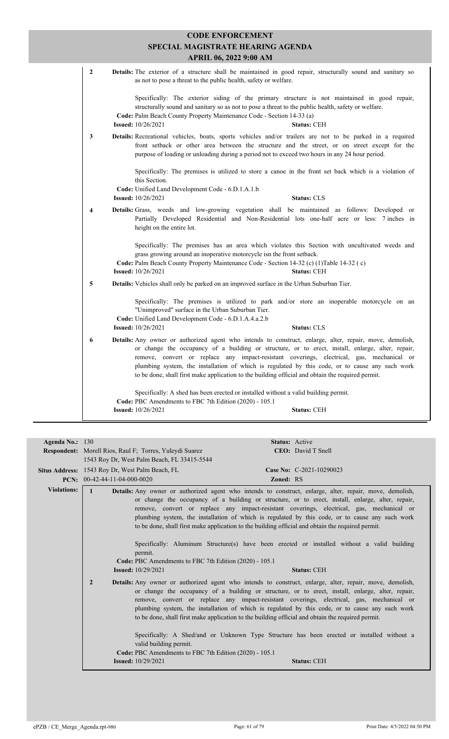# CODE ENFORCEMENT
## SPECIAL MAGISTRATE HEARING AGENDA
### APRIL 06, 2022 9:00 AM

**2** **Details:** The exterior of a structure shall be maintained in good repair, structurally sound and sanitary so as not to pose a threat to the public health, safety or welfare.

Specifically: The exterior siding of the primary structure is not maintained in good repair, structurally sound and sanitary so as not to pose a threat to the public health, safety or welfare.

**Code:** Palm Beach County Property Maintenance Code - Section 14-33 (a)
**Issued:** 10/26/2021 **Status:** CEH

**3** **Details:** Recreational vehicles, boats, sports vehicles and/or trailers are not to be parked in a required front setback or other area between the structure and the street, or on street except for the purpose of loading or unloading during a period not to exceed two hours in any 24 hour period.

Specifically: The premises is utilized to store a canoe in the front set back which is a violation of this Section.

**Code:** Unified Land Development Code - 6.D.1.A.1.b
**Issued:** 10/26/2021 **Status:** CLS

**4** **Details:** Grass, weeds and low-growing vegetation shall be maintained as follows: Developed or Partially Developed Residential and Non-Residential lots one-half acre or less: 7 inches in height on the entire lot.

Specifically: The premises has an area which violates this Section with uncultivated weeds and grass growing around an inoperative motorcycle isn the front setback.

**Code:** Palm Beach County Property Maintenance Code - Section 14-32 (c) (1)Table 14-32 ( c)
**Issued:** 10/26/2021 **Status:** CEH

**5** **Details:** Vehicles shall only be parked on an improved surface in the Urban Suburban Tier.

Specifically: The premises is utilized to park and/or store an inoperable motorcycle on an "Unimproved" surface in the Urban Suburban Tier.

**Code:** Unified Land Development Code - 6.D.1.A.4.a.2.b
**Issued:** 10/26/2021 **Status:** CLS

**6** **Details:** Any owner or authorized agent who intends to construct, enlarge, alter, repair, move, demolish, or change the occupancy of a building or structure, or to erect, install, enlarge, alter, repair, remove, convert or replace any impact-resistant coverings, electrical, gas, mechanical or plumbing system, the installation of which is regulated by this code, or to cause any such work to be done, shall first make application to the building official and obtain the required permit.

Specifically: A shed has been erected or installed without a valid building permit.

**Code:** PBC Amendments to FBC 7th Edition (2020) - 105.1
**Issued:** 10/26/2021 **Status:** CEH

---

**Agenda No.:** 130 **Status:** Active
**Respondent:** Morell Rios, Raul F; Torres, Yuleydi Suarez **CEO:** David T Snell
1543 Roy Dr, West Palm Beach, FL 33415-5544
**Situs Address:** 1543 Roy Dr, West Palm Beach, FL **Case No:** C-2021-10290023
**PCN:** 00-42-44-11-04-000-0020 **Zoned:** RS

**Violations:**

**1** **Details:** Any owner or authorized agent who intends to construct, enlarge, alter, repair, move, demolish, or change the occupancy of a building or structure, or to erect, install, enlarge, alter, repair, remove, convert or replace any impact-resistant coverings, electrical, gas, mechanical or plumbing system, the installation of which is regulated by this code, or to cause any such work to be done, shall first make application to the building official and obtain the required permit.

Specifically: Aluminum Structure(s) have been erected or installed without a valid building permit.

**Code:** PBC Amendments to FBC 7th Edition (2020) - 105.1
**Issued:** 10/29/2021 **Status:** CEH

**2** **Details:** Any owner or authorized agent who intends to construct, enlarge, alter, repair, move, demolish, or change the occupancy of a building or structure, or to erect, install, enlarge, alter, repair, remove, convert or replace any impact-resistant coverings, electrical, gas, mechanical or plumbing system, the installation of which is regulated by this code, or to cause any such work to be done, shall first make application to the building official and obtain the required permit.

Specifically: A Shed/and or Unknown Type Structure has been erected or installed without a valid building permit.

**Code:** PBC Amendments to FBC 7th Edition (2020) - 105.1
**Issued:** 10/29/2021 **Status:** CEH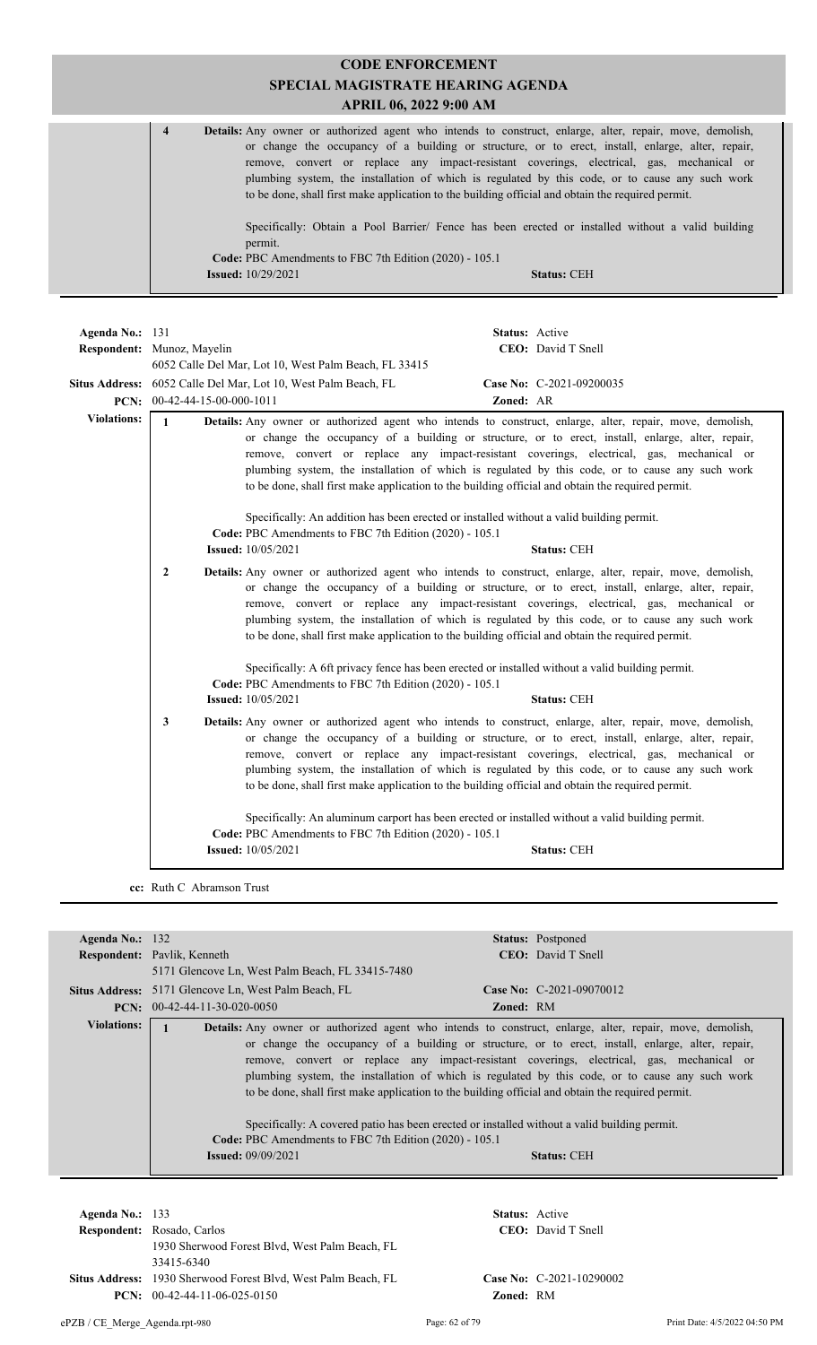# CODE ENFORCEMENT
## SPECIAL MAGISTRATE HEARING AGENDA
### APRIL 06, 2022 9:00 AM

**4** **Details:** Any owner or authorized agent who intends to construct, enlarge, alter, repair, move, demolish, or change the occupancy of a building or structure, or to erect, install, enlarge, alter, repair, remove, convert or replace any impact-resistant coverings, electrical, gas, mechanical or plumbing system, the installation of which is regulated by this code, or to cause any such work to be done, shall first make application to the building official and obtain the required permit.

Specifically: Obtain a Pool Barrier/ Fence has been erected or installed without a valid building permit.

**Code:** PBC Amendments to FBC 7th Edition (2020) - 105.1

**Issued:** 10/29/2021 **Status:** CEH

---

**Agenda No.:** 131 **Status:** Active

**Respondent:** Munoz, Mayelin **CEO:** David T Snell

6052 Calle Del Mar, Lot 10, West Palm Beach, FL 33415

**Situs Address:** 6052 Calle Del Mar, Lot 10, West Palm Beach, FL **Case No:** C-2021-09200035

**PCN:** 00-42-44-15-00-000-1011 **Zoned:** AR

**Violations:**

**1** **Details:** Any owner or authorized agent who intends to construct, enlarge, alter, repair, move, demolish, or change the occupancy of a building or structure, or to erect, install, enlarge, alter, repair, remove, convert or replace any impact-resistant coverings, electrical, gas, mechanical or plumbing system, the installation of which is regulated by this code, or to cause any such work to be done, shall first make application to the building official and obtain the required permit.

Specifically: An addition has been erected or installed without a valid building permit.

**Code:** PBC Amendments to FBC 7th Edition (2020) - 105.1

**Issued:** 10/05/2021 **Status:** CEH

**2** **Details:** Any owner or authorized agent who intends to construct, enlarge, alter, repair, move, demolish, or change the occupancy of a building or structure, or to erect, install, enlarge, alter, repair, remove, convert or replace any impact-resistant coverings, electrical, gas, mechanical or plumbing system, the installation of which is regulated by this code, or to cause any such work to be done, shall first make application to the building official and obtain the required permit.

Specifically: A 6ft privacy fence has been erected or installed without a valid building permit.

**Code:** PBC Amendments to FBC 7th Edition (2020) - 105.1

**Issued:** 10/05/2021 **Status:** CEH

**3** **Details:** Any owner or authorized agent who intends to construct, enlarge, alter, repair, move, demolish, or change the occupancy of a building or structure, or to erect, install, enlarge, alter, repair, remove, convert or replace any impact-resistant coverings, electrical, gas, mechanical or plumbing system, the installation of which is regulated by this code, or to cause any such work to be done, shall first make application to the building official and obtain the required permit.

Specifically: An aluminum carport has been erected or installed without a valid building permit.

**Code:** PBC Amendments to FBC 7th Edition (2020) - 105.1

**Issued:** 10/05/2021 **Status:** CEH

**cc:** Ruth C Abramson Trust

---

**Agenda No.:** 132 **Status:** Postponed

**Respondent:** Pavlik, Kenneth **CEO:** David T Snell

5171 Glencove Ln, West Palm Beach, FL 33415-7480

**Situs Address:** 5171 Glencove Ln, West Palm Beach, FL **Case No:** C-2021-09070012

**PCN:** 00-42-44-11-30-020-0050 **Zoned:** RM

**Violations:**

**1** **Details:** Any owner or authorized agent who intends to construct, enlarge, alter, repair, move, demolish, or change the occupancy of a building or structure, or to erect, install, enlarge, alter, repair, remove, convert or replace any impact-resistant coverings, electrical, gas, mechanical or plumbing system, the installation of which is regulated by this code, or to cause any such work to be done, shall first make application to the building official and obtain the required permit.

Specifically: A covered patio has been erected or installed without a valid building permit.

**Code:** PBC Amendments to FBC 7th Edition (2020) - 105.1

**Issued:** 09/09/2021 **Status:** CEH

---

**Agenda No.:** 133 **Status:** Active

**Respondent:** Rosado, Carlos **CEO:** David T Snell

1930 Sherwood Forest Blvd, West Palm Beach, FL 33415-6340

**Situs Address:** 1930 Sherwood Forest Blvd, West Palm Beach, FL **Case No:** C-2021-10290002

**PCN:** 00-42-44-11-06-025-0150 **Zoned:** RM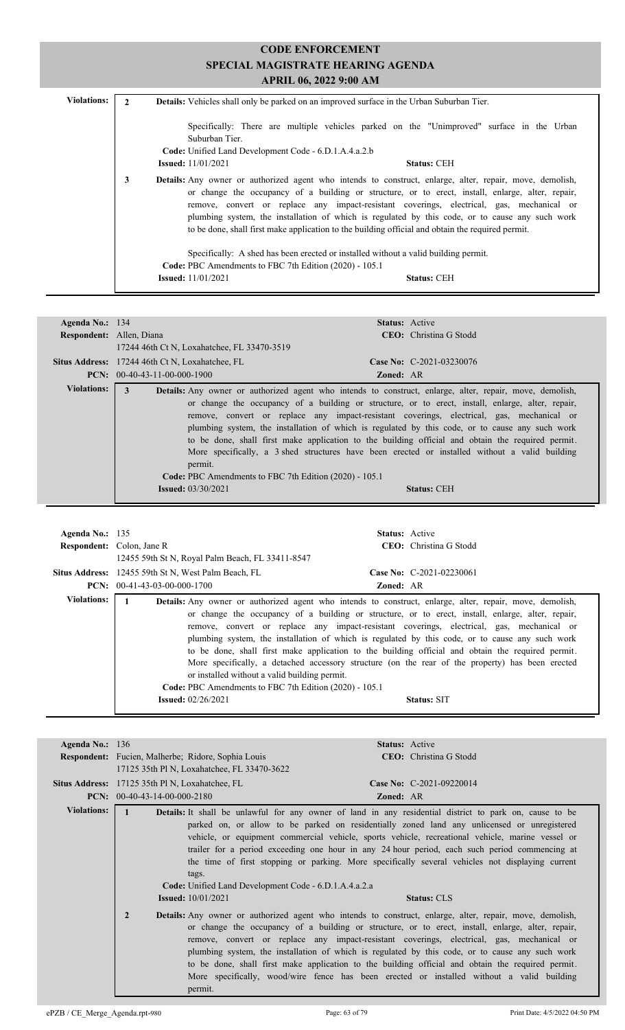# CODE ENFORCEMENT
## SPECIAL MAGISTRATE HEARING AGENDA
### APRIL 06, 2022 9:00 AM

**Violations:**

**2** **Details:** Vehicles shall only be parked on an improved surface in the Urban Suburban Tier.

Specifically: There are multiple vehicles parked on the "Unimproved" surface in the Urban Suburban Tier.

**Code:** Unified Land Development Code - 6.D.1.A.4.a.2.b
**Issued:** 11/01/2021 **Status:** CEH

**3** **Details:** Any owner or authorized agent who intends to construct, enlarge, alter, repair, move, demolish, or change the occupancy of a building or structure, or to erect, install, enlarge, alter, repair, remove, convert or replace any impact-resistant coverings, electrical, gas, mechanical or plumbing system, the installation of which is regulated by this code, or to cause any such work to be done, shall first make application to the building official and obtain the required permit.

Specifically: A shed has been erected or installed without a valid building permit.

**Code:** PBC Amendments to FBC 7th Edition (2020) - 105.1
**Issued:** 11/01/2021 **Status:** CEH

---

**Agenda No.:** 134 **Status:** Active
**Respondent:** Allen, Diana **CEO:** Christina G Stodd
17244 46th Ct N, Loxahatchee, FL 33470-3519
**Situs Address:** 17244 46th Ct N, Loxahatchee, FL **Case No:** C-2021-03230076
**PCN:** 00-40-43-11-00-000-1900 **Zoned:** AR

**Violations:**

**3** **Details:** Any owner or authorized agent who intends to construct, enlarge, alter, repair, move, demolish, or change the occupancy of a building or structure, or to erect, install, enlarge, alter, repair, remove, convert or replace any impact-resistant coverings, electrical, gas, mechanical or plumbing system, the installation of which is regulated by this code, or to cause any such work to be done, shall first make application to the building official and obtain the required permit. More specifically, a 3 shed structures have been erected or installed without a valid building permit.

**Code:** PBC Amendments to FBC 7th Edition (2020) - 105.1
**Issued:** 03/30/2021 **Status:** CEH

---

**Agenda No.:** 135 **Status:** Active
**Respondent:** Colon, Jane R **CEO:** Christina G Stodd
12455 59th St N, Royal Palm Beach, FL 33411-8547
**Situs Address:** 12455 59th St N, West Palm Beach, FL **Case No:** C-2021-02230061
**PCN:** 00-41-43-03-00-000-1700 **Zoned:** AR

**Violations:**

**1** **Details:** Any owner or authorized agent who intends to construct, enlarge, alter, repair, move, demolish, or change the occupancy of a building or structure, or to erect, install, enlarge, alter, repair, remove, convert or replace any impact-resistant coverings, electrical, gas, mechanical or plumbing system, the installation of which is regulated by this code, or to cause any such work to be done, shall first make application to the building official and obtain the required permit. More specifically, a detached accessory structure (on the rear of the property) has been erected or installed without a valid building permit.

**Code:** PBC Amendments to FBC 7th Edition (2020) - 105.1
**Issued:** 02/26/2021 **Status:** SIT

---

**Agenda No.:** 136 **Status:** Active
**Respondent:** Fucien, Malherbe; Ridore, Sophia Louis **CEO:** Christina G Stodd
17125 35th Pl N, Loxahatchee, FL 33470-3622
**Situs Address:** 17125 35th Pl N, Loxahatchee, FL **Case No:** C-2021-09220014
**PCN:** 00-40-43-14-00-000-2180 **Zoned:** AR

**Violations:**

**1** **Details:** It shall be unlawful for any owner of land in any residential district to park on, cause to be parked on, or allow to be parked on residentially zoned land any unlicensed or unregistered vehicle, or equipment commercial vehicle, sports vehicle, recreational vehicle, marine vessel or trailer for a period exceeding one hour in any 24 hour period, each such period commencing at the time of first stopping or parking. More specifically several vehicles not displaying current tags.

**Code:** Unified Land Development Code - 6.D.1.A.4.a.2.a
**Issued:** 10/01/2021 **Status:** CLS

**2** **Details:** Any owner or authorized agent who intends to construct, enlarge, alter, repair, move, demolish, or change the occupancy of a building or structure, or to erect, install, enlarge, alter, repair, remove, convert or replace any impact-resistant coverings, electrical, gas, mechanical or plumbing system, the installation of which is regulated by this code, or to cause any such work to be done, shall first make application to the building official and obtain the required permit. More specifically, wood/wire fence has been erected or installed without a valid building permit.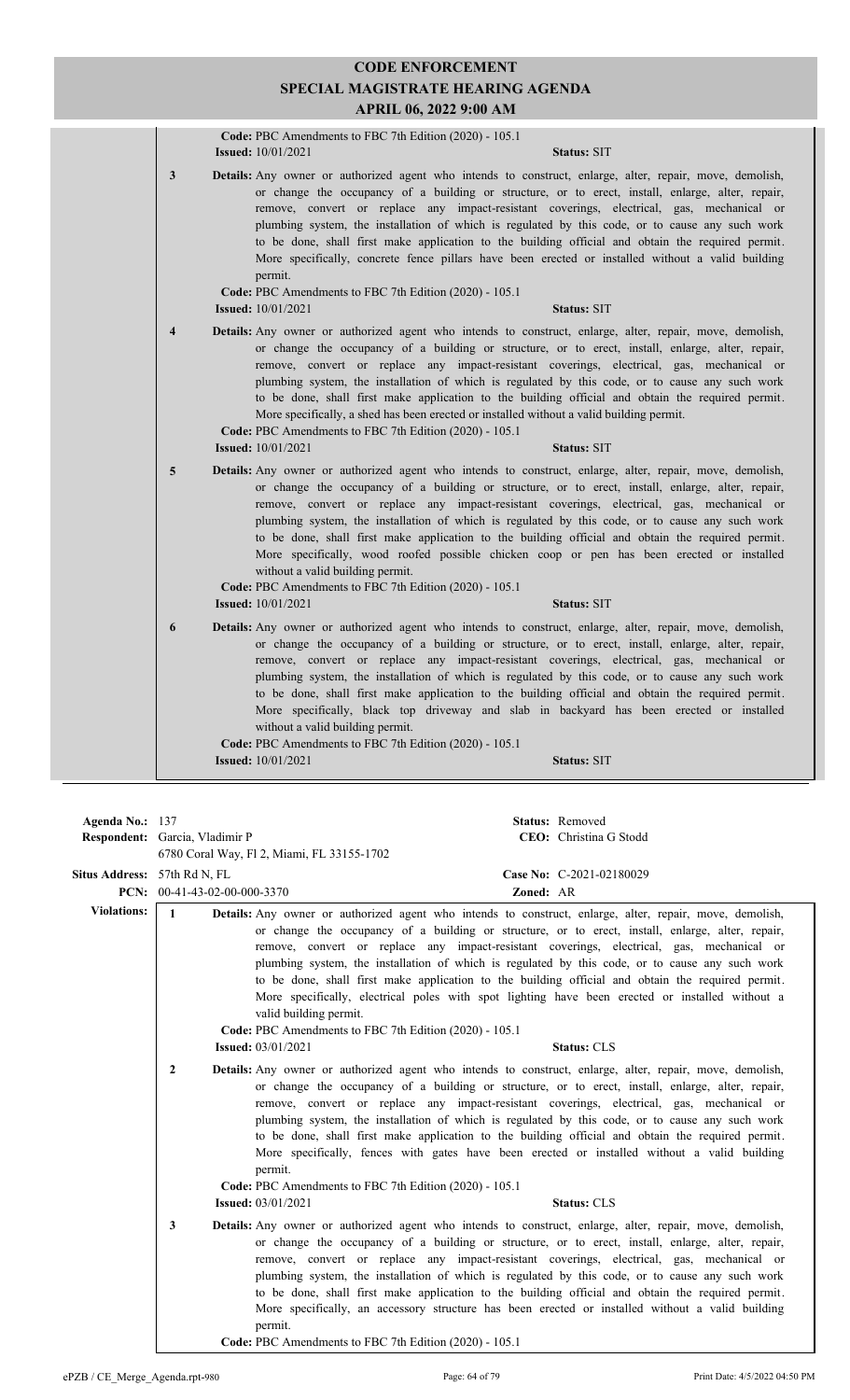# CODE ENFORCEMENT
## SPECIAL MAGISTRATE HEARING AGENDA
### APRIL 06, 2022 9:00 AM

**Code:** PBC Amendments to FBC 7th Edition (2020) - 105.1
**Issued:** 10/01/2021 **Status:** SIT

**3** **Details:** Any owner or authorized agent who intends to construct, enlarge, alter, repair, move, demolish, or change the occupancy of a building or structure, or to erect, install, enlarge, alter, repair, remove, convert or replace any impact-resistant coverings, electrical, gas, mechanical or plumbing system, the installation of which is regulated by this code, or to cause any such work to be done, shall first make application to the building official and obtain the required permit. More specifically, concrete fence pillars have been erected or installed without a valid building permit.
**Code:** PBC Amendments to FBC 7th Edition (2020) - 105.1
**Issued:** 10/01/2021 **Status:** SIT

**4** **Details:** Any owner or authorized agent who intends to construct, enlarge, alter, repair, move, demolish, or change the occupancy of a building or structure, or to erect, install, enlarge, alter, repair, remove, convert or replace any impact-resistant coverings, electrical, gas, mechanical or plumbing system, the installation of which is regulated by this code, or to cause any such work to be done, shall first make application to the building official and obtain the required permit. More specifically, a shed has been erected or installed without a valid building permit.
**Code:** PBC Amendments to FBC 7th Edition (2020) - 105.1
**Issued:** 10/01/2021 **Status:** SIT

**5** **Details:** Any owner or authorized agent who intends to construct, enlarge, alter, repair, move, demolish, or change the occupancy of a building or structure, or to erect, install, enlarge, alter, repair, remove, convert or replace any impact-resistant coverings, electrical, gas, mechanical or plumbing system, the installation of which is regulated by this code, or to cause any such work to be done, shall first make application to the building official and obtain the required permit. More specifically, wood roofed possible chicken coop or pen has been erected or installed without a valid building permit.
**Code:** PBC Amendments to FBC 7th Edition (2020) - 105.1
**Issued:** 10/01/2021 **Status:** SIT

**6** **Details:** Any owner or authorized agent who intends to construct, enlarge, alter, repair, move, demolish, or change the occupancy of a building or structure, or to erect, install, enlarge, alter, repair, remove, convert or replace any impact-resistant coverings, electrical, gas, mechanical or plumbing system, the installation of which is regulated by this code, or to cause any such work to be done, shall first make application to the building official and obtain the required permit. More specifically, black top driveway and slab in backyard has been erected or installed without a valid building permit.
**Code:** PBC Amendments to FBC 7th Edition (2020) - 105.1
**Issued:** 10/01/2021 **Status:** SIT

---

**Agenda No.:** 137 **Status:** Removed
**Respondent:** Garcia, Vladimir P **CEO:** Christina G Stodd
6780 Coral Way, Fl 2, Miami, FL 33155-1702
**Situs Address:** 57th Rd N, FL **Case No:** C-2021-02180029
**PCN:** 00-41-43-02-00-000-3370 **Zoned:** AR

**Violations:**

**1** **Details:** Any owner or authorized agent who intends to construct, enlarge, alter, repair, move, demolish, or change the occupancy of a building or structure, or to erect, install, enlarge, alter, repair, remove, convert or replace any impact-resistant coverings, electrical, gas, mechanical or plumbing system, the installation of which is regulated by this code, or to cause any such work to be done, shall first make application to the building official and obtain the required permit. More specifically, electrical poles with spot lighting have been erected or installed without a valid building permit.
**Code:** PBC Amendments to FBC 7th Edition (2020) - 105.1
**Issued:** 03/01/2021 **Status:** CLS

**2** **Details:** Any owner or authorized agent who intends to construct, enlarge, alter, repair, move, demolish, or change the occupancy of a building or structure, or to erect, install, enlarge, alter, repair, remove, convert or replace any impact-resistant coverings, electrical, gas, mechanical or plumbing system, the installation of which is regulated by this code, or to cause any such work to be done, shall first make application to the building official and obtain the required permit. More specifically, fences with gates have been erected or installed without a valid building permit.
**Code:** PBC Amendments to FBC 7th Edition (2020) - 105.1
**Issued:** 03/01/2021 **Status:** CLS

**3** **Details:** Any owner or authorized agent who intends to construct, enlarge, alter, repair, move, demolish, or change the occupancy of a building or structure, or to erect, install, enlarge, alter, repair, remove, convert or replace any impact-resistant coverings, electrical, gas, mechanical or plumbing system, the installation of which is regulated by this code, or to cause any such work to be done, shall first make application to the building official and obtain the required permit. More specifically, an accessory structure has been erected or installed without a valid building permit.
**Code:** PBC Amendments to FBC 7th Edition (2020) - 105.1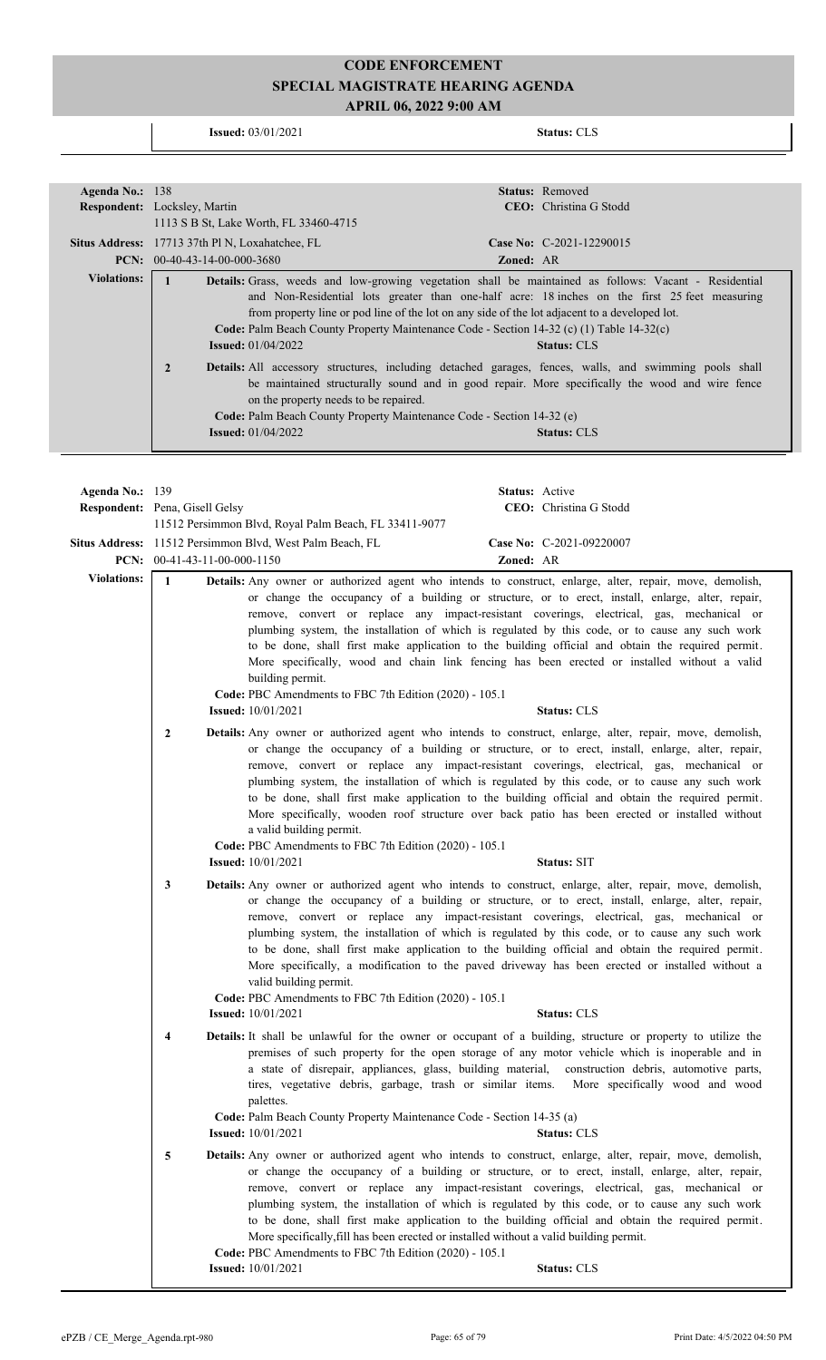# CODE ENFORCEMENT
## SPECIAL MAGISTRATE HEARING AGENDA
### APRIL 06, 2022 9:00 AM

**Issued:** 03/01/2021 **Status:** CLS

---

**Agenda No.:** 138 **Status:** Removed
**Respondent:** Locksley, Martin **CEO:** Christina G Stodd
1113 S B St, Lake Worth, FL 33460-4715
**Situs Address:** 17713 37th Pl N, Loxahatchee, FL **Case No:** C-2021-12290015
**PCN:** 00-40-43-14-00-000-3680 **Zoned:** AR

**Violations:**

**1** **Details:** Grass, weeds and low-growing vegetation shall be maintained as follows: Vacant - Residential and Non-Residential lots greater than one-half acre: 18 inches on the first 25 feet measuring from property line or pod line of the lot on any side of the lot adjacent to a developed lot.
**Code:** Palm Beach County Property Maintenance Code - Section 14-32 (c) (1) Table 14-32(c)
**Issued:** 01/04/2022 **Status:** CLS

**2** **Details:** All accessory structures, including detached garages, fences, walls, and swimming pools shall be maintained structurally sound and in good repair. More specifically the wood and wire fence on the property needs to be repaired.
**Code:** Palm Beach County Property Maintenance Code - Section 14-32 (e)
**Issued:** 01/04/2022 **Status:** CLS

---

**Agenda No.:** 139 **Status:** Active
**Respondent:** Pena, Gisell Gelsy **CEO:** Christina G Stodd
11512 Persimmon Blvd, Royal Palm Beach, FL 33411-9077
**Situs Address:** 11512 Persimmon Blvd, West Palm Beach, FL **Case No:** C-2021-09220007
**PCN:** 00-41-43-11-00-000-1150 **Zoned:** AR

**Violations:**

**1** **Details:** Any owner or authorized agent who intends to construct, enlarge, alter, repair, move, demolish, or change the occupancy of a building or structure, or to erect, install, enlarge, alter, repair, remove, convert or replace any impact-resistant coverings, electrical, gas, mechanical or plumbing system, the installation of which is regulated by this code, or to cause any such work to be done, shall first make application to the building official and obtain the required permit. More specifically, wood and chain link fencing has been erected or installed without a valid building permit.
**Code:** PBC Amendments to FBC 7th Edition (2020) - 105.1
**Issued:** 10/01/2021 **Status:** CLS

**2** **Details:** Any owner or authorized agent who intends to construct, enlarge, alter, repair, move, demolish, or change the occupancy of a building or structure, or to erect, install, enlarge, alter, repair, remove, convert or replace any impact-resistant coverings, electrical, gas, mechanical or plumbing system, the installation of which is regulated by this code, or to cause any such work to be done, shall first make application to the building official and obtain the required permit. More specifically, wooden roof structure over back patio has been erected or installed without a valid building permit.
**Code:** PBC Amendments to FBC 7th Edition (2020) - 105.1
**Issued:** 10/01/2021 **Status:** SIT

**3** **Details:** Any owner or authorized agent who intends to construct, enlarge, alter, repair, move, demolish, or change the occupancy of a building or structure, or to erect, install, enlarge, alter, repair, remove, convert or replace any impact-resistant coverings, electrical, gas, mechanical or plumbing system, the installation of which is regulated by this code, or to cause any such work to be done, shall first make application to the building official and obtain the required permit. More specifically, a modification to the paved driveway has been erected or installed without a valid building permit.
**Code:** PBC Amendments to FBC 7th Edition (2020) - 105.1
**Issued:** 10/01/2021 **Status:** CLS

**4** **Details:** It shall be unlawful for the owner or occupant of a building, structure or property to utilize the premises of such property for the open storage of any motor vehicle which is inoperable and in a state of disrepair, appliances, glass, building material, construction debris, automotive parts, tires, vegetative debris, garbage, trash or similar items. More specifically wood and wood palettes.
**Code:** Palm Beach County Property Maintenance Code - Section 14-35 (a)
**Issued:** 10/01/2021 **Status:** CLS

**5** **Details:** Any owner or authorized agent who intends to construct, enlarge, alter, repair, move, demolish, or change the occupancy of a building or structure, or to erect, install, enlarge, alter, repair, remove, convert or replace any impact-resistant coverings, electrical, gas, mechanical or plumbing system, the installation of which is regulated by this code, or to cause any such work to be done, shall first make application to the building official and obtain the required permit. More specifically,fill has been erected or installed without a valid building permit.
**Code:** PBC Amendments to FBC 7th Edition (2020) - 105.1
**Issued:** 10/01/2021 **Status:** CLS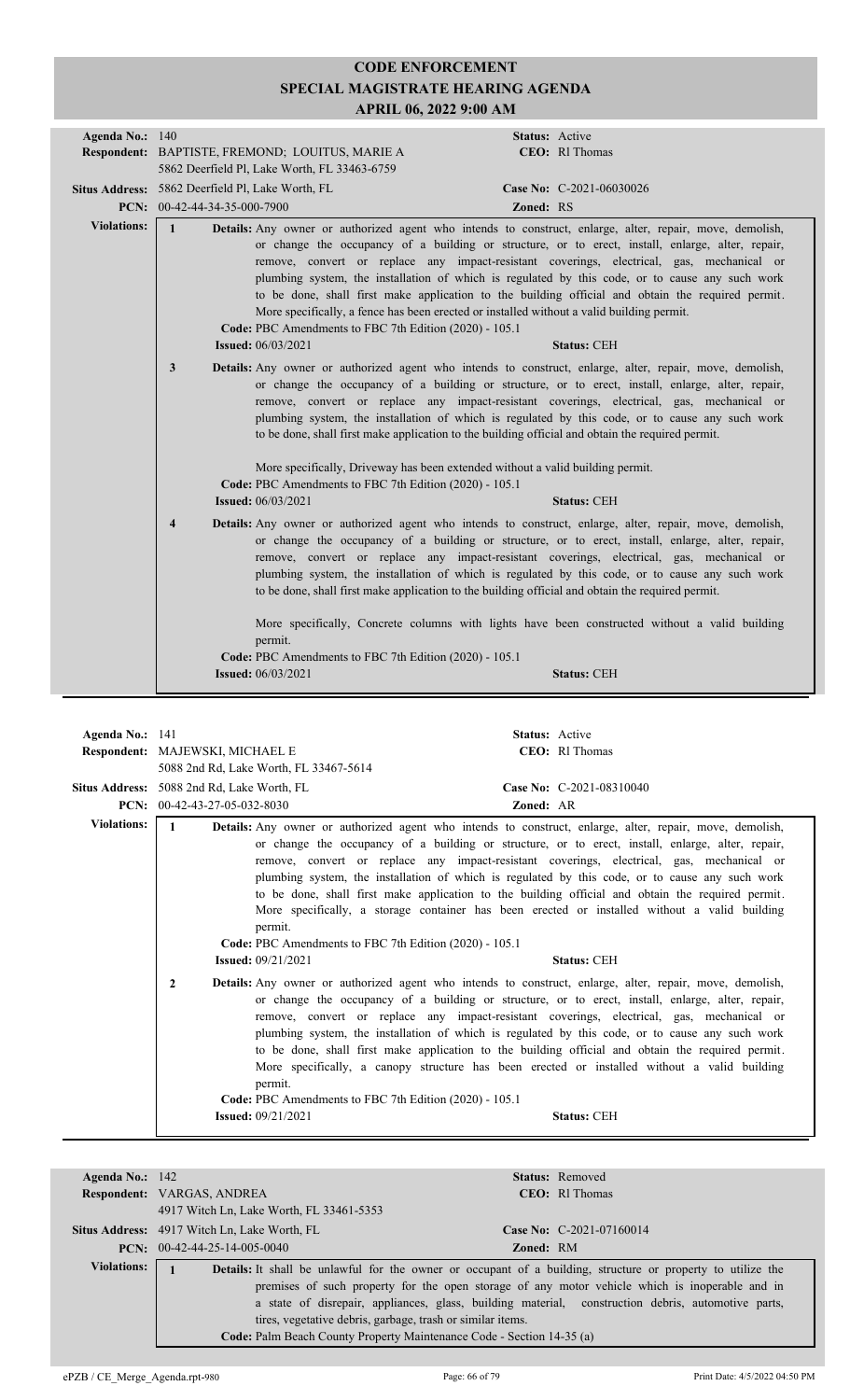# CODE ENFORCEMENT
## SPECIAL MAGISTRATE HEARING AGENDA
### APRIL 06, 2022 9:00 AM

**Agenda No.:** 140 **Status:** Active
**Respondent:** BAPTISTE, FREMOND; LOUITUS, MARIE A **CEO:** Rl Thomas
5862 Deerfield Pl, Lake Worth, FL 33463-6759
**Situs Address:** 5862 Deerfield Pl, Lake Worth, FL **Case No:** C-2021-06030026
**PCN:** 00-42-44-34-35-000-7900 **Zoned:** RS

**Violations:**

**1** **Details:** Any owner or authorized agent who intends to construct, enlarge, alter, repair, move, demolish, or change the occupancy of a building or structure, or to erect, install, enlarge, alter, repair, remove, convert or replace any impact-resistant coverings, electrical, gas, mechanical or plumbing system, the installation of which is regulated by this code, or to cause any such work to be done, shall first make application to the building official and obtain the required permit. More specifically, a fence has been erected or installed without a valid building permit.
**Code:** PBC Amendments to FBC 7th Edition (2020) - 105.1
**Issued:** 06/03/2021 **Status:** CEH

**3** **Details:** Any owner or authorized agent who intends to construct, enlarge, alter, repair, move, demolish, or change the occupancy of a building or structure, or to erect, install, enlarge, alter, repair, remove, convert or replace any impact-resistant coverings, electrical, gas, mechanical or plumbing system, the installation of which is regulated by this code, or to cause any such work to be done, shall first make application to the building official and obtain the required permit.

More specifically, Driveway has been extended without a valid building permit.
**Code:** PBC Amendments to FBC 7th Edition (2020) - 105.1
**Issued:** 06/03/2021 **Status:** CEH

**4** **Details:** Any owner or authorized agent who intends to construct, enlarge, alter, repair, move, demolish, or change the occupancy of a building or structure, or to erect, install, enlarge, alter, repair, remove, convert or replace any impact-resistant coverings, electrical, gas, mechanical or plumbing system, the installation of which is regulated by this code, or to cause any such work to be done, shall first make application to the building official and obtain the required permit.

More specifically, Concrete columns with lights have been constructed without a valid building permit.
**Code:** PBC Amendments to FBC 7th Edition (2020) - 105.1
**Issued:** 06/03/2021 **Status:** CEH

---

**Agenda No.:** 141 **Status:** Active
**Respondent:** MAJEWSKI, MICHAEL E **CEO:** Rl Thomas
5088 2nd Rd, Lake Worth, FL 33467-5614
**Situs Address:** 5088 2nd Rd, Lake Worth, FL **Case No:** C-2021-08310040
**PCN:** 00-42-43-27-05-032-8030 **Zoned:** AR

**Violations:**

**1** **Details:** Any owner or authorized agent who intends to construct, enlarge, alter, repair, move, demolish, or change the occupancy of a building or structure, or to erect, install, enlarge, alter, repair, remove, convert or replace any impact-resistant coverings, electrical, gas, mechanical or plumbing system, the installation of which is regulated by this code, or to cause any such work to be done, shall first make application to the building official and obtain the required permit. More specifically, a storage container has been erected or installed without a valid building permit.
**Code:** PBC Amendments to FBC 7th Edition (2020) - 105.1
**Issued:** 09/21/2021 **Status:** CEH

**2** **Details:** Any owner or authorized agent who intends to construct, enlarge, alter, repair, move, demolish, or change the occupancy of a building or structure, or to erect, install, enlarge, alter, repair, remove, convert or replace any impact-resistant coverings, electrical, gas, mechanical or plumbing system, the installation of which is regulated by this code, or to cause any such work to be done, shall first make application to the building official and obtain the required permit. More specifically, a canopy structure has been erected or installed without a valid building permit.
**Code:** PBC Amendments to FBC 7th Edition (2020) - 105.1
**Issued:** 09/21/2021 **Status:** CEH

---

**Agenda No.:** 142 **Status:** Removed
**Respondent:** VARGAS, ANDREA **CEO:** Rl Thomas
4917 Witch Ln, Lake Worth, FL 33461-5353
**Situs Address:** 4917 Witch Ln, Lake Worth, FL **Case No:** C-2021-07160014
**PCN:** 00-42-44-25-14-005-0040 **Zoned:** RM

**Violations:**

**1** **Details:** It shall be unlawful for the owner or occupant of a building, structure or property to utilize the premises of such property for the open storage of any motor vehicle which is inoperable and in a state of disrepair, appliances, glass, building material, construction debris, automotive parts, tires, vegetative debris, garbage, trash or similar items.
**Code:** Palm Beach County Property Maintenance Code - Section 14-35 (a)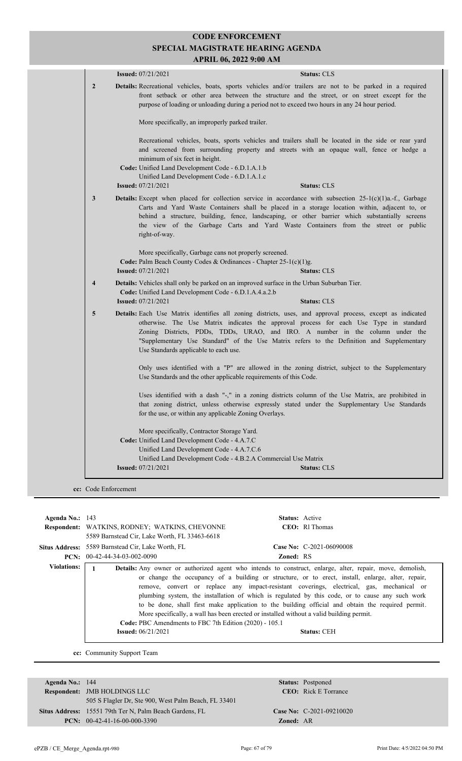# CODE ENFORCEMENT
## SPECIAL MAGISTRATE HEARING AGENDA
### APRIL 06, 2022 9:00 AM

**Issued:** 07/21/2021 **Status:** CLS

**2** **Details:** Recreational vehicles, boats, sports vehicles and/or trailers are not to be parked in a required front setback or other area between the structure and the street, or on street except for the purpose of loading or unloading during a period not to exceed two hours in any 24 hour period.

More specifically, an improperly parked trailer.

Recreational vehicles, boats, sports vehicles and trailers shall be located in the side or rear yard and screened from surrounding property and streets with an opaque wall, fence or hedge a minimum of six feet in height.

**Code:** Unified Land Development Code - 6.D.1.A.1.b
Unified Land Development Code - 6.D.1.A.1.c

**Issued:** 07/21/2021 **Status:** CLS

**3** **Details:** Except when placed for collection service in accordance with subsection 25-1(c)(1)a.-f., Garbage Carts and Yard Waste Containers shall be placed in a storage location within, adjacent to, or behind a structure, building, fence, landscaping, or other barrier which substantially screens the view of the Garbage Carts and Yard Waste Containers from the street or public right-of-way.

More specifically, Garbage cans not properly screened.

**Code:** Palm Beach County Codes & Ordinances - Chapter 25-1(c)(1)g.

**Issued:** 07/21/2021 **Status:** CLS

**4** **Details:** Vehicles shall only be parked on an improved surface in the Urban Suburban Tier.

**Code:** Unified Land Development Code - 6.D.1.A.4.a.2.b

**Issued:** 07/21/2021 **Status:** CLS

**5** **Details:** Each Use Matrix identifies all zoning districts, uses, and approval process, except as indicated otherwise. The Use Matrix indicates the approval process for each Use Type in standard Zoning Districts, PDDs, TDDs, URAO, and IRO. A number in the column under the "Supplementary Use Standard" of the Use Matrix refers to the Definition and Supplementary Use Standards applicable to each use.

Only uses identified with a "P" are allowed in the zoning district, subject to the Supplementary Use Standards and the other applicable requirements of this Code.

Uses identified with a dash "-," in a zoning districts column of the Use Matrix, are prohibited in that zoning district, unless otherwise expressly stated under the Supplementary Use Standards for the use, or within any applicable Zoning Overlays.

More specifically, Contractor Storage Yard.

**Code:** Unified Land Development Code - 4.A.7.C
Unified Land Development Code - 4.A.7.C.6
Unified Land Development Code - 4.B.2.A Commercial Use Matrix

**Issued:** 07/21/2021 **Status:** CLS

**cc:** Code Enforcement

---

**Agenda No.:** 143 **Status:** Active

**Respondent:** WATKINS, RODNEY; WATKINS, CHEVONNE
5589 Barnstead Cir, Lake Worth, FL 33463-6618 **CEO:** Rl Thomas

**Situs Address:** 5589 Barnstead Cir, Lake Worth, FL **Case No:** C-2021-06090008

**PCN:** 00-42-44-34-03-002-0090 **Zoned:** RS

**Violations:**

**1** **Details:** Any owner or authorized agent who intends to construct, enlarge, alter, repair, move, demolish, or change the occupancy of a building or structure, or to erect, install, enlarge, alter, repair, remove, convert or replace any impact-resistant coverings, electrical, gas, mechanical or plumbing system, the installation of which is regulated by this code, or to cause any such work to be done, shall first make application to the building official and obtain the required permit.
More specifically, a wall has been erected or installed without a valid building permit.

**Code:** PBC Amendments to FBC 7th Edition (2020) - 105.1

**Issued:** 06/21/2021 **Status:** CEH

**cc:** Community Support Team

---

**Agenda No.:** 144 **Status:** Postponed

**Respondent:** JMB HOLDINGS LLC
505 S Flagler Dr, Ste 900, West Palm Beach, FL 33401 **CEO:** Rick E Torrance

**Situs Address:** 15551 79th Ter N, Palm Beach Gardens, FL **Case No:** C-2021-09210020

**PCN:** 00-42-41-16-00-000-3390 **Zoned:** AR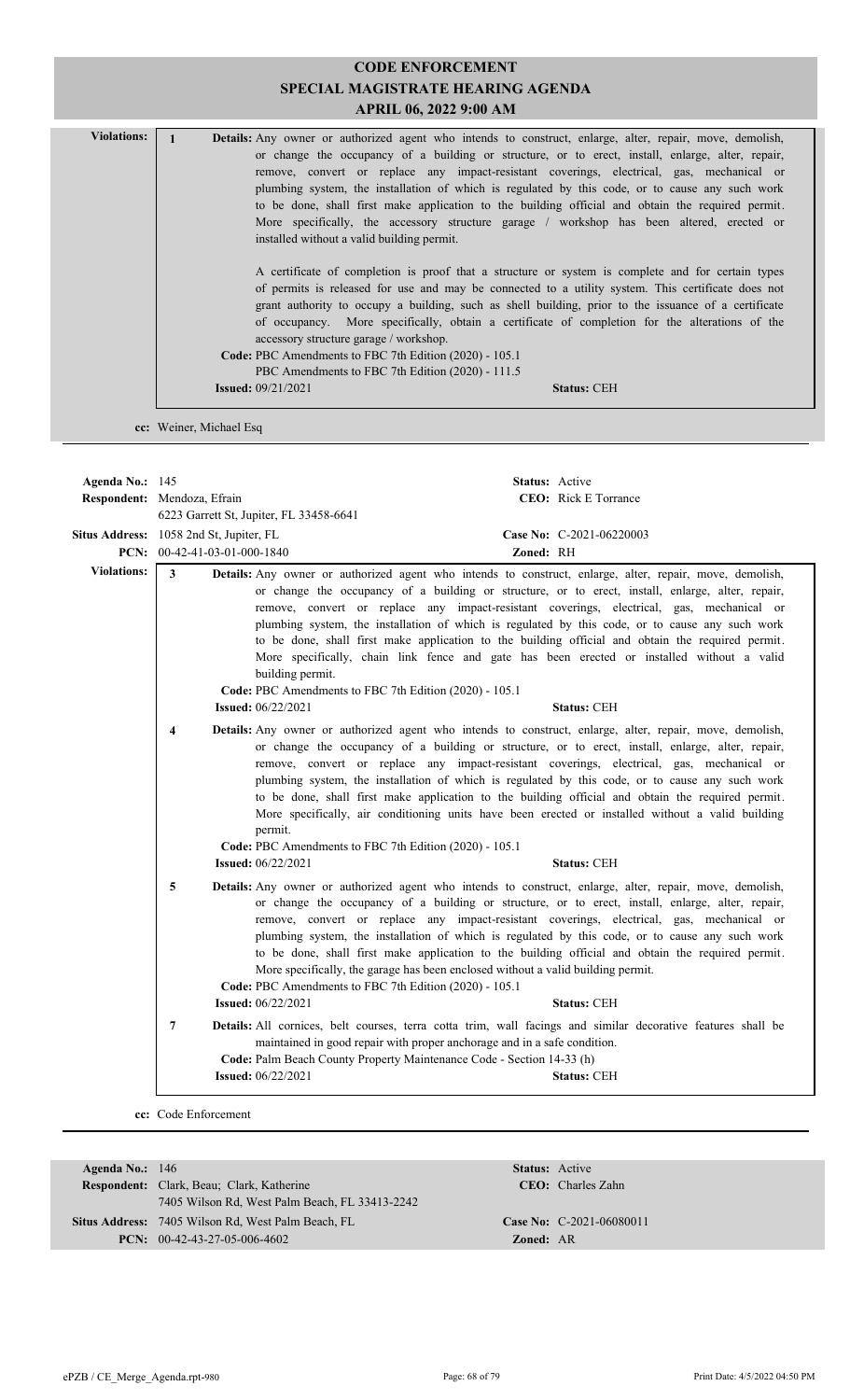# CODE ENFORCEMENT
## SPECIAL MAGISTRATE HEARING AGENDA
### APRIL 06, 2022 9:00 AM

**Violations:**

**1** **Details:** Any owner or authorized agent who intends to construct, enlarge, alter, repair, move, demolish, or change the occupancy of a building or structure, or to erect, install, enlarge, alter, repair, remove, convert or replace any impact-resistant coverings, electrical, gas, mechanical or plumbing system, the installation of which is regulated by this code, or to cause any such work to be done, shall first make application to the building official and obtain the required permit. More specifically, the accessory structure garage / workshop has been altered, erected or installed without a valid building permit.

A certificate of completion is proof that a structure or system is complete and for certain types of permits is released for use and may be connected to a utility system. This certificate does not grant authority to occupy a building, such as shell building, prior to the issuance of a certificate of occupancy. More specifically, obtain a certificate of completion for the alterations of the accessory structure garage / workshop.

**Code:** PBC Amendments to FBC 7th Edition (2020) - 105.1
PBC Amendments to FBC 7th Edition (2020) - 111.5

**Issued:** 09/21/2021 **Status:** CEH

**cc:** Weiner, Michael Esq

---

**Agenda No.:** 145 **Status:** Active
**Respondent:** Mendoza, Efrain **CEO:** Rick E Torrance
6223 Garrett St, Jupiter, FL 33458-6641
**Situs Address:** 1058 2nd St, Jupiter, FL **Case No:** C-2021-06220003
**PCN:** 00-42-41-03-01-000-1840 **Zoned:** RH

**Violations:**

**3** **Details:** Any owner or authorized agent who intends to construct, enlarge, alter, repair, move, demolish, or change the occupancy of a building or structure, or to erect, install, enlarge, alter, repair, remove, convert or replace any impact-resistant coverings, electrical, gas, mechanical or plumbing system, the installation of which is regulated by this code, or to cause any such work to be done, shall first make application to the building official and obtain the required permit. More specifically, chain link fence and gate has been erected or installed without a valid building permit.
**Code:** PBC Amendments to FBC 7th Edition (2020) - 105.1
**Issued:** 06/22/2021 **Status:** CEH

**4** **Details:** Any owner or authorized agent who intends to construct, enlarge, alter, repair, move, demolish, or change the occupancy of a building or structure, or to erect, install, enlarge, alter, repair, remove, convert or replace any impact-resistant coverings, electrical, gas, mechanical or plumbing system, the installation of which is regulated by this code, or to cause any such work to be done, shall first make application to the building official and obtain the required permit. More specifically, air conditioning units have been erected or installed without a valid building permit.
**Code:** PBC Amendments to FBC 7th Edition (2020) - 105.1
**Issued:** 06/22/2021 **Status:** CEH

**5** **Details:** Any owner or authorized agent who intends to construct, enlarge, alter, repair, move, demolish, or change the occupancy of a building or structure, or to erect, install, enlarge, alter, repair, remove, convert or replace any impact-resistant coverings, electrical, gas, mechanical or plumbing system, the installation of which is regulated by this code, or to cause any such work to be done, shall first make application to the building official and obtain the required permit. More specifically, the garage has been enclosed without a valid building permit.
**Code:** PBC Amendments to FBC 7th Edition (2020) - 105.1
**Issued:** 06/22/2021 **Status:** CEH

**7** **Details:** All cornices, belt courses, terra cotta trim, wall facings and similar decorative features shall be maintained in good repair with proper anchorage and in a safe condition.
**Code:** Palm Beach County Property Maintenance Code - Section 14-33 (h)
**Issued:** 06/22/2021 **Status:** CEH

**cc:** Code Enforcement

---

**Agenda No.:** 146 **Status:** Active
**Respondent:** Clark, Beau; Clark, Katherine **CEO:** Charles Zahn
7405 Wilson Rd, West Palm Beach, FL 33413-2242
**Situs Address:** 7405 Wilson Rd, West Palm Beach, FL **Case No:** C-2021-06080011
**PCN:** 00-42-43-27-05-006-4602 **Zoned:** AR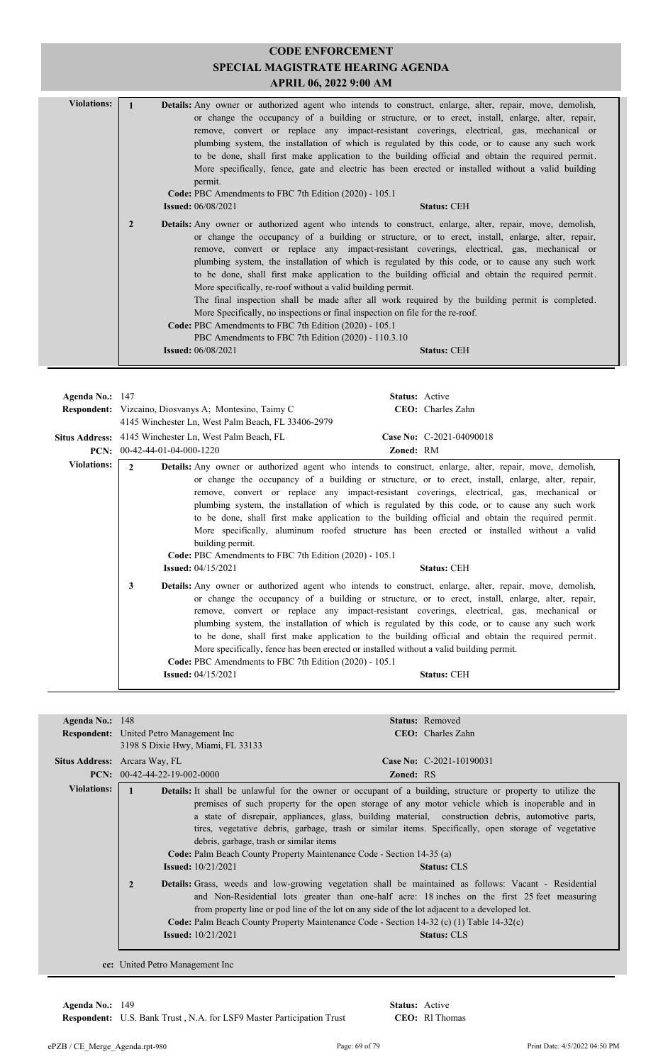# CODE ENFORCEMENT
## SPECIAL MAGISTRATE HEARING AGENDA
### APRIL 06, 2022 9:00 AM

**Violations:**

**1** **Details:** Any owner or authorized agent who intends to construct, enlarge, alter, repair, move, demolish, or change the occupancy of a building or structure, or to erect, install, enlarge, alter, repair, remove, convert or replace any impact-resistant coverings, electrical, gas, mechanical or plumbing system, the installation of which is regulated by this code, or to cause any such work to be done, shall first make application to the building official and obtain the required permit. More specifically, fence, gate and electric has been erected or installed without a valid building permit.
**Code:** PBC Amendments to FBC 7th Edition (2020) - 105.1
**Issued:** 06/08/2021 **Status:** CEH

**2** **Details:** Any owner or authorized agent who intends to construct, enlarge, alter, repair, move, demolish, or change the occupancy of a building or structure, or to erect, install, enlarge, alter, repair, remove, convert or replace any impact-resistant coverings, electrical, gas, mechanical or plumbing system, the installation of which is regulated by this code, or to cause any such work to be done, shall first make application to the building official and obtain the required permit. More specifically, re-roof without a valid building permit.
The final inspection shall be made after all work required by the building permit is completed. More Specifically, no inspections or final inspection on file for the re-roof.
**Code:** PBC Amendments to FBC 7th Edition (2020) - 105.1
PBC Amendments to FBC 7th Edition (2020) - 110.3.10
**Issued:** 06/08/2021 **Status:** CEH

---

**Agenda No.:** 147 **Status:** Active
**Respondent:** Vizcaino, Diosvanys A; Montesino, Taimy C **CEO:** Charles Zahn
4145 Winchester Ln, West Palm Beach, FL 33406-2979
**Situs Address:** 4145 Winchester Ln, West Palm Beach, FL **Case No:** C-2021-04090018
**PCN:** 00-42-44-01-04-000-1220 **Zoned:** RM

**Violations:**

**2** **Details:** Any owner or authorized agent who intends to construct, enlarge, alter, repair, move, demolish, or change the occupancy of a building or structure, or to erect, install, enlarge, alter, repair, remove, convert or replace any impact-resistant coverings, electrical, gas, mechanical or plumbing system, the installation of which is regulated by this code, or to cause any such work to be done, shall first make application to the building official and obtain the required permit. More specifically, aluminum roofed structure has been erected or installed without a valid building permit.
**Code:** PBC Amendments to FBC 7th Edition (2020) - 105.1
**Issued:** 04/15/2021 **Status:** CEH

**3** **Details:** Any owner or authorized agent who intends to construct, enlarge, alter, repair, move, demolish, or change the occupancy of a building or structure, or to erect, install, enlarge, alter, repair, remove, convert or replace any impact-resistant coverings, electrical, gas, mechanical or plumbing system, the installation of which is regulated by this code, or to cause any such work to be done, shall first make application to the building official and obtain the required permit. More specifically, fence has been erected or installed without a valid building permit.
**Code:** PBC Amendments to FBC 7th Edition (2020) - 105.1
**Issued:** 04/15/2021 **Status:** CEH

---

**Agenda No.:** 148 **Status:** Removed
**Respondent:** United Petro Management Inc **CEO:** Charles Zahn
3198 S Dixie Hwy, Miami, FL 33133
**Situs Address:** Arcara Way, FL **Case No:** C-2021-10190031
**PCN:** 00-42-44-22-19-002-0000 **Zoned:** RS

**Violations:**

**1** **Details:** It shall be unlawful for the owner or occupant of a building, structure or property to utilize the premises of such property for the open storage of any motor vehicle which is inoperable and in a state of disrepair, appliances, glass, building material, construction debris, automotive parts, tires, vegetative debris, garbage, trash or similar items. Specifically, open storage of vegetative debris, garbage, trash or similar items
**Code:** Palm Beach County Property Maintenance Code - Section 14-35 (a)
**Issued:** 10/21/2021 **Status:** CLS

**2** **Details:** Grass, weeds and low-growing vegetation shall be maintained as follows: Vacant - Residential and Non-Residential lots greater than one-half acre: 18 inches on the first 25 feet measuring from property line or pod line of the lot on any side of the lot adjacent to a developed lot.
**Code:** Palm Beach County Property Maintenance Code - Section 14-32 (c) (1) Table 14-32(c)
**Issued:** 10/21/2021 **Status:** CLS

**cc:** United Petro Management Inc

---

**Agenda No.:** 149 **Status:** Active
**Respondent:** U.S. Bank Trust , N.A. for LSF9 Master Participation Trust **CEO:** Rl Thomas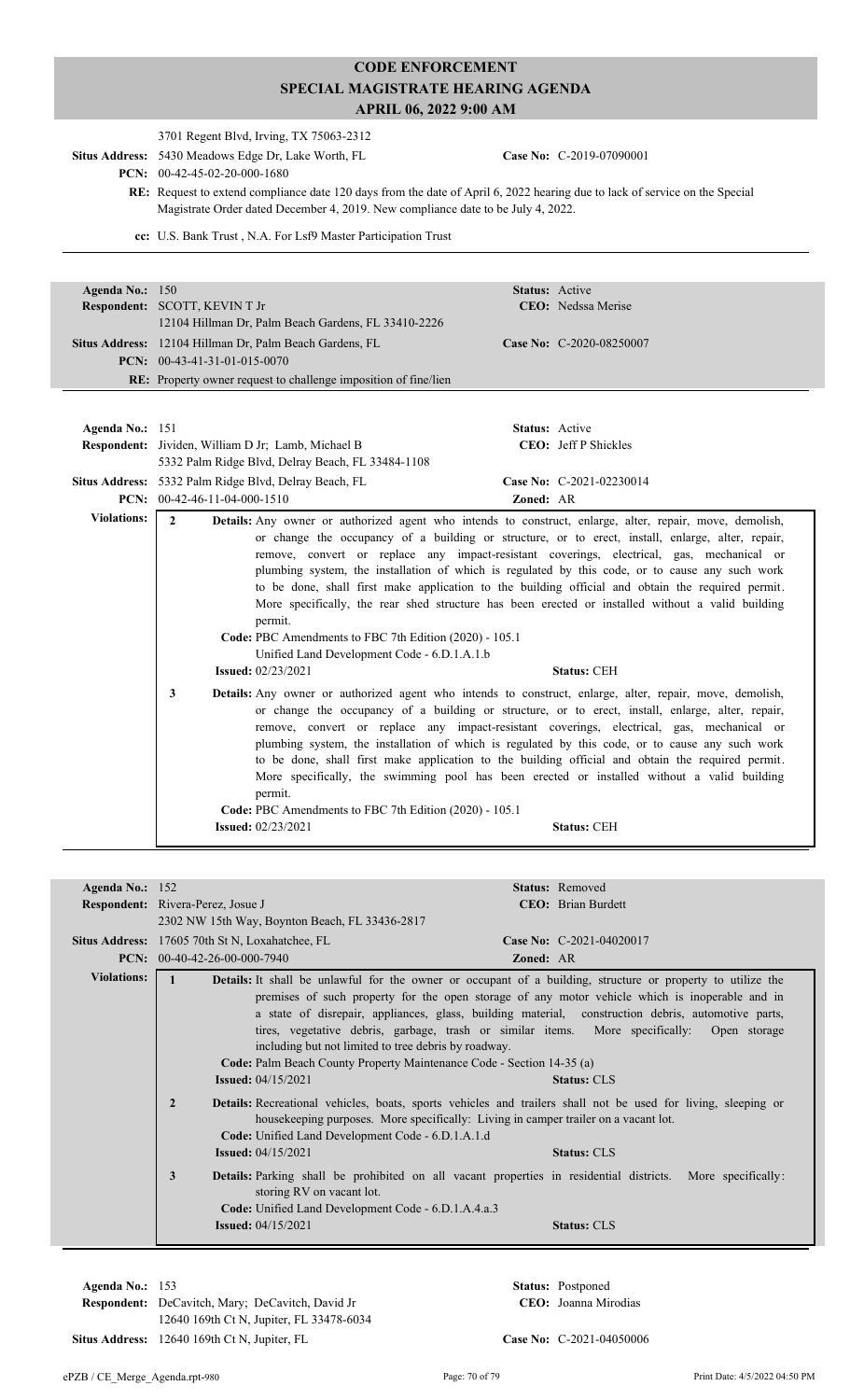# CODE ENFORCEMENT
## SPECIAL MAGISTRATE HEARING AGENDA
### APRIL 06, 2022 9:00 AM

3701 Regent Blvd, Irving, TX 75063-2312

**Situs Address:** 5430 Meadows Edge Dr, Lake Worth, FL
**Case No:** C-2019-07090001
**PCN:** 00-42-45-02-20-000-1680

**RE:** Request to extend compliance date 120 days from the date of April 6, 2022 hearing due to lack of service on the Special Magistrate Order dated December 4, 2019. New compliance date to be July 4, 2022.

**cc:** U.S. Bank Trust , N.A. For Lsf9 Master Participation Trust

---

**Agenda No.:** 150
**Status:** Active
**Respondent:** SCOTT, KEVIN T Jr
12104 Hillman Dr, Palm Beach Gardens, FL 33410-2226
**CEO:** Nedssa Merise
**Situs Address:** 12104 Hillman Dr, Palm Beach Gardens, FL
**Case No:** C-2020-08250007
**PCN:** 00-43-41-31-01-015-0070

**RE:** Property owner request to challenge imposition of fine/lien

---

**Agenda No.:** 151
**Status:** Active
**Respondent:** Jividen, William D Jr; Lamb, Michael B
5332 Palm Ridge Blvd, Delray Beach, FL 33484-1108
**CEO:** Jeff P Shickles
**Situs Address:** 5332 Palm Ridge Blvd, Delray Beach, FL
**Case No:** C-2021-02230014
**PCN:** 00-42-46-11-04-000-1510
**Zoned:** AR

**Violations:**

**2** **Details:** Any owner or authorized agent who intends to construct, enlarge, alter, repair, move, demolish, or change the occupancy of a building or structure, or to erect, install, enlarge, alter, repair, remove, convert or replace any impact-resistant coverings, electrical, gas, mechanical or plumbing system, the installation of which is regulated by this code, or to cause any such work to be done, shall first make application to the building official and obtain the required permit. More specifically, the rear shed structure has been erected or installed without a valid building permit.
**Code:** PBC Amendments to FBC 7th Edition (2020) - 105.1
Unified Land Development Code - 6.D.1.A.1.b
**Issued:** 02/23/2021
**Status:** CEH

**3** **Details:** Any owner or authorized agent who intends to construct, enlarge, alter, repair, move, demolish, or change the occupancy of a building or structure, or to erect, install, enlarge, alter, repair, remove, convert or replace any impact-resistant coverings, electrical, gas, mechanical or plumbing system, the installation of which is regulated by this code, or to cause any such work to be done, shall first make application to the building official and obtain the required permit. More specifically, the swimming pool has been erected or installed without a valid building permit.
**Code:** PBC Amendments to FBC 7th Edition (2020) - 105.1
**Issued:** 02/23/2021
**Status:** CEH

---

**Agenda No.:** 152
**Status:** Removed
**Respondent:** Rivera-Perez, Josue J
2302 NW 15th Way, Boynton Beach, FL 33436-2817
**CEO:** Brian Burdett
**Situs Address:** 17605 70th St N, Loxahatchee, FL
**Case No:** C-2021-04020017
**PCN:** 00-40-42-26-00-000-7940
**Zoned:** AR

**Violations:**

**1** **Details:** It shall be unlawful for the owner or occupant of a building, structure or property to utilize the premises of such property for the open storage of any motor vehicle which is inoperable and in a state of disrepair, appliances, glass, building material, construction debris, automotive parts, tires, vegetative debris, garbage, trash or similar items. More specifically: Open storage including but not limited to tree debris by roadway.
**Code:** Palm Beach County Property Maintenance Code - Section 14-35 (a)
**Issued:** 04/15/2021
**Status:** CLS

**2** **Details:** Recreational vehicles, boats, sports vehicles and trailers shall not be used for living, sleeping or housekeeping purposes. More specifically: Living in camper trailer on a vacant lot.
**Code:** Unified Land Development Code - 6.D.1.A.1.d
**Issued:** 04/15/2021
**Status:** CLS

**3** **Details:** Parking shall be prohibited on all vacant properties in residential districts. More specifically: storing RV on vacant lot.
**Code:** Unified Land Development Code - 6.D.1.A.4.a.3
**Issued:** 04/15/2021
**Status:** CLS

---

**Agenda No.:** 153
**Status:** Postponed
**Respondent:** DeCavitch, Mary; DeCavitch, David Jr
12640 169th Ct N, Jupiter, FL 33478-6034
**CEO:** Joanna Mirodias
**Situs Address:** 12640 169th Ct N, Jupiter, FL
**Case No:** C-2021-04050006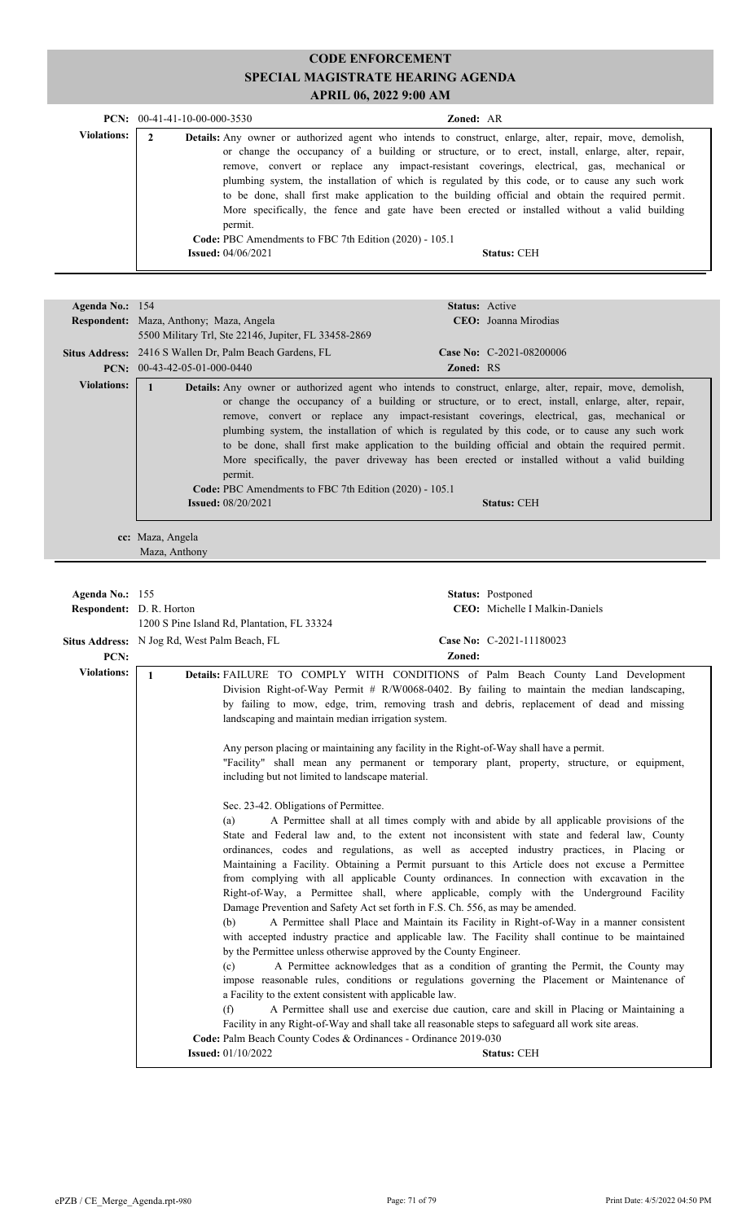# CODE ENFORCEMENT
## SPECIAL MAGISTRATE HEARING AGENDA
### APRIL 06, 2022 9:00 AM

**PCN:** 00-41-41-10-00-000-3530 **Zoned:** AR

**Violations:**

**2** **Details:** Any owner or authorized agent who intends to construct, enlarge, alter, repair, move, demolish, or change the occupancy of a building or structure, or to erect, install, enlarge, alter, repair, remove, convert or replace any impact-resistant coverings, electrical, gas, mechanical or plumbing system, the installation of which is regulated by this code, or to cause any such work to be done, shall first make application to the building official and obtain the required permit. More specifically, the fence and gate have been erected or installed without a valid building permit.

**Code:** PBC Amendments to FBC 7th Edition (2020) - 105.1

**Issued:** 04/06/2021 **Status:** CEH

---

**Agenda No.:** 154 **Status:** Active

**Respondent:** Maza, Anthony; Maza, Angela
5500 Military Trl, Ste 22146, Jupiter, FL 33458-2869 **CEO:** Joanna Mirodias

**Situs Address:** 2416 S Wallen Dr, Palm Beach Gardens, FL **Case No:** C-2021-08200006

**PCN:** 00-43-42-05-01-000-0440 **Zoned:** RS

**Violations:**

**1** **Details:** Any owner or authorized agent who intends to construct, enlarge, alter, repair, move, demolish, or change the occupancy of a building or structure, or to erect, install, enlarge, alter, repair, remove, convert or replace any impact-resistant coverings, electrical, gas, mechanical or plumbing system, the installation of which is regulated by this code, or to cause any such work to be done, shall first make application to the building official and obtain the required permit. More specifically, the paver driveway has been erected or installed without a valid building permit.

**Code:** PBC Amendments to FBC 7th Edition (2020) - 105.1

**Issued:** 08/20/2021 **Status:** CEH

**cc:** Maza, Angela
Maza, Anthony

---

**Agenda No.:** 155 **Status:** Postponed

**Respondent:** D. R. Horton
1200 S Pine Island Rd, Plantation, FL 33324 **CEO:** Michelle I Malkin-Daniels

**Situs Address:** N Jog Rd, West Palm Beach, FL **Case No:** C-2021-11180023

**PCN:** **Zoned:**

**Violations:**

**1** **Details:** FAILURE TO COMPLY WITH CONDITIONS of Palm Beach County Land Development Division Right-of-Way Permit # R/W0068-0402. By failing to maintain the median landscaping, by failing to mow, edge, trim, removing trash and debris, replacement of dead and missing landscaping and maintain median irrigation system.

Any person placing or maintaining any facility in the Right-of-Way shall have a permit.
"Facility" shall mean any permanent or temporary plant, property, structure, or equipment, including but not limited to landscape material.

Sec. 23-42. Obligations of Permittee.

(a) A Permittee shall at all times comply with and abide by all applicable provisions of the State and Federal law and, to the extent not inconsistent with state and federal law, County ordinances, codes and regulations, as well as accepted industry practices, in Placing or Maintaining a Facility. Obtaining a Permit pursuant to this Article does not excuse a Permittee from complying with all applicable County ordinances. In connection with excavation in the Right-of-Way, a Permittee shall, where applicable, comply with the Underground Facility Damage Prevention and Safety Act set forth in F.S. Ch. 556, as may be amended.

(b) A Permittee shall Place and Maintain its Facility in Right-of-Way in a manner consistent with accepted industry practice and applicable law. The Facility shall continue to be maintained by the Permittee unless otherwise approved by the County Engineer.

(c) A Permittee acknowledges that as a condition of granting the Permit, the County may impose reasonable rules, conditions or regulations governing the Placement or Maintenance of a Facility to the extent consistent with applicable law.

(f) A Permittee shall use and exercise due caution, care and skill in Placing or Maintaining a Facility in any Right-of-Way and shall take all reasonable steps to safeguard all work site areas.

**Code:** Palm Beach County Codes & Ordinances - Ordinance 2019-030

**Issued:** 01/10/2022 **Status:** CEH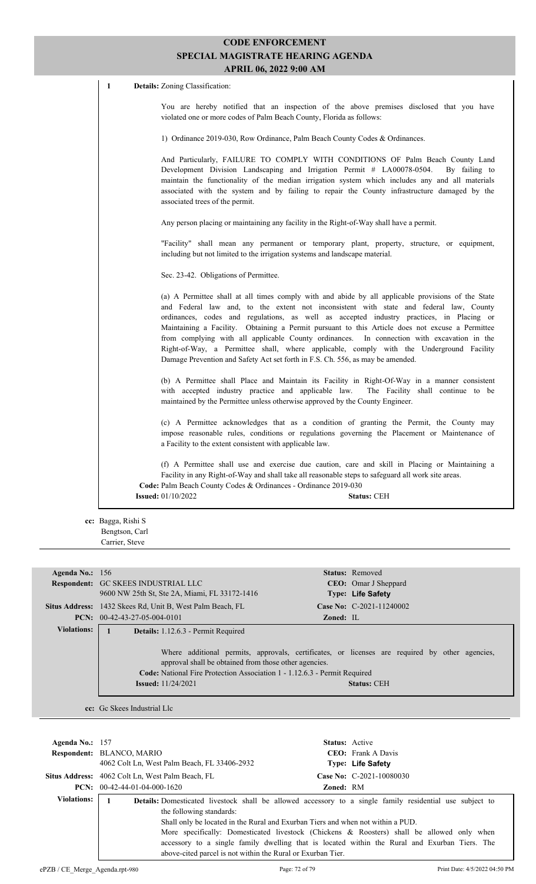# CODE ENFORCEMENT
## SPECIAL MAGISTRATE HEARING AGENDA
### APRIL 06, 2022 9:00 AM

**1** **Details:** Zoning Classification:

You are hereby notified that an inspection of the above premises disclosed that you have violated one or more codes of Palm Beach County, Florida as follows:

1) Ordinance 2019-030, Row Ordinance, Palm Beach County Codes & Ordinances.

And Particularly, FAILURE TO COMPLY WITH CONDITIONS OF Palm Beach County Land Development Division Landscaping and Irrigation Permit # LA00078-0504. By failing to maintain the functionality of the median irrigation system which includes any and all materials associated with the system and by failing to repair the County infrastructure damaged by the associated trees of the permit.

Any person placing or maintaining any facility in the Right-of-Way shall have a permit.

"Facility" shall mean any permanent or temporary plant, property, structure, or equipment, including but not limited to the irrigation systems and landscape material.

Sec. 23-42. Obligations of Permittee.

(a) A Permittee shall at all times comply with and abide by all applicable provisions of the State and Federal law and, to the extent not inconsistent with state and federal law, County ordinances, codes and regulations, as well as accepted industry practices, in Placing or Maintaining a Facility. Obtaining a Permit pursuant to this Article does not excuse a Permittee from complying with all applicable County ordinances. In connection with excavation in the Right-of-Way, a Permittee shall, where applicable, comply with the Underground Facility Damage Prevention and Safety Act set forth in F.S. Ch. 556, as may be amended.

(b) A Permittee shall Place and Maintain its Facility in Right-Of-Way in a manner consistent with accepted industry practice and applicable law. The Facility shall continue to be maintained by the Permittee unless otherwise approved by the County Engineer.

(c) A Permittee acknowledges that as a condition of granting the Permit, the County may impose reasonable rules, conditions or regulations governing the Placement or Maintenance of a Facility to the extent consistent with applicable law.

(f) A Permittee shall use and exercise due caution, care and skill in Placing or Maintaining a Facility in any Right-of-Way and shall take all reasonable steps to safeguard all work site areas.

**Code:** Palm Beach County Codes & Ordinances - Ordinance 2019-030
**Issued:** 01/10/2022 **Status:** CEH

**cc:** Bagga, Rishi S
Bengtson, Carl
Carrier, Steve

---

| | | | |
|---|---|---|---|
| **Agenda No.:** | 156 | **Status:** | Removed |
| **Respondent:** | GC SKEES INDUSTRIAL LLC<br>9600 NW 25th St, Ste 2A, Miami, FL 33172-1416 | **CEO:** | Omar J Sheppard |
| | | **Type:** | **Life Safety** |
| **Situs Address:** | 1432 Skees Rd, Unit B, West Palm Beach, FL | **Case No:** | C-2021-11240002 |
| **PCN:** | 00-42-43-27-05-004-0101 | **Zoned:** | IL |

**Violations:**

**1** **Details:** 1.12.6.3 - Permit Required

Where additional permits, approvals, certificates, or licenses are required by other agencies, approval shall be obtained from those other agencies.

**Code:** National Fire Protection Association 1 - 1.12.6.3 - Permit Required
**Issued:** 11/24/2021 **Status:** CEH

**cc:** Gc Skees Industrial Llc

---

| | | | |
|---|---|---|---|
| **Agenda No.:** | 157 | **Status:** | Active |
| **Respondent:** | BLANCO, MARIO<br>4062 Colt Ln, West Palm Beach, FL 33406-2932 | **CEO:** | Frank A Davis |
| | | **Type:** | **Life Safety** |
| **Situs Address:** | 4062 Colt Ln, West Palm Beach, FL | **Case No:** | C-2021-10080030 |
| **PCN:** | 00-42-44-01-04-000-1620 | **Zoned:** | RM |

**Violations:**

**1** **Details:** Domesticated livestock shall be allowed accessory to a single family residential use subject to the following standards:
Shall only be located in the Rural and Exurban Tiers and when not within a PUD.
More specifically: Domesticated livestock (Chickens & Roosters) shall be allowed only when accessory to a single family dwelling that is located within the Rural and Exurban Tiers. The above-cited parcel is not within the Rural or Exurban Tier.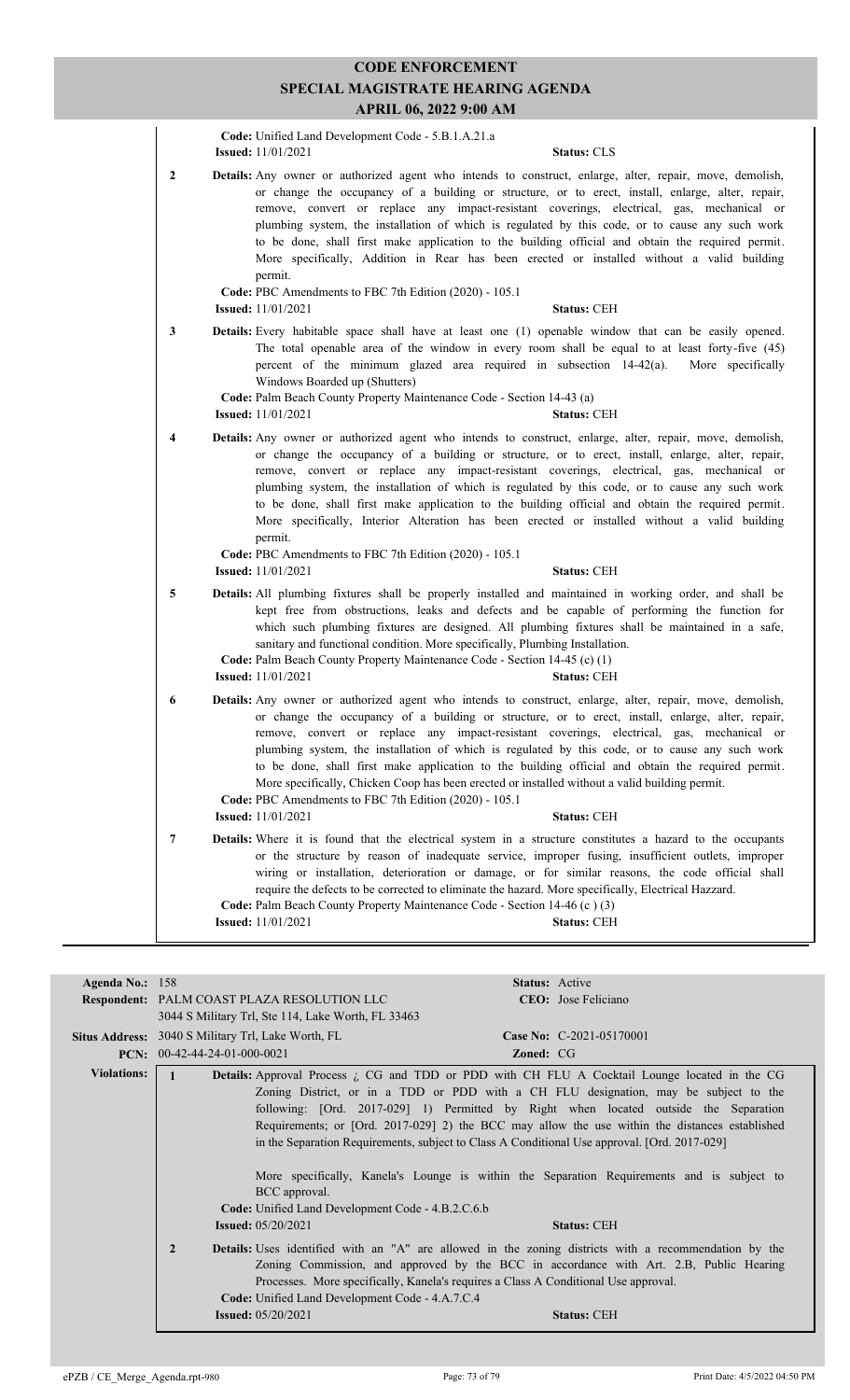**Code:** Unified Land Development Code - 5.B.1.A.21.a
**Issued:** 11/01/2021 **Status:** CLS

**2** **Details:** Any owner or authorized agent who intends to construct, enlarge, alter, repair, move, demolish, or change the occupancy of a building or structure, or to erect, install, enlarge, alter, repair, remove, convert or replace any impact-resistant coverings, electrical, gas, mechanical or plumbing system, the installation of which is regulated by this code, or to cause any such work to be done, shall first make application to the building official and obtain the required permit. More specifically, Addition in Rear has been erected or installed without a valid building permit.
**Code:** PBC Amendments to FBC 7th Edition (2020) - 105.1
**Issued:** 11/01/2021 **Status:** CEH

**3** **Details:** Every habitable space shall have at least one (1) openable window that can be easily opened. The total openable area of the window in every room shall be equal to at least forty-five (45) percent of the minimum glazed area required in subsection 14-42(a). More specifically Windows Boarded up (Shutters)
**Code:** Palm Beach County Property Maintenance Code - Section 14-43 (a)
**Issued:** 11/01/2021 **Status:** CEH

**4** **Details:** Any owner or authorized agent who intends to construct, enlarge, alter, repair, move, demolish, or change the occupancy of a building or structure, or to erect, install, enlarge, alter, repair, remove, convert or replace any impact-resistant coverings, electrical, gas, mechanical or plumbing system, the installation of which is regulated by this code, or to cause any such work to be done, shall first make application to the building official and obtain the required permit. More specifically, Interior Alteration has been erected or installed without a valid building permit.
**Code:** PBC Amendments to FBC 7th Edition (2020) - 105.1
**Issued:** 11/01/2021 **Status:** CEH

**5** **Details:** All plumbing fixtures shall be properly installed and maintained in working order, and shall be kept free from obstructions, leaks and defects and be capable of performing the function for which such plumbing fixtures are designed. All plumbing fixtures shall be maintained in a safe, sanitary and functional condition. More specifically, Plumbing Installation.
**Code:** Palm Beach County Property Maintenance Code - Section 14-45 (c) (1)
**Issued:** 11/01/2021 **Status:** CEH

**6** **Details:** Any owner or authorized agent who intends to construct, enlarge, alter, repair, move, demolish, or change the occupancy of a building or structure, or to erect, install, enlarge, alter, repair, remove, convert or replace any impact-resistant coverings, electrical, gas, mechanical or plumbing system, the installation of which is regulated by this code, or to cause any such work to be done, shall first make application to the building official and obtain the required permit. More specifically, Chicken Coop has been erected or installed without a valid building permit.
**Code:** PBC Amendments to FBC 7th Edition (2020) - 105.1
**Issued:** 11/01/2021 **Status:** CEH

**7** **Details:** Where it is found that the electrical system in a structure constitutes a hazard to the occupants or the structure by reason of inadequate service, improper fusing, insufficient outlets, improper wiring or installation, deterioration or damage, or for similar reasons, the code official shall require the defects to be corrected to eliminate the hazard. More specifically, Electrical Hazzard.
**Code:** Palm Beach County Property Maintenance Code - Section 14-46 (c ) (3)
**Issued:** 11/01/2021 **Status:** CEH

---

**Agenda No.:** 158 **Status:** Active
**Respondent:** PALM COAST PLAZA RESOLUTION LLC **CEO:** Jose Feliciano
3044 S Military Trl, Ste 114, Lake Worth, FL 33463
**Situs Address:** 3040 S Military Trl, Lake Worth, FL **Case No:** C-2021-05170001
**PCN:** 00-42-44-24-01-000-0021 **Zoned:** CG

**Violations:**

**1** **Details:** Approval Process ¿ CG and TDD or PDD with CH FLU A Cocktail Lounge located in the CG Zoning District, or in a TDD or PDD with a CH FLU designation, may be subject to the following: [Ord. 2017-029] 1) Permitted by Right when located outside the Separation Requirements; or [Ord. 2017-029] 2) the BCC may allow the use within the distances established in the Separation Requirements, subject to Class A Conditional Use approval. [Ord. 2017-029]

More specifically, Kanela's Lounge is within the Separation Requirements and is subject to BCC approval.
**Code:** Unified Land Development Code - 4.B.2.C.6.b
**Issued:** 05/20/2021 **Status:** CEH

**2** **Details:** Uses identified with an "A" are allowed in the zoning districts with a recommendation by the Zoning Commission, and approved by the BCC in accordance with Art. 2.B, Public Hearing Processes. More specifically, Kanela's requires a Class A Conditional Use approval.
**Code:** Unified Land Development Code - 4.A.7.C.4
**Issued:** 05/20/2021 **Status:** CEH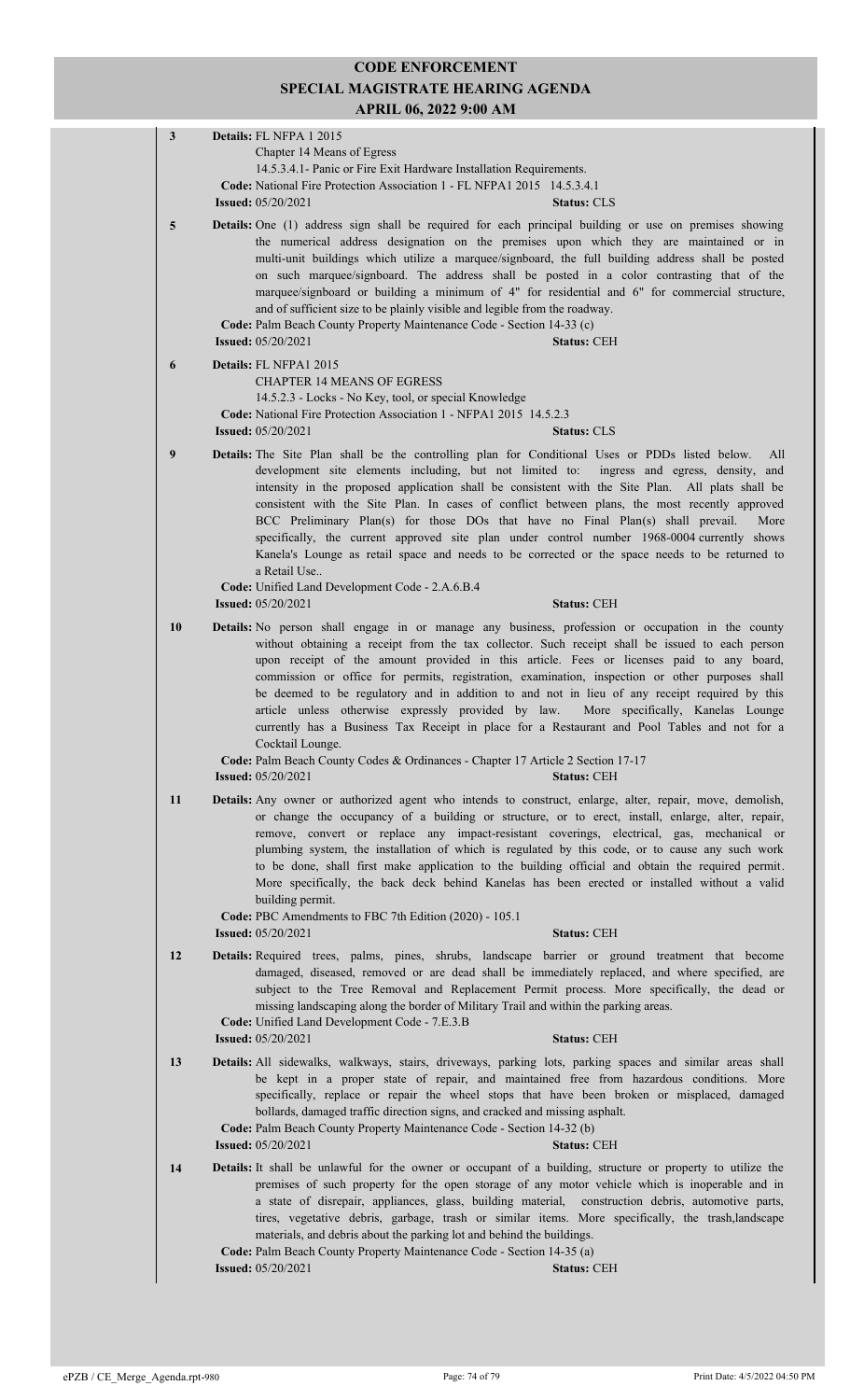# CODE ENFORCEMENT
## SPECIAL MAGISTRATE HEARING AGENDA
### APRIL 06, 2022 9:00 AM

**3** **Details:** FL NFPA 1 2015
Chapter 14 Means of Egress
14.5.3.4.1- Panic or Fire Exit Hardware Installation Requirements.
**Code:** National Fire Protection Association 1 - FL NFPA1 2015 14.5.3.4.1
**Issued:** 05/20/2021 **Status:** CLS

**5** **Details:** One (1) address sign shall be required for each principal building or use on premises showing the numerical address designation on the premises upon which they are maintained or in multi-unit buildings which utilize a marquee/signboard, the full building address shall be posted on such marquee/signboard. The address shall be posted in a color contrasting that of the marquee/signboard or building a minimum of 4" for residential and 6" for commercial structure, and of sufficient size to be plainly visible and legible from the roadway.
**Code:** Palm Beach County Property Maintenance Code - Section 14-33 (c)
**Issued:** 05/20/2021 **Status:** CEH

**6** **Details:** FL NFPA1 2015
CHAPTER 14 MEANS OF EGRESS
14.5.2.3 - Locks - No Key, tool, or special Knowledge
**Code:** National Fire Protection Association 1 - NFPA1 2015 14.5.2.3
**Issued:** 05/20/2021 **Status:** CLS

**9** **Details:** The Site Plan shall be the controlling plan for Conditional Uses or PDDs listed below. All development site elements including, but not limited to: ingress and egress, density, and intensity in the proposed application shall be consistent with the Site Plan. All plats shall be consistent with the Site Plan. In cases of conflict between plans, the most recently approved BCC Preliminary Plan(s) for those DOs that have no Final Plan(s) shall prevail. More specifically, the current approved site plan under control number 1968-0004 currently shows Kanela's Lounge as retail space and needs to be corrected or the space needs to be returned to a Retail Use..
**Code:** Unified Land Development Code - 2.A.6.B.4
**Issued:** 05/20/2021 **Status:** CEH

**10** **Details:** No person shall engage in or manage any business, profession or occupation in the county without obtaining a receipt from the tax collector. Such receipt shall be issued to each person upon receipt of the amount provided in this article. Fees or licenses paid to any board, commission or office for permits, registration, examination, inspection or other purposes shall be deemed to be regulatory and in addition to and not in lieu of any receipt required by this article unless otherwise expressly provided by law. More specifically, Kanelas Lounge currently has a Business Tax Receipt in place for a Restaurant and Pool Tables and not for a Cocktail Lounge.
**Code:** Palm Beach County Codes & Ordinances - Chapter 17 Article 2 Section 17-17
**Issued:** 05/20/2021 **Status:** CEH

**11** **Details:** Any owner or authorized agent who intends to construct, enlarge, alter, repair, move, demolish, or change the occupancy of a building or structure, or to erect, install, enlarge, alter, repair, remove, convert or replace any impact-resistant coverings, electrical, gas, mechanical or plumbing system, the installation of which is regulated by this code, or to cause any such work to be done, shall first make application to the building official and obtain the required permit. More specifically, the back deck behind Kanelas has been erected or installed without a valid building permit.
**Code:** PBC Amendments to FBC 7th Edition (2020) - 105.1
**Issued:** 05/20/2021 **Status:** CEH

**12** **Details:** Required trees, palms, pines, shrubs, landscape barrier or ground treatment that become damaged, diseased, removed or are dead shall be immediately replaced, and where specified, are subject to the Tree Removal and Replacement Permit process. More specifically, the dead or missing landscaping along the border of Military Trail and within the parking areas.
**Code:** Unified Land Development Code - 7.E.3.B
**Issued:** 05/20/2021 **Status:** CEH

**13** **Details:** All sidewalks, walkways, stairs, driveways, parking lots, parking spaces and similar areas shall be kept in a proper state of repair, and maintained free from hazardous conditions. More specifically, replace or repair the wheel stops that have been broken or misplaced, damaged bollards, damaged traffic direction signs, and cracked and missing asphalt.
**Code:** Palm Beach County Property Maintenance Code - Section 14-32 (b)
**Issued:** 05/20/2021 **Status:** CEH

**14** **Details:** It shall be unlawful for the owner or occupant of a building, structure or property to utilize the premises of such property for the open storage of any motor vehicle which is inoperable and in a state of disrepair, appliances, glass, building material, construction debris, automotive parts, tires, vegetative debris, garbage, trash or similar items. More specifically, the trash,landscape materials, and debris about the parking lot and behind the buildings.
**Code:** Palm Beach County Property Maintenance Code - Section 14-35 (a)
**Issued:** 05/20/2021 **Status:** CEH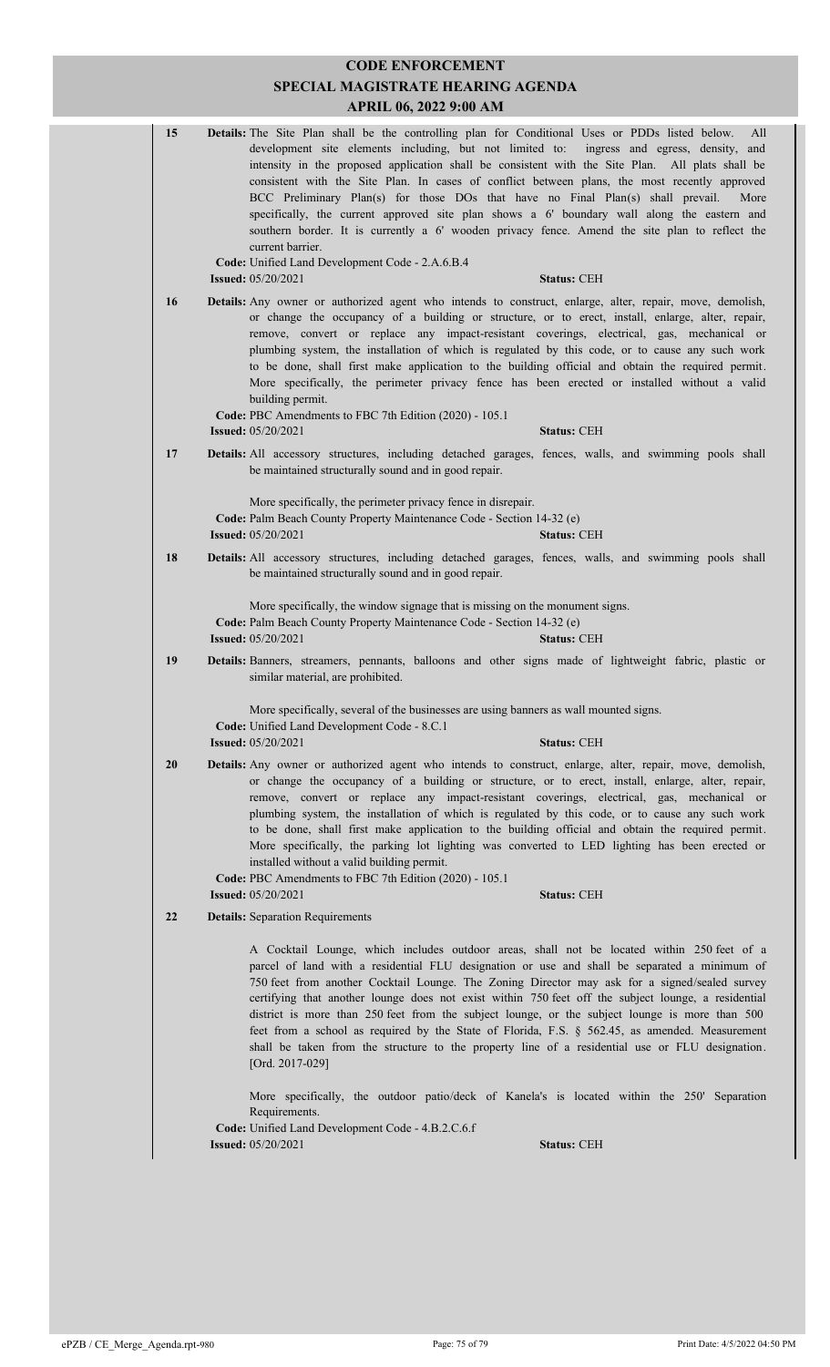**15** **Details:** The Site Plan shall be the controlling plan for Conditional Uses or PDDs listed below. All development site elements including, but not limited to: ingress and egress, density, and intensity in the proposed application shall be consistent with the Site Plan. All plats shall be consistent with the Site Plan. In cases of conflict between plans, the most recently approved BCC Preliminary Plan(s) for those DOs that have no Final Plan(s) shall prevail. More specifically, the current approved site plan shows a 6' boundary wall along the eastern and southern border. It is currently a 6' wooden privacy fence. Amend the site plan to reflect the current barrier.

**Code:** Unified Land Development Code - 2.A.6.B.4

**Issued:** 05/20/2021 **Status:** CEH

**16** **Details:** Any owner or authorized agent who intends to construct, enlarge, alter, repair, move, demolish, or change the occupancy of a building or structure, or to erect, install, enlarge, alter, repair, remove, convert or replace any impact-resistant coverings, electrical, gas, mechanical or plumbing system, the installation of which is regulated by this code, or to cause any such work to be done, shall first make application to the building official and obtain the required permit. More specifically, the perimeter privacy fence has been erected or installed without a valid building permit.

**Code:** PBC Amendments to FBC 7th Edition (2020) - 105.1

**Issued:** 05/20/2021 **Status:** CEH

**17** **Details:** All accessory structures, including detached garages, fences, walls, and swimming pools shall be maintained structurally sound and in good repair.

More specifically, the perimeter privacy fence in disrepair.

**Code:** Palm Beach County Property Maintenance Code - Section 14-32 (e)

**Issued:** 05/20/2021 **Status:** CEH

**18** **Details:** All accessory structures, including detached garages, fences, walls, and swimming pools shall be maintained structurally sound and in good repair.

More specifically, the window signage that is missing on the monument signs.

**Code:** Palm Beach County Property Maintenance Code - Section 14-32 (e)

**Issued:** 05/20/2021 **Status:** CEH

**19** **Details:** Banners, streamers, pennants, balloons and other signs made of lightweight fabric, plastic or similar material, are prohibited.

More specifically, several of the businesses are using banners as wall mounted signs.

**Code:** Unified Land Development Code - 8.C.1

**Issued:** 05/20/2021 **Status:** CEH

**20** **Details:** Any owner or authorized agent who intends to construct, enlarge, alter, repair, move, demolish, or change the occupancy of a building or structure, or to erect, install, enlarge, alter, repair, remove, convert or replace any impact-resistant coverings, electrical, gas, mechanical or plumbing system, the installation of which is regulated by this code, or to cause any such work to be done, shall first make application to the building official and obtain the required permit. More specifically, the parking lot lighting was converted to LED lighting has been erected or installed without a valid building permit.

**Code:** PBC Amendments to FBC 7th Edition (2020) - 105.1

**Issued:** 05/20/2021 **Status:** CEH

**22** **Details:** Separation Requirements

A Cocktail Lounge, which includes outdoor areas, shall not be located within 250 feet of a parcel of land with a residential FLU designation or use and shall be separated a minimum of 750 feet from another Cocktail Lounge. The Zoning Director may ask for a signed/sealed survey certifying that another lounge does not exist within 750 feet off the subject lounge, a residential district is more than 250 feet from the subject lounge, or the subject lounge is more than 500 feet from a school as required by the State of Florida, F.S. § 562.45, as amended. Measurement shall be taken from the structure to the property line of a residential use or FLU designation. [Ord. 2017-029]

More specifically, the outdoor patio/deck of Kanela's is located within the 250' Separation Requirements.

**Code:** Unified Land Development Code - 4.B.2.C.6.f

**Issued:** 05/20/2021 **Status:** CEH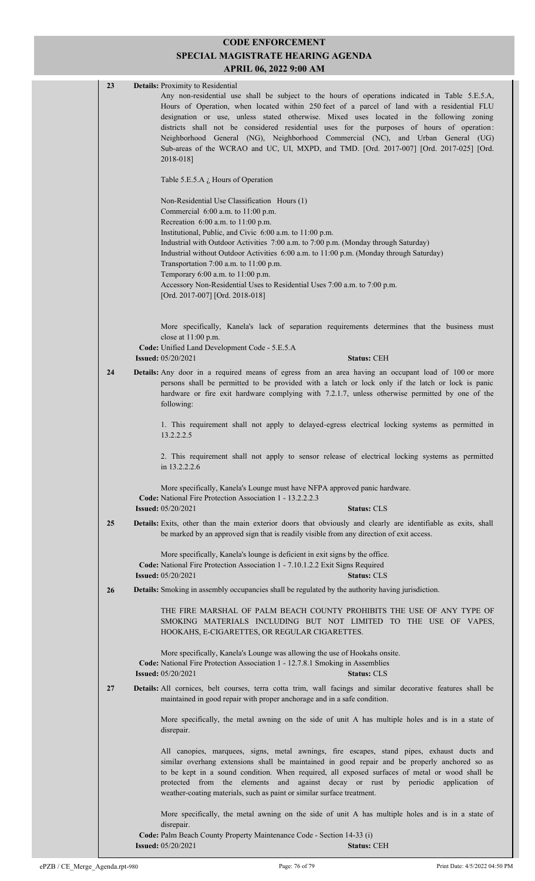# CODE ENFORCEMENT
## SPECIAL MAGISTRATE HEARING AGENDA
### APRIL 06, 2022 9:00 AM

**23** **Details:** Proximity to Residential

Any non-residential use shall be subject to the hours of operations indicated in Table 5.E.5.A, Hours of Operation, when located within 250 feet of a parcel of land with a residential FLU designation or use, unless stated otherwise. Mixed uses located in the following zoning districts shall not be considered residential uses for the purposes of hours of operation: Neighborhood General (NG), Neighborhood Commercial (NC), and Urban General (UG) Sub-areas of the WCRAO and UC, UI, MXPD, and TMD. [Ord. 2017-007] [Ord. 2017-025] [Ord. 2018-018]

Table 5.E.5.A ¿ Hours of Operation

Non-Residential Use Classification Hours (1)
Commercial 6:00 a.m. to 11:00 p.m.
Recreation 6:00 a.m. to 11:00 p.m.
Institutional, Public, and Civic 6:00 a.m. to 11:00 p.m.
Industrial with Outdoor Activities 7:00 a.m. to 7:00 p.m. (Monday through Saturday)
Industrial without Outdoor Activities 6:00 a.m. to 11:00 p.m. (Monday through Saturday)
Transportation 7:00 a.m. to 11:00 p.m.
Temporary 6:00 a.m. to 11:00 p.m.
Accessory Non-Residential Uses to Residential Uses 7:00 a.m. to 7:00 p.m.
[Ord. 2017-007] [Ord. 2018-018]

More specifically, Kanela's lack of separation requirements determines that the business must close at 11:00 p.m.

**Code:** Unified Land Development Code - 5.E.5.A
**Issued:** 05/20/2021 **Status:** CEH

**24** **Details:** Any door in a required means of egress from an area having an occupant load of 100 or more persons shall be permitted to be provided with a latch or lock only if the latch or lock is panic hardware or fire exit hardware complying with 7.2.1.7, unless otherwise permitted by one of the following:

1. This requirement shall not apply to delayed-egress electrical locking systems as permitted in 13.2.2.2.5

2. This requirement shall not apply to sensor release of electrical locking systems as permitted in 13.2.2.2.6

More specifically, Kanela's Lounge must have NFPA approved panic hardware.

**Code:** National Fire Protection Association 1 - 13.2.2.2.3
**Issued:** 05/20/2021 **Status:** CLS

**25** **Details:** Exits, other than the main exterior doors that obviously and clearly are identifiable as exits, shall be marked by an approved sign that is readily visible from any direction of exit access.

More specifically, Kanela's lounge is deficient in exit signs by the office.

**Code:** National Fire Protection Association 1 - 7.10.1.2.2 Exit Signs Required
**Issued:** 05/20/2021 **Status:** CLS

**26** **Details:** Smoking in assembly occupancies shall be regulated by the authority having jurisdiction.

THE FIRE MARSHAL OF PALM BEACH COUNTY PROHIBITS THE USE OF ANY TYPE OF SMOKING MATERIALS INCLUDING BUT NOT LIMITED TO THE USE OF VAPES, HOOKAHS, E-CIGARETTES, OR REGULAR CIGARETTES.

More specifically, Kanela's Lounge was allowing the use of Hookahs onsite.

**Code:** National Fire Protection Association 1 - 12.7.8.1 Smoking in Assemblies
**Issued:** 05/20/2021 **Status:** CLS

**27** **Details:** All cornices, belt courses, terra cotta trim, wall facings and similar decorative features shall be maintained in good repair with proper anchorage and in a safe condition.

More specifically, the metal awning on the side of unit A has multiple holes and is in a state of disrepair.

All canopies, marquees, signs, metal awnings, fire escapes, stand pipes, exhaust ducts and similar overhang extensions shall be maintained in good repair and be properly anchored so as to be kept in a sound condition. When required, all exposed surfaces of metal or wood shall be protected from the elements and against decay or rust by periodic application of weather-coating materials, such as paint or similar surface treatment.

More specifically, the metal awning on the side of unit A has multiple holes and is in a state of disrepair.

**Code:** Palm Beach County Property Maintenance Code - Section 14-33 (i)
**Issued:** 05/20/2021 **Status:** CEH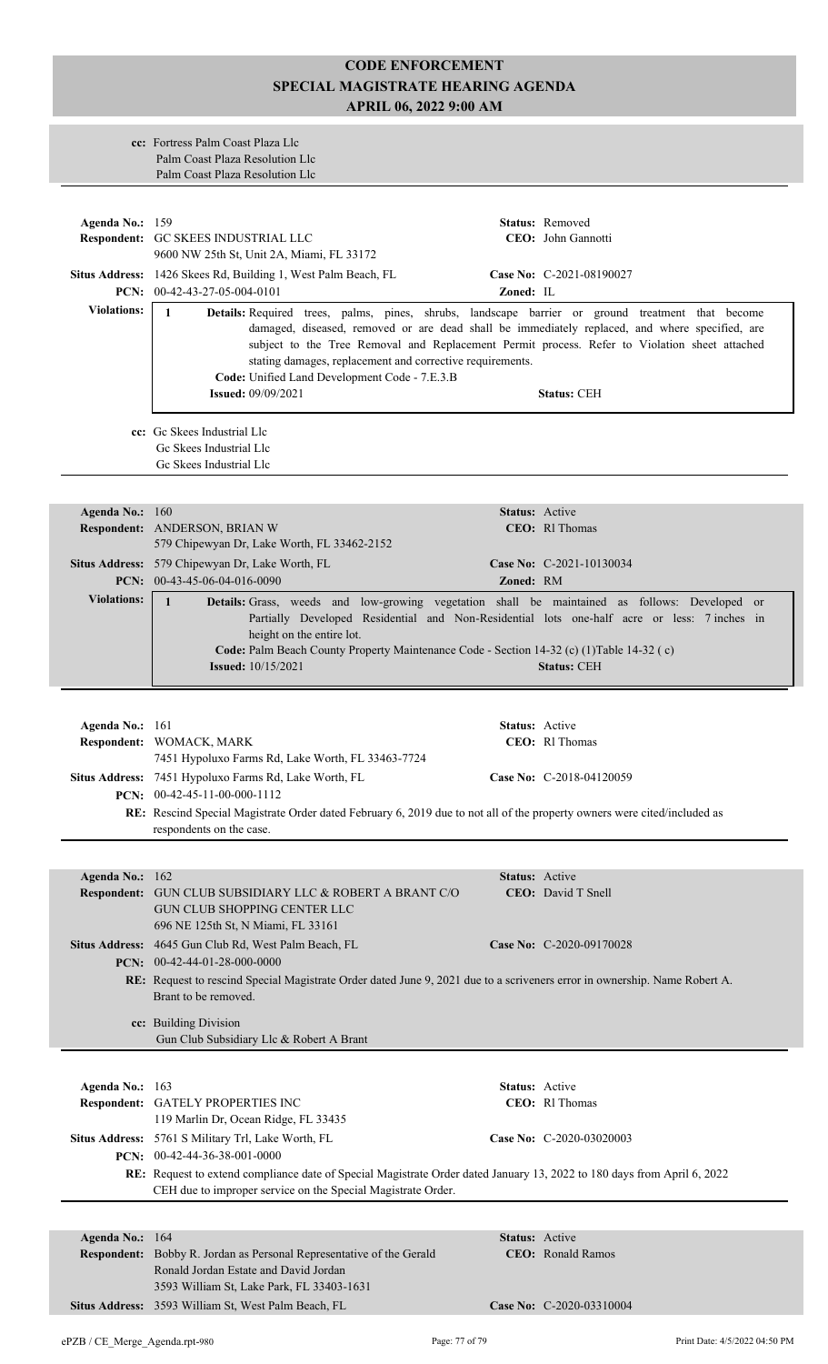# CODE ENFORCEMENT
## SPECIAL MAGISTRATE HEARING AGENDA
### APRIL 06, 2022 9:00 AM

**cc:** Fortress Palm Coast Plaza Llc
Palm Coast Plaza Resolution Llc
Palm Coast Plaza Resolution Llc

---

**Agenda No.:** 159 **Status:** Removed
**Respondent:** GC SKEES INDUSTRIAL LLC **CEO:** John Gannotti
9600 NW 25th St, Unit 2A, Miami, FL 33172
**Situs Address:** 1426 Skees Rd, Building 1, West Palm Beach, FL **Case No:** C-2021-08190027
**PCN:** 00-42-43-27-05-004-0101 **Zoned:** IL

**Violations:**

1 **Details:** Required trees, palms, pines, shrubs, landscape barrier or ground treatment that become damaged, diseased, removed or are dead shall be immediately replaced, and where specified, are subject to the Tree Removal and Replacement Permit process. Refer to Violation sheet attached stating damages, replacement and corrective requirements.
**Code:** Unified Land Development Code - 7.E.3.B
**Issued:** 09/09/2021 **Status:** CEH

**cc:** Gc Skees Industrial Llc
Gc Skees Industrial Llc
Gc Skees Industrial Llc

---

**Agenda No.:** 160 **Status:** Active
**Respondent:** ANDERSON, BRIAN W **CEO:** Rl Thomas
579 Chipewyan Dr, Lake Worth, FL 33462-2152
**Situs Address:** 579 Chipewyan Dr, Lake Worth, FL **Case No:** C-2021-10130034
**PCN:** 00-43-45-06-04-016-0090 **Zoned:** RM

**Violations:**

1 **Details:** Grass, weeds and low-growing vegetation shall be maintained as follows: Developed or Partially Developed Residential and Non-Residential lots one-half acre or less: 7 inches in height on the entire lot.
**Code:** Palm Beach County Property Maintenance Code - Section 14-32 (c) (1)Table 14-32 ( c)
**Issued:** 10/15/2021 **Status:** CEH

---

**Agenda No.:** 161 **Status:** Active
**Respondent:** WOMACK, MARK **CEO:** Rl Thomas
7451 Hypoluxo Farms Rd, Lake Worth, FL 33463-7724
**Situs Address:** 7451 Hypoluxo Farms Rd, Lake Worth, FL **Case No:** C-2018-04120059
**PCN:** 00-42-45-11-00-000-1112
**RE:** Rescind Special Magistrate Order dated February 6, 2019 due to not all of the property owners were cited/included as respondents on the case.

---

**Agenda No.:** 162 **Status:** Active
**Respondent:** GUN CLUB SUBSIDIARY LLC & ROBERT A BRANT C/O GUN CLUB SHOPPING CENTER LLC **CEO:** David T Snell
696 NE 125th St, N Miami, FL 33161
**Situs Address:** 4645 Gun Club Rd, West Palm Beach, FL **Case No:** C-2020-09170028
**PCN:** 00-42-44-01-28-000-0000
**RE:** Request to rescind Special Magistrate Order dated June 9, 2021 due to a scriveners error in ownership. Name Robert A. Brant to be removed.

**cc:** Building Division
Gun Club Subsidiary Llc & Robert A Brant

---

**Agenda No.:** 163 **Status:** Active
**Respondent:** GATELY PROPERTIES INC **CEO:** Rl Thomas
119 Marlin Dr, Ocean Ridge, FL 33435
**Situs Address:** 5761 S Military Trl, Lake Worth, FL **Case No:** C-2020-03020003
**PCN:** 00-42-44-36-38-001-0000
**RE:** Request to extend compliance date of Special Magistrate Order dated January 13, 2022 to 180 days from April 6, 2022 CEH due to improper service on the Special Magistrate Order.

---

**Agenda No.:** 164 **Status:** Active
**Respondent:** Bobby R. Jordan as Personal Representative of the Gerald Ronald Jordan Estate and David Jordan **CEO:** Ronald Ramos
3593 William St, Lake Park, FL 33403-1631
**Situs Address:** 3593 William St, West Palm Beach, FL **Case No:** C-2020-03310004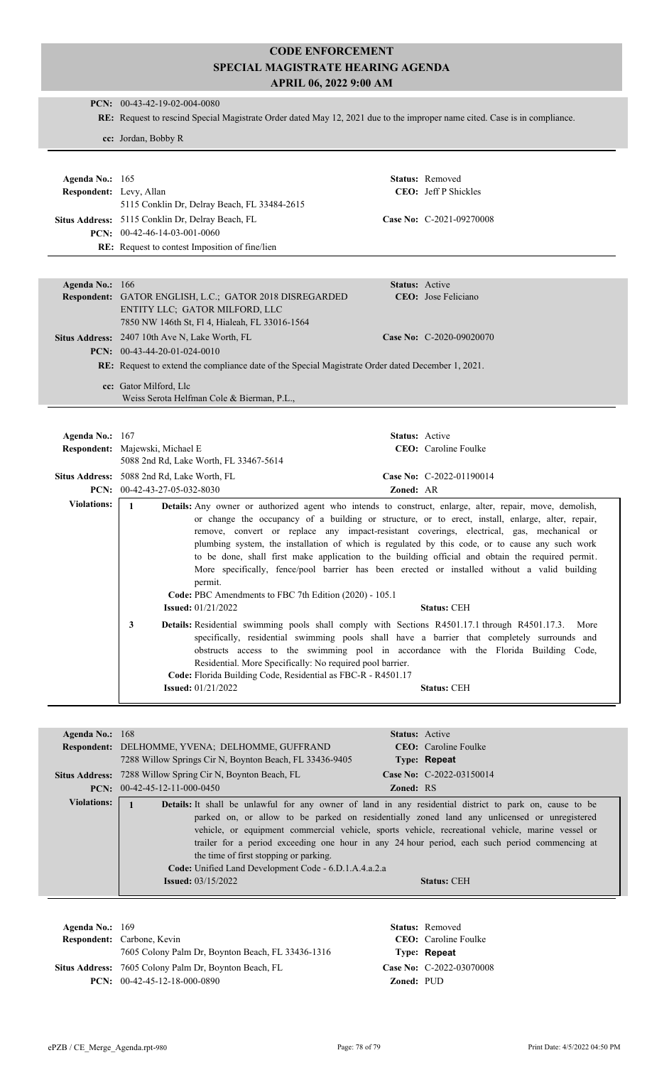# CODE ENFORCEMENT
## SPECIAL MAGISTRATE HEARING AGENDA
### APRIL 06, 2022 9:00 AM

**PCN:** 00-43-42-19-02-004-0080

**RE:** Request to rescind Special Magistrate Order dated May 12, 2021 due to the improper name cited. Case is in compliance.

**cc:** Jordan, Bobby R

---

**Agenda No.:** 165
**Status:** Removed
**Respondent:** Levy, Allan
5115 Conklin Dr, Delray Beach, FL 33484-2615
**CEO:** Jeff P Shickles
**Situs Address:** 5115 Conklin Dr, Delray Beach, FL
**Case No:** C-2021-09270008
**PCN:** 00-42-46-14-03-001-0060
**RE:** Request to contest Imposition of fine/lien

---

**Agenda No.:** 166
**Status:** Active
**Respondent:** GATOR ENGLISH, L.C.; GATOR 2018 DISREGARDED ENTITY LLC; GATOR MILFORD, LLC
7850 NW 146th St, Fl 4, Hialeah, FL 33016-1564
**CEO:** Jose Feliciano
**Situs Address:** 2407 10th Ave N, Lake Worth, FL
**Case No:** C-2020-09020070
**PCN:** 00-43-44-20-01-024-0010
**RE:** Request to extend the compliance date of the Special Magistrate Order dated December 1, 2021.

**cc:** Gator Milford, Llc
Weiss Serota Helfman Cole & Bierman, P.L.,

---

**Agenda No.:** 167
**Status:** Active
**Respondent:** Majewski, Michael E
5088 2nd Rd, Lake Worth, FL 33467-5614
**CEO:** Caroline Foulke
**Situs Address:** 5088 2nd Rd, Lake Worth, FL
**Case No:** C-2022-01190014
**PCN:** 00-42-43-27-05-032-8030
**Zoned:** AR

**Violations:**

1 **Details:** Any owner or authorized agent who intends to construct, enlarge, alter, repair, move, demolish, or change the occupancy of a building or structure, or to erect, install, enlarge, alter, repair, remove, convert or replace any impact-resistant coverings, electrical, gas, mechanical or plumbing system, the installation of which is regulated by this code, or to cause any such work to be done, shall first make application to the building official and obtain the required permit. More specifically, fence/pool barrier has been erected or installed without a valid building permit.
**Code:** PBC Amendments to FBC 7th Edition (2020) - 105.1
**Issued:** 01/21/2022
**Status:** CEH

3 **Details:** Residential swimming pools shall comply with Sections R4501.17.1 through R4501.17.3. More specifically, residential swimming pools shall have a barrier that completely surrounds and obstructs access to the swimming pool in accordance with the Florida Building Code, Residential. More Specifically: No required pool barrier.
**Code:** Florida Building Code, Residential as FBC-R - R4501.17
**Issued:** 01/21/2022
**Status:** CEH

---

**Agenda No.:** 168
**Status:** Active
**Respondent:** DELHOMME, YVENA; DELHOMME, GUFFRAND
7288 Willow Springs Cir N, Boynton Beach, FL 33436-9405
**CEO:** Caroline Foulke
**Type:** Repeat
**Situs Address:** 7288 Willow Spring Cir N, Boynton Beach, FL
**Case No:** C-2022-03150014
**PCN:** 00-42-45-12-11-000-0450
**Zoned:** RS

**Violations:**

1 **Details:** It shall be unlawful for any owner of land in any residential district to park on, cause to be parked on, or allow to be parked on residentially zoned land any unlicensed or unregistered vehicle, or equipment commercial vehicle, sports vehicle, recreational vehicle, marine vessel or trailer for a period exceeding one hour in any 24 hour period, each such period commencing at the time of first stopping or parking.
**Code:** Unified Land Development Code - 6.D.1.A.4.a.2.a
**Issued:** 03/15/2022
**Status:** CEH

---

**Agenda No.:** 169
**Status:** Removed
**Respondent:** Carbone, Kevin
7605 Colony Palm Dr, Boynton Beach, FL 33436-1316
**CEO:** Caroline Foulke
**Type:** Repeat
**Situs Address:** 7605 Colony Palm Dr, Boynton Beach, FL
**Case No:** C-2022-03070008
**PCN:** 00-42-45-12-18-000-0890
**Zoned:** PUD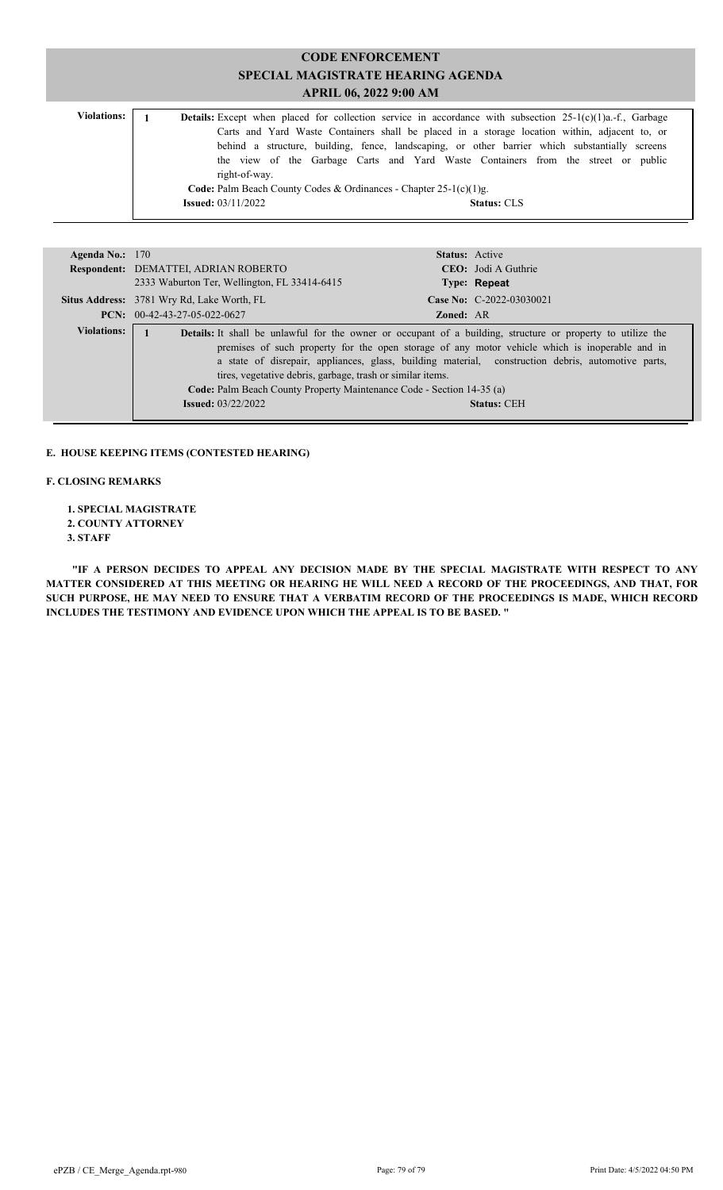| | |
|---|---|
| **Violations:** | **1** **Details:** Except when placed for collection service in accordance with subsection 25-1(c)(1)a.-f., Garbage Carts and Yard Waste Containers shall be placed in a storage location within, adjacent to, or behind a structure, building, fence, landscaping, or other barrier which substantially screens the view of the Garbage Carts and Yard Waste Containers from the street or public right-of-way.<br>**Code:** Palm Beach County Codes & Ordinances - Chapter 25-1(c)(1)g.<br>**Issued:** 03/11/2022 **Status:** CLS |

| | | | |
|---|---|---|---|
| **Agenda No.:** | 170 | **Status:** | Active |
| **Respondent:** | DEMATTEI, ADRIAN ROBERTO<br>2333 Waburton Ter, Wellington, FL 33414-6415 | **CEO:** | Jodi A Guthrie |
| | | **Type:** | **Repeat** |
| **Situs Address:** | 3781 Wry Rd, Lake Worth, FL | **Case No:** | C-2022-03030021 |
| **PCN:** | 00-42-43-27-05-022-0627 | **Zoned:** | AR |
| **Violations:** | **1** **Details:** It shall be unlawful for the owner or occupant of a building, structure or property to utilize the premises of such property for the open storage of any motor vehicle which is inoperable and in a state of disrepair, appliances, glass, building material, construction debris, automotive parts, tires, vegetative debris, garbage, trash or similar items.<br>**Code:** Palm Beach County Property Maintenance Code - Section 14-35 (a)<br>**Issued:** 03/22/2022 **Status:** CEH | | |

**E. HOUSE KEEPING ITEMS (CONTESTED HEARING)**

**F. CLOSING REMARKS**

1. **SPECIAL MAGISTRATE**
2. **COUNTY ATTORNEY**
3. **STAFF**

**"IF A PERSON DECIDES TO APPEAL ANY DECISION MADE BY THE SPECIAL MAGISTRATE WITH RESPECT TO ANY MATTER CONSIDERED AT THIS MEETING OR HEARING HE WILL NEED A RECORD OF THE PROCEEDINGS, AND THAT, FOR SUCH PURPOSE, HE MAY NEED TO ENSURE THAT A VERBATIM RECORD OF THE PROCEEDINGS IS MADE, WHICH RECORD INCLUDES THE TESTIMONY AND EVIDENCE UPON WHICH THE APPEAL IS TO BE BASED. "**